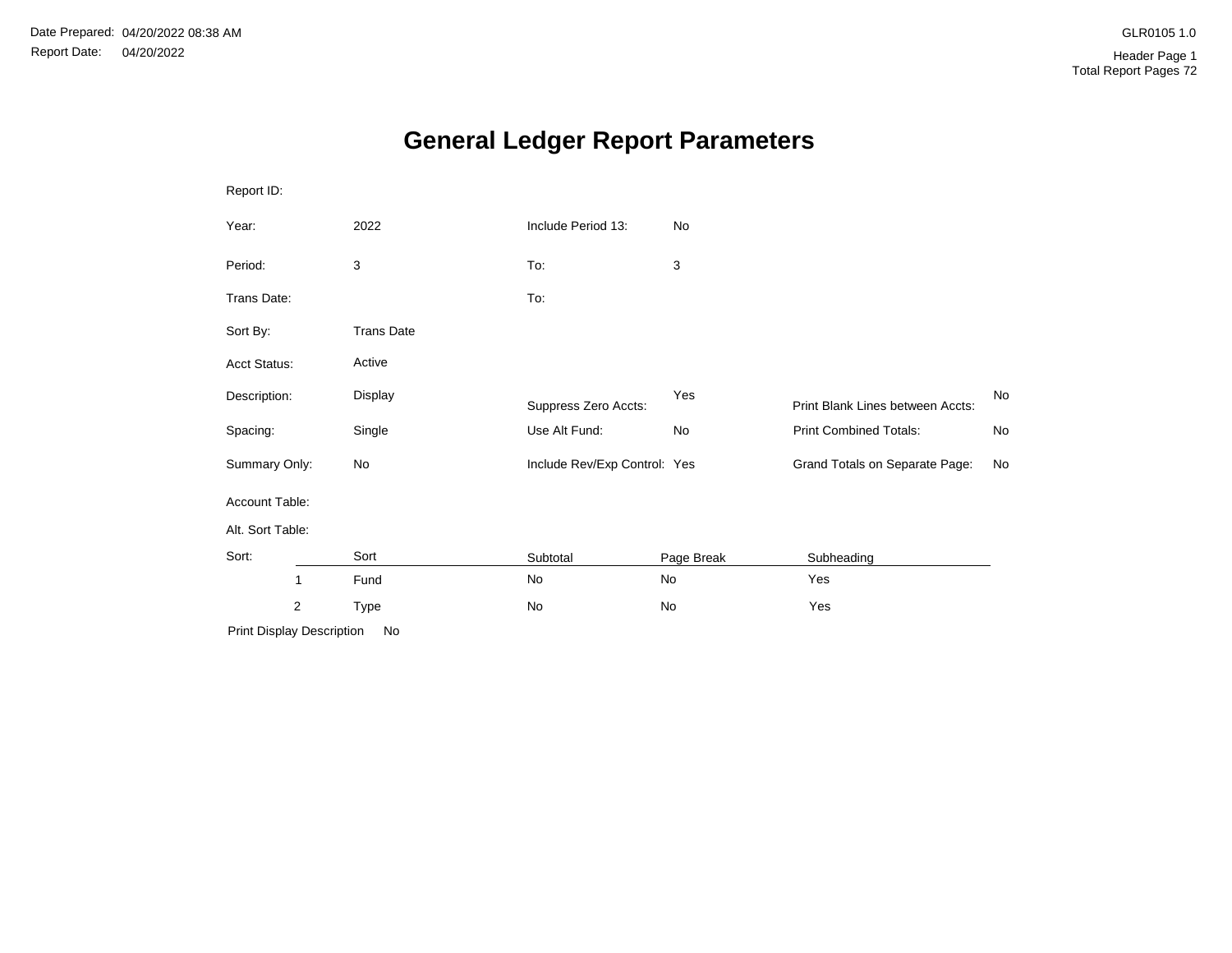Date Prepared: 04/20/2022 08:38 AM

Report Date: 04/20/2022

GLR0105 1.0

Header Page 1

Total Report Pages 72

# General Ledger Report Parameters

| | | | | | |
|---|---|---|---|---|---|
| Report ID: | | | | | |
| Year: | 2022 | Include Period 13: | No | | |
| Period: | 3 | To: | 3 | | |
| Trans Date: | | To: | | | |
| Sort By: | Trans Date | | | | |
| Acct Status: | Active | | | | |
| Description: | Display | Suppress Zero Accts: | Yes | Print Blank Lines between Accts: | No |
| Spacing: | Single | Use Alt Fund: | No | Print Combined Totals: | No |
| Summary Only: | No | Include Rev/Exp Control: | Yes | Grand Totals on Separate Page: | No |
| Account Table: | | | | | |
| Alt. Sort Table: | | | | | |

Sort:

| | Sort | Subtotal | Page Break | Subheading |
|---|---|---|---|---|
| 1 | Fund | No | No | Yes |
| 2 | Type | No | No | Yes |

Print Display Description No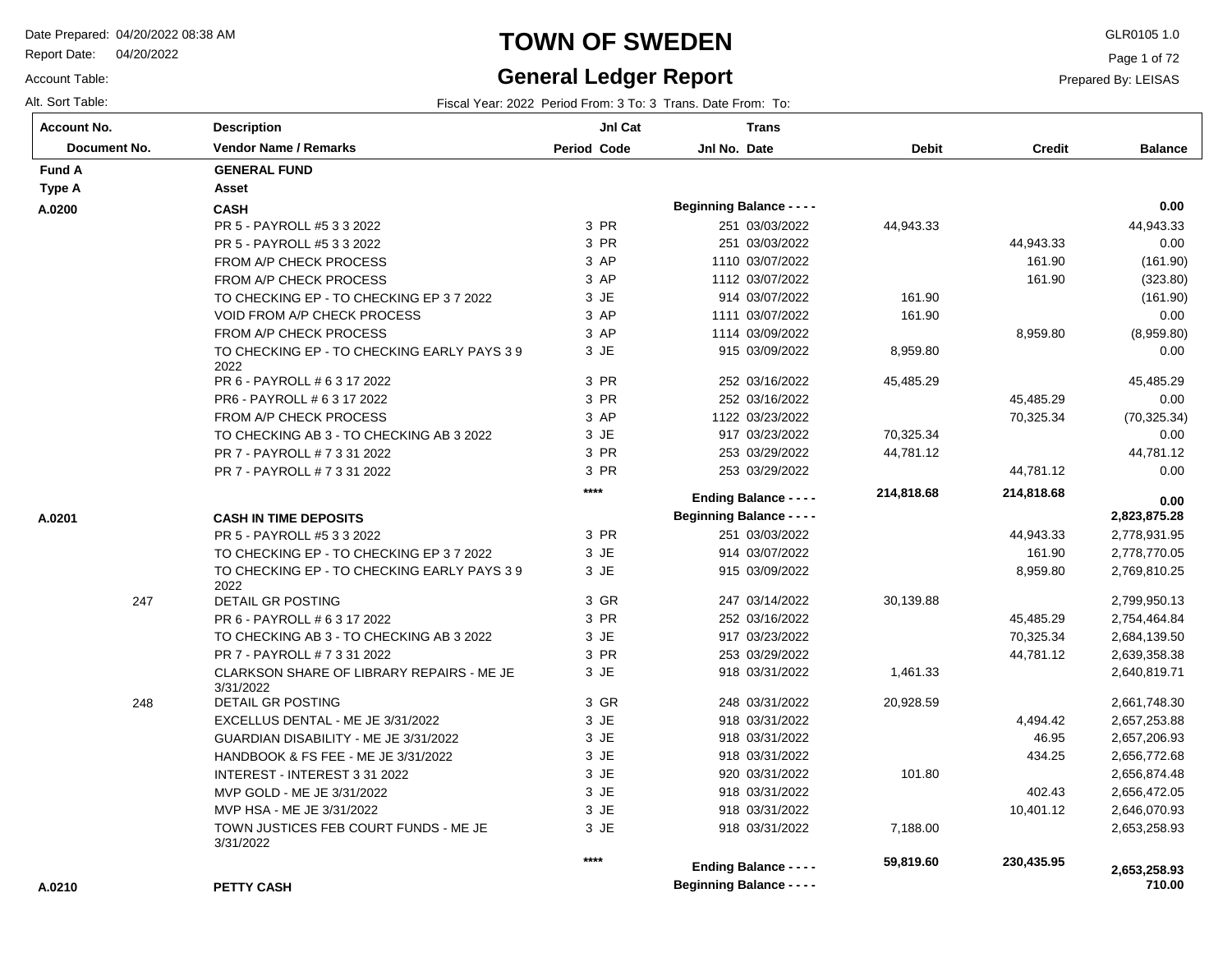# TOWN OF SWEDEN

## General Ledger Report

Date Prepared: 04/20/2022 08:38 AM
Report Date: 04/20/2022
Account Table:
Alt. Sort Table:

GLR0105 1.0
Prepared By: LEISAS

Fiscal Year: 2022 Period From: 3 To: 3 Trans. Date From: To:

| Account No. / Document No. | Description / Vendor Name / Remarks | Period | Jnl Cat Code | Jnl No. | Trans Date | Debit | Credit | Balance |
|---|---|---|---|---|---|---|---|---|
| **Fund A** | **GENERAL FUND** | | | | | | | |
| **Type A** | **Asset** | | | | | | | |
| **A.0200** | **CASH** | | | **Beginning Balance - - - -** | | | | **0.00** |
| | PR 5 - PAYROLL #5 3 3 2022 | 3 | PR | 251 | 03/03/2022 | 44,943.33 | | 44,943.33 |
| | PR 5 - PAYROLL #5 3 3 2022 | 3 | PR | 251 | 03/03/2022 | | 44,943.33 | 0.00 |
| | FROM A/P CHECK PROCESS | 3 | AP | 1110 | 03/07/2022 | | 161.90 | (161.90) |
| | FROM A/P CHECK PROCESS | 3 | AP | 1112 | 03/07/2022 | | 161.90 | (323.80) |
| | TO CHECKING EP - TO CHECKING EP 3 7 2022 | 3 | JE | 914 | 03/07/2022 | 161.90 | | (161.90) |
| | VOID FROM A/P CHECK PROCESS | 3 | AP | 1111 | 03/07/2022 | 161.90 | | 0.00 |
| | FROM A/P CHECK PROCESS | 3 | AP | 1114 | 03/09/2022 | | 8,959.80 | (8,959.80) |
| | TO CHECKING EP - TO CHECKING EARLY PAYS 3 9 2022 | 3 | JE | 915 | 03/09/2022 | 8,959.80 | | 0.00 |
| | PR 6 - PAYROLL # 6 3 17 2022 | 3 | PR | 252 | 03/16/2022 | 45,485.29 | | 45,485.29 |
| | PR6 - PAYROLL # 6 3 17 2022 | 3 | PR | 252 | 03/16/2022 | | 45,485.29 | 0.00 |
| | FROM A/P CHECK PROCESS | 3 | AP | 1122 | 03/23/2022 | | 70,325.34 | (70,325.34) |
| | TO CHECKING AB 3 - TO CHECKING AB 3 2022 | 3 | JE | 917 | 03/23/2022 | 70,325.34 | | 0.00 |
| | PR 7 - PAYROLL # 7 3 31 2022 | 3 | PR | 253 | 03/29/2022 | 44,781.12 | | 44,781.12 |
| | PR 7 - PAYROLL # 7 3 31 2022 | 3 | PR | 253 | 03/29/2022 | | 44,781.12 | 0.00 |
| | | **** | | **Ending Balance - - - -** | | **214,818.68** | **214,818.68** | **0.00** |
| **A.0201** | **CASH IN TIME DEPOSITS** | | | **Beginning Balance - - - -** | | | | **2,823,875.28** |
| | PR 5 - PAYROLL #5 3 3 2022 | 3 | PR | 251 | 03/03/2022 | | 44,943.33 | 2,778,931.95 |
| | TO CHECKING EP - TO CHECKING EP 3 7 2022 | 3 | JE | 914 | 03/07/2022 | | 161.90 | 2,778,770.05 |
| | TO CHECKING EP - TO CHECKING EARLY PAYS 3 9 2022 | 3 | JE | 915 | 03/09/2022 | | 8,959.80 | 2,769,810.25 |
| 247 | DETAIL GR POSTING | 3 | GR | 247 | 03/14/2022 | 30,139.88 | | 2,799,950.13 |
| | PR 6 - PAYROLL # 6 3 17 2022 | 3 | PR | 252 | 03/16/2022 | | 45,485.29 | 2,754,464.84 |
| | TO CHECKING AB 3 - TO CHECKING AB 3 2022 | 3 | JE | 917 | 03/23/2022 | | 70,325.34 | 2,684,139.50 |
| | PR 7 - PAYROLL # 7 3 31 2022 | 3 | PR | 253 | 03/29/2022 | | 44,781.12 | 2,639,358.38 |
| | CLARKSON SHARE OF LIBRARY REPAIRS - ME JE 3/31/2022 | 3 | JE | 918 | 03/31/2022 | 1,461.33 | | 2,640,819.71 |
| 248 | DETAIL GR POSTING | 3 | GR | 248 | 03/31/2022 | 20,928.59 | | 2,661,748.30 |
| | EXCELLUS DENTAL - ME JE 3/31/2022 | 3 | JE | 918 | 03/31/2022 | | 4,494.42 | 2,657,253.88 |
| | GUARDIAN DISABILITY - ME JE 3/31/2022 | 3 | JE | 918 | 03/31/2022 | | 46.95 | 2,657,206.93 |
| | HANDBOOK & FS FEE - ME JE 3/31/2022 | 3 | JE | 918 | 03/31/2022 | | 434.25 | 2,656,772.68 |
| | INTEREST - INTEREST 3 31 2022 | 3 | JE | 920 | 03/31/2022 | 101.80 | | 2,656,874.48 |
| | MVP GOLD - ME JE 3/31/2022 | 3 | JE | 918 | 03/31/2022 | | 402.43 | 2,656,472.05 |
| | MVP HSA - ME JE 3/31/2022 | 3 | JE | 918 | 03/31/2022 | | 10,401.12 | 2,646,070.93 |
| | TOWN JUSTICES FEB COURT FUNDS - ME JE 3/31/2022 | 3 | JE | 918 | 03/31/2022 | 7,188.00 | | 2,653,258.93 |
| | | **** | | **Ending Balance - - - -** | | **59,819.60** | **230,435.95** | **2,653,258.93** |
| **A.0210** | **PETTY CASH** | | | **Beginning Balance - - - -** | | | | **710.00** |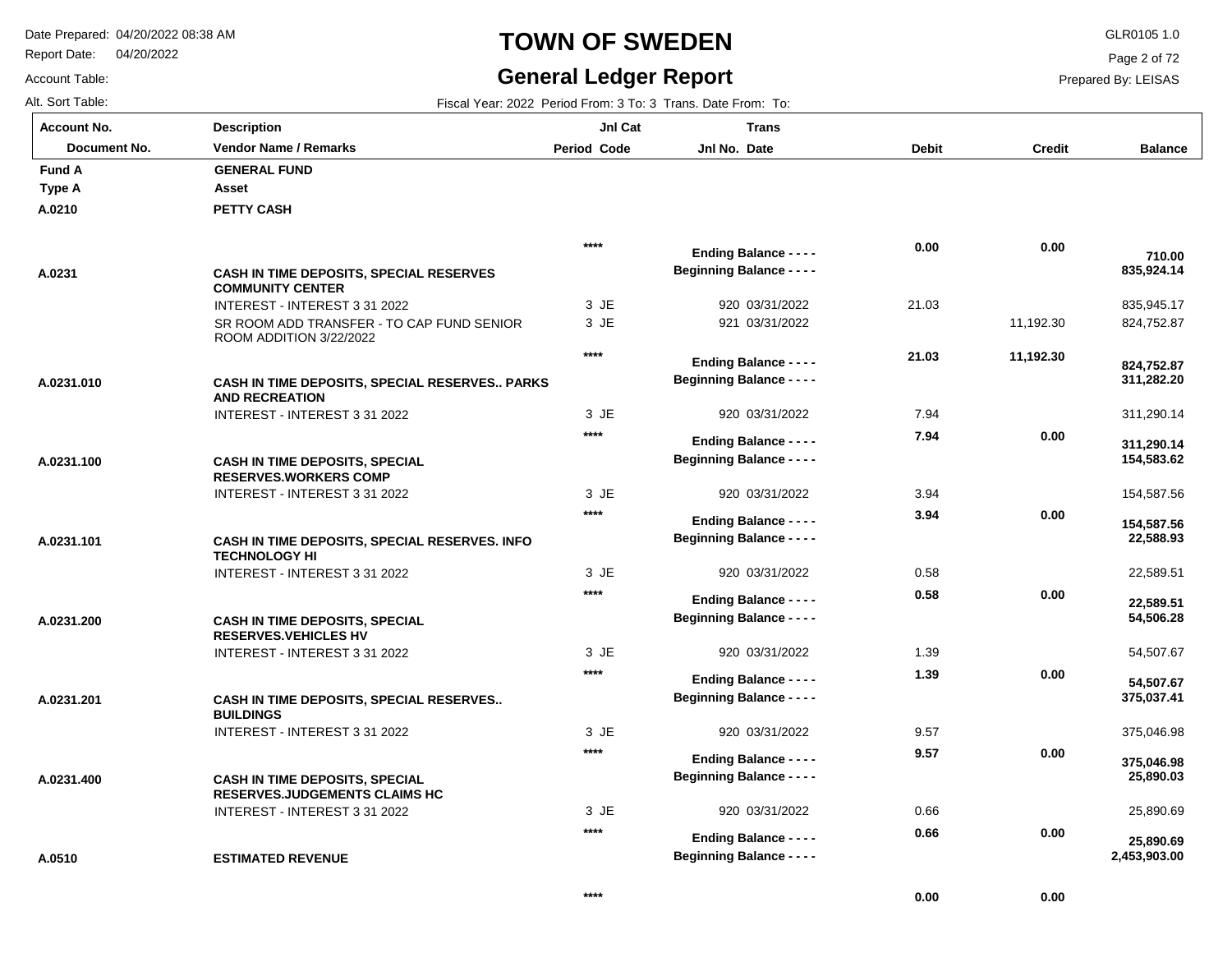# TOWN OF SWEDEN

## General Ledger Report

Date Prepared: 04/20/2022 08:38 AM
Report Date: 04/20/2022
Account Table:
Alt. Sort Table:

GLR0105 1.0
Prepared By: LEISAS

Fiscal Year: 2022 Period From: 3 To: 3 Trans. Date From: To:

| Account No. / Document No. | Description / Vendor Name / Remarks | Period | Jnl Cat Code | Jnl No. | Trans Date | Debit | Credit | Balance |
|---|---|---|---|---|---|---|---|---|
| **Fund A** | **GENERAL FUND** | | | | | | | |
| **Type A** | **Asset** | | | | | | | |
| **A.0210** | **PETTY CASH** | | | | | | | |
| | | **** | | **Ending Balance - - - -** | | **0.00** | **0.00** | **710.00** |
| **A.0231** | **CASH IN TIME DEPOSITS, SPECIAL RESERVES COMMUNITY CENTER** | | | **Beginning Balance - - - -** | | | | **835,924.14** |
| | INTEREST - INTEREST 3 31 2022 | 3 | JE | 920 | 03/31/2022 | 21.03 | | 835,945.17 |
| | SR ROOM ADD TRANSFER - TO CAP FUND SENIOR ROOM ADDITION 3/22/2022 | 3 | JE | 921 | 03/31/2022 | | 11,192.30 | 824,752.87 |
| | | **** | | **Ending Balance - - - -** | | **21.03** | **11,192.30** | **824,752.87** |
| **A.0231.010** | **CASH IN TIME DEPOSITS, SPECIAL RESERVES.. PARKS AND RECREATION** | | | **Beginning Balance - - - -** | | | | **311,282.20** |
| | INTEREST - INTEREST 3 31 2022 | 3 | JE | 920 | 03/31/2022 | 7.94 | | 311,290.14 |
| | | **** | | **Ending Balance - - - -** | | **7.94** | **0.00** | **311,290.14** |
| **A.0231.100** | **CASH IN TIME DEPOSITS, SPECIAL RESERVES.WORKERS COMP** | | | **Beginning Balance - - - -** | | | | **154,583.62** |
| | INTEREST - INTEREST 3 31 2022 | 3 | JE | 920 | 03/31/2022 | 3.94 | | 154,587.56 |
| | | **** | | **Ending Balance - - - -** | | **3.94** | **0.00** | **154,587.56** |
| **A.0231.101** | **CASH IN TIME DEPOSITS, SPECIAL RESERVES. INFO TECHNOLOGY HI** | | | **Beginning Balance - - - -** | | | | **22,588.93** |
| | INTEREST - INTEREST 3 31 2022 | 3 | JE | 920 | 03/31/2022 | 0.58 | | 22,589.51 |
| | | **** | | **Ending Balance - - - -** | | **0.58** | **0.00** | **22,589.51** |
| **A.0231.200** | **CASH IN TIME DEPOSITS, SPECIAL RESERVES.VEHICLES HV** | | | **Beginning Balance - - - -** | | | | **54,506.28** |
| | INTEREST - INTEREST 3 31 2022 | 3 | JE | 920 | 03/31/2022 | 1.39 | | 54,507.67 |
| | | **** | | **Ending Balance - - - -** | | **1.39** | **0.00** | **54,507.67** |
| **A.0231.201** | **CASH IN TIME DEPOSITS, SPECIAL RESERVES.. BUILDINGS** | | | **Beginning Balance - - - -** | | | | **375,037.41** |
| | INTEREST - INTEREST 3 31 2022 | 3 | JE | 920 | 03/31/2022 | 9.57 | | 375,046.98 |
| | | **** | | **Ending Balance - - - -** | | **9.57** | **0.00** | **375,046.98** |
| **A.0231.400** | **CASH IN TIME DEPOSITS, SPECIAL RESERVES.JUDGEMENTS CLAIMS HC** | | | **Beginning Balance - - - -** | | | | **25,890.03** |
| | INTEREST - INTEREST 3 31 2022 | 3 | JE | 920 | 03/31/2022 | 0.66 | | 25,890.69 |
| | | **** | | **Ending Balance - - - -** | | **0.66** | **0.00** | **25,890.69** |
| **A.0510** | **ESTIMATED REVENUE** | | | **Beginning Balance - - - -** | | | | **2,453,903.00** |
| | | **** | | | | **0.00** | **0.00** | |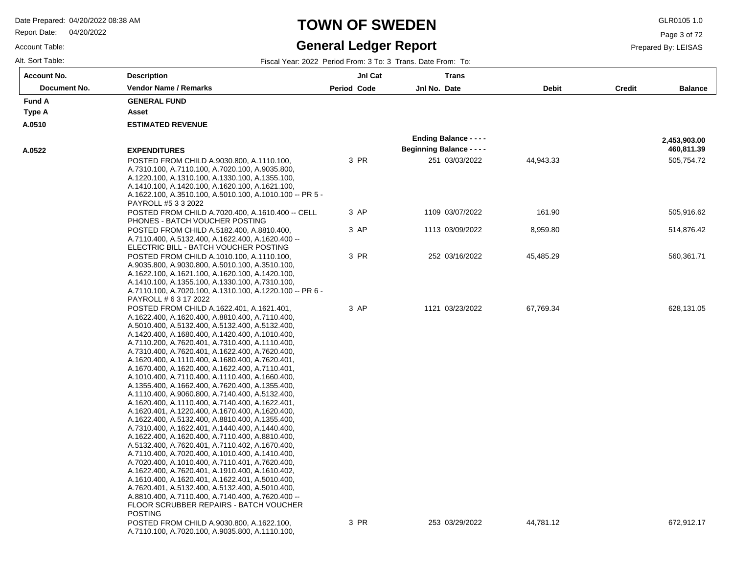# TOWN OF SWEDEN

## General Ledger Report

Date Prepared: 04/20/2022 08:38 AM
Report Date: 04/20/2022
Account Table:
Alt. Sort Table:

GLR0105 1.0
Prepared By: LEISAS

Fiscal Year: 2022 Period From: 3 To: 3 Trans. Date From: To:

| Account No. / Document No. | Description / Vendor Name / Remarks | Period | Jnl Cat Code | Jnl No. | Trans Date | Debit | Credit | Balance |
|---|---|---|---|---|---|---|---|---|
| **Fund A** | **GENERAL FUND** | | | | | | | |
| **Type A** | **Asset** | | | | | | | |
| **A.0510** | **ESTIMATED REVENUE** | | | | | | | |
| | | | | **Ending Balance - - - -** | | | | **2,453,903.00** |
| **A.0522** | **EXPENDITURES** | | | **Beginning Balance - - - -** | | | | **460,811.39** |
| | POSTED FROM CHILD A.9030.800, A.1110.100, A.7310.100, A.7110.100, A.7020.100, A.9035.800, A.1220.100, A.1310.100, A.1330.100, A.1355.100, A.1410.100, A.1420.100, A.1620.100, A.1621.100, A.1622.100, A.3510.100, A.5010.100, A.1010.100 -- PR 5 - PAYROLL #5 3 3 2022 | 3 | PR | 251 | 03/03/2022 | 44,943.33 | | 505,754.72 |
| | POSTED FROM CHILD A.7020.400, A.1610.400 -- CELL PHONES - BATCH VOUCHER POSTING | 3 | AP | 1109 | 03/07/2022 | 161.90 | | 505,916.62 |
| | POSTED FROM CHILD A.5182.400, A.8810.400, A.7110.400, A.5132.400, A.1622.400, A.1620.400 -- ELECTRIC BILL - BATCH VOUCHER POSTING | 3 | AP | 1113 | 03/09/2022 | 8,959.80 | | 514,876.42 |
| | POSTED FROM CHILD A.1010.100, A.1110.100, A.9035.800, A.9030.800, A.5010.100, A.3510.100, A.1622.100, A.1621.100, A.1620.100, A.1420.100, A.1410.100, A.1355.100, A.1330.100, A.7310.100, A.7110.100, A.7020.100, A.1310.100, A.1220.100 -- PR 6 - PAYROLL # 6 3 17 2022 | 3 | PR | 252 | 03/16/2022 | 45,485.29 | | 560,361.71 |
| | POSTED FROM CHILD A.1622.401, A.1621.401, A.1622.400, A.1620.400, A.8810.400, A.7110.400, A.5010.400, A.5132.400, A.5132.400, A.5132.400, A.1420.400, A.1680.400, A.1420.400, A.1010.400, A.7110.200, A.7620.401, A.7310.400, A.1110.400, A.7310.400, A.7620.401, A.1622.400, A.7620.400, A.1620.400, A.1110.400, A.1680.400, A.7620.401, A.1670.400, A.1620.400, A.1622.400, A.7110.401, A.1010.400, A.7110.400, A.1110.400, A.1660.400, A.1355.400, A.1662.400, A.7620.400, A.1355.400, A.1110.400, A.9060.800, A.7140.400, A.5132.400, A.1620.400, A.1110.400, A.7140.400, A.1622.401, A.1620.401, A.1220.400, A.1670.400, A.1620.400, A.1622.400, A.5132.400, A.8810.400, A.1355.400, A.7310.400, A.1622.401, A.1440.400, A.1440.400, A.1622.400, A.1620.400, A.7110.400, A.8810.400, A.5132.400, A.7620.401, A.7110.402, A.1670.400, A.7110.400, A.7020.400, A.1010.400, A.1410.400, A.7020.400, A.1010.400, A.7110.401, A.7620.400, A.1622.400, A.7620.401, A.1910.400, A.1610.402, A.1610.400, A.1620.401, A.1622.401, A.5010.400, A.7620.401, A.5132.400, A.5132.400, A.5010.400, A.8810.400, A.7110.400, A.7140.400, A.7620.400 -- FLOOR SCRUBBER REPAIRS - BATCH VOUCHER POSTING | 3 | AP | 1121 | 03/23/2022 | 67,769.34 | | 628,131.05 |
| | POSTED FROM CHILD A.9030.800, A.1622.100, A.7110.100, A.7020.100, A.9035.800, A.1110.100, | 3 | PR | 253 | 03/29/2022 | 44,781.12 | | 672,912.17 |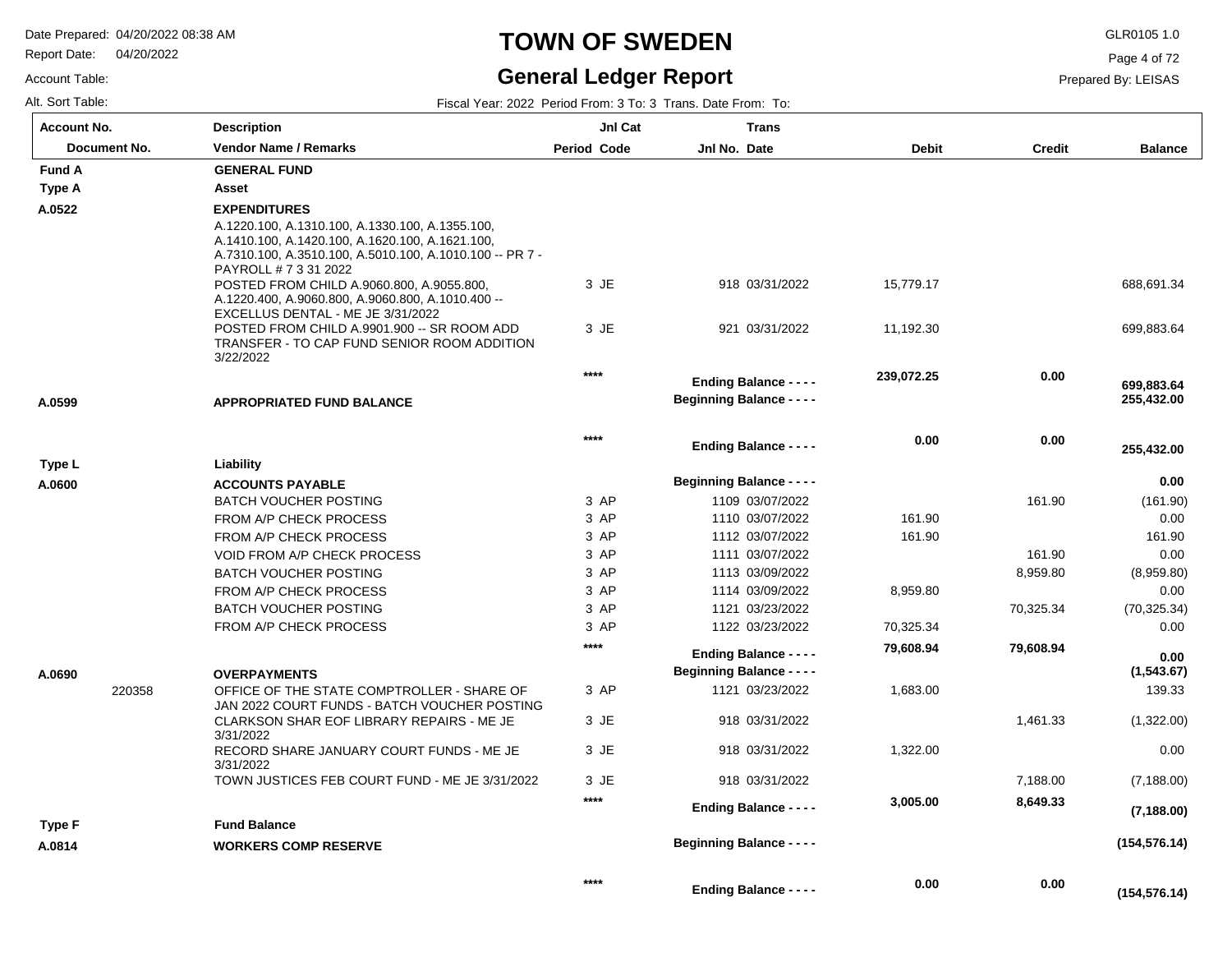# TOWN OF SWEDEN

## General Ledger Report

Date Prepared: 04/20/2022 08:38 AM
Report Date: 04/20/2022
Account Table:
Alt. Sort Table:

GLR0105 1.0
Prepared By: LEISAS

Fiscal Year: 2022 Period From: 3 To: 3 Trans. Date From: To:

| Account No. / Document No. | Description / Vendor Name / Remarks | Period | Jnl Cat Code | Jnl No. | Trans Date | Debit | Credit | Balance |
|---|---|---|---|---|---|---|---|---|
| **Fund A** | **GENERAL FUND** | | | | | | | |
| **Type A** | **Asset** | | | | | | | |
| **A.0522** | **EXPENDITURES** | | | | | | | |
| | A.1220.100, A.1310.100, A.1330.100, A.1355.100, A.1410.100, A.1420.100, A.1620.100, A.1621.100, A.7310.100, A.3510.100, A.5010.100, A.1010.100 -- PR 7 - PAYROLL # 7 3 31 2022 | | | | | | | |
| | POSTED FROM CHILD A.9060.800, A.9055.800, A.1220.400, A.9060.800, A.9060.800, A.1010.400 -- EXCELLUS DENTAL - ME JE 3/31/2022 | 3 | JE | 918 | 03/31/2022 | 15,779.17 | | 688,691.34 |
| | POSTED FROM CHILD A.9901.900 -- SR ROOM ADD TRANSFER - TO CAP FUND SENIOR ROOM ADDITION 3/22/2022 | 3 | JE | 921 | 03/31/2022 | 11,192.30 | | 699,883.64 |
| | | **** | | | **Ending Balance - - - -** | **239,072.25** | **0.00** | **699,883.64** |
| **A.0599** | **APPROPRIATED FUND BALANCE** | | | | **Beginning Balance - - - -** | | | **255,432.00** |
| | | **** | | | **Ending Balance - - - -** | **0.00** | **0.00** | **255,432.00** |
| **Type L** | **Liability** | | | | | | | |
| **A.0600** | **ACCOUNTS PAYABLE** | | | | **Beginning Balance - - - -** | | | **0.00** |
| | BATCH VOUCHER POSTING | 3 | AP | 1109 | 03/07/2022 | | 161.90 | (161.90) |
| | FROM A/P CHECK PROCESS | 3 | AP | 1110 | 03/07/2022 | 161.90 | | 0.00 |
| | FROM A/P CHECK PROCESS | 3 | AP | 1112 | 03/07/2022 | 161.90 | | 161.90 |
| | VOID FROM A/P CHECK PROCESS | 3 | AP | 1111 | 03/07/2022 | | 161.90 | 0.00 |
| | BATCH VOUCHER POSTING | 3 | AP | 1113 | 03/09/2022 | | 8,959.80 | (8,959.80) |
| | FROM A/P CHECK PROCESS | 3 | AP | 1114 | 03/09/2022 | 8,959.80 | | 0.00 |
| | BATCH VOUCHER POSTING | 3 | AP | 1121 | 03/23/2022 | | 70,325.34 | (70,325.34) |
| | FROM A/P CHECK PROCESS | 3 | AP | 1122 | 03/23/2022 | 70,325.34 | | 0.00 |
| | | **** | | | **Ending Balance - - - -** | **79,608.94** | **79,608.94** | **0.00** |
| **A.0690** | **OVERPAYMENTS** | | | | **Beginning Balance - - - -** | | | **(1,543.67)** |
| 220358 | OFFICE OF THE STATE COMPTROLLER - SHARE OF JAN 2022 COURT FUNDS - BATCH VOUCHER POSTING | 3 | AP | 1121 | 03/23/2022 | 1,683.00 | | 139.33 |
| | CLARKSON SHAR EOF LIBRARY REPAIRS - ME JE 3/31/2022 | 3 | JE | 918 | 03/31/2022 | | 1,461.33 | (1,322.00) |
| | RECORD SHARE JANUARY COURT FUNDS - ME JE 3/31/2022 | 3 | JE | 918 | 03/31/2022 | 1,322.00 | | 0.00 |
| | TOWN JUSTICES FEB COURT FUND - ME JE 3/31/2022 | 3 | JE | 918 | 03/31/2022 | | 7,188.00 | (7,188.00) |
| | | **** | | | **Ending Balance - - - -** | **3,005.00** | **8,649.33** | **(7,188.00)** |
| **Type F** | **Fund Balance** | | | | | | | |
| **A.0814** | **WORKERS COMP RESERVE** | | | | **Beginning Balance - - - -** | | | **(154,576.14)** |
| | | **** | | | **Ending Balance - - - -** | **0.00** | **0.00** | **(154,576.14)** |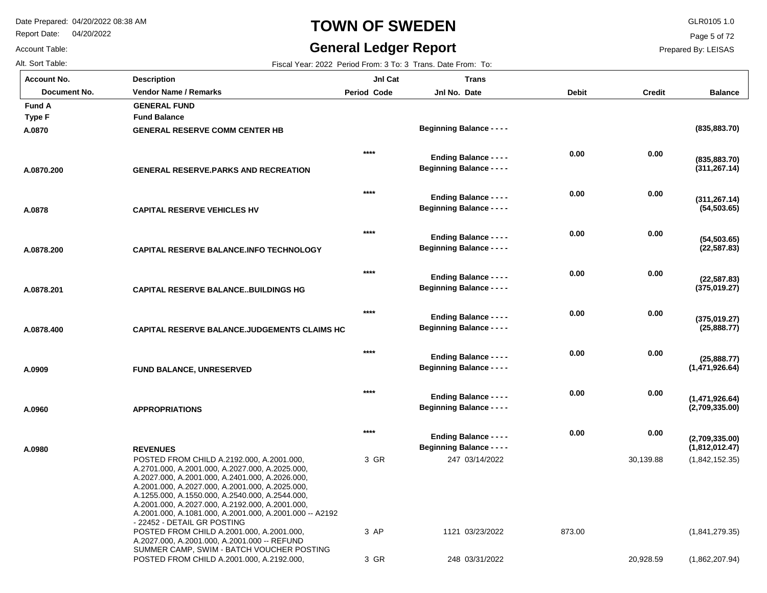# TOWN OF SWEDEN

## General Ledger Report

Date Prepared: 04/20/2022 08:38 AM
Report Date: 04/20/2022
Account Table:
Alt. Sort Table:

GLR0105 1.0
Prepared By: LEISAS

Fiscal Year: 2022 Period From: 3 To: 3 Trans. Date From: To:

| Account No. / Document No. | Description / Vendor Name / Remarks | Period | Jnl Cat Code | Jnl No. | Trans Date | Debit | Credit | Balance |
|---|---|---|---|---|---|---|---|---|
| **Fund A** | **GENERAL FUND** | | | | | | | |
| **Type F** | **Fund Balance** | | | | | | | |
| **A.0870** | **GENERAL RESERVE COMM CENTER HB** | | | **Beginning Balance - - - -** | | | | **(835,883.70)** |
| | | | **\*\*\*\*** | **Ending Balance - - - -** | | **0.00** | **0.00** | **(835,883.70)** |
| **A.0870.200** | **GENERAL RESERVE.PARKS AND RECREATION** | | | **Beginning Balance - - - -** | | | | **(311,267.14)** |
| | | | **\*\*\*\*** | **Ending Balance - - - -** | | **0.00** | **0.00** | **(311,267.14)** |
| **A.0878** | **CAPITAL RESERVE VEHICLES HV** | | | **Beginning Balance - - - -** | | | | **(54,503.65)** |
| | | | **\*\*\*\*** | **Ending Balance - - - -** | | **0.00** | **0.00** | **(54,503.65)** |
| **A.0878.200** | **CAPITAL RESERVE BALANCE.INFO TECHNOLOGY** | | | **Beginning Balance - - - -** | | | | **(22,587.83)** |
| | | | **\*\*\*\*** | **Ending Balance - - - -** | | **0.00** | **0.00** | **(22,587.83)** |
| **A.0878.201** | **CAPITAL RESERVE BALANCE..BUILDINGS HG** | | | **Beginning Balance - - - -** | | | | **(375,019.27)** |
| | | | **\*\*\*\*** | **Ending Balance - - - -** | | **0.00** | **0.00** | **(375,019.27)** |
| **A.0878.400** | **CAPITAL RESERVE BALANCE.JUDGEMENTS CLAIMS HC** | | | **Beginning Balance - - - -** | | | | **(25,888.77)** |
| | | | **\*\*\*\*** | **Ending Balance - - - -** | | **0.00** | **0.00** | **(25,888.77)** |
| **A.0909** | **FUND BALANCE, UNRESERVED** | | | **Beginning Balance - - - -** | | | | **(1,471,926.64)** |
| | | | **\*\*\*\*** | **Ending Balance - - - -** | | **0.00** | **0.00** | **(1,471,926.64)** |
| **A.0960** | **APPROPRIATIONS** | | | **Beginning Balance - - - -** | | | | **(2,709,335.00)** |
| | | | **\*\*\*\*** | **Ending Balance - - - -** | | **0.00** | **0.00** | **(2,709,335.00)** |
| **A.0980** | **REVENUES** | | | **Beginning Balance - - - -** | | | | **(1,812,012.47)** |
| | POSTED FROM CHILD A.2192.000, A.2001.000, A.2701.000, A.2001.000, A.2027.000, A.2025.000, A.2027.000, A.2001.000, A.2401.000, A.2026.000, A.2001.000, A.2027.000, A.2001.000, A.2025.000, A.1255.000, A.1550.000, A.2540.000, A.2544.000, A.2001.000, A.2027.000, A.2192.000, A.2001.000, A.2001.000, A.1081.000, A.2001.000, A.2001.000 -- A2192 - 22452 - DETAIL GR POSTING | 3 | GR | 247 | 03/14/2022 | | 30,139.88 | (1,842,152.35) |
| | POSTED FROM CHILD A.2001.000, A.2001.000, A.2027.000, A.2001.000, A.2001.000 -- REFUND SUMMER CAMP, SWIM - BATCH VOUCHER POSTING | 3 | AP | 1121 | 03/23/2022 | 873.00 | | (1,841,279.35) |
| | POSTED FROM CHILD A.2001.000, A.2192.000, | 3 | GR | 248 | 03/31/2022 | | 20,928.59 | (1,862,207.94) |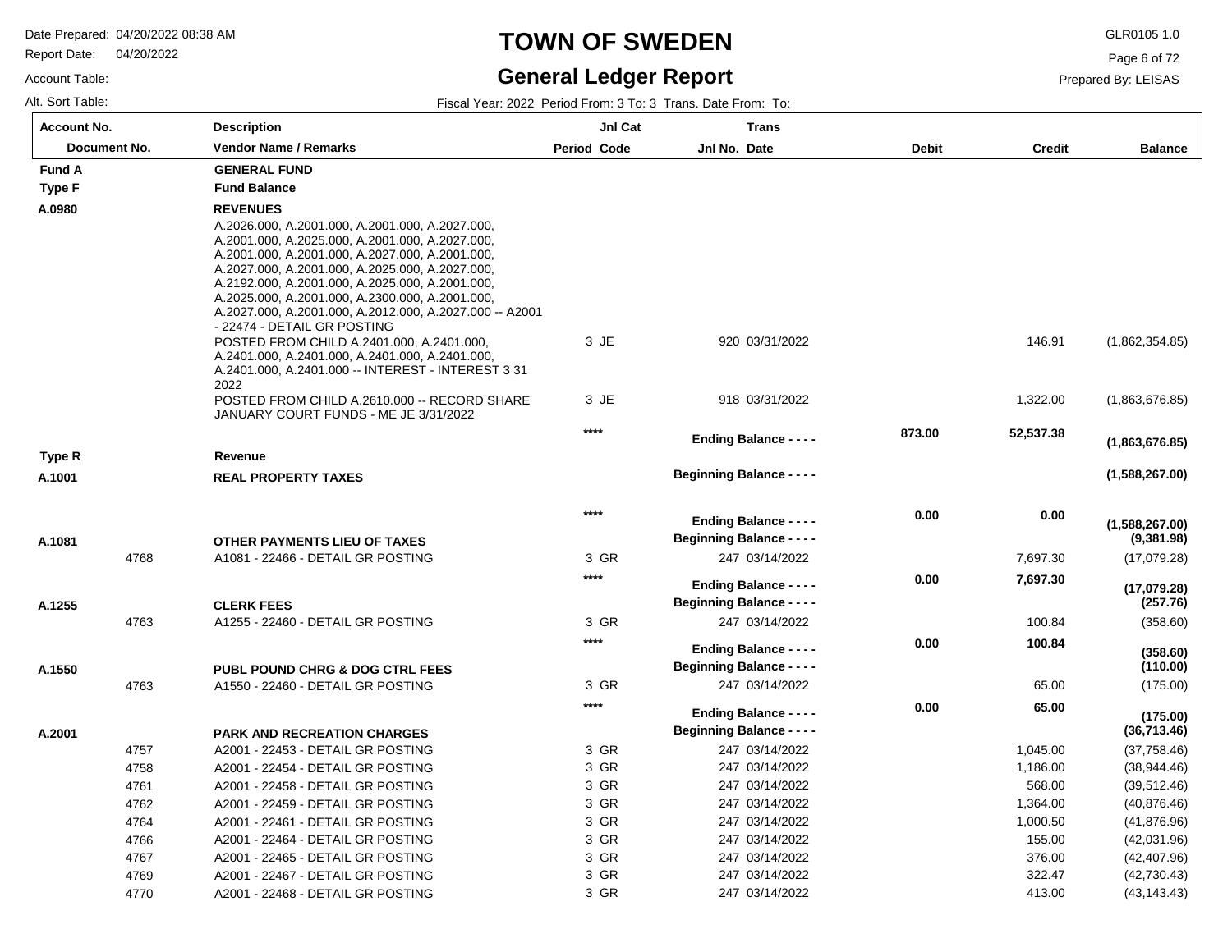# TOWN OF SWEDEN

## General Ledger Report

Date Prepared: 04/20/2022 08:38 AM
Report Date: 04/20/2022
Account Table:
Alt. Sort Table:

GLR0105 1.0
Prepared By: LEISAS

Fiscal Year: 2022 Period From: 3 To: 3 Trans. Date From: To:

| Account No. / Document No. | Description / Vendor Name / Remarks | Jnl Cat Period Code | Trans Jnl No. Date | Debit | Credit | Balance |
|---|---|---|---|---|---|---|
| **Fund A** | **GENERAL FUND** | | | | | |
| **Type F** | **Fund Balance** | | | | | |
| **A.0980** | **REVENUES** | | | | | |
| | A.2026.000, A.2001.000, A.2001.000, A.2027.000, A.2001.000, A.2025.000, A.2001.000, A.2027.000, A.2001.000, A.2001.000, A.2027.000, A.2001.000, A.2027.000, A.2001.000, A.2025.000, A.2027.000, A.2192.000, A.2001.000, A.2025.000, A.2001.000, A.2025.000, A.2001.000, A.2300.000, A.2001.000, A.2027.000, A.2001.000, A.2012.000, A.2027.000 -- A2001 - 22474 - DETAIL GR POSTING | | | | | |
| | POSTED FROM CHILD A.2401.000, A.2401.000, A.2401.000, A.2401.000, A.2401.000, A.2401.000, A.2401.000, A.2401.000 -- INTEREST - INTEREST 3 31 2022 | 3 JE | 920 03/31/2022 | | 146.91 | (1,862,354.85) |
| | POSTED FROM CHILD A.2610.000 -- RECORD SHARE JANUARY COURT FUNDS - ME JE 3/31/2022 | 3 JE | 918 03/31/2022 | | 1,322.00 | (1,863,676.85) |
| | | **** | **Ending Balance - - - -** | **873.00** | **52,537.38** | **(1,863,676.85)** |
| **Type R** | **Revenue** | | | | | |
| **A.1001** | **REAL PROPERTY TAXES** | | **Beginning Balance - - - -** | | | **(1,588,267.00)** |
| | | **** | **Ending Balance - - - -** | **0.00** | **0.00** | **(1,588,267.00)** |
| **A.1081** | **OTHER PAYMENTS LIEU OF TAXES** | | **Beginning Balance - - - -** | | | **(9,381.98)** |
| 4768 | A1081 - 22466 - DETAIL GR POSTING | 3 GR | 247 03/14/2022 | | 7,697.30 | (17,079.28) |
| | | **** | **Ending Balance - - - -** | **0.00** | **7,697.30** | **(17,079.28)** |
| **A.1255** | **CLERK FEES** | | **Beginning Balance - - - -** | | | **(257.76)** |
| 4763 | A1255 - 22460 - DETAIL GR POSTING | 3 GR | 247 03/14/2022 | | 100.84 | (358.60) |
| | | **** | **Ending Balance - - - -** | **0.00** | **100.84** | **(358.60)** |
| **A.1550** | **PUBL POUND CHRG & DOG CTRL FEES** | | **Beginning Balance - - - -** | | | **(110.00)** |
| 4763 | A1550 - 22460 - DETAIL GR POSTING | 3 GR | 247 03/14/2022 | | 65.00 | (175.00) |
| | | **** | **Ending Balance - - - -** | **0.00** | **65.00** | **(175.00)** |
| **A.2001** | **PARK AND RECREATION CHARGES** | | **Beginning Balance - - - -** | | | **(36,713.46)** |
| 4757 | A2001 - 22453 - DETAIL GR POSTING | 3 GR | 247 03/14/2022 | | 1,045.00 | (37,758.46) |
| 4758 | A2001 - 22454 - DETAIL GR POSTING | 3 GR | 247 03/14/2022 | | 1,186.00 | (38,944.46) |
| 4761 | A2001 - 22458 - DETAIL GR POSTING | 3 GR | 247 03/14/2022 | | 568.00 | (39,512.46) |
| 4762 | A2001 - 22459 - DETAIL GR POSTING | 3 GR | 247 03/14/2022 | | 1,364.00 | (40,876.46) |
| 4764 | A2001 - 22461 - DETAIL GR POSTING | 3 GR | 247 03/14/2022 | | 1,000.50 | (41,876.96) |
| 4766 | A2001 - 22464 - DETAIL GR POSTING | 3 GR | 247 03/14/2022 | | 155.00 | (42,031.96) |
| 4767 | A2001 - 22465 - DETAIL GR POSTING | 3 GR | 247 03/14/2022 | | 376.00 | (42,407.96) |
| 4769 | A2001 - 22467 - DETAIL GR POSTING | 3 GR | 247 03/14/2022 | | 322.47 | (42,730.43) |
| 4770 | A2001 - 22468 - DETAIL GR POSTING | 3 GR | 247 03/14/2022 | | 413.00 | (43,143.43) |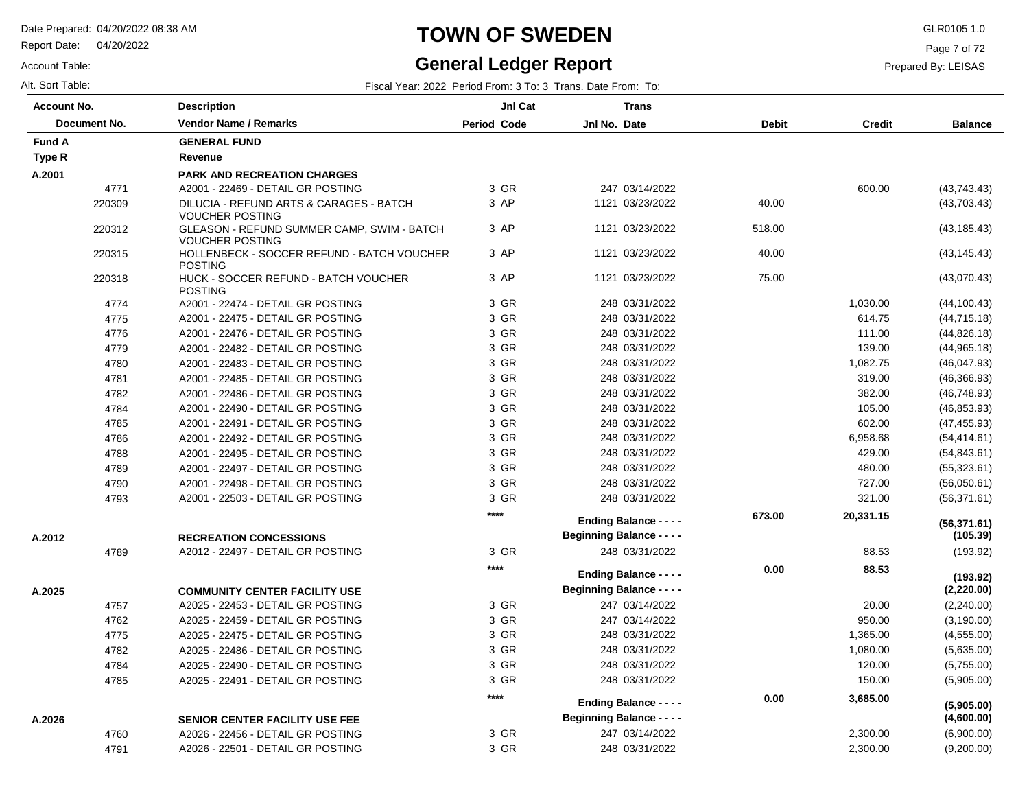# TOWN OF SWEDEN

## General Ledger Report

Date Prepared: 04/20/2022 08:38 AM
Report Date: 04/20/2022
Account Table:
Alt. Sort Table:

GLR0105 1.0
Prepared By: LEISAS

Fiscal Year: 2022 Period From: 3 To: 3 Trans. Date From: To:

| Account No. / Document No. | Description / Vendor Name / Remarks | Period | Jnl Cat Code | Jnl No. | Trans Date | Debit | Credit | Balance |
|---|---|---|---|---|---|---|---|---|
| **Fund A** | **GENERAL FUND** | | | | | | | |
| **Type R** | **Revenue** | | | | | | | |
| **A.2001** | **PARK AND RECREATION CHARGES** | | | | | | | |
| 4771 | A2001 - 22469 - DETAIL GR POSTING | 3 | GR | 247 | 03/14/2022 | | 600.00 | (43,743.43) |
| 220309 | DILUCIA - REFUND ARTS & CARAGES - BATCH VOUCHER POSTING | 3 | AP | 1121 | 03/23/2022 | 40.00 | | (43,703.43) |
| 220312 | GLEASON - REFUND SUMMER CAMP, SWIM - BATCH VOUCHER POSTING | 3 | AP | 1121 | 03/23/2022 | 518.00 | | (43,185.43) |
| 220315 | HOLLENBECK - SOCCER REFUND - BATCH VOUCHER POSTING | 3 | AP | 1121 | 03/23/2022 | 40.00 | | (43,145.43) |
| 220318 | HUCK - SOCCER REFUND - BATCH VOUCHER POSTING | 3 | AP | 1121 | 03/23/2022 | 75.00 | | (43,070.43) |
| 4774 | A2001 - 22474 - DETAIL GR POSTING | 3 | GR | 248 | 03/31/2022 | | 1,030.00 | (44,100.43) |
| 4775 | A2001 - 22475 - DETAIL GR POSTING | 3 | GR | 248 | 03/31/2022 | | 614.75 | (44,715.18) |
| 4776 | A2001 - 22476 - DETAIL GR POSTING | 3 | GR | 248 | 03/31/2022 | | 111.00 | (44,826.18) |
| 4779 | A2001 - 22482 - DETAIL GR POSTING | 3 | GR | 248 | 03/31/2022 | | 139.00 | (44,965.18) |
| 4780 | A2001 - 22483 - DETAIL GR POSTING | 3 | GR | 248 | 03/31/2022 | | 1,082.75 | (46,047.93) |
| 4781 | A2001 - 22485 - DETAIL GR POSTING | 3 | GR | 248 | 03/31/2022 | | 319.00 | (46,366.93) |
| 4782 | A2001 - 22486 - DETAIL GR POSTING | 3 | GR | 248 | 03/31/2022 | | 382.00 | (46,748.93) |
| 4784 | A2001 - 22490 - DETAIL GR POSTING | 3 | GR | 248 | 03/31/2022 | | 105.00 | (46,853.93) |
| 4785 | A2001 - 22491 - DETAIL GR POSTING | 3 | GR | 248 | 03/31/2022 | | 602.00 | (47,455.93) |
| 4786 | A2001 - 22492 - DETAIL GR POSTING | 3 | GR | 248 | 03/31/2022 | | 6,958.68 | (54,414.61) |
| 4788 | A2001 - 22495 - DETAIL GR POSTING | 3 | GR | 248 | 03/31/2022 | | 429.00 | (54,843.61) |
| 4789 | A2001 - 22497 - DETAIL GR POSTING | 3 | GR | 248 | 03/31/2022 | | 480.00 | (55,323.61) |
| 4790 | A2001 - 22498 - DETAIL GR POSTING | 3 | GR | 248 | 03/31/2022 | | 727.00 | (56,050.61) |
| 4793 | A2001 - 22503 - DETAIL GR POSTING | 3 | GR | 248 | 03/31/2022 | | 321.00 | (56,371.61) |
| | | **** | | **Ending Balance - - - -** | | **673.00** | **20,331.15** | **(56,371.61)** |
| **A.2012** | **RECREATION CONCESSIONS** | | | **Beginning Balance - - - -** | | | | **(105.39)** |
| 4789 | A2012 - 22497 - DETAIL GR POSTING | 3 | GR | 248 | 03/31/2022 | | 88.53 | (193.92) |
| | | **** | | **Ending Balance - - - -** | | **0.00** | **88.53** | **(193.92)** |
| **A.2025** | **COMMUNITY CENTER FACILITY USE** | | | **Beginning Balance - - - -** | | | | **(2,220.00)** |
| 4757 | A2025 - 22453 - DETAIL GR POSTING | 3 | GR | 247 | 03/14/2022 | | 20.00 | (2,240.00) |
| 4762 | A2025 - 22459 - DETAIL GR POSTING | 3 | GR | 247 | 03/14/2022 | | 950.00 | (3,190.00) |
| 4775 | A2025 - 22475 - DETAIL GR POSTING | 3 | GR | 248 | 03/31/2022 | | 1,365.00 | (4,555.00) |
| 4782 | A2025 - 22486 - DETAIL GR POSTING | 3 | GR | 248 | 03/31/2022 | | 1,080.00 | (5,635.00) |
| 4784 | A2025 - 22490 - DETAIL GR POSTING | 3 | GR | 248 | 03/31/2022 | | 120.00 | (5,755.00) |
| 4785 | A2025 - 22491 - DETAIL GR POSTING | 3 | GR | 248 | 03/31/2022 | | 150.00 | (5,905.00) |
| | | **** | | **Ending Balance - - - -** | | **0.00** | **3,685.00** | **(5,905.00)** |
| **A.2026** | **SENIOR CENTER FACILITY USE FEE** | | | **Beginning Balance - - - -** | | | | **(4,600.00)** |
| 4760 | A2026 - 22456 - DETAIL GR POSTING | 3 | GR | 247 | 03/14/2022 | | 2,300.00 | (6,900.00) |
| 4791 | A2026 - 22501 - DETAIL GR POSTING | 3 | GR | 248 | 03/31/2022 | | 2,300.00 | (9,200.00) |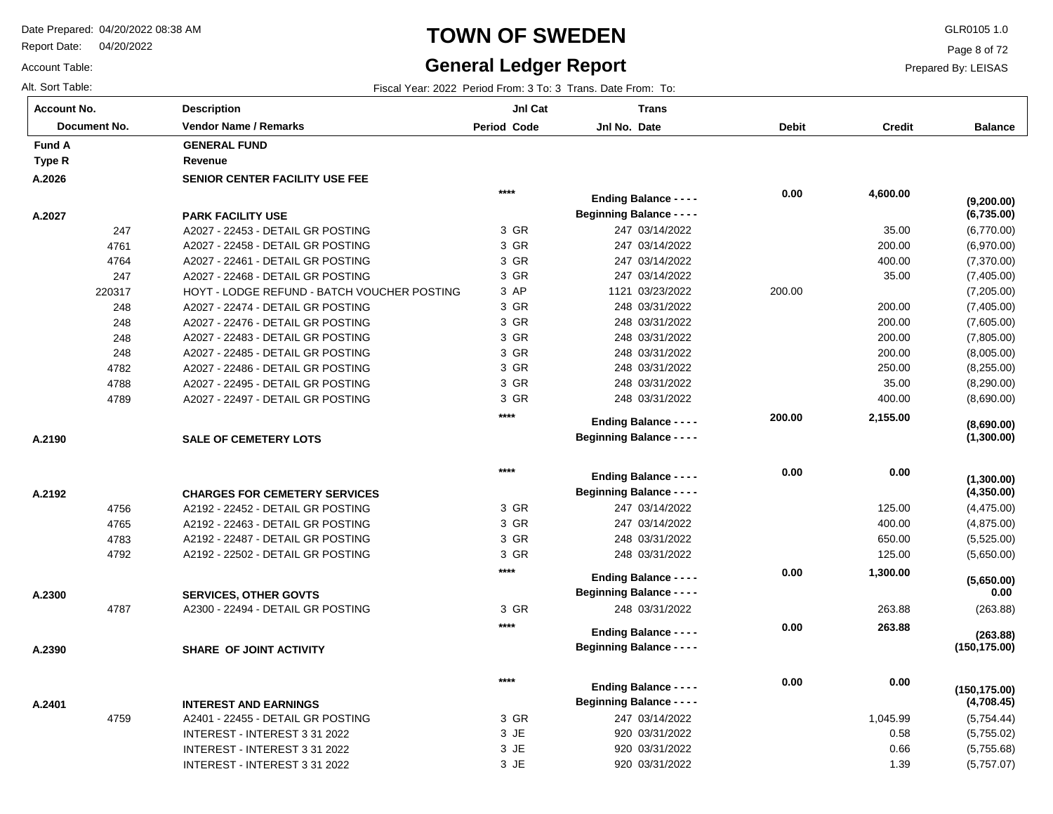# TOWN OF SWEDEN

## General Ledger Report

Date Prepared: 04/20/2022 08:38 AM
Report Date: 04/20/2022
Account Table:
Alt. Sort Table:

GLR0105 1.0
Prepared By: LEISAS

Fiscal Year: 2022 Period From: 3 To: 3 Trans. Date From: To:

| Account No. / Document No. | Description / Vendor Name / Remarks | Period | Jnl Cat Code | Jnl No. | Trans Date | Debit | Credit | Balance |
|---|---|---|---|---|---|---|---|---|
| **Fund A** | **GENERAL FUND** | | | | | | | |
| **Type R** | **Revenue** | | | | | | | |
| **A.2026** | **SENIOR CENTER FACILITY USE FEE** | | | | | | | |
| | | **** | | | **Ending Balance - - - -** | **0.00** | **4,600.00** | **(9,200.00)** |
| **A.2027** | **PARK FACILITY USE** | | | | **Beginning Balance - - - -** | | | **(6,735.00)** |
| 247 | A2027 - 22453 - DETAIL GR POSTING | 3 | GR | 247 | 03/14/2022 | | 35.00 | (6,770.00) |
| 4761 | A2027 - 22458 - DETAIL GR POSTING | 3 | GR | 247 | 03/14/2022 | | 200.00 | (6,970.00) |
| 4764 | A2027 - 22461 - DETAIL GR POSTING | 3 | GR | 247 | 03/14/2022 | | 400.00 | (7,370.00) |
| 247 | A2027 - 22468 - DETAIL GR POSTING | 3 | GR | 247 | 03/14/2022 | | 35.00 | (7,405.00) |
| 220317 | HOYT - LODGE REFUND - BATCH VOUCHER POSTING | 3 | AP | 1121 | 03/23/2022 | 200.00 | | (7,205.00) |
| 248 | A2027 - 22474 - DETAIL GR POSTING | 3 | GR | 248 | 03/31/2022 | | 200.00 | (7,405.00) |
| 248 | A2027 - 22476 - DETAIL GR POSTING | 3 | GR | 248 | 03/31/2022 | | 200.00 | (7,605.00) |
| 248 | A2027 - 22483 - DETAIL GR POSTING | 3 | GR | 248 | 03/31/2022 | | 200.00 | (7,805.00) |
| 248 | A2027 - 22485 - DETAIL GR POSTING | 3 | GR | 248 | 03/31/2022 | | 200.00 | (8,005.00) |
| 4782 | A2027 - 22486 - DETAIL GR POSTING | 3 | GR | 248 | 03/31/2022 | | 250.00 | (8,255.00) |
| 4788 | A2027 - 22495 - DETAIL GR POSTING | 3 | GR | 248 | 03/31/2022 | | 35.00 | (8,290.00) |
| 4789 | A2027 - 22497 - DETAIL GR POSTING | 3 | GR | 248 | 03/31/2022 | | 400.00 | (8,690.00) |
| | | **** | | | **Ending Balance - - - -** | **200.00** | **2,155.00** | **(8,690.00)** |
| **A.2190** | **SALE OF CEMETERY LOTS** | | | | **Beginning Balance - - - -** | | | **(1,300.00)** |
| | | **** | | | **Ending Balance - - - -** | **0.00** | **0.00** | **(1,300.00)** |
| **A.2192** | **CHARGES FOR CEMETERY SERVICES** | | | | **Beginning Balance - - - -** | | | **(4,350.00)** |
| 4756 | A2192 - 22452 - DETAIL GR POSTING | 3 | GR | 247 | 03/14/2022 | | 125.00 | (4,475.00) |
| 4765 | A2192 - 22463 - DETAIL GR POSTING | 3 | GR | 247 | 03/14/2022 | | 400.00 | (4,875.00) |
| 4783 | A2192 - 22487 - DETAIL GR POSTING | 3 | GR | 248 | 03/31/2022 | | 650.00 | (5,525.00) |
| 4792 | A2192 - 22502 - DETAIL GR POSTING | 3 | GR | 248 | 03/31/2022 | | 125.00 | (5,650.00) |
| | | **** | | | **Ending Balance - - - -** | **0.00** | **1,300.00** | **(5,650.00)** |
| **A.2300** | **SERVICES, OTHER GOVTS** | | | | **Beginning Balance - - - -** | | | **0.00** |
| 4787 | A2300 - 22494 - DETAIL GR POSTING | 3 | GR | 248 | 03/31/2022 | | 263.88 | (263.88) |
| | | **** | | | **Ending Balance - - - -** | **0.00** | **263.88** | **(263.88)** |
| **A.2390** | **SHARE OF JOINT ACTIVITY** | | | | **Beginning Balance - - - -** | | | **(150,175.00)** |
| | | **** | | | **Ending Balance - - - -** | **0.00** | **0.00** | **(150,175.00)** |
| **A.2401** | **INTEREST AND EARNINGS** | | | | **Beginning Balance - - - -** | | | **(4,708.45)** |
| 4759 | A2401 - 22455 - DETAIL GR POSTING | 3 | GR | 247 | 03/14/2022 | | 1,045.99 | (5,754.44) |
| | INTEREST - INTEREST 3 31 2022 | 3 | JE | 920 | 03/31/2022 | | 0.58 | (5,755.02) |
| | INTEREST - INTEREST 3 31 2022 | 3 | JE | 920 | 03/31/2022 | | 0.66 | (5,755.68) |
| | INTEREST - INTEREST 3 31 2022 | 3 | JE | 920 | 03/31/2022 | | 1.39 | (5,757.07) |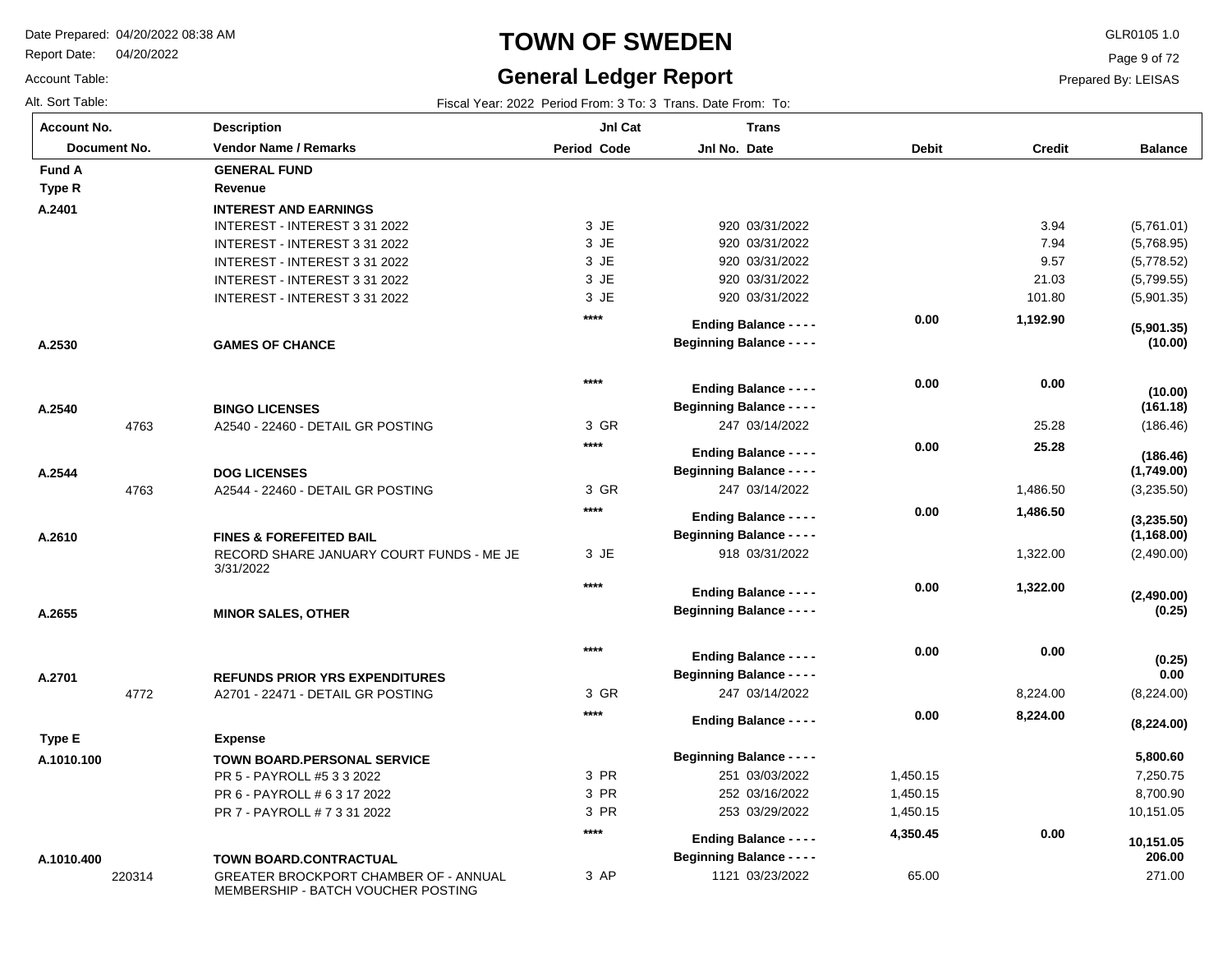# TOWN OF SWEDEN

## General Ledger Report

Date Prepared: 04/20/2022 08:38 AM
Report Date: 04/20/2022
Account Table:
Alt. Sort Table:

GLR0105 1.0
Prepared By: LEISAS

Fiscal Year: 2022 Period From: 3 To: 3 Trans. Date From: To:

| Account No. / Document No. | Description / Vendor Name / Remarks | Period | Jnl Cat Code | Jnl No. | Trans Date | Debit | Credit | Balance |
|---|---|---|---|---|---|---|---|---|
| **Fund A** | **GENERAL FUND** | | | | | | | |
| **Type R** | **Revenue** | | | | | | | |
| **A.2401** | **INTEREST AND EARNINGS** | | | | | | | |
| | INTEREST - INTEREST 3 31 2022 | 3 | JE | 920 | 03/31/2022 | | 3.94 | (5,761.01) |
| | INTEREST - INTEREST 3 31 2022 | 3 | JE | 920 | 03/31/2022 | | 7.94 | (5,768.95) |
| | INTEREST - INTEREST 3 31 2022 | 3 | JE | 920 | 03/31/2022 | | 9.57 | (5,778.52) |
| | INTEREST - INTEREST 3 31 2022 | 3 | JE | 920 | 03/31/2022 | | 21.03 | (5,799.55) |
| | INTEREST - INTEREST 3 31 2022 | 3 | JE | 920 | 03/31/2022 | | 101.80 | (5,901.35) |
| | | **** | | **Ending Balance - - - -** | | **0.00** | **1,192.90** | **(5,901.35)** |
| **A.2530** | **GAMES OF CHANCE** | | | **Beginning Balance - - - -** | | | | **(10.00)** |
| | | **** | | **Ending Balance - - - -** | | **0.00** | **0.00** | **(10.00)** |
| **A.2540** | **BINGO LICENSES** | | | **Beginning Balance - - - -** | | | | **(161.18)** |
| 4763 | A2540 - 22460 - DETAIL GR POSTING | 3 | GR | 247 | 03/14/2022 | | 25.28 | (186.46) |
| | | **** | | **Ending Balance - - - -** | | **0.00** | **25.28** | **(186.46)** |
| **A.2544** | **DOG LICENSES** | | | **Beginning Balance - - - -** | | | | **(1,749.00)** |
| 4763 | A2544 - 22460 - DETAIL GR POSTING | 3 | GR | 247 | 03/14/2022 | | 1,486.50 | (3,235.50) |
| | | **** | | **Ending Balance - - - -** | | **0.00** | **1,486.50** | **(3,235.50)** |
| **A.2610** | **FINES & FOREFEITED BAIL** | | | **Beginning Balance - - - -** | | | | **(1,168.00)** |
| | RECORD SHARE JANUARY COURT FUNDS - ME JE 3/31/2022 | 3 | JE | 918 | 03/31/2022 | | 1,322.00 | (2,490.00) |
| | | **** | | **Ending Balance - - - -** | | **0.00** | **1,322.00** | **(2,490.00)** |
| **A.2655** | **MINOR SALES, OTHER** | | | **Beginning Balance - - - -** | | | | **(0.25)** |
| | | **** | | **Ending Balance - - - -** | | **0.00** | **0.00** | **(0.25)** |
| **A.2701** | **REFUNDS PRIOR YRS EXPENDITURES** | | | **Beginning Balance - - - -** | | | | **0.00** |
| 4772 | A2701 - 22471 - DETAIL GR POSTING | 3 | GR | 247 | 03/14/2022 | | 8,224.00 | (8,224.00) |
| | | **** | | **Ending Balance - - - -** | | **0.00** | **8,224.00** | **(8,224.00)** |
| **Type E** | **Expense** | | | | | | | |
| **A.1010.100** | **TOWN BOARD.PERSONAL SERVICE** | | | **Beginning Balance - - - -** | | | | **5,800.60** |
| | PR 5 - PAYROLL #5 3 3 2022 | 3 | PR | 251 | 03/03/2022 | 1,450.15 | | 7,250.75 |
| | PR 6 - PAYROLL # 6 3 17 2022 | 3 | PR | 252 | 03/16/2022 | 1,450.15 | | 8,700.90 |
| | PR 7 - PAYROLL # 7 3 31 2022 | 3 | PR | 253 | 03/29/2022 | 1,450.15 | | 10,151.05 |
| | | **** | | **Ending Balance - - - -** | | **4,350.45** | **0.00** | **10,151.05** |
| **A.1010.400** | **TOWN BOARD.CONTRACTUAL** | | | **Beginning Balance - - - -** | | | | **206.00** |
| 220314 | GREATER BROCKPORT CHAMBER OF - ANNUAL MEMBERSHIP - BATCH VOUCHER POSTING | 3 | AP | 1121 | 03/23/2022 | 65.00 | | 271.00 |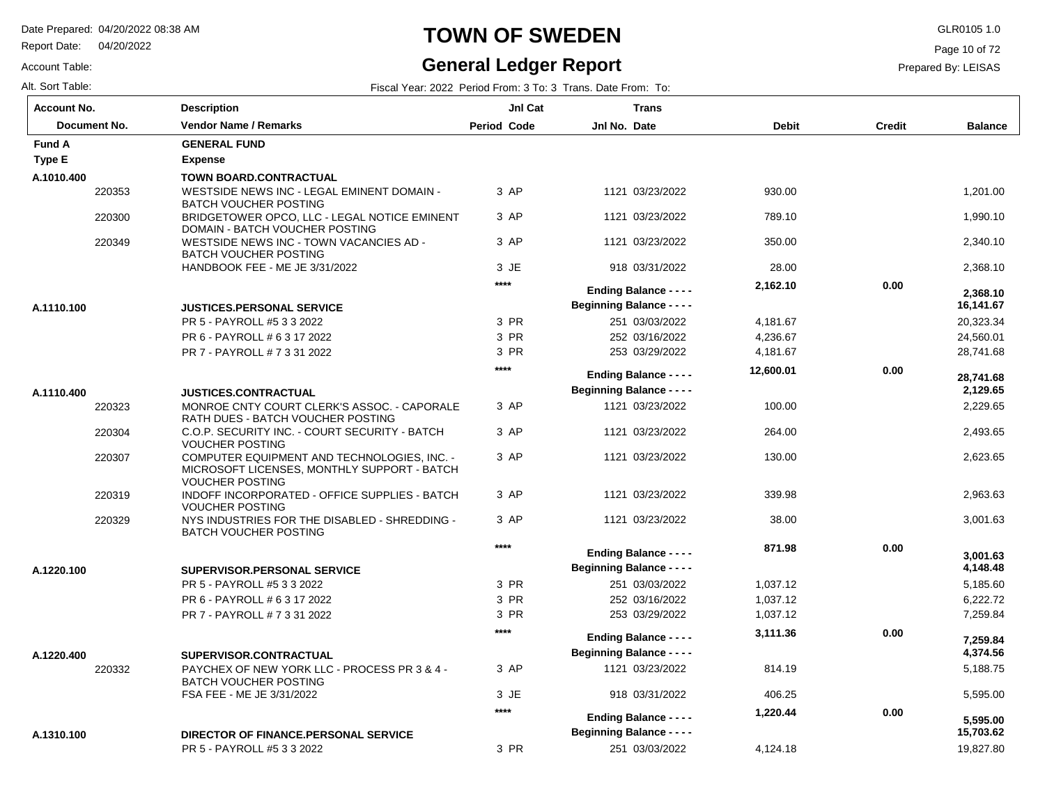# TOWN OF SWEDEN

## General Ledger Report

Date Prepared: 04/20/2022 08:38 AM
Report Date: 04/20/2022
Account Table:
Alt. Sort Table:

GLR0105 1.0
Prepared By: LEISAS

Fiscal Year: 2022 Period From: 3 To: 3 Trans. Date From: To:

| Account No. / Document No. | Description / Vendor Name / Remarks | Period | Jnl Cat Code | Jnl No. | Trans Date | Debit | Credit | Balance |
|---|---|---|---|---|---|---|---|---|
| **Fund A** | **GENERAL FUND** | | | | | | | |
| **Type E** | **Expense** | | | | | | | |
| **A.1010.400** | **TOWN BOARD.CONTRACTUAL** | | | | | | | |
| 220353 | WESTSIDE NEWS INC - LEGAL EMINENT DOMAIN - BATCH VOUCHER POSTING | 3 | AP | 1121 | 03/23/2022 | 930.00 | | 1,201.00 |
| 220300 | BRIDGETOWER OPCO, LLC - LEGAL NOTICE EMINENT DOMAIN - BATCH VOUCHER POSTING | 3 | AP | 1121 | 03/23/2022 | 789.10 | | 1,990.10 |
| 220349 | WESTSIDE NEWS INC - TOWN VACANCIES AD - BATCH VOUCHER POSTING | 3 | AP | 1121 | 03/23/2022 | 350.00 | | 2,340.10 |
| | HANDBOOK FEE - ME JE 3/31/2022 | 3 | JE | 918 | 03/31/2022 | 28.00 | | 2,368.10 |
| | | **** | | | **Ending Balance - - - -** | **2,162.10** | **0.00** | **2,368.10** |
| **A.1110.100** | **JUSTICES.PERSONAL SERVICE** | | | | **Beginning Balance - - - -** | | | **16,141.67** |
| | PR 5 - PAYROLL #5 3 3 2022 | 3 | PR | 251 | 03/03/2022 | 4,181.67 | | 20,323.34 |
| | PR 6 - PAYROLL # 6 3 17 2022 | 3 | PR | 252 | 03/16/2022 | 4,236.67 | | 24,560.01 |
| | PR 7 - PAYROLL # 7 3 31 2022 | 3 | PR | 253 | 03/29/2022 | 4,181.67 | | 28,741.68 |
| | | **** | | | **Ending Balance - - - -** | **12,600.01** | **0.00** | **28,741.68** |
| **A.1110.400** | **JUSTICES.CONTRACTUAL** | | | | **Beginning Balance - - - -** | | | **2,129.65** |
| 220323 | MONROE CNTY COURT CLERK'S ASSOC. - CAPORALE RATH DUES - BATCH VOUCHER POSTING | 3 | AP | 1121 | 03/23/2022 | 100.00 | | 2,229.65 |
| 220304 | C.O.P. SECURITY INC. - COURT SECURITY - BATCH VOUCHER POSTING | 3 | AP | 1121 | 03/23/2022 | 264.00 | | 2,493.65 |
| 220307 | COMPUTER EQUIPMENT AND TECHNOLOGIES, INC. - MICROSOFT LICENSES, MONTHLY SUPPORT - BATCH VOUCHER POSTING | 3 | AP | 1121 | 03/23/2022 | 130.00 | | 2,623.65 |
| 220319 | INDOFF INCORPORATED - OFFICE SUPPLIES - BATCH VOUCHER POSTING | 3 | AP | 1121 | 03/23/2022 | 339.98 | | 2,963.63 |
| 220329 | NYS INDUSTRIES FOR THE DISABLED - SHREDDING - BATCH VOUCHER POSTING | 3 | AP | 1121 | 03/23/2022 | 38.00 | | 3,001.63 |
| | | **** | | | **Ending Balance - - - -** | **871.98** | **0.00** | **3,001.63** |
| **A.1220.100** | **SUPERVISOR.PERSONAL SERVICE** | | | | **Beginning Balance - - - -** | | | **4,148.48** |
| | PR 5 - PAYROLL #5 3 3 2022 | 3 | PR | 251 | 03/03/2022 | 1,037.12 | | 5,185.60 |
| | PR 6 - PAYROLL # 6 3 17 2022 | 3 | PR | 252 | 03/16/2022 | 1,037.12 | | 6,222.72 |
| | PR 7 - PAYROLL # 7 3 31 2022 | 3 | PR | 253 | 03/29/2022 | 1,037.12 | | 7,259.84 |
| | | **** | | | **Ending Balance - - - -** | **3,111.36** | **0.00** | **7,259.84** |
| **A.1220.400** | **SUPERVISOR.CONTRACTUAL** | | | | **Beginning Balance - - - -** | | | **4,374.56** |
| 220332 | PAYCHEX OF NEW YORK LLC - PROCESS PR 3 & 4 - BATCH VOUCHER POSTING | 3 | AP | 1121 | 03/23/2022 | 814.19 | | 5,188.75 |
| | FSA FEE - ME JE 3/31/2022 | 3 | JE | 918 | 03/31/2022 | 406.25 | | 5,595.00 |
| | | **** | | | **Ending Balance - - - -** | **1,220.44** | **0.00** | **5,595.00** |
| **A.1310.100** | **DIRECTOR OF FINANCE.PERSONAL SERVICE** | | | | **Beginning Balance - - - -** | | | **15,703.62** |
| | PR 5 - PAYROLL #5 3 3 2022 | 3 | PR | 251 | 03/03/2022 | 4,124.18 | | 19,827.80 |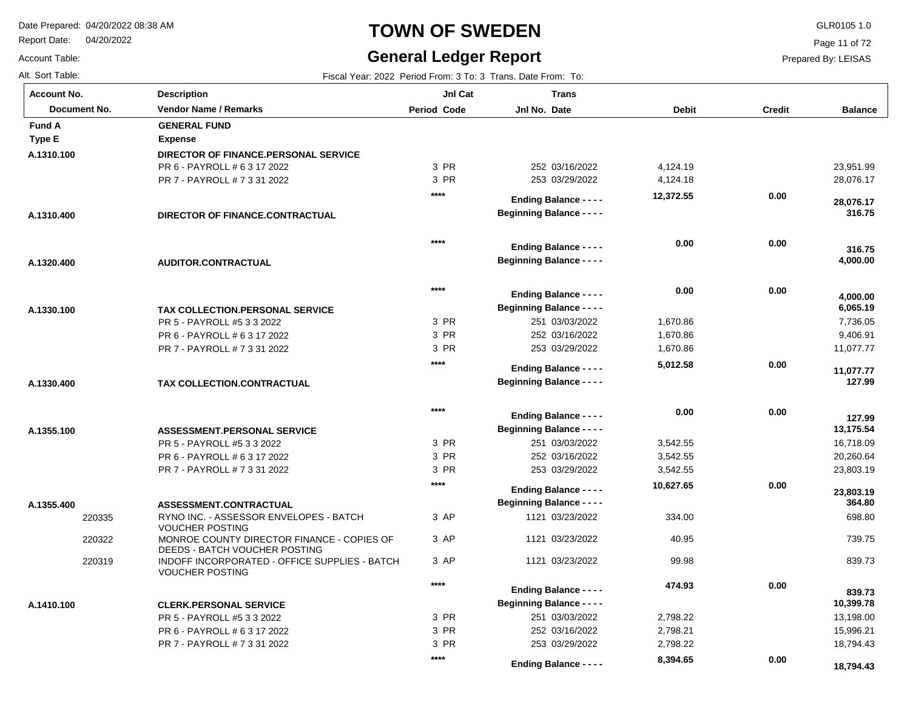# TOWN OF SWEDEN

## General Ledger Report

Date Prepared: 04/20/2022 08:38 AM
Report Date: 04/20/2022
Account Table:
Alt. Sort Table:

GLR0105 1.0
Prepared By: LEISAS

Fiscal Year: 2022 Period From: 3 To: 3 Trans. Date From: To:

| Account No. / Document No. | Description / Vendor Name / Remarks | Period | Jnl Cat Code | Jnl No. | Trans Date | Debit | Credit | Balance |
|---|---|---|---|---|---|---|---|---|
| **Fund A** | **GENERAL FUND** | | | | | | | |
| **Type E** | **Expense** | | | | | | | |
| **A.1310.100** | **DIRECTOR OF FINANCE.PERSONAL SERVICE** | | | | | | | |
| | PR 6 - PAYROLL # 6 3 17 2022 | 3 | PR | 252 | 03/16/2022 | 4,124.19 | | 23,951.99 |
| | PR 7 - PAYROLL # 7 3 31 2022 | 3 | PR | 253 | 03/29/2022 | 4,124.18 | | 28,076.17 |
| | | **** | | **Ending Balance - - - -** | | **12,372.55** | **0.00** | **28,076.17** |
| **A.1310.400** | **DIRECTOR OF FINANCE.CONTRACTUAL** | | | **Beginning Balance - - - -** | | | | **316.75** |
| | | **** | | **Ending Balance - - - -** | | **0.00** | **0.00** | **316.75** |
| **A.1320.400** | **AUDITOR.CONTRACTUAL** | | | **Beginning Balance - - - -** | | | | **4,000.00** |
| | | **** | | **Ending Balance - - - -** | | **0.00** | **0.00** | **4,000.00** |
| **A.1330.100** | **TAX COLLECTION.PERSONAL SERVICE** | | | **Beginning Balance - - - -** | | | | **6,065.19** |
| | PR 5 - PAYROLL #5 3 3 2022 | 3 | PR | 251 | 03/03/2022 | 1,670.86 | | 7,736.05 |
| | PR 6 - PAYROLL # 6 3 17 2022 | 3 | PR | 252 | 03/16/2022 | 1,670.86 | | 9,406.91 |
| | PR 7 - PAYROLL # 7 3 31 2022 | 3 | PR | 253 | 03/29/2022 | 1,670.86 | | 11,077.77 |
| | | **** | | **Ending Balance - - - -** | | **5,012.58** | **0.00** | **11,077.77** |
| **A.1330.400** | **TAX COLLECTION.CONTRACTUAL** | | | **Beginning Balance - - - -** | | | | **127.99** |
| | | **** | | **Ending Balance - - - -** | | **0.00** | **0.00** | **127.99** |
| **A.1355.100** | **ASSESSMENT.PERSONAL SERVICE** | | | **Beginning Balance - - - -** | | | | **13,175.54** |
| | PR 5 - PAYROLL #5 3 3 2022 | 3 | PR | 251 | 03/03/2022 | 3,542.55 | | 16,718.09 |
| | PR 6 - PAYROLL # 6 3 17 2022 | 3 | PR | 252 | 03/16/2022 | 3,542.55 | | 20,260.64 |
| | PR 7 - PAYROLL # 7 3 31 2022 | 3 | PR | 253 | 03/29/2022 | 3,542.55 | | 23,803.19 |
| | | **** | | **Ending Balance - - - -** | | **10,627.65** | **0.00** | **23,803.19** |
| **A.1355.400** | **ASSESSMENT.CONTRACTUAL** | | | **Beginning Balance - - - -** | | | | **364.80** |
| 220335 | RYNO INC. - ASSESSOR ENVELOPES - BATCH VOUCHER POSTING | 3 | AP | 1121 | 03/23/2022 | 334.00 | | 698.80 |
| 220322 | MONROE COUNTY DIRECTOR FINANCE - COPIES OF DEEDS - BATCH VOUCHER POSTING | 3 | AP | 1121 | 03/23/2022 | 40.95 | | 739.75 |
| 220319 | INDOFF INCORPORATED - OFFICE SUPPLIES - BATCH VOUCHER POSTING | 3 | AP | 1121 | 03/23/2022 | 99.98 | | 839.73 |
| | | **** | | **Ending Balance - - - -** | | **474.93** | **0.00** | **839.73** |
| **A.1410.100** | **CLERK.PERSONAL SERVICE** | | | **Beginning Balance - - - -** | | | | **10,399.78** |
| | PR 5 - PAYROLL #5 3 3 2022 | 3 | PR | 251 | 03/03/2022 | 2,798.22 | | 13,198.00 |
| | PR 6 - PAYROLL # 6 3 17 2022 | 3 | PR | 252 | 03/16/2022 | 2,798.21 | | 15,996.21 |
| | PR 7 - PAYROLL # 7 3 31 2022 | 3 | PR | 253 | 03/29/2022 | 2,798.22 | | 18,794.43 |
| | | **** | | **Ending Balance - - - -** | | **8,394.65** | **0.00** | **18,794.43** |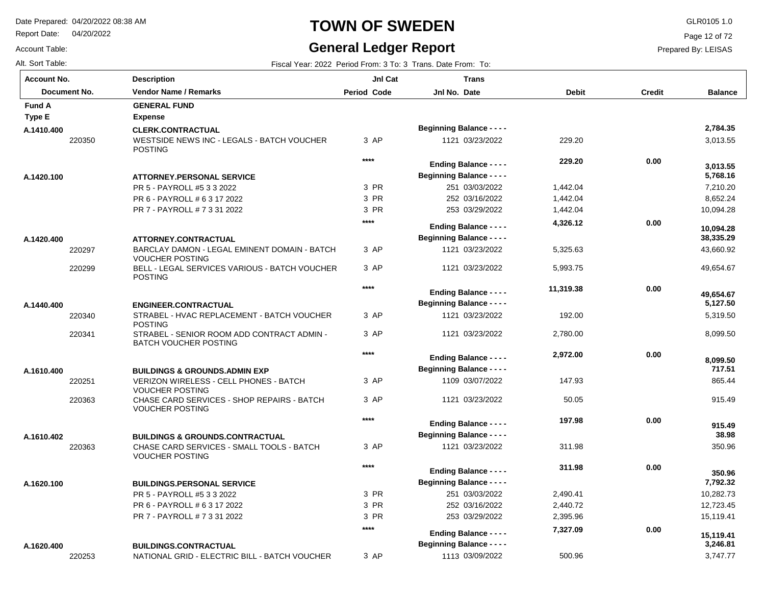# TOWN OF SWEDEN

## General Ledger Report

Date Prepared: 04/20/2022 08:38 AM
Report Date: 04/20/2022
Account Table:
Alt. Sort Table:

GLR0105 1.0
Prepared By: LEISAS

Fiscal Year: 2022 Period From: 3 To: 3 Trans. Date From: To:

| Account No. / Document No. | Description / Vendor Name / Remarks | Period | Jnl Cat Code | Jnl No. | Trans Date | Debit | Credit | Balance |
|---|---|---|---|---|---|---|---|---|
| **Fund A** | **GENERAL FUND** | | | | | | | |
| **Type E** | **Expense** | | | | | | | |
| **A.1410.400** | **CLERK.CONTRACTUAL** | | | **Beginning Balance - - - -** | | | | **2,784.35** |
| 220350 | WESTSIDE NEWS INC - LEGALS - BATCH VOUCHER POSTING | 3 | AP | 1121 | 03/23/2022 | 229.20 | | 3,013.55 |
| | | **** | | **Ending Balance - - - -** | | **229.20** | **0.00** | **3,013.55** |
| **A.1420.100** | **ATTORNEY.PERSONAL SERVICE** | | | **Beginning Balance - - - -** | | | | **5,768.16** |
| | PR 5 - PAYROLL #5 3 3 2022 | 3 | PR | 251 | 03/03/2022 | 1,442.04 | | 7,210.20 |
| | PR 6 - PAYROLL # 6 3 17 2022 | 3 | PR | 252 | 03/16/2022 | 1,442.04 | | 8,652.24 |
| | PR 7 - PAYROLL # 7 3 31 2022 | 3 | PR | 253 | 03/29/2022 | 1,442.04 | | 10,094.28 |
| | | **** | | **Ending Balance - - - -** | | **4,326.12** | **0.00** | **10,094.28** |
| **A.1420.400** | **ATTORNEY.CONTRACTUAL** | | | **Beginning Balance - - - -** | | | | **38,335.29** |
| 220297 | BARCLAY DAMON - LEGAL EMINENT DOMAIN - BATCH VOUCHER POSTING | 3 | AP | 1121 | 03/23/2022 | 5,325.63 | | 43,660.92 |
| 220299 | BELL - LEGAL SERVICES VARIOUS - BATCH VOUCHER POSTING | 3 | AP | 1121 | 03/23/2022 | 5,993.75 | | 49,654.67 |
| | | **** | | **Ending Balance - - - -** | | **11,319.38** | **0.00** | **49,654.67** |
| **A.1440.400** | **ENGINEER.CONTRACTUAL** | | | **Beginning Balance - - - -** | | | | **5,127.50** |
| 220340 | STRABEL - HVAC REPLACEMENT - BATCH VOUCHER POSTING | 3 | AP | 1121 | 03/23/2022 | 192.00 | | 5,319.50 |
| 220341 | STRABEL - SENIOR ROOM ADD CONTRACT ADMIN - BATCH VOUCHER POSTING | 3 | AP | 1121 | 03/23/2022 | 2,780.00 | | 8,099.50 |
| | | **** | | **Ending Balance - - - -** | | **2,972.00** | **0.00** | **8,099.50** |
| **A.1610.400** | **BUILDINGS & GROUNDS.ADMIN EXP** | | | **Beginning Balance - - - -** | | | | **717.51** |
| 220251 | VERIZON WIRELESS - CELL PHONES - BATCH VOUCHER POSTING | 3 | AP | 1109 | 03/07/2022 | 147.93 | | 865.44 |
| 220363 | CHASE CARD SERVICES - SHOP REPAIRS - BATCH VOUCHER POSTING | 3 | AP | 1121 | 03/23/2022 | 50.05 | | 915.49 |
| | | **** | | **Ending Balance - - - -** | | **197.98** | **0.00** | **915.49** |
| **A.1610.402** | **BUILDINGS & GROUNDS.CONTRACTUAL** | | | **Beginning Balance - - - -** | | | | **38.98** |
| 220363 | CHASE CARD SERVICES - SMALL TOOLS - BATCH VOUCHER POSTING | 3 | AP | 1121 | 03/23/2022 | 311.98 | | 350.96 |
| | | **** | | **Ending Balance - - - -** | | **311.98** | **0.00** | **350.96** |
| **A.1620.100** | **BUILDINGS.PERSONAL SERVICE** | | | **Beginning Balance - - - -** | | | | **7,792.32** |
| | PR 5 - PAYROLL #5 3 3 2022 | 3 | PR | 251 | 03/03/2022 | 2,490.41 | | 10,282.73 |
| | PR 6 - PAYROLL # 6 3 17 2022 | 3 | PR | 252 | 03/16/2022 | 2,440.72 | | 12,723.45 |
| | PR 7 - PAYROLL # 7 3 31 2022 | 3 | PR | 253 | 03/29/2022 | 2,395.96 | | 15,119.41 |
| | | **** | | **Ending Balance - - - -** | | **7,327.09** | **0.00** | **15,119.41** |
| **A.1620.400** | **BUILDINGS.CONTRACTUAL** | | | **Beginning Balance - - - -** | | | | **3,246.81** |
| 220253 | NATIONAL GRID - ELECTRIC BILL - BATCH VOUCHER | 3 | AP | 1113 | 03/09/2022 | 500.96 | | 3,747.77 |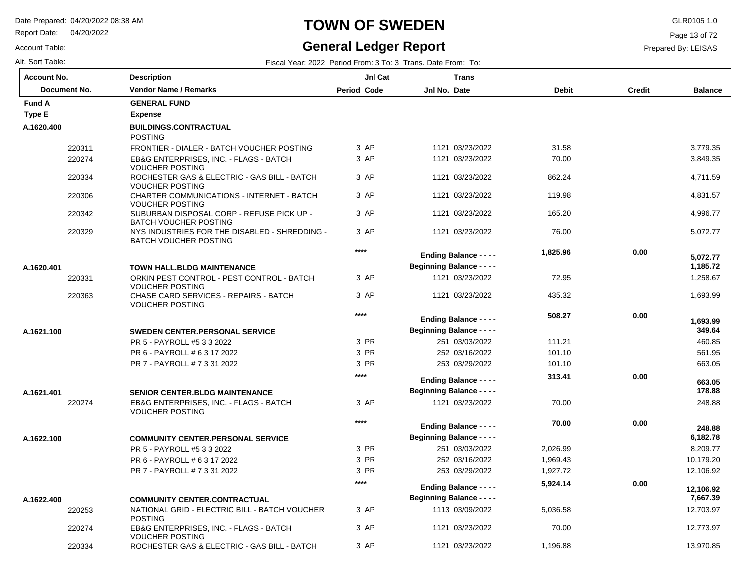# TOWN OF SWEDEN

## General Ledger Report

Date Prepared: 04/20/2022 08:38 AM
Report Date: 04/20/2022
Account Table:
Alt. Sort Table:

GLR0105 1.0
Prepared By: LEISAS

Fiscal Year: 2022 Period From: 3 To: 3 Trans. Date From: To:

| Account No. / Document No. | Description / Vendor Name / Remarks | Period | Jnl Cat Code | Jnl No. | Trans Date | Debit | Credit | Balance |
|---|---|---|---|---|---|---|---|---|
| **Fund A** | **GENERAL FUND** | | | | | | | |
| **Type E** | **Expense** | | | | | | | |
| **A.1620.400** | **BUILDINGS.CONTRACTUAL** | | | | | | | |
| | POSTING | | | | | | | |
| 220311 | FRONTIER - DIALER - BATCH VOUCHER POSTING | 3 | AP | 1121 | 03/23/2022 | 31.58 | | 3,779.35 |
| 220274 | EB&G ENTERPRISES, INC. - FLAGS - BATCH VOUCHER POSTING | 3 | AP | 1121 | 03/23/2022 | 70.00 | | 3,849.35 |
| 220334 | ROCHESTER GAS & ELECTRIC - GAS BILL - BATCH VOUCHER POSTING | 3 | AP | 1121 | 03/23/2022 | 862.24 | | 4,711.59 |
| 220306 | CHARTER COMMUNICATIONS - INTERNET - BATCH VOUCHER POSTING | 3 | AP | 1121 | 03/23/2022 | 119.98 | | 4,831.57 |
| 220342 | SUBURBAN DISPOSAL CORP - REFUSE PICK UP - BATCH VOUCHER POSTING | 3 | AP | 1121 | 03/23/2022 | 165.20 | | 4,996.77 |
| 220329 | NYS INDUSTRIES FOR THE DISABLED - SHREDDING - BATCH VOUCHER POSTING | 3 | AP | 1121 | 03/23/2022 | 76.00 | | 5,072.77 |
| | | **** | | | **Ending Balance - - - -** | **1,825.96** | **0.00** | **5,072.77** |
| **A.1620.401** | **TOWN HALL.BLDG MAINTENANCE** | | | | **Beginning Balance - - - -** | | | **1,185.72** |
| 220331 | ORKIN PEST CONTROL - PEST CONTROL - BATCH VOUCHER POSTING | 3 | AP | 1121 | 03/23/2022 | 72.95 | | 1,258.67 |
| 220363 | CHASE CARD SERVICES - REPAIRS - BATCH VOUCHER POSTING | 3 | AP | 1121 | 03/23/2022 | 435.32 | | 1,693.99 |
| | | **** | | | **Ending Balance - - - -** | **508.27** | **0.00** | **1,693.99** |
| **A.1621.100** | **SWEDEN CENTER.PERSONAL SERVICE** | | | | **Beginning Balance - - - -** | | | **349.64** |
| | PR 5 - PAYROLL #5 3 3 2022 | 3 | PR | 251 | 03/03/2022 | 111.21 | | 460.85 |
| | PR 6 - PAYROLL # 6 3 17 2022 | 3 | PR | 252 | 03/16/2022 | 101.10 | | 561.95 |
| | PR 7 - PAYROLL # 7 3 31 2022 | 3 | PR | 253 | 03/29/2022 | 101.10 | | 663.05 |
| | | **** | | | **Ending Balance - - - -** | **313.41** | **0.00** | **663.05** |
| **A.1621.401** | **SENIOR CENTER.BLDG MAINTENANCE** | | | | **Beginning Balance - - - -** | | | **178.88** |
| 220274 | EB&G ENTERPRISES, INC. - FLAGS - BATCH VOUCHER POSTING | 3 | AP | 1121 | 03/23/2022 | 70.00 | | 248.88 |
| | | **** | | | **Ending Balance - - - -** | **70.00** | **0.00** | **248.88** |
| **A.1622.100** | **COMMUNITY CENTER.PERSONAL SERVICE** | | | | **Beginning Balance - - - -** | | | **6,182.78** |
| | PR 5 - PAYROLL #5 3 3 2022 | 3 | PR | 251 | 03/03/2022 | 2,026.99 | | 8,209.77 |
| | PR 6 - PAYROLL # 6 3 17 2022 | 3 | PR | 252 | 03/16/2022 | 1,969.43 | | 10,179.20 |
| | PR 7 - PAYROLL # 7 3 31 2022 | 3 | PR | 253 | 03/29/2022 | 1,927.72 | | 12,106.92 |
| | | **** | | | **Ending Balance - - - -** | **5,924.14** | **0.00** | **12,106.92** |
| **A.1622.400** | **COMMUNITY CENTER.CONTRACTUAL** | | | | **Beginning Balance - - - -** | | | **7,667.39** |
| 220253 | NATIONAL GRID - ELECTRIC BILL - BATCH VOUCHER POSTING | 3 | AP | 1113 | 03/09/2022 | 5,036.58 | | 12,703.97 |
| 220274 | EB&G ENTERPRISES, INC. - FLAGS - BATCH VOUCHER POSTING | 3 | AP | 1121 | 03/23/2022 | 70.00 | | 12,773.97 |
| 220334 | ROCHESTER GAS & ELECTRIC - GAS BILL - BATCH | 3 | AP | 1121 | 03/23/2022 | 1,196.88 | | 13,970.85 |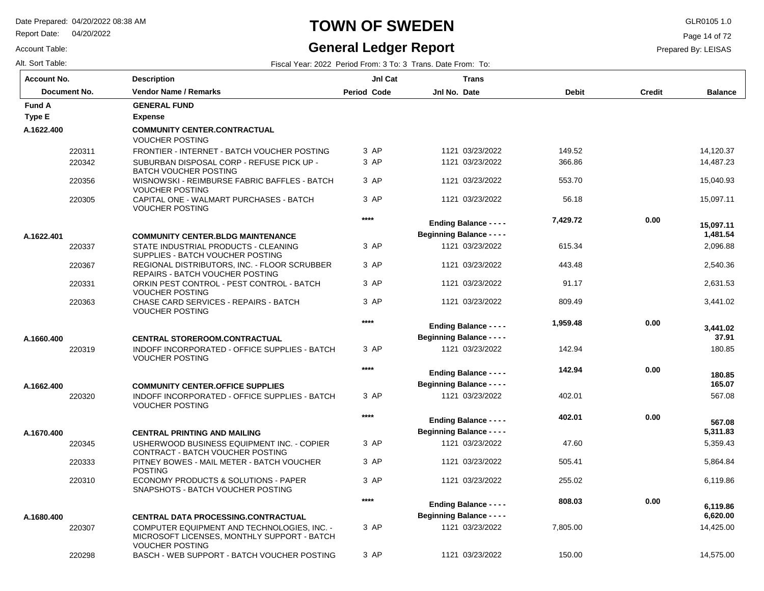# TOWN OF SWEDEN

## General Ledger Report

Date Prepared: 04/20/2022 08:38 AM
Report Date: 04/20/2022
Account Table:
Alt. Sort Table:

GLR0105 1.0
Prepared By: LEISAS

Fiscal Year: 2022 Period From: 3 To: 3 Trans. Date From: To:

| Account No. / Document No. | Description / Vendor Name / Remarks | Period | Jnl Cat Code | Jnl No. | Trans Date | Debit | Credit | Balance |
|---|---|---|---|---|---|---|---|---|
| **Fund A** | **GENERAL FUND** | | | | | | | |
| **Type E** | **Expense** | | | | | | | |
| **A.1622.400** | **COMMUNITY CENTER.CONTRACTUAL** | | | | | | | |
| | VOUCHER POSTING | | | | | | | |
| 220311 | FRONTIER - INTERNET - BATCH VOUCHER POSTING | 3 | AP | 1121 | 03/23/2022 | 149.52 | | 14,120.37 |
| 220342 | SUBURBAN DISPOSAL CORP - REFUSE PICK UP - BATCH VOUCHER POSTING | 3 | AP | 1121 | 03/23/2022 | 366.86 | | 14,487.23 |
| 220356 | WISNOWSKI - REIMBURSE FABRIC BAFFLES - BATCH VOUCHER POSTING | 3 | AP | 1121 | 03/23/2022 | 553.70 | | 15,040.93 |
| 220305 | CAPITAL ONE - WALMART PURCHASES - BATCH VOUCHER POSTING | 3 | AP | 1121 | 03/23/2022 | 56.18 | | 15,097.11 |
| | | | **** | | **Ending Balance - - - -** | **7,429.72** | **0.00** | **15,097.11** |
| **A.1622.401** | **COMMUNITY CENTER.BLDG MAINTENANCE** | | | | **Beginning Balance - - - -** | | | **1,481.54** |
| 220337 | STATE INDUSTRIAL PRODUCTS - CLEANING SUPPLIES - BATCH VOUCHER POSTING | 3 | AP | 1121 | 03/23/2022 | 615.34 | | 2,096.88 |
| 220367 | REGIONAL DISTRIBUTORS, INC. - FLOOR SCRUBBER REPAIRS - BATCH VOUCHER POSTING | 3 | AP | 1121 | 03/23/2022 | 443.48 | | 2,540.36 |
| 220331 | ORKIN PEST CONTROL - PEST CONTROL - BATCH VOUCHER POSTING | 3 | AP | 1121 | 03/23/2022 | 91.17 | | 2,631.53 |
| 220363 | CHASE CARD SERVICES - REPAIRS - BATCH VOUCHER POSTING | 3 | AP | 1121 | 03/23/2022 | 809.49 | | 3,441.02 |
| | | | **** | | **Ending Balance - - - -** | **1,959.48** | **0.00** | **3,441.02** |
| **A.1660.400** | **CENTRAL STOREROOM.CONTRACTUAL** | | | | **Beginning Balance - - - -** | | | **37.91** |
| 220319 | INDOFF INCORPORATED - OFFICE SUPPLIES - BATCH VOUCHER POSTING | 3 | AP | 1121 | 03/23/2022 | 142.94 | | 180.85 |
| | | | **** | | **Ending Balance - - - -** | **142.94** | **0.00** | **180.85** |
| **A.1662.400** | **COMMUNITY CENTER.OFFICE SUPPLIES** | | | | **Beginning Balance - - - -** | | | **165.07** |
| 220320 | INDOFF INCORPORATED - OFFICE SUPPLIES - BATCH VOUCHER POSTING | 3 | AP | 1121 | 03/23/2022 | 402.01 | | 567.08 |
| | | | **** | | **Ending Balance - - - -** | **402.01** | **0.00** | **567.08** |
| **A.1670.400** | **CENTRAL PRINTING AND MAILING** | | | | **Beginning Balance - - - -** | | | **5,311.83** |
| 220345 | USHERWOOD BUSINESS EQUIPMENT INC. - COPIER CONTRACT - BATCH VOUCHER POSTING | 3 | AP | 1121 | 03/23/2022 | 47.60 | | 5,359.43 |
| 220333 | PITNEY BOWES - MAIL METER - BATCH VOUCHER POSTING | 3 | AP | 1121 | 03/23/2022 | 505.41 | | 5,864.84 |
| 220310 | ECONOMY PRODUCTS & SOLUTIONS - PAPER SNAPSHOTS - BATCH VOUCHER POSTING | 3 | AP | 1121 | 03/23/2022 | 255.02 | | 6,119.86 |
| | | | **** | | **Ending Balance - - - -** | **808.03** | **0.00** | **6,119.86** |
| **A.1680.400** | **CENTRAL DATA PROCESSING.CONTRACTUAL** | | | | **Beginning Balance - - - -** | | | **6,620.00** |
| 220307 | COMPUTER EQUIPMENT AND TECHNOLOGIES, INC. - MICROSOFT LICENSES, MONTHLY SUPPORT - BATCH VOUCHER POSTING | 3 | AP | 1121 | 03/23/2022 | 7,805.00 | | 14,425.00 |
| 220298 | BASCH - WEB SUPPORT - BATCH VOUCHER POSTING | 3 | AP | 1121 | 03/23/2022 | 150.00 | | 14,575.00 |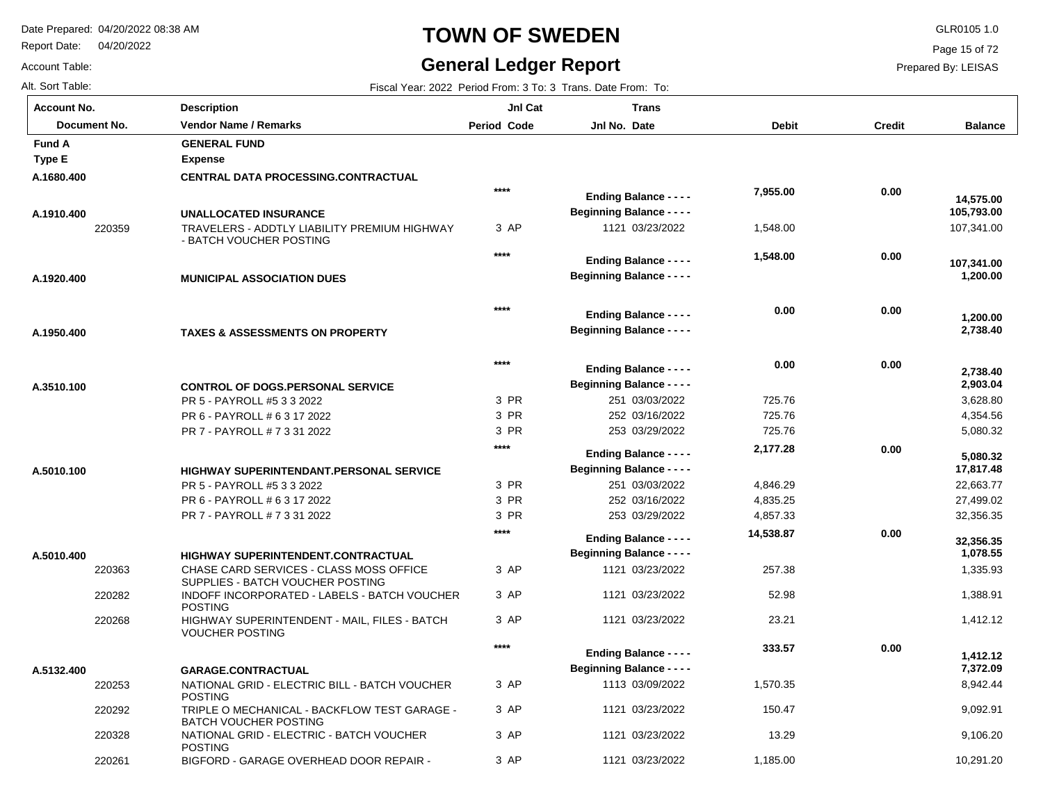# TOWN OF SWEDEN

## General Ledger Report

Date Prepared: 04/20/2022 08:38 AM
Report Date: 04/20/2022
Account Table:
Alt. Sort Table:

GLR0105 1.0
Prepared By: LEISAS

Fiscal Year: 2022 Period From: 3 To: 3 Trans. Date From: To:

| Account No. / Document No. | Description / Vendor Name / Remarks | Jnl Cat Period Code | Trans Jnl No. Date | Debit | Credit | Balance |
|---|---|---|---|---|---|---|
| **Fund A** | **GENERAL FUND** | | | | | |
| **Type E** | **Expense** | | | | | |
| **A.1680.400** | **CENTRAL DATA PROCESSING.CONTRACTUAL** | | | | | |
| | | **** | **Ending Balance - - - -** | **7,955.00** | **0.00** | **14,575.00** |
| **A.1910.400** | **UNALLOCATED INSURANCE** | | **Beginning Balance - - - -** | | | **105,793.00** |
| 220359 | TRAVELERS - ADDTLY LIABILITY PREMIUM HIGHWAY - BATCH VOUCHER POSTING | 3 AP | 1121 03/23/2022 | 1,548.00 | | 107,341.00 |
| | | **** | **Ending Balance - - - -** | **1,548.00** | **0.00** | **107,341.00** |
| **A.1920.400** | **MUNICIPAL ASSOCIATION DUES** | | **Beginning Balance - - - -** | | | **1,200.00** |
| | | **** | **Ending Balance - - - -** | **0.00** | **0.00** | **1,200.00** |
| **A.1950.400** | **TAXES & ASSESSMENTS ON PROPERTY** | | **Beginning Balance - - - -** | | | **2,738.40** |
| | | **** | **Ending Balance - - - -** | **0.00** | **0.00** | **2,738.40** |
| **A.3510.100** | **CONTROL OF DOGS.PERSONAL SERVICE** | | **Beginning Balance - - - -** | | | **2,903.04** |
| | PR 5 - PAYROLL #5 3 3 2022 | 3 PR | 251 03/03/2022 | 725.76 | | 3,628.80 |
| | PR 6 - PAYROLL # 6 3 17 2022 | 3 PR | 252 03/16/2022 | 725.76 | | 4,354.56 |
| | PR 7 - PAYROLL # 7 3 31 2022 | 3 PR | 253 03/29/2022 | 725.76 | | 5,080.32 |
| | | **** | **Ending Balance - - - -** | **2,177.28** | **0.00** | **5,080.32** |
| **A.5010.100** | **HIGHWAY SUPERINTENDANT.PERSONAL SERVICE** | | **Beginning Balance - - - -** | | | **17,817.48** |
| | PR 5 - PAYROLL #5 3 3 2022 | 3 PR | 251 03/03/2022 | 4,846.29 | | 22,663.77 |
| | PR 6 - PAYROLL # 6 3 17 2022 | 3 PR | 252 03/16/2022 | 4,835.25 | | 27,499.02 |
| | PR 7 - PAYROLL # 7 3 31 2022 | 3 PR | 253 03/29/2022 | 4,857.33 | | 32,356.35 |
| | | **** | **Ending Balance - - - -** | **14,538.87** | **0.00** | **32,356.35** |
| **A.5010.400** | **HIGHWAY SUPERINTENDENT.CONTRACTUAL** | | **Beginning Balance - - - -** | | | **1,078.55** |
| 220363 | CHASE CARD SERVICES - CLASS MOSS OFFICE SUPPLIES - BATCH VOUCHER POSTING | 3 AP | 1121 03/23/2022 | 257.38 | | 1,335.93 |
| 220282 | INDOFF INCORPORATED - LABELS - BATCH VOUCHER POSTING | 3 AP | 1121 03/23/2022 | 52.98 | | 1,388.91 |
| 220268 | HIGHWAY SUPERINTENDENT - MAIL, FILES - BATCH VOUCHER POSTING | 3 AP | 1121 03/23/2022 | 23.21 | | 1,412.12 |
| | | **** | **Ending Balance - - - -** | **333.57** | **0.00** | **1,412.12** |
| **A.5132.400** | **GARAGE.CONTRACTUAL** | | **Beginning Balance - - - -** | | | **7,372.09** |
| 220253 | NATIONAL GRID - ELECTRIC BILL - BATCH VOUCHER POSTING | 3 AP | 1113 03/09/2022 | 1,570.35 | | 8,942.44 |
| 220292 | TRIPLE O MECHANICAL - BACKFLOW TEST GARAGE - BATCH VOUCHER POSTING | 3 AP | 1121 03/23/2022 | 150.47 | | 9,092.91 |
| 220328 | NATIONAL GRID - ELECTRIC - BATCH VOUCHER POSTING | 3 AP | 1121 03/23/2022 | 13.29 | | 9,106.20 |
| 220261 | BIGFORD - GARAGE OVERHEAD DOOR REPAIR - | 3 AP | 1121 03/23/2022 | 1,185.00 | | 10,291.20 |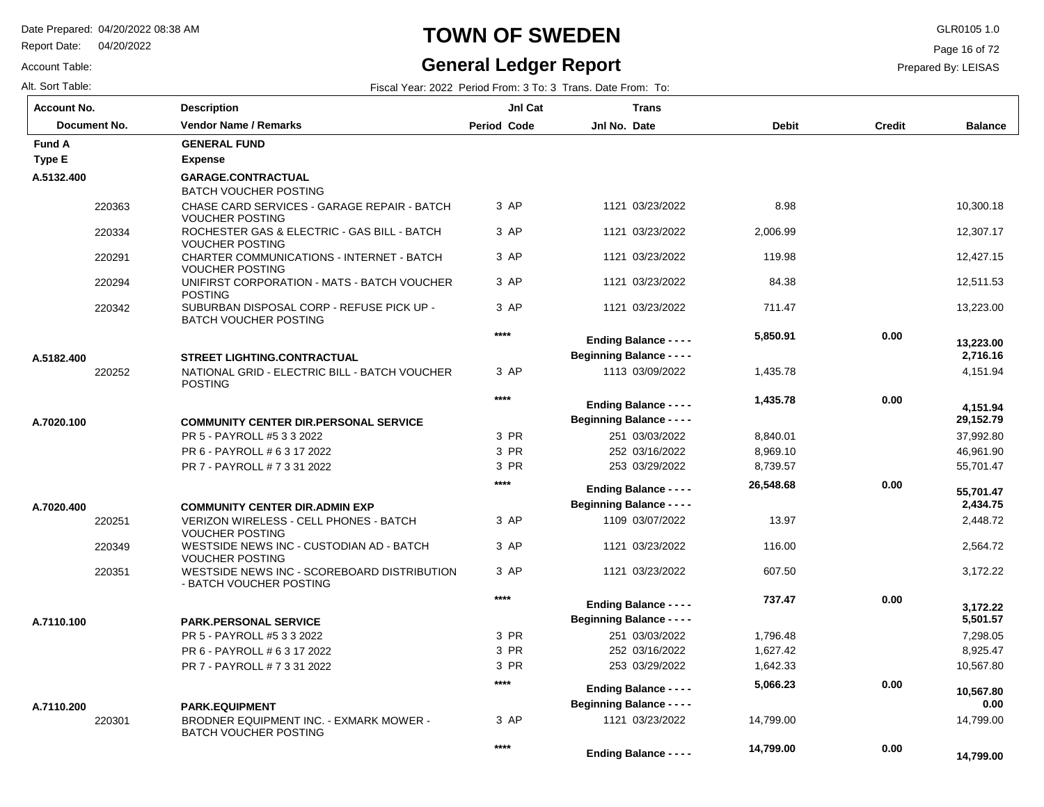# TOWN OF SWEDEN

## General Ledger Report

Date Prepared: 04/20/2022 08:38 AM
Report Date: 04/20/2022
Account Table:
Alt. Sort Table:

GLR0105 1.0
Prepared By: LEISAS

Fiscal Year: 2022 Period From: 3 To: 3 Trans. Date From: To:

| Account No. / Document No. | Description / Vendor Name / Remarks | Period | Jnl Cat Code | Jnl No. | Trans Date | Debit | Credit | Balance |
|---|---|---|---|---|---|---|---|---|
| **Fund A** | **GENERAL FUND** | | | | | | | |
| **Type E** | **Expense** | | | | | | | |
| **A.5132.400** | **GARAGE.CONTRACTUAL** | | | | | | | |
| | BATCH VOUCHER POSTING | | | | | | | |
| 220363 | CHASE CARD SERVICES - GARAGE REPAIR - BATCH VOUCHER POSTING | 3 | AP | 1121 | 03/23/2022 | 8.98 | | 10,300.18 |
| 220334 | ROCHESTER GAS & ELECTRIC - GAS BILL - BATCH VOUCHER POSTING | 3 | AP | 1121 | 03/23/2022 | 2,006.99 | | 12,307.17 |
| 220291 | CHARTER COMMUNICATIONS - INTERNET - BATCH VOUCHER POSTING | 3 | AP | 1121 | 03/23/2022 | 119.98 | | 12,427.15 |
| 220294 | UNIFIRST CORPORATION - MATS - BATCH VOUCHER POSTING | 3 | AP | 1121 | 03/23/2022 | 84.38 | | 12,511.53 |
| 220342 | SUBURBAN DISPOSAL CORP - REFUSE PICK UP - BATCH VOUCHER POSTING | 3 | AP | 1121 | 03/23/2022 | 711.47 | | 13,223.00 |
| | | **** | | **Ending Balance - - - -** | | **5,850.91** | **0.00** | **13,223.00** |
| **A.5182.400** | **STREET LIGHTING.CONTRACTUAL** | | | **Beginning Balance - - - -** | | | | **2,716.16** |
| 220252 | NATIONAL GRID - ELECTRIC BILL - BATCH VOUCHER POSTING | 3 | AP | 1113 | 03/09/2022 | 1,435.78 | | 4,151.94 |
| | | **** | | **Ending Balance - - - -** | | **1,435.78** | **0.00** | **4,151.94** |
| **A.7020.100** | **COMMUNITY CENTER DIR.PERSONAL SERVICE** | | | **Beginning Balance - - - -** | | | | **29,152.79** |
| | PR 5 - PAYROLL #5 3 3 2022 | 3 | PR | 251 | 03/03/2022 | 8,840.01 | | 37,992.80 |
| | PR 6 - PAYROLL # 6 3 17 2022 | 3 | PR | 252 | 03/16/2022 | 8,969.10 | | 46,961.90 |
| | PR 7 - PAYROLL # 7 3 31 2022 | 3 | PR | 253 | 03/29/2022 | 8,739.57 | | 55,701.47 |
| | | **** | | **Ending Balance - - - -** | | **26,548.68** | **0.00** | **55,701.47** |
| **A.7020.400** | **COMMUNITY CENTER DIR.ADMIN EXP** | | | **Beginning Balance - - - -** | | | | **2,434.75** |
| 220251 | VERIZON WIRELESS - CELL PHONES - BATCH VOUCHER POSTING | 3 | AP | 1109 | 03/07/2022 | 13.97 | | 2,448.72 |
| 220349 | WESTSIDE NEWS INC - CUSTODIAN AD - BATCH VOUCHER POSTING | 3 | AP | 1121 | 03/23/2022 | 116.00 | | 2,564.72 |
| 220351 | WESTSIDE NEWS INC - SCOREBOARD DISTRIBUTION - BATCH VOUCHER POSTING | 3 | AP | 1121 | 03/23/2022 | 607.50 | | 3,172.22 |
| | | **** | | **Ending Balance - - - -** | | **737.47** | **0.00** | **3,172.22** |
| **A.7110.100** | **PARK.PERSONAL SERVICE** | | | **Beginning Balance - - - -** | | | | **5,501.57** |
| | PR 5 - PAYROLL #5 3 3 2022 | 3 | PR | 251 | 03/03/2022 | 1,796.48 | | 7,298.05 |
| | PR 6 - PAYROLL # 6 3 17 2022 | 3 | PR | 252 | 03/16/2022 | 1,627.42 | | 8,925.47 |
| | PR 7 - PAYROLL # 7 3 31 2022 | 3 | PR | 253 | 03/29/2022 | 1,642.33 | | 10,567.80 |
| | | **** | | **Ending Balance - - - -** | | **5,066.23** | **0.00** | **10,567.80** |
| **A.7110.200** | **PARK.EQUIPMENT** | | | **Beginning Balance - - - -** | | | | **0.00** |
| 220301 | BRODNER EQUIPMENT INC. - EXMARK MOWER - BATCH VOUCHER POSTING | 3 | AP | 1121 | 03/23/2022 | 14,799.00 | | 14,799.00 |
| | | **** | | **Ending Balance - - - -** | | **14,799.00** | **0.00** | **14,799.00** |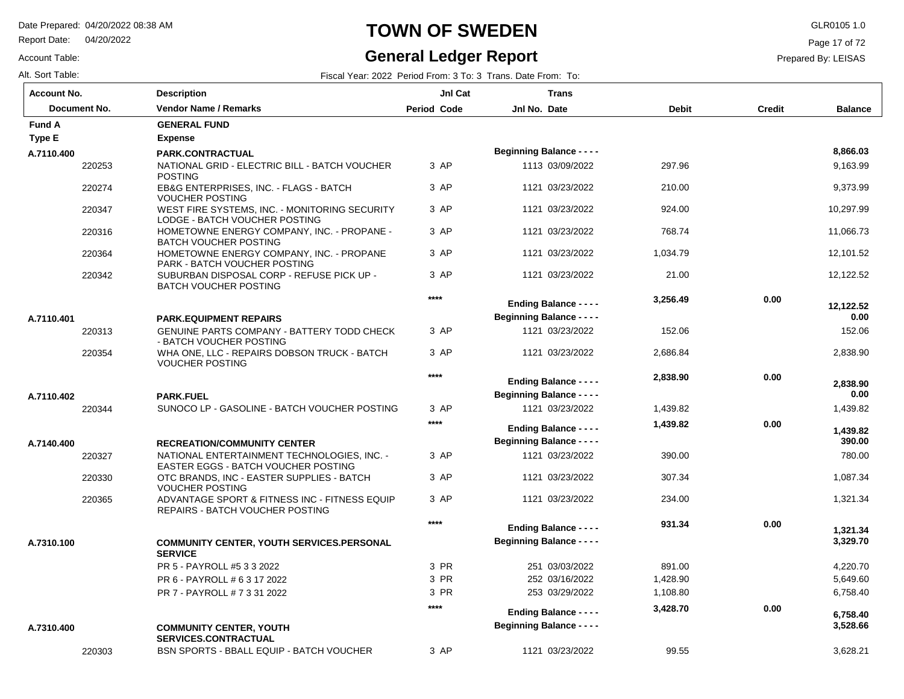# TOWN OF SWEDEN

## General Ledger Report

Date Prepared: 04/20/2022 08:38 AM
Report Date: 04/20/2022
Account Table:
Alt. Sort Table:

GLR0105 1.0
Prepared By: LEISAS

Fiscal Year: 2022 Period From: 3 To: 3 Trans. Date From: To:

| Account No. / Document No. | Description / Vendor Name / Remarks | Period | Jnl Cat Code | Jnl No. | Trans Date | Debit | Credit | Balance |
|---|---|---|---|---|---|---|---|---|
| **Fund A** | **GENERAL FUND** | | | | | | | |
| **Type E** | **Expense** | | | | | | | |
| **A.7110.400** | **PARK.CONTRACTUAL** | | | **Beginning Balance - - - -** | | | | **8,866.03** |
| 220253 | NATIONAL GRID - ELECTRIC BILL - BATCH VOUCHER POSTING | 3 | AP | 1113 | 03/09/2022 | 297.96 | | 9,163.99 |
| 220274 | EB&G ENTERPRISES, INC. - FLAGS - BATCH VOUCHER POSTING | 3 | AP | 1121 | 03/23/2022 | 210.00 | | 9,373.99 |
| 220347 | WEST FIRE SYSTEMS, INC. - MONITORING SECURITY LODGE - BATCH VOUCHER POSTING | 3 | AP | 1121 | 03/23/2022 | 924.00 | | 10,297.99 |
| 220316 | HOMETOWNE ENERGY COMPANY, INC. - PROPANE - BATCH VOUCHER POSTING | 3 | AP | 1121 | 03/23/2022 | 768.74 | | 11,066.73 |
| 220364 | HOMETOWNE ENERGY COMPANY, INC. - PROPANE PARK - BATCH VOUCHER POSTING | 3 | AP | 1121 | 03/23/2022 | 1,034.79 | | 12,101.52 |
| 220342 | SUBURBAN DISPOSAL CORP - REFUSE PICK UP - BATCH VOUCHER POSTING | 3 | AP | 1121 | 03/23/2022 | 21.00 | | 12,122.52 |
| | | **** | | **Ending Balance - - - -** | | **3,256.49** | **0.00** | **12,122.52** |
| **A.7110.401** | **PARK.EQUIPMENT REPAIRS** | | | **Beginning Balance - - - -** | | | | **0.00** |
| 220313 | GENUINE PARTS COMPANY - BATTERY TODD CHECK - BATCH VOUCHER POSTING | 3 | AP | 1121 | 03/23/2022 | 152.06 | | 152.06 |
| 220354 | WHA ONE, LLC - REPAIRS DOBSON TRUCK - BATCH VOUCHER POSTING | 3 | AP | 1121 | 03/23/2022 | 2,686.84 | | 2,838.90 |
| | | **** | | **Ending Balance - - - -** | | **2,838.90** | **0.00** | **2,838.90** |
| **A.7110.402** | **PARK.FUEL** | | | **Beginning Balance - - - -** | | | | **0.00** |
| 220344 | SUNOCO LP - GASOLINE - BATCH VOUCHER POSTING | 3 | AP | 1121 | 03/23/2022 | 1,439.82 | | 1,439.82 |
| | | **** | | **Ending Balance - - - -** | | **1,439.82** | **0.00** | **1,439.82** |
| **A.7140.400** | **RECREATION/COMMUNITY CENTER** | | | **Beginning Balance - - - -** | | | | **390.00** |
| 220327 | NATIONAL ENTERTAINMENT TECHNOLOGIES, INC. - EASTER EGGS - BATCH VOUCHER POSTING | 3 | AP | 1121 | 03/23/2022 | 390.00 | | 780.00 |
| 220330 | OTC BRANDS, INC - EASTER SUPPLIES - BATCH VOUCHER POSTING | 3 | AP | 1121 | 03/23/2022 | 307.34 | | 1,087.34 |
| 220365 | ADVANTAGE SPORT & FITNESS INC - FITNESS EQUIP REPAIRS - BATCH VOUCHER POSTING | 3 | AP | 1121 | 03/23/2022 | 234.00 | | 1,321.34 |
| | | **** | | **Ending Balance - - - -** | | **931.34** | **0.00** | **1,321.34** |
| **A.7310.100** | **COMMUNITY CENTER, YOUTH SERVICES.PERSONAL SERVICE** | | | **Beginning Balance - - - -** | | | | **3,329.70** |
| | PR 5 - PAYROLL #5 3 3 2022 | 3 | PR | 251 | 03/03/2022 | 891.00 | | 4,220.70 |
| | PR 6 - PAYROLL # 6 3 17 2022 | 3 | PR | 252 | 03/16/2022 | 1,428.90 | | 5,649.60 |
| | PR 7 - PAYROLL # 7 3 31 2022 | 3 | PR | 253 | 03/29/2022 | 1,108.80 | | 6,758.40 |
| | | **** | | **Ending Balance - - - -** | | **3,428.70** | **0.00** | **6,758.40** |
| **A.7310.400** | **COMMUNITY CENTER, YOUTH SERVICES.CONTRACTUAL** | | | **Beginning Balance - - - -** | | | | **3,528.66** |
| 220303 | BSN SPORTS - BBALL EQUIP - BATCH VOUCHER | 3 | AP | 1121 | 03/23/2022 | 99.55 | | 3,628.21 |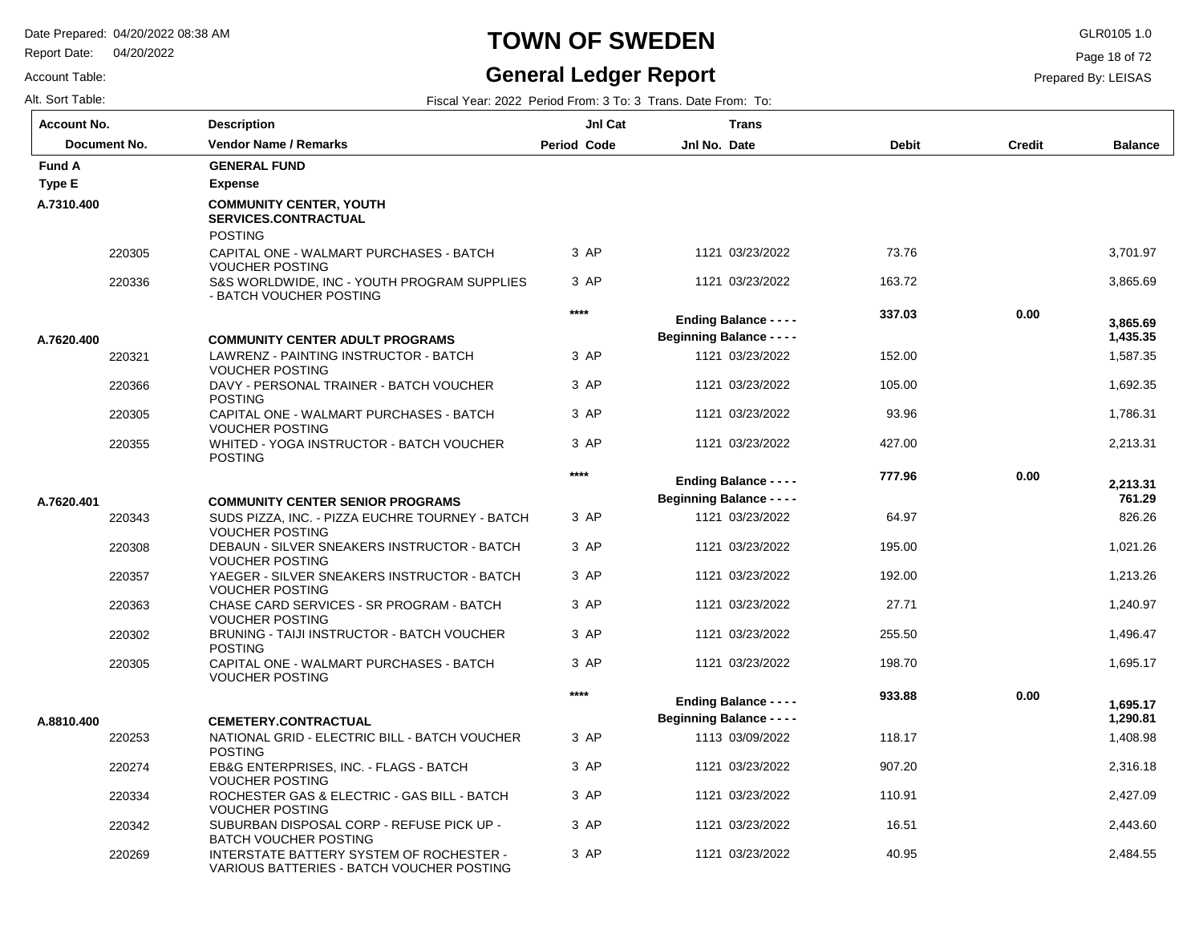# TOWN OF SWEDEN

## General Ledger Report

Date Prepared: 04/20/2022 08:38 AM
Report Date: 04/20/2022
Account Table:
Alt. Sort Table:

GLR0105 1.0
Prepared By: LEISAS

Fiscal Year: 2022 Period From: 3 To: 3 Trans. Date From: To:

| Account No. / Document No. | Description / Vendor Name / Remarks | Jnl Cat Period Code | Trans Jnl No. Date | Debit | Credit | Balance |
|---|---|---|---|---|---|---|
| **Fund A** | **GENERAL FUND** | | | | | |
| **Type E** | **Expense** | | | | | |
| **A.7310.400** | **COMMUNITY CENTER, YOUTH SERVICES.CONTRACTUAL** | | | | | |
| | POSTING | | | | | |
| 220305 | CAPITAL ONE - WALMART PURCHASES - BATCH VOUCHER POSTING | 3 AP | 1121 03/23/2022 | 73.76 | | 3,701.97 |
| 220336 | S&S WORLDWIDE, INC - YOUTH PROGRAM SUPPLIES - BATCH VOUCHER POSTING | 3 AP | 1121 03/23/2022 | 163.72 | | 3,865.69 |
| | | **** | **Ending Balance - - - -** | **337.03** | **0.00** | **3,865.69** |
| **A.7620.400** | **COMMUNITY CENTER ADULT PROGRAMS** | | **Beginning Balance - - - -** | | | **1,435.35** |
| 220321 | LAWRENZ - PAINTING INSTRUCTOR - BATCH VOUCHER POSTING | 3 AP | 1121 03/23/2022 | 152.00 | | 1,587.35 |
| 220366 | DAVY - PERSONAL TRAINER - BATCH VOUCHER POSTING | 3 AP | 1121 03/23/2022 | 105.00 | | 1,692.35 |
| 220305 | CAPITAL ONE - WALMART PURCHASES - BATCH VOUCHER POSTING | 3 AP | 1121 03/23/2022 | 93.96 | | 1,786.31 |
| 220355 | WHITED - YOGA INSTRUCTOR - BATCH VOUCHER POSTING | 3 AP | 1121 03/23/2022 | 427.00 | | 2,213.31 |
| | | **** | **Ending Balance - - - -** | **777.96** | **0.00** | **2,213.31** |
| **A.7620.401** | **COMMUNITY CENTER SENIOR PROGRAMS** | | **Beginning Balance - - - -** | | | **761.29** |
| 220343 | SUDS PIZZA, INC. - PIZZA EUCHRE TOURNEY - BATCH VOUCHER POSTING | 3 AP | 1121 03/23/2022 | 64.97 | | 826.26 |
| 220308 | DEBAUN - SILVER SNEAKERS INSTRUCTOR - BATCH VOUCHER POSTING | 3 AP | 1121 03/23/2022 | 195.00 | | 1,021.26 |
| 220357 | YAEGER - SILVER SNEAKERS INSTRUCTOR - BATCH VOUCHER POSTING | 3 AP | 1121 03/23/2022 | 192.00 | | 1,213.26 |
| 220363 | CHASE CARD SERVICES - SR PROGRAM - BATCH VOUCHER POSTING | 3 AP | 1121 03/23/2022 | 27.71 | | 1,240.97 |
| 220302 | BRUNING - TAIJI INSTRUCTOR - BATCH VOUCHER POSTING | 3 AP | 1121 03/23/2022 | 255.50 | | 1,496.47 |
| 220305 | CAPITAL ONE - WALMART PURCHASES - BATCH VOUCHER POSTING | 3 AP | 1121 03/23/2022 | 198.70 | | 1,695.17 |
| | | **** | **Ending Balance - - - -** | **933.88** | **0.00** | **1,695.17** |
| **A.8810.400** | **CEMETERY.CONTRACTUAL** | | **Beginning Balance - - - -** | | | **1,290.81** |
| 220253 | NATIONAL GRID - ELECTRIC BILL - BATCH VOUCHER POSTING | 3 AP | 1113 03/09/2022 | 118.17 | | 1,408.98 |
| 220274 | EB&G ENTERPRISES, INC. - FLAGS - BATCH VOUCHER POSTING | 3 AP | 1121 03/23/2022 | 907.20 | | 2,316.18 |
| 220334 | ROCHESTER GAS & ELECTRIC - GAS BILL - BATCH VOUCHER POSTING | 3 AP | 1121 03/23/2022 | 110.91 | | 2,427.09 |
| 220342 | SUBURBAN DISPOSAL CORP - REFUSE PICK UP - BATCH VOUCHER POSTING | 3 AP | 1121 03/23/2022 | 16.51 | | 2,443.60 |
| 220269 | INTERSTATE BATTERY SYSTEM OF ROCHESTER - VARIOUS BATTERIES - BATCH VOUCHER POSTING | 3 AP | 1121 03/23/2022 | 40.95 | | 2,484.55 |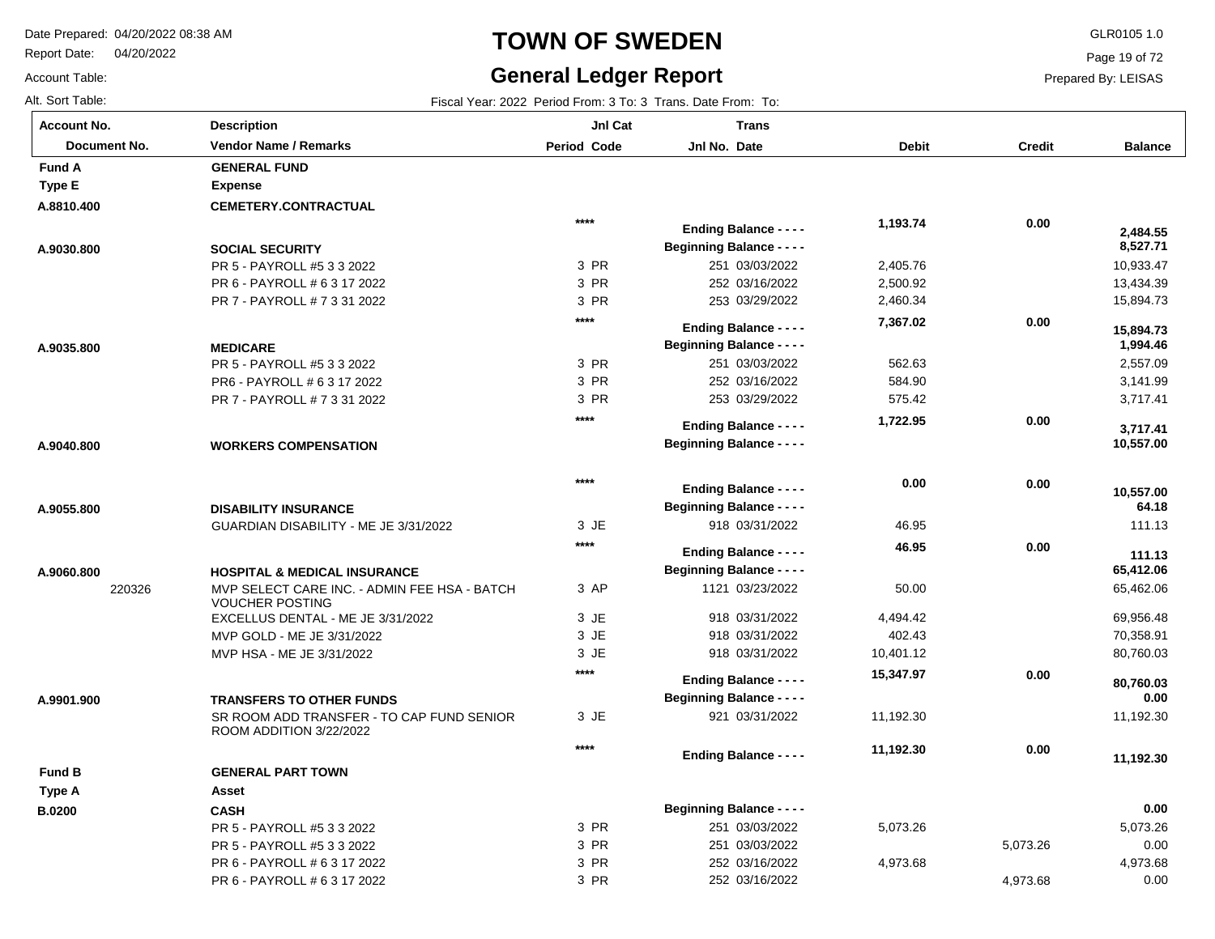# TOWN OF SWEDEN

## General Ledger Report

Date Prepared: 04/20/2022 08:38 AM
Report Date: 04/20/2022
Account Table:
Alt. Sort Table:

GLR0105 1.0
Prepared By: LEISAS

Fiscal Year: 2022 Period From: 3 To: 3 Trans. Date From: To:

| Account No. / Document No. | Description / Vendor Name / Remarks | Period | Jnl Cat Code | Trans Jnl No. | Date | Debit | Credit | Balance |
|---|---|---|---|---|---|---|---|---|
| **Fund A** | **GENERAL FUND** | | | | | | | |
| **Type E** | **Expense** | | | | | | | |
| **A.8810.400** | **CEMETERY.CONTRACTUAL** | | | | | | | |
| | | **** | | **Ending Balance - - - -** | | **1,193.74** | **0.00** | **2,484.55** |
| **A.9030.800** | **SOCIAL SECURITY** | | | **Beginning Balance - - - -** | | | | **8,527.71** |
| | PR 5 - PAYROLL #5 3 3 2022 | 3 | PR | 251 | 03/03/2022 | 2,405.76 | | 10,933.47 |
| | PR 6 - PAYROLL # 6 3 17 2022 | 3 | PR | 252 | 03/16/2022 | 2,500.92 | | 13,434.39 |
| | PR 7 - PAYROLL # 7 3 31 2022 | 3 | PR | 253 | 03/29/2022 | 2,460.34 | | 15,894.73 |
| | | **** | | **Ending Balance - - - -** | | **7,367.02** | **0.00** | **15,894.73** |
| **A.9035.800** | **MEDICARE** | | | **Beginning Balance - - - -** | | | | **1,994.46** |
| | PR 5 - PAYROLL #5 3 3 2022 | 3 | PR | 251 | 03/03/2022 | 562.63 | | 2,557.09 |
| | PR6 - PAYROLL # 6 3 17 2022 | 3 | PR | 252 | 03/16/2022 | 584.90 | | 3,141.99 |
| | PR 7 - PAYROLL # 7 3 31 2022 | 3 | PR | 253 | 03/29/2022 | 575.42 | | 3,717.41 |
| | | **** | | **Ending Balance - - - -** | | **1,722.95** | **0.00** | **3,717.41** |
| **A.9040.800** | **WORKERS COMPENSATION** | | | **Beginning Balance - - - -** | | | | **10,557.00** |
| | | **** | | **Ending Balance - - - -** | | **0.00** | **0.00** | **10,557.00** |
| **A.9055.800** | **DISABILITY INSURANCE** | | | **Beginning Balance - - - -** | | | | **64.18** |
| | GUARDIAN DISABILITY - ME JE 3/31/2022 | 3 | JE | 918 | 03/31/2022 | 46.95 | | 111.13 |
| | | **** | | **Ending Balance - - - -** | | **46.95** | **0.00** | **111.13** |
| **A.9060.800** | **HOSPITAL & MEDICAL INSURANCE** | | | **Beginning Balance - - - -** | | | | **65,412.06** |
| 220326 | MVP SELECT CARE INC. - ADMIN FEE HSA - BATCH VOUCHER POSTING | 3 | AP | 1121 | 03/23/2022 | 50.00 | | 65,462.06 |
| | EXCELLUS DENTAL - ME JE 3/31/2022 | 3 | JE | 918 | 03/31/2022 | 4,494.42 | | 69,956.48 |
| | MVP GOLD - ME JE 3/31/2022 | 3 | JE | 918 | 03/31/2022 | 402.43 | | 70,358.91 |
| | MVP HSA - ME JE 3/31/2022 | 3 | JE | 918 | 03/31/2022 | 10,401.12 | | 80,760.03 |
| | | **** | | **Ending Balance - - - -** | | **15,347.97** | **0.00** | **80,760.03** |
| **A.9901.900** | **TRANSFERS TO OTHER FUNDS** | | | **Beginning Balance - - - -** | | | | **0.00** |
| | SR ROOM ADD TRANSFER - TO CAP FUND SENIOR ROOM ADDITION 3/22/2022 | 3 | JE | 921 | 03/31/2022 | 11,192.30 | | 11,192.30 |
| | | **** | | **Ending Balance - - - -** | | **11,192.30** | **0.00** | **11,192.30** |
| **Fund B** | **GENERAL PART TOWN** | | | | | | | |
| **Type A** | **Asset** | | | | | | | |
| **B.0200** | **CASH** | | | **Beginning Balance - - - -** | | | | **0.00** |
| | PR 5 - PAYROLL #5 3 3 2022 | 3 | PR | 251 | 03/03/2022 | 5,073.26 | | 5,073.26 |
| | PR 5 - PAYROLL #5 3 3 2022 | 3 | PR | 251 | 03/03/2022 | | 5,073.26 | 0.00 |
| | PR 6 - PAYROLL # 6 3 17 2022 | 3 | PR | 252 | 03/16/2022 | 4,973.68 | | 4,973.68 |
| | PR 6 - PAYROLL # 6 3 17 2022 | 3 | PR | 252 | 03/16/2022 | | 4,973.68 | 0.00 |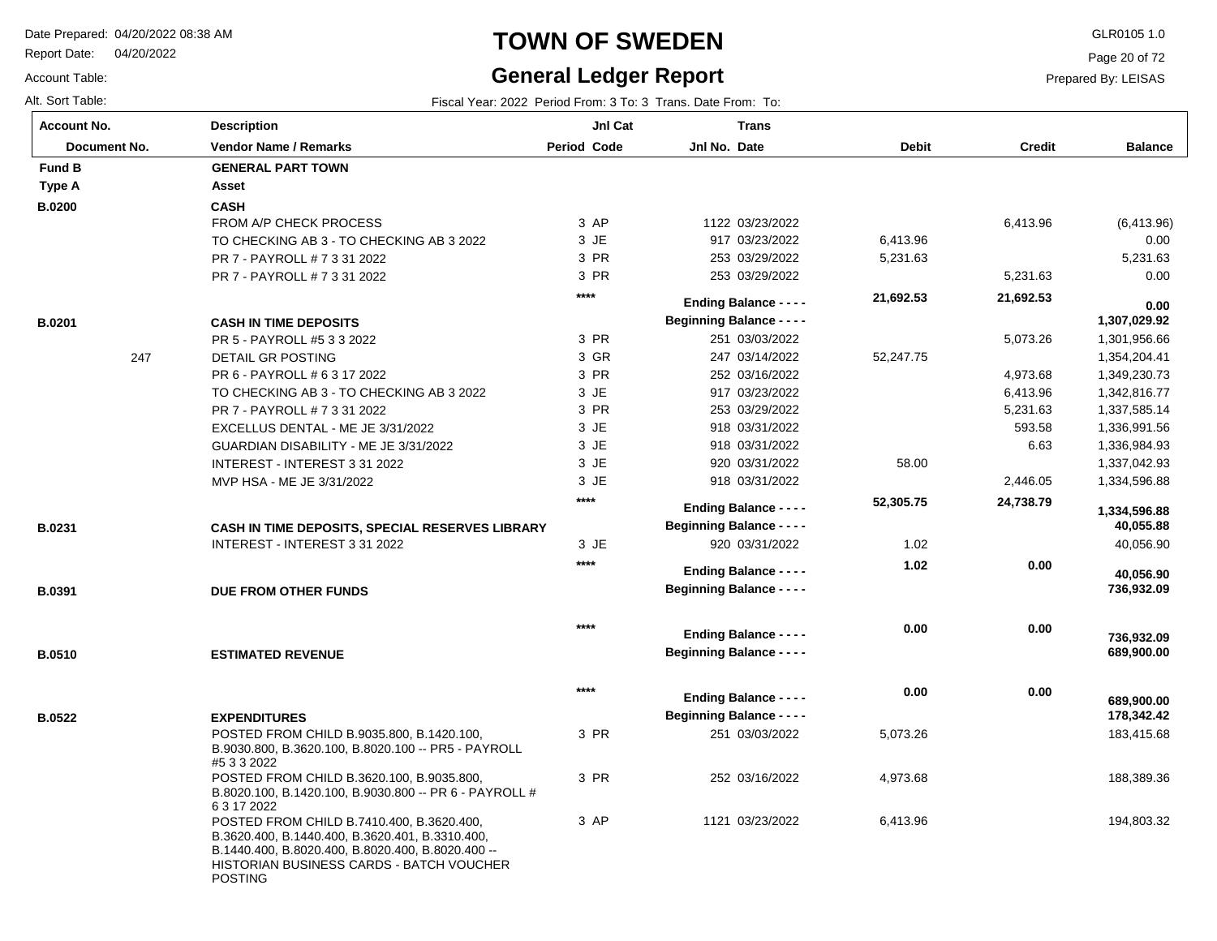# TOWN OF SWEDEN

## General Ledger Report

Date Prepared: 04/20/2022 08:38 AM
Report Date: 04/20/2022
Account Table:
Alt. Sort Table:

GLR0105 1.0
Prepared By: LEISAS

Fiscal Year: 2022 Period From: 3 To: 3 Trans. Date From: To:

| Account No. / Document No. | Description / Vendor Name / Remarks | Period | Jnl Cat Code | Jnl No. | Trans Date | Debit | Credit | Balance |
|---|---|---|---|---|---|---|---|---|
| **Fund B** | **GENERAL PART TOWN** | | | | | | | |
| **Type A** | **Asset** | | | | | | | |
| **B.0200** | **CASH** | | | | | | | |
| | FROM A/P CHECK PROCESS | 3 | AP | 1122 | 03/23/2022 | | 6,413.96 | (6,413.96) |
| | TO CHECKING AB 3 - TO CHECKING AB 3 2022 | 3 | JE | 917 | 03/23/2022 | 6,413.96 | | 0.00 |
| | PR 7 - PAYROLL # 7 3 31 2022 | 3 | PR | 253 | 03/29/2022 | 5,231.63 | | 5,231.63 |
| | PR 7 - PAYROLL # 7 3 31 2022 | 3 | PR | 253 | 03/29/2022 | | 5,231.63 | 0.00 |
| | | | **** | **Ending Balance - - - -** | | **21,692.53** | **21,692.53** | **0.00** |
| **B.0201** | **CASH IN TIME DEPOSITS** | | | **Beginning Balance - - - -** | | | | **1,307,029.92** |
| | PR 5 - PAYROLL #5 3 3 2022 | 3 | PR | 251 | 03/03/2022 | | 5,073.26 | 1,301,956.66 |
| 247 | DETAIL GR POSTING | 3 | GR | 247 | 03/14/2022 | 52,247.75 | | 1,354,204.41 |
| | PR 6 - PAYROLL # 6 3 17 2022 | 3 | PR | 252 | 03/16/2022 | | 4,973.68 | 1,349,230.73 |
| | TO CHECKING AB 3 - TO CHECKING AB 3 2022 | 3 | JE | 917 | 03/23/2022 | | 6,413.96 | 1,342,816.77 |
| | PR 7 - PAYROLL # 7 3 31 2022 | 3 | PR | 253 | 03/29/2022 | | 5,231.63 | 1,337,585.14 |
| | EXCELLUS DENTAL - ME JE 3/31/2022 | 3 | JE | 918 | 03/31/2022 | | 593.58 | 1,336,991.56 |
| | GUARDIAN DISABILITY - ME JE 3/31/2022 | 3 | JE | 918 | 03/31/2022 | | 6.63 | 1,336,984.93 |
| | INTEREST - INTEREST 3 31 2022 | 3 | JE | 920 | 03/31/2022 | 58.00 | | 1,337,042.93 |
| | MVP HSA - ME JE 3/31/2022 | 3 | JE | 918 | 03/31/2022 | | 2,446.05 | 1,334,596.88 |
| | | | **** | **Ending Balance - - - -** | | **52,305.75** | **24,738.79** | **1,334,596.88** |
| **B.0231** | **CASH IN TIME DEPOSITS, SPECIAL RESERVES LIBRARY** | | | **Beginning Balance - - - -** | | | | **40,055.88** |
| | INTEREST - INTEREST 3 31 2022 | 3 | JE | 920 | 03/31/2022 | 1.02 | | 40,056.90 |
| | | | **** | **Ending Balance - - - -** | | **1.02** | **0.00** | **40,056.90** |
| **B.0391** | **DUE FROM OTHER FUNDS** | | | **Beginning Balance - - - -** | | | | **736,932.09** |
| | | | **** | **Ending Balance - - - -** | | **0.00** | **0.00** | **736,932.09** |
| **B.0510** | **ESTIMATED REVENUE** | | | **Beginning Balance - - - -** | | | | **689,900.00** |
| | | | **** | **Ending Balance - - - -** | | **0.00** | **0.00** | **689,900.00** |
| **B.0522** | **EXPENDITURES** | | | **Beginning Balance - - - -** | | | | **178,342.42** |
| | POSTED FROM CHILD B.9035.800, B.1420.100, B.9030.800, B.3620.100, B.8020.100 -- PR5 - PAYROLL #5 3 3 2022 | 3 | PR | 251 | 03/03/2022 | 5,073.26 | | 183,415.68 |
| | POSTED FROM CHILD B.3620.100, B.9035.800, B.8020.100, B.1420.100, B.9030.800 -- PR 6 - PAYROLL # 6 3 17 2022 | 3 | PR | 252 | 03/16/2022 | 4,973.68 | | 188,389.36 |
| | POSTED FROM CHILD B.7410.400, B.3620.400, B.3620.400, B.1440.400, B.3620.401, B.3310.400, B.1440.400, B.8020.400, B.8020.400, B.8020.400 -- HISTORIAN BUSINESS CARDS - BATCH VOUCHER POSTING | 3 | AP | 1121 | 03/23/2022 | 6,413.96 | | 194,803.32 |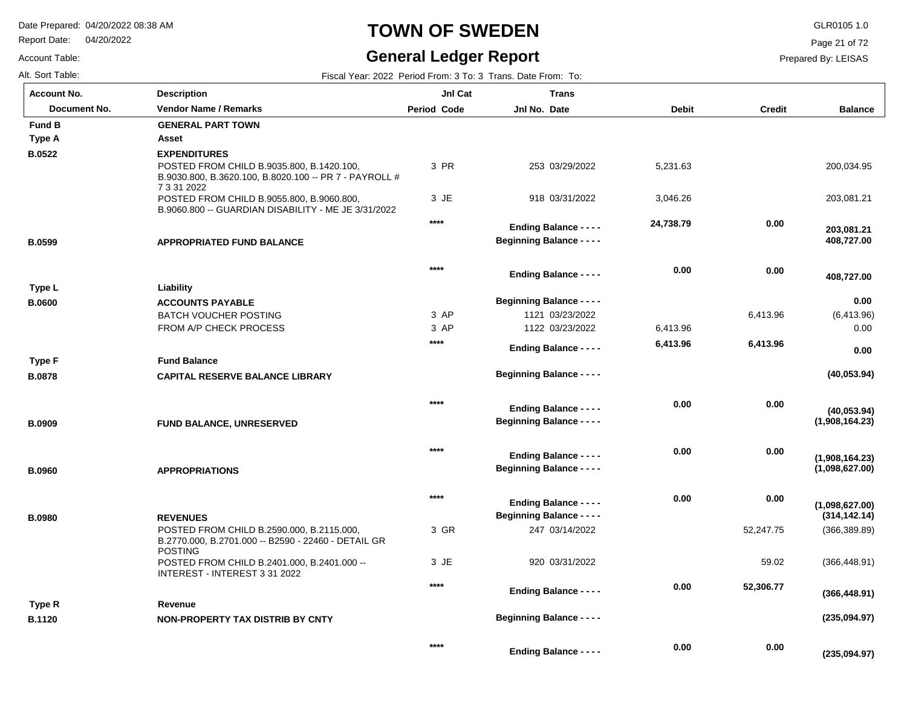# TOWN OF SWEDEN

## General Ledger Report

Date Prepared: 04/20/2022 08:38 AM
Report Date: 04/20/2022
Account Table:
Alt. Sort Table:

GLR0105 1.0
Prepared By: LEISAS

Fiscal Year: 2022 Period From: 3 To: 3 Trans. Date From: To:

| Account No. / Document No. | Description / Vendor Name / Remarks | Jnl Cat Period Code | Trans Jnl No. Date | Debit | Credit | Balance |
|---|---|---|---|---|---|---|
| **Fund B** | **GENERAL PART TOWN** | | | | | |
| **Type A** | **Asset** | | | | | |
| **B.0522** | **EXPENDITURES** | | | | | |
| | POSTED FROM CHILD B.9035.800, B.1420.100, B.9030.800, B.3620.100, B.8020.100 -- PR 7 - PAYROLL # 7 3 31 2022 | 3 PR | 253 03/29/2022 | 5,231.63 | | 200,034.95 |
| | POSTED FROM CHILD B.9055.800, B.9060.800, B.9060.800 -- GUARDIAN DISABILITY - ME JE 3/31/2022 | 3 JE | 918 03/31/2022 | 3,046.26 | | 203,081.21 |
| | | **** | **Ending Balance - - - -** | **24,738.79** | **0.00** | **203,081.21** |
| **B.0599** | **APPROPRIATED FUND BALANCE** | | **Beginning Balance - - - -** | | | **408,727.00** |
| | | **** | **Ending Balance - - - -** | **0.00** | **0.00** | **408,727.00** |
| **Type L** | **Liability** | | | | | |
| **B.0600** | **ACCOUNTS PAYABLE** | | **Beginning Balance - - - -** | | | **0.00** |
| | BATCH VOUCHER POSTING | 3 AP | 1121 03/23/2022 | | 6,413.96 | (6,413.96) |
| | FROM A/P CHECK PROCESS | 3 AP | 1122 03/23/2022 | 6,413.96 | | 0.00 |
| | | **** | **Ending Balance - - - -** | **6,413.96** | **6,413.96** | **0.00** |
| **Type F** | **Fund Balance** | | | | | |
| **B.0878** | **CAPITAL RESERVE BALANCE LIBRARY** | | **Beginning Balance - - - -** | | | **(40,053.94)** |
| | | **** | **Ending Balance - - - -** | **0.00** | **0.00** | **(40,053.94)** |
| **B.0909** | **FUND BALANCE, UNRESERVED** | | **Beginning Balance - - - -** | | | **(1,908,164.23)** |
| | | **** | **Ending Balance - - - -** | **0.00** | **0.00** | **(1,908,164.23)** |
| **B.0960** | **APPROPRIATIONS** | | **Beginning Balance - - - -** | | | **(1,098,627.00)** |
| | | **** | **Ending Balance - - - -** | **0.00** | **0.00** | **(1,098,627.00)** |
| **B.0980** | **REVENUES** | | **Beginning Balance - - - -** | | | **(314,142.14)** |
| | POSTED FROM CHILD B.2590.000, B.2115.000, B.2770.000, B.2701.000 -- B2590 - 22460 - DETAIL GR POSTING | 3 GR | 247 03/14/2022 | | 52,247.75 | (366,389.89) |
| | POSTED FROM CHILD B.2401.000, B.2401.000 -- INTEREST - INTEREST 3 31 2022 | 3 JE | 920 03/31/2022 | | 59.02 | (366,448.91) |
| | | **** | **Ending Balance - - - -** | **0.00** | **52,306.77** | **(366,448.91)** |
| **Type R** | **Revenue** | | | | | |
| **B.1120** | **NON-PROPERTY TAX DISTRIB BY CNTY** | | **Beginning Balance - - - -** | | | **(235,094.97)** |
| | | **** | **Ending Balance - - - -** | **0.00** | **0.00** | **(235,094.97)** |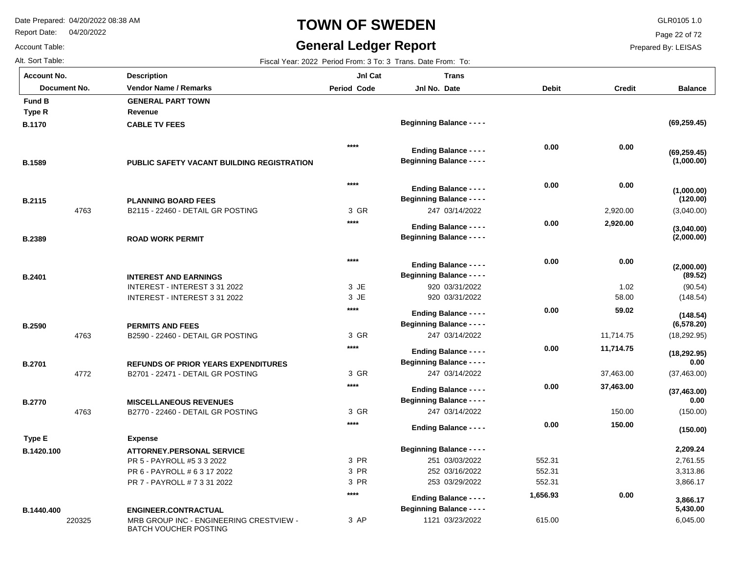# TOWN OF SWEDEN

## General Ledger Report

Date Prepared: 04/20/2022 08:38 AM
Report Date: 04/20/2022
Account Table:
Alt. Sort Table:

GLR0105 1.0
Prepared By: LEISAS

Fiscal Year: 2022 Period From: 3 To: 3 Trans. Date From: To:

| Account No. / Document No. | Description / Vendor Name / Remarks | Period | Jnl Cat Code | Jnl No. | Trans Date | Debit | Credit | Balance |
|---|---|---|---|---|---|---|---|---|
| **Fund B** | **GENERAL PART TOWN** | | | | | | | |
| **Type R** | **Revenue** | | | | | | | |
| **B.1170** | **CABLE TV FEES** | | | **Beginning Balance - - - -** | | | | **(69,259.45)** |
| | | | **** | **Ending Balance - - - -** | | **0.00** | **0.00** | **(69,259.45)** |
| **B.1589** | **PUBLIC SAFETY VACANT BUILDING REGISTRATION** | | | **Beginning Balance - - - -** | | | | **(1,000.00)** |
| | | | **** | **Ending Balance - - - -** | | **0.00** | **0.00** | **(1,000.00)** |
| **B.2115** | **PLANNING BOARD FEES** | | | **Beginning Balance - - - -** | | | | **(120.00)** |
| 4763 | B2115 - 22460 - DETAIL GR POSTING | 3 | GR | 247 | 03/14/2022 | | 2,920.00 | (3,040.00) |
| | | | **** | **Ending Balance - - - -** | | **0.00** | **2,920.00** | **(3,040.00)** |
| **B.2389** | **ROAD WORK PERMIT** | | | **Beginning Balance - - - -** | | | | **(2,000.00)** |
| | | | **** | **Ending Balance - - - -** | | **0.00** | **0.00** | **(2,000.00)** |
| **B.2401** | **INTEREST AND EARNINGS** | | | **Beginning Balance - - - -** | | | | **(89.52)** |
| | INTEREST - INTEREST 3 31 2022 | 3 | JE | 920 | 03/31/2022 | | 1.02 | (90.54) |
| | INTEREST - INTEREST 3 31 2022 | 3 | JE | 920 | 03/31/2022 | | 58.00 | (148.54) |
| | | | **** | **Ending Balance - - - -** | | **0.00** | **59.02** | **(148.54)** |
| **B.2590** | **PERMITS AND FEES** | | | **Beginning Balance - - - -** | | | | **(6,578.20)** |
| 4763 | B2590 - 22460 - DETAIL GR POSTING | 3 | GR | 247 | 03/14/2022 | | 11,714.75 | (18,292.95) |
| | | | **** | **Ending Balance - - - -** | | **0.00** | **11,714.75** | **(18,292.95)** |
| **B.2701** | **REFUNDS OF PRIOR YEARS EXPENDITURES** | | | **Beginning Balance - - - -** | | | | **0.00** |
| 4772 | B2701 - 22471 - DETAIL GR POSTING | 3 | GR | 247 | 03/14/2022 | | 37,463.00 | (37,463.00) |
| | | | **** | **Ending Balance - - - -** | | **0.00** | **37,463.00** | **(37,463.00)** |
| **B.2770** | **MISCELLANEOUS REVENUES** | | | **Beginning Balance - - - -** | | | | **0.00** |
| 4763 | B2770 - 22460 - DETAIL GR POSTING | 3 | GR | 247 | 03/14/2022 | | 150.00 | (150.00) |
| | | | **** | **Ending Balance - - - -** | | **0.00** | **150.00** | **(150.00)** |
| **Type E** | **Expense** | | | | | | | |
| **B.1420.100** | **ATTORNEY.PERSONAL SERVICE** | | | **Beginning Balance - - - -** | | | | **2,209.24** |
| | PR 5 - PAYROLL #5 3 3 2022 | 3 | PR | 251 | 03/03/2022 | 552.31 | | 2,761.55 |
| | PR 6 - PAYROLL # 6 3 17 2022 | 3 | PR | 252 | 03/16/2022 | 552.31 | | 3,313.86 |
| | PR 7 - PAYROLL # 7 3 31 2022 | 3 | PR | 253 | 03/29/2022 | 552.31 | | 3,866.17 |
| | | | **** | **Ending Balance - - - -** | | **1,656.93** | **0.00** | **3,866.17** |
| **B.1440.400** | **ENGINEER.CONTRACTUAL** | | | **Beginning Balance - - - -** | | | | **5,430.00** |
| 220325 | MRB GROUP INC - ENGINEERING CRESTVIEW - BATCH VOUCHER POSTING | 3 | AP | 1121 | 03/23/2022 | 615.00 | | 6,045.00 |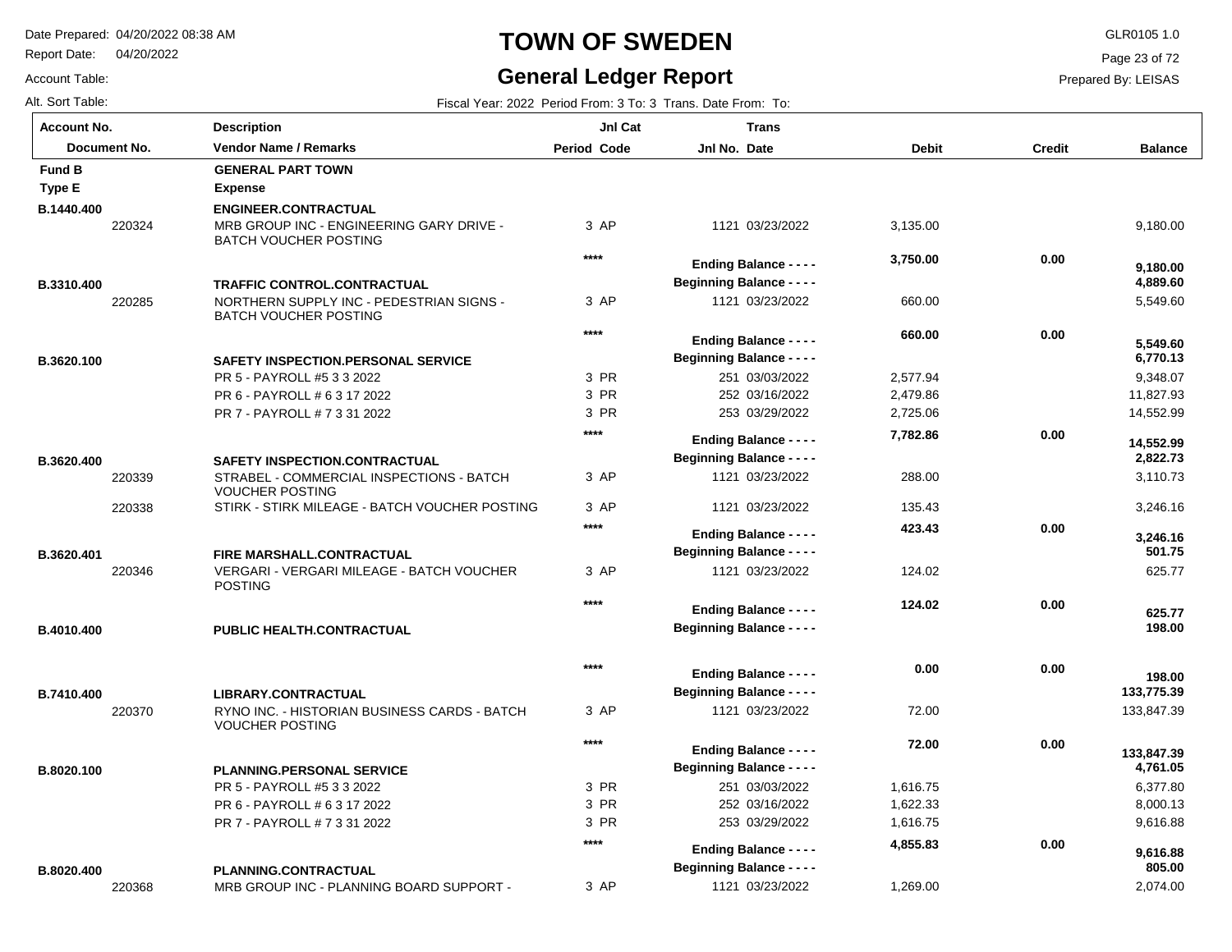# TOWN OF SWEDEN

## General Ledger Report

Date Prepared: 04/20/2022 08:38 AM
Report Date: 04/20/2022
Account Table:
Alt. Sort Table:

GLR0105 1.0
Prepared By: LEISAS

Fiscal Year: 2022 Period From: 3 To: 3 Trans. Date From: To:

| Account No. / Document No. | Description / Vendor Name / Remarks | Period | Jnl Cat Code | Jnl No. | Trans Date | Debit | Credit | Balance |
|---|---|---|---|---|---|---|---|---|
| **Fund B** | **GENERAL PART TOWN** | | | | | | | |
| **Type E** | **Expense** | | | | | | | |
| **B.1440.400** | **ENGINEER.CONTRACTUAL** | | | | | | | |
| 220324 | MRB GROUP INC - ENGINEERING GARY DRIVE - BATCH VOUCHER POSTING | 3 | AP | 1121 | 03/23/2022 | 3,135.00 | | 9,180.00 |
| | | | **** | | **Ending Balance - - - -** | **3,750.00** | **0.00** | **9,180.00** |
| **B.3310.400** | **TRAFFIC CONTROL.CONTRACTUAL** | | | | **Beginning Balance - - - -** | | | **4,889.60** |
| 220285 | NORTHERN SUPPLY INC - PEDESTRIAN SIGNS - BATCH VOUCHER POSTING | 3 | AP | 1121 | 03/23/2022 | 660.00 | | 5,549.60 |
| | | | **** | | **Ending Balance - - - -** | **660.00** | **0.00** | **5,549.60** |
| **B.3620.100** | **SAFETY INSPECTION.PERSONAL SERVICE** | | | | **Beginning Balance - - - -** | | | **6,770.13** |
| | PR 5 - PAYROLL #5 3 3 2022 | 3 | PR | 251 | 03/03/2022 | 2,577.94 | | 9,348.07 |
| | PR 6 - PAYROLL # 6 3 17 2022 | 3 | PR | 252 | 03/16/2022 | 2,479.86 | | 11,827.93 |
| | PR 7 - PAYROLL # 7 3 31 2022 | 3 | PR | 253 | 03/29/2022 | 2,725.06 | | 14,552.99 |
| | | | **** | | **Ending Balance - - - -** | **7,782.86** | **0.00** | **14,552.99** |
| **B.3620.400** | **SAFETY INSPECTION.CONTRACTUAL** | | | | **Beginning Balance - - - -** | | | **2,822.73** |
| 220339 | STRABEL - COMMERCIAL INSPECTIONS - BATCH VOUCHER POSTING | 3 | AP | 1121 | 03/23/2022 | 288.00 | | 3,110.73 |
| 220338 | STIRK - STIRK MILEAGE - BATCH VOUCHER POSTING | 3 | AP | 1121 | 03/23/2022 | 135.43 | | 3,246.16 |
| | | | **** | | **Ending Balance - - - -** | **423.43** | **0.00** | **3,246.16** |
| **B.3620.401** | **FIRE MARSHALL.CONTRACTUAL** | | | | **Beginning Balance - - - -** | | | **501.75** |
| 220346 | VERGARI - VERGARI MILEAGE - BATCH VOUCHER POSTING | 3 | AP | 1121 | 03/23/2022 | 124.02 | | 625.77 |
| | | | **** | | **Ending Balance - - - -** | **124.02** | **0.00** | **625.77** |
| **B.4010.400** | **PUBLIC HEALTH.CONTRACTUAL** | | | | **Beginning Balance - - - -** | | | **198.00** |
| | | | **** | | **Ending Balance - - - -** | **0.00** | **0.00** | **198.00** |
| **B.7410.400** | **LIBRARY.CONTRACTUAL** | | | | **Beginning Balance - - - -** | | | **133,775.39** |
| 220370 | RYNO INC. - HISTORIAN BUSINESS CARDS - BATCH VOUCHER POSTING | 3 | AP | 1121 | 03/23/2022 | 72.00 | | 133,847.39 |
| | | | **** | | **Ending Balance - - - -** | **72.00** | **0.00** | **133,847.39** |
| **B.8020.100** | **PLANNING.PERSONAL SERVICE** | | | | **Beginning Balance - - - -** | | | **4,761.05** |
| | PR 5 - PAYROLL #5 3 3 2022 | 3 | PR | 251 | 03/03/2022 | 1,616.75 | | 6,377.80 |
| | PR 6 - PAYROLL # 6 3 17 2022 | 3 | PR | 252 | 03/16/2022 | 1,622.33 | | 8,000.13 |
| | PR 7 - PAYROLL # 7 3 31 2022 | 3 | PR | 253 | 03/29/2022 | 1,616.75 | | 9,616.88 |
| | | | **** | | **Ending Balance - - - -** | **4,855.83** | **0.00** | **9,616.88** |
| **B.8020.400** | **PLANNING.CONTRACTUAL** | | | | **Beginning Balance - - - -** | | | **805.00** |
| 220368 | MRB GROUP INC - PLANNING BOARD SUPPORT - | 3 | AP | 1121 | 03/23/2022 | 1,269.00 | | 2,074.00 |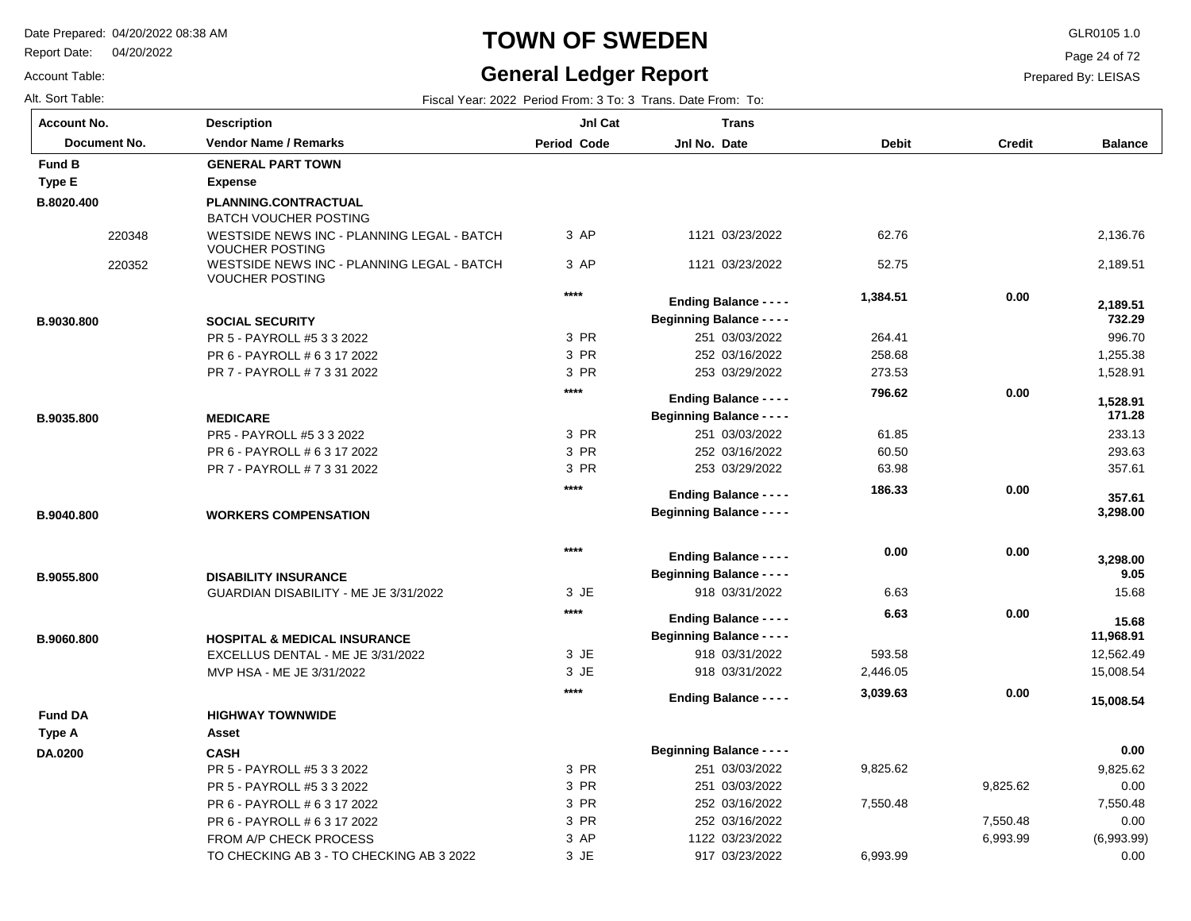# TOWN OF SWEDEN

## General Ledger Report

Date Prepared: 04/20/2022 08:38 AM
Report Date: 04/20/2022
Account Table:
Alt. Sort Table:

GLR0105 1.0
Prepared By: LEISAS

Fiscal Year: 2022 Period From: 3 To: 3 Trans. Date From: To:

| Account No. / Document No. | Description / Vendor Name / Remarks | Jnl Cat Period Code | Trans Jnl No. Date | Debit | Credit | Balance |
|---|---|---|---|---|---|---|
| **Fund B** | **GENERAL PART TOWN** | | | | | |
| **Type E** | **Expense** | | | | | |
| **B.8020.400** | **PLANNING.CONTRACTUAL** | | | | | |
| | BATCH VOUCHER POSTING | | | | | |
| 220348 | WESTSIDE NEWS INC - PLANNING LEGAL - BATCH VOUCHER POSTING | 3 AP | 1121 03/23/2022 | 62.76 | | 2,136.76 |
| 220352 | WESTSIDE NEWS INC - PLANNING LEGAL - BATCH VOUCHER POSTING | 3 AP | 1121 03/23/2022 | 52.75 | | 2,189.51 |
| | | **** | **Ending Balance - - - -** | **1,384.51** | **0.00** | **2,189.51** |
| **B.9030.800** | **SOCIAL SECURITY** | | **Beginning Balance - - - -** | | | **732.29** |
| | PR 5 - PAYROLL #5 3 3 2022 | 3 PR | 251 03/03/2022 | 264.41 | | 996.70 |
| | PR 6 - PAYROLL # 6 3 17 2022 | 3 PR | 252 03/16/2022 | 258.68 | | 1,255.38 |
| | PR 7 - PAYROLL # 7 3 31 2022 | 3 PR | 253 03/29/2022 | 273.53 | | 1,528.91 |
| | | **** | **Ending Balance - - - -** | **796.62** | **0.00** | **1,528.91** |
| **B.9035.800** | **MEDICARE** | | **Beginning Balance - - - -** | | | **171.28** |
| | PR5 - PAYROLL #5 3 3 2022 | 3 PR | 251 03/03/2022 | 61.85 | | 233.13 |
| | PR 6 - PAYROLL # 6 3 17 2022 | 3 PR | 252 03/16/2022 | 60.50 | | 293.63 |
| | PR 7 - PAYROLL # 7 3 31 2022 | 3 PR | 253 03/29/2022 | 63.98 | | 357.61 |
| | | **** | **Ending Balance - - - -** | **186.33** | **0.00** | **357.61** |
| **B.9040.800** | **WORKERS COMPENSATION** | | **Beginning Balance - - - -** | | | **3,298.00** |
| | | **** | **Ending Balance - - - -** | **0.00** | **0.00** | **3,298.00** |
| **B.9055.800** | **DISABILITY INSURANCE** | | **Beginning Balance - - - -** | | | **9.05** |
| | GUARDIAN DISABILITY - ME JE 3/31/2022 | 3 JE | 918 03/31/2022 | 6.63 | | 15.68 |
| | | **** | **Ending Balance - - - -** | **6.63** | **0.00** | **15.68** |
| **B.9060.800** | **HOSPITAL & MEDICAL INSURANCE** | | **Beginning Balance - - - -** | | | **11,968.91** |
| | EXCELLUS DENTAL - ME JE 3/31/2022 | 3 JE | 918 03/31/2022 | 593.58 | | 12,562.49 |
| | MVP HSA - ME JE 3/31/2022 | 3 JE | 918 03/31/2022 | 2,446.05 | | 15,008.54 |
| | | **** | **Ending Balance - - - -** | **3,039.63** | **0.00** | **15,008.54** |
| **Fund DA** | **HIGHWAY TOWNWIDE** | | | | | |
| **Type A** | **Asset** | | | | | |
| **DA.0200** | **CASH** | | **Beginning Balance - - - -** | | | **0.00** |
| | PR 5 - PAYROLL #5 3 3 2022 | 3 PR | 251 03/03/2022 | 9,825.62 | | 9,825.62 |
| | PR 5 - PAYROLL #5 3 3 2022 | 3 PR | 251 03/03/2022 | | 9,825.62 | 0.00 |
| | PR 6 - PAYROLL # 6 3 17 2022 | 3 PR | 252 03/16/2022 | 7,550.48 | | 7,550.48 |
| | PR 6 - PAYROLL # 6 3 17 2022 | 3 PR | 252 03/16/2022 | | 7,550.48 | 0.00 |
| | FROM A/P CHECK PROCESS | 3 AP | 1122 03/23/2022 | | 6,993.99 | (6,993.99) |
| | TO CHECKING AB 3 - TO CHECKING AB 3 2022 | 3 JE | 917 03/23/2022 | 6,993.99 | | 0.00 |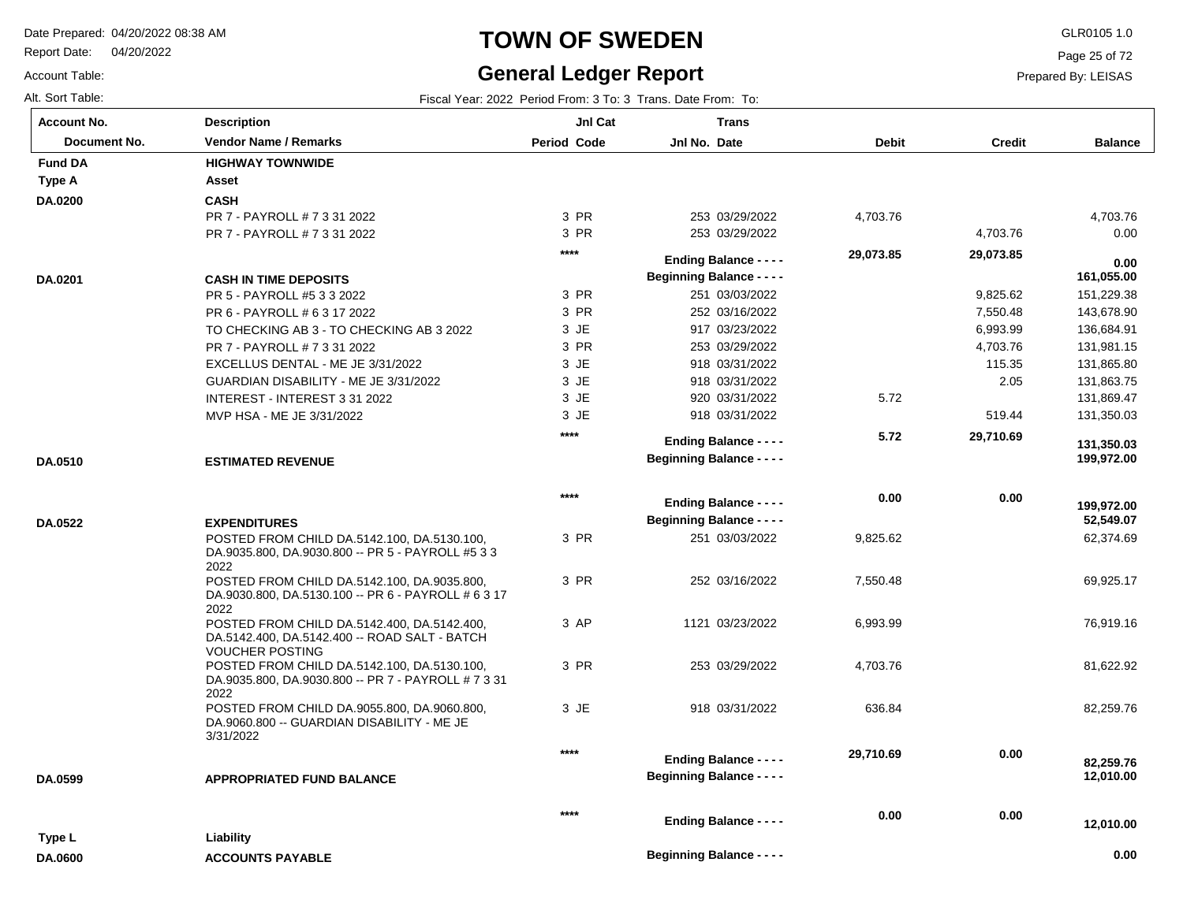# TOWN OF SWEDEN

## General Ledger Report

Date Prepared: 04/20/2022 08:38 AM
Report Date: 04/20/2022
Account Table:
Alt. Sort Table:

GLR0105 1.0
Prepared By: LEISAS

Fiscal Year: 2022 Period From: 3 To: 3 Trans. Date From: To:

| Account No. / Document No. | Description / Vendor Name / Remarks | Period | Jnl Cat Code | Jnl No. | Trans Date | Debit | Credit | Balance |
|---|---|---|---|---|---|---|---|---|
| **Fund DA** | **HIGHWAY TOWNWIDE** | | | | | | | |
| **Type A** | **Asset** | | | | | | | |
| **DA.0200** | **CASH** | | | | | | | |
| | PR 7 - PAYROLL # 7 3 31 2022 | 3 | PR | 253 | 03/29/2022 | 4,703.76 | | 4,703.76 |
| | PR 7 - PAYROLL # 7 3 31 2022 | 3 | PR | 253 | 03/29/2022 | | 4,703.76 | 0.00 |
| | | **** | | | **Ending Balance - - - -** | **29,073.85** | **29,073.85** | **0.00** |
| **DA.0201** | **CASH IN TIME DEPOSITS** | | | | **Beginning Balance - - - -** | | | **161,055.00** |
| | PR 5 - PAYROLL #5 3 3 2022 | 3 | PR | 251 | 03/03/2022 | | 9,825.62 | 151,229.38 |
| | PR 6 - PAYROLL # 6 3 17 2022 | 3 | PR | 252 | 03/16/2022 | | 7,550.48 | 143,678.90 |
| | TO CHECKING AB 3 - TO CHECKING AB 3 2022 | 3 | JE | 917 | 03/23/2022 | | 6,993.99 | 136,684.91 |
| | PR 7 - PAYROLL # 7 3 31 2022 | 3 | PR | 253 | 03/29/2022 | | 4,703.76 | 131,981.15 |
| | EXCELLUS DENTAL - ME JE 3/31/2022 | 3 | JE | 918 | 03/31/2022 | | 115.35 | 131,865.80 |
| | GUARDIAN DISABILITY - ME JE 3/31/2022 | 3 | JE | 918 | 03/31/2022 | | 2.05 | 131,863.75 |
| | INTEREST - INTEREST 3 31 2022 | 3 | JE | 920 | 03/31/2022 | 5.72 | | 131,869.47 |
| | MVP HSA - ME JE 3/31/2022 | 3 | JE | 918 | 03/31/2022 | | 519.44 | 131,350.03 |
| | | **** | | | **Ending Balance - - - -** | **5.72** | **29,710.69** | **131,350.03** |
| **DA.0510** | **ESTIMATED REVENUE** | | | | **Beginning Balance - - - -** | | | **199,972.00** |
| | | **** | | | **Ending Balance - - - -** | **0.00** | **0.00** | **199,972.00** |
| **DA.0522** | **EXPENDITURES** | | | | **Beginning Balance - - - -** | | | **52,549.07** |
| | POSTED FROM CHILD DA.5142.100, DA.5130.100, DA.9035.800, DA.9030.800 -- PR 5 - PAYROLL #5 3 3 2022 | 3 | PR | 251 | 03/03/2022 | 9,825.62 | | 62,374.69 |
| | POSTED FROM CHILD DA.5142.100, DA.9035.800, DA.9030.800, DA.5130.100 -- PR 6 - PAYROLL # 6 3 17 2022 | 3 | PR | 252 | 03/16/2022 | 7,550.48 | | 69,925.17 |
| | POSTED FROM CHILD DA.5142.400, DA.5142.400, DA.5142.400, DA.5142.400 -- ROAD SALT - BATCH VOUCHER POSTING | 3 | AP | 1121 | 03/23/2022 | 6,993.99 | | 76,919.16 |
| | POSTED FROM CHILD DA.5142.100, DA.5130.100, DA.9035.800, DA.9030.800 -- PR 7 - PAYROLL # 7 3 31 2022 | 3 | PR | 253 | 03/29/2022 | 4,703.76 | | 81,622.92 |
| | POSTED FROM CHILD DA.9055.800, DA.9060.800, DA.9060.800 -- GUARDIAN DISABILITY - ME JE 3/31/2022 | 3 | JE | 918 | 03/31/2022 | 636.84 | | 82,259.76 |
| | | **** | | | **Ending Balance - - - -** | **29,710.69** | **0.00** | **82,259.76** |
| **DA.0599** | **APPROPRIATED FUND BALANCE** | | | | **Beginning Balance - - - -** | | | **12,010.00** |
| | | **** | | | **Ending Balance - - - -** | **0.00** | **0.00** | **12,010.00** |
| **Type L** | **Liability** | | | | | | | |
| **DA.0600** | **ACCOUNTS PAYABLE** | | | | **Beginning Balance - - - -** | | | **0.00** |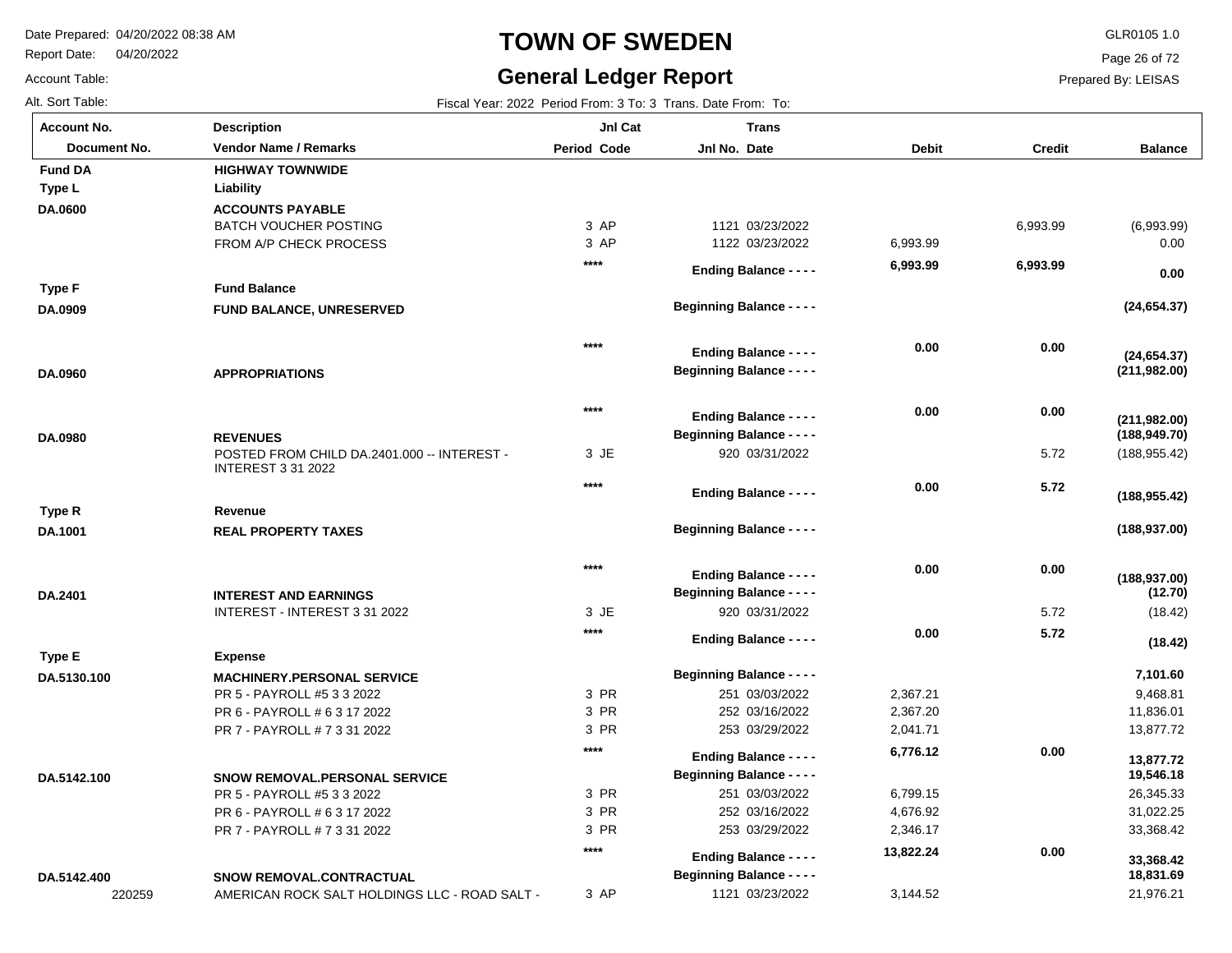# TOWN OF SWEDEN

## General Ledger Report

Date Prepared: 04/20/2022 08:38 AM
Report Date: 04/20/2022
Account Table:
Alt. Sort Table:

GLR0105 1.0
Prepared By: LEISAS

Fiscal Year: 2022 Period From: 3 To: 3 Trans. Date From: To:

| Account No. / Document No. | Description / Vendor Name / Remarks | Period | Jnl Cat Code | Jnl No. | Trans Date | Debit | Credit | Balance |
|---|---|---|---|---|---|---|---|---|
| **Fund DA** | **HIGHWAY TOWNWIDE** | | | | | | | |
| **Type L** | **Liability** | | | | | | | |
| **DA.0600** | **ACCOUNTS PAYABLE** | | | | | | | |
| | BATCH VOUCHER POSTING | 3 | AP | 1121 | 03/23/2022 | | 6,993.99 | (6,993.99) |
| | FROM A/P CHECK PROCESS | 3 | AP | 1122 | 03/23/2022 | 6,993.99 | | 0.00 |
| | | **** | | **Ending Balance - - - -** | | **6,993.99** | **6,993.99** | **0.00** |
| **Type F** | **Fund Balance** | | | | | | | |
| **DA.0909** | **FUND BALANCE, UNRESERVED** | | | **Beginning Balance - - - -** | | | | **(24,654.37)** |
| | | **** | | **Ending Balance - - - -** | | **0.00** | **0.00** | **(24,654.37)** |
| **DA.0960** | **APPROPRIATIONS** | | | **Beginning Balance - - - -** | | | | **(211,982.00)** |
| | | **** | | **Ending Balance - - - -** | | **0.00** | **0.00** | **(211,982.00)** |
| **DA.0980** | **REVENUES** | | | **Beginning Balance - - - -** | | | | **(188,949.70)** |
| | POSTED FROM CHILD DA.2401.000 -- INTEREST - INTEREST 3 31 2022 | 3 | JE | 920 | 03/31/2022 | | 5.72 | (188,955.42) |
| | | **** | | **Ending Balance - - - -** | | **0.00** | **5.72** | **(188,955.42)** |
| **Type R** | **Revenue** | | | | | | | |
| **DA.1001** | **REAL PROPERTY TAXES** | | | **Beginning Balance - - - -** | | | | **(188,937.00)** |
| | | **** | | **Ending Balance - - - -** | | **0.00** | **0.00** | **(188,937.00)** |
| **DA.2401** | **INTEREST AND EARNINGS** | | | **Beginning Balance - - - -** | | | | **(12.70)** |
| | INTEREST - INTEREST 3 31 2022 | 3 | JE | 920 | 03/31/2022 | | 5.72 | (18.42) |
| | | **** | | **Ending Balance - - - -** | | **0.00** | **5.72** | **(18.42)** |
| **Type E** | **Expense** | | | | | | | |
| **DA.5130.100** | **MACHINERY.PERSONAL SERVICE** | | | **Beginning Balance - - - -** | | | | **7,101.60** |
| | PR 5 - PAYROLL #5 3 3 2022 | 3 | PR | 251 | 03/03/2022 | 2,367.21 | | 9,468.81 |
| | PR 6 - PAYROLL # 6 3 17 2022 | 3 | PR | 252 | 03/16/2022 | 2,367.20 | | 11,836.01 |
| | PR 7 - PAYROLL # 7 3 31 2022 | 3 | PR | 253 | 03/29/2022 | 2,041.71 | | 13,877.72 |
| | | **** | | **Ending Balance - - - -** | | **6,776.12** | **0.00** | **13,877.72** |
| **DA.5142.100** | **SNOW REMOVAL.PERSONAL SERVICE** | | | **Beginning Balance - - - -** | | | | **19,546.18** |
| | PR 5 - PAYROLL #5 3 3 2022 | 3 | PR | 251 | 03/03/2022 | 6,799.15 | | 26,345.33 |
| | PR 6 - PAYROLL # 6 3 17 2022 | 3 | PR | 252 | 03/16/2022 | 4,676.92 | | 31,022.25 |
| | PR 7 - PAYROLL # 7 3 31 2022 | 3 | PR | 253 | 03/29/2022 | 2,346.17 | | 33,368.42 |
| | | **** | | **Ending Balance - - - -** | | **13,822.24** | **0.00** | **33,368.42** |
| **DA.5142.400** | **SNOW REMOVAL.CONTRACTUAL** | | | **Beginning Balance - - - -** | | | | **18,831.69** |
| 220259 | AMERICAN ROCK SALT HOLDINGS LLC - ROAD SALT - | 3 | AP | 1121 | 03/23/2022 | 3,144.52 | | 21,976.21 |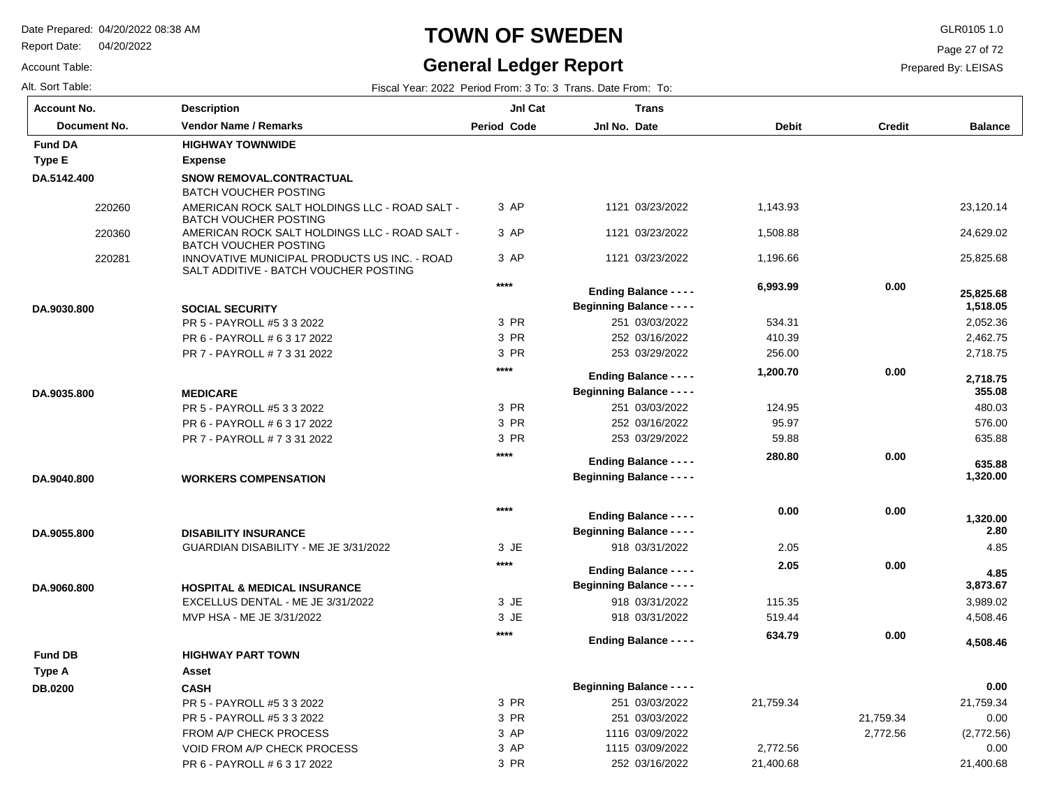# TOWN OF SWEDEN

## General Ledger Report

Date Prepared: 04/20/2022 08:38 AM
Report Date: 04/20/2022
Account Table:
Alt. Sort Table:

GLR0105 1.0
Prepared By: LEISAS

Fiscal Year: 2022 Period From: 3 To: 3 Trans. Date From: To:

| Account No. / Document No. | Description / Vendor Name / Remarks | Period | Jnl Cat Code | Jnl No. | Trans Date | Debit | Credit | Balance |
|---|---|---|---|---|---|---|---|---|
| **Fund DA** | **HIGHWAY TOWNWIDE** | | | | | | | |
| **Type E** | **Expense** | | | | | | | |
| **DA.5142.400** | **SNOW REMOVAL.CONTRACTUAL** | | | | | | | |
| | BATCH VOUCHER POSTING | | | | | | | |
| 220260 | AMERICAN ROCK SALT HOLDINGS LLC - ROAD SALT - BATCH VOUCHER POSTING | 3 | AP | 1121 | 03/23/2022 | 1,143.93 | | 23,120.14 |
| 220360 | AMERICAN ROCK SALT HOLDINGS LLC - ROAD SALT - BATCH VOUCHER POSTING | 3 | AP | 1121 | 03/23/2022 | 1,508.88 | | 24,629.02 |
| 220281 | INNOVATIVE MUNICIPAL PRODUCTS US INC. - ROAD SALT ADDITIVE - BATCH VOUCHER POSTING | 3 | AP | 1121 | 03/23/2022 | 1,196.66 | | 25,825.68 |
| | | **** | | **Ending Balance - - - -** | | **6,993.99** | **0.00** | **25,825.68** |
| **DA.9030.800** | **SOCIAL SECURITY** | | | **Beginning Balance - - - -** | | | | **1,518.05** |
| | PR 5 - PAYROLL #5 3 3 2022 | 3 | PR | 251 | 03/03/2022 | 534.31 | | 2,052.36 |
| | PR 6 - PAYROLL # 6 3 17 2022 | 3 | PR | 252 | 03/16/2022 | 410.39 | | 2,462.75 |
| | PR 7 - PAYROLL # 7 3 31 2022 | 3 | PR | 253 | 03/29/2022 | 256.00 | | 2,718.75 |
| | | **** | | **Ending Balance - - - -** | | **1,200.70** | **0.00** | **2,718.75** |
| **DA.9035.800** | **MEDICARE** | | | **Beginning Balance - - - -** | | | | **355.08** |
| | PR 5 - PAYROLL #5 3 3 2022 | 3 | PR | 251 | 03/03/2022 | 124.95 | | 480.03 |
| | PR 6 - PAYROLL # 6 3 17 2022 | 3 | PR | 252 | 03/16/2022 | 95.97 | | 576.00 |
| | PR 7 - PAYROLL # 7 3 31 2022 | 3 | PR | 253 | 03/29/2022 | 59.88 | | 635.88 |
| | | **** | | **Ending Balance - - - -** | | **280.80** | **0.00** | **635.88** |
| **DA.9040.800** | **WORKERS COMPENSATION** | | | **Beginning Balance - - - -** | | | | **1,320.00** |
| | | **** | | **Ending Balance - - - -** | | **0.00** | **0.00** | **1,320.00** |
| **DA.9055.800** | **DISABILITY INSURANCE** | | | **Beginning Balance - - - -** | | | | **2.80** |
| | GUARDIAN DISABILITY - ME JE 3/31/2022 | 3 | JE | 918 | 03/31/2022 | 2.05 | | 4.85 |
| | | **** | | **Ending Balance - - - -** | | **2.05** | **0.00** | **4.85** |
| **DA.9060.800** | **HOSPITAL & MEDICAL INSURANCE** | | | **Beginning Balance - - - -** | | | | **3,873.67** |
| | EXCELLUS DENTAL - ME JE 3/31/2022 | 3 | JE | 918 | 03/31/2022 | 115.35 | | 3,989.02 |
| | MVP HSA - ME JE 3/31/2022 | 3 | JE | 918 | 03/31/2022 | 519.44 | | 4,508.46 |
| | | **** | | **Ending Balance - - - -** | | **634.79** | **0.00** | **4,508.46** |
| **Fund DB** | **HIGHWAY PART TOWN** | | | | | | | |
| **Type A** | **Asset** | | | | | | | |
| **DB.0200** | **CASH** | | | **Beginning Balance - - - -** | | | | **0.00** |
| | PR 5 - PAYROLL #5 3 3 2022 | 3 | PR | 251 | 03/03/2022 | 21,759.34 | | 21,759.34 |
| | PR 5 - PAYROLL #5 3 3 2022 | 3 | PR | 251 | 03/03/2022 | | 21,759.34 | 0.00 |
| | FROM A/P CHECK PROCESS | 3 | AP | 1116 | 03/09/2022 | | 2,772.56 | (2,772.56) |
| | VOID FROM A/P CHECK PROCESS | 3 | AP | 1115 | 03/09/2022 | 2,772.56 | | 0.00 |
| | PR 6 - PAYROLL # 6 3 17 2022 | 3 | PR | 252 | 03/16/2022 | 21,400.68 | | 21,400.68 |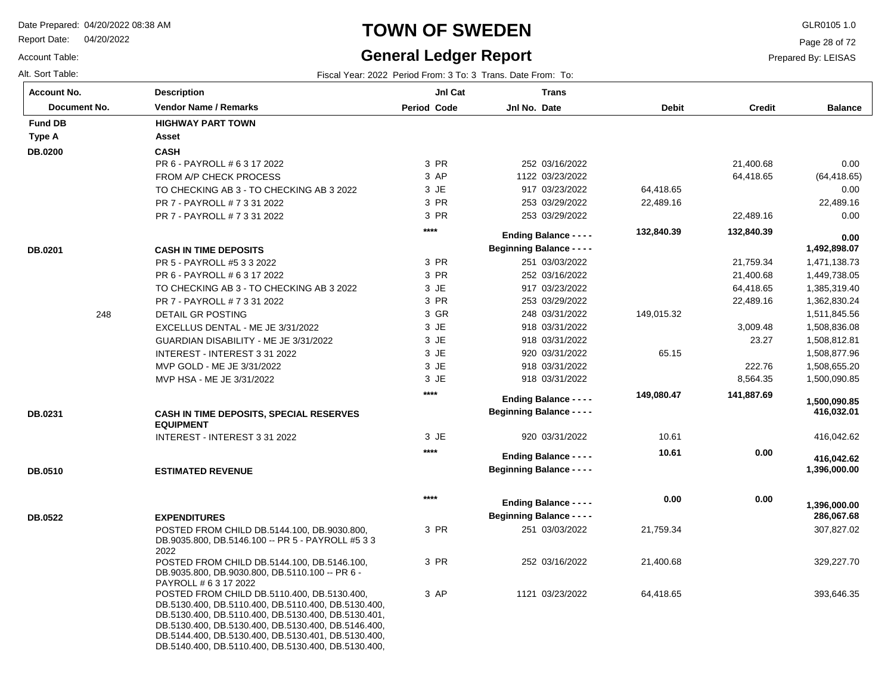# TOWN OF SWEDEN

## General Ledger Report

Date Prepared: 04/20/2022 08:38 AM
Report Date: 04/20/2022
Account Table:
Alt. Sort Table:

GLR0105 1.0
Prepared By: LEISAS

Fiscal Year: 2022 Period From: 3 To: 3 Trans. Date From: To:

| Account No. / Document No. | Description / Vendor Name / Remarks | Period | Jnl Cat Code | Jnl No. | Trans Date | Debit | Credit | Balance |
|---|---|---|---|---|---|---|---|---|
| **Fund DB** | **HIGHWAY PART TOWN** | | | | | | | |
| **Type A** | **Asset** | | | | | | | |
| **DB.0200** | **CASH** | | | | | | | |
| | PR 6 - PAYROLL # 6 3 17 2022 | 3 | PR | 252 | 03/16/2022 | | 21,400.68 | 0.00 |
| | FROM A/P CHECK PROCESS | 3 | AP | 1122 | 03/23/2022 | | 64,418.65 | (64,418.65) |
| | TO CHECKING AB 3 - TO CHECKING AB 3 2022 | 3 | JE | 917 | 03/23/2022 | 64,418.65 | | 0.00 |
| | PR 7 - PAYROLL # 7 3 31 2022 | 3 | PR | 253 | 03/29/2022 | 22,489.16 | | 22,489.16 |
| | PR 7 - PAYROLL # 7 3 31 2022 | 3 | PR | 253 | 03/29/2022 | | 22,489.16 | 0.00 |
| | | **** | | | **Ending Balance - - - -** | **132,840.39** | **132,840.39** | **0.00** |
| **DB.0201** | **CASH IN TIME DEPOSITS** | | | | **Beginning Balance - - - -** | | | **1,492,898.07** |
| | PR 5 - PAYROLL #5 3 3 2022 | 3 | PR | 251 | 03/03/2022 | | 21,759.34 | 1,471,138.73 |
| | PR 6 - PAYROLL # 6 3 17 2022 | 3 | PR | 252 | 03/16/2022 | | 21,400.68 | 1,449,738.05 |
| | TO CHECKING AB 3 - TO CHECKING AB 3 2022 | 3 | JE | 917 | 03/23/2022 | | 64,418.65 | 1,385,319.40 |
| | PR 7 - PAYROLL # 7 3 31 2022 | 3 | PR | 253 | 03/29/2022 | | 22,489.16 | 1,362,830.24 |
| 248 | DETAIL GR POSTING | 3 | GR | 248 | 03/31/2022 | 149,015.32 | | 1,511,845.56 |
| | EXCELLUS DENTAL - ME JE 3/31/2022 | 3 | JE | 918 | 03/31/2022 | | 3,009.48 | 1,508,836.08 |
| | GUARDIAN DISABILITY - ME JE 3/31/2022 | 3 | JE | 918 | 03/31/2022 | | 23.27 | 1,508,812.81 |
| | INTEREST - INTEREST 3 31 2022 | 3 | JE | 920 | 03/31/2022 | 65.15 | | 1,508,877.96 |
| | MVP GOLD - ME JE 3/31/2022 | 3 | JE | 918 | 03/31/2022 | | 222.76 | 1,508,655.20 |
| | MVP HSA - ME JE 3/31/2022 | 3 | JE | 918 | 03/31/2022 | | 8,564.35 | 1,500,090.85 |
| | | **** | | | **Ending Balance - - - -** | **149,080.47** | **141,887.69** | **1,500,090.85** |
| **DB.0231** | **CASH IN TIME DEPOSITS, SPECIAL RESERVES EQUIPMENT** | | | | **Beginning Balance - - - -** | | | **416,032.01** |
| | INTEREST - INTEREST 3 31 2022 | 3 | JE | 920 | 03/31/2022 | 10.61 | | 416,042.62 |
| | | **** | | | **Ending Balance - - - -** | **10.61** | **0.00** | **416,042.62** |
| **DB.0510** | **ESTIMATED REVENUE** | | | | **Beginning Balance - - - -** | | | **1,396,000.00** |
| | | **** | | | **Ending Balance - - - -** | **0.00** | **0.00** | **1,396,000.00** |
| **DB.0522** | **EXPENDITURES** | | | | **Beginning Balance - - - -** | | | **286,067.68** |
| | POSTED FROM CHILD DB.5144.100, DB.9030.800, DB.9035.800, DB.5146.100 -- PR 5 - PAYROLL #5 3 3 2022 | 3 | PR | 251 | 03/03/2022 | 21,759.34 | | 307,827.02 |
| | POSTED FROM CHILD DB.5144.100, DB.5146.100, DB.9035.800, DB.9030.800, DB.5110.100 -- PR 6 - PAYROLL # 6 3 17 2022 | 3 | PR | 252 | 03/16/2022 | 21,400.68 | | 329,227.70 |
| | POSTED FROM CHILD DB.5110.400, DB.5130.400, DB.5130.400, DB.5110.400, DB.5110.400, DB.5130.400, DB.5130.400, DB.5110.400, DB.5130.400, DB.5130.401, DB.5130.400, DB.5130.400, DB.5130.400, DB.5146.400, DB.5144.400, DB.5130.400, DB.5130.401, DB.5130.400, DB.5140.400, DB.5110.400, DB.5130.400, DB.5130.400, | 3 | AP | 1121 | 03/23/2022 | 64,418.65 | | 393,646.35 |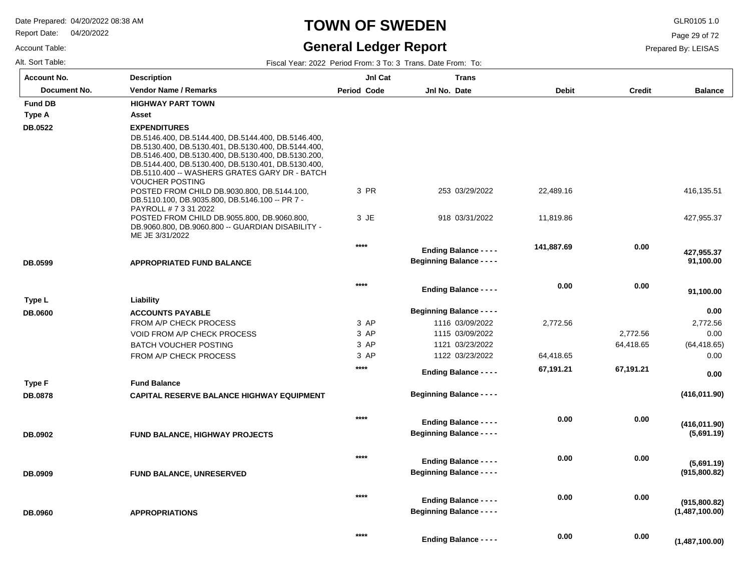# TOWN OF SWEDEN

## General Ledger Report

Date Prepared: 04/20/2022 08:38 AM
Report Date: 04/20/2022
Account Table:
Alt. Sort Table:

GLR0105 1.0
Prepared By: LEISAS

Fiscal Year: 2022 Period From: 3 To: 3 Trans. Date From: To:

| Account No. / Document No. | Description / Vendor Name / Remarks | Period | Jnl Cat Code | Jnl No. | Trans Date | Debit | Credit | Balance |
|---|---|---|---|---|---|---|---|---|
| **Fund DB** | **HIGHWAY PART TOWN** | | | | | | | |
| **Type A** | **Asset** | | | | | | | |
| **DB.0522** | **EXPENDITURES** | | | | | | | |
| | DB.5146.400, DB.5144.400, DB.5144.400, DB.5146.400, DB.5130.400, DB.5130.401, DB.5130.400, DB.5144.400, DB.5146.400, DB.5130.400, DB.5130.400, DB.5130.200, DB.5144.400, DB.5130.400, DB.5130.401, DB.5130.400, DB.5110.400 -- WASHERS GRATES GARY DR - BATCH VOUCHER POSTING | | | | | | | |
| | POSTED FROM CHILD DB.9030.800, DB.5144.100, DB.5110.100, DB.9035.800, DB.5146.100 -- PR 7 - PAYROLL # 7 3 31 2022 | 3 | PR | 253 | 03/29/2022 | 22,489.16 | | 416,135.51 |
| | POSTED FROM CHILD DB.9055.800, DB.9060.800, DB.9060.800, DB.9060.800 -- GUARDIAN DISABILITY - ME JE 3/31/2022 | 3 | JE | 918 | 03/31/2022 | 11,819.86 | | 427,955.37 |
| | | **** | | | **Ending Balance - - - -** | **141,887.69** | **0.00** | **427,955.37** |
| **DB.0599** | **APPROPRIATED FUND BALANCE** | | | | **Beginning Balance - - - -** | | | **91,100.00** |
| | | **** | | | **Ending Balance - - - -** | **0.00** | **0.00** | **91,100.00** |
| **Type L** | **Liability** | | | | | | | |
| **DB.0600** | **ACCOUNTS PAYABLE** | | | | **Beginning Balance - - - -** | | | **0.00** |
| | FROM A/P CHECK PROCESS | 3 | AP | 1116 | 03/09/2022 | 2,772.56 | | 2,772.56 |
| | VOID FROM A/P CHECK PROCESS | 3 | AP | 1115 | 03/09/2022 | | 2,772.56 | 0.00 |
| | BATCH VOUCHER POSTING | 3 | AP | 1121 | 03/23/2022 | | 64,418.65 | (64,418.65) |
| | FROM A/P CHECK PROCESS | 3 | AP | 1122 | 03/23/2022 | 64,418.65 | | 0.00 |
| | | **** | | | **Ending Balance - - - -** | **67,191.21** | **67,191.21** | **0.00** |
| **Type F** | **Fund Balance** | | | | | | | |
| **DB.0878** | **CAPITAL RESERVE BALANCE HIGHWAY EQUIPMENT** | | | | **Beginning Balance - - - -** | | | **(416,011.90)** |
| | | **** | | | **Ending Balance - - - -** | **0.00** | **0.00** | **(416,011.90)** |
| **DB.0902** | **FUND BALANCE, HIGHWAY PROJECTS** | | | | **Beginning Balance - - - -** | | | **(5,691.19)** |
| | | **** | | | **Ending Balance - - - -** | **0.00** | **0.00** | **(5,691.19)** |
| **DB.0909** | **FUND BALANCE, UNRESERVED** | | | | **Beginning Balance - - - -** | | | **(915,800.82)** |
| | | **** | | | **Ending Balance - - - -** | **0.00** | **0.00** | **(915,800.82)** |
| **DB.0960** | **APPROPRIATIONS** | | | | **Beginning Balance - - - -** | | | **(1,487,100.00)** |
| | | **** | | | **Ending Balance - - - -** | **0.00** | **0.00** | **(1,487,100.00)** |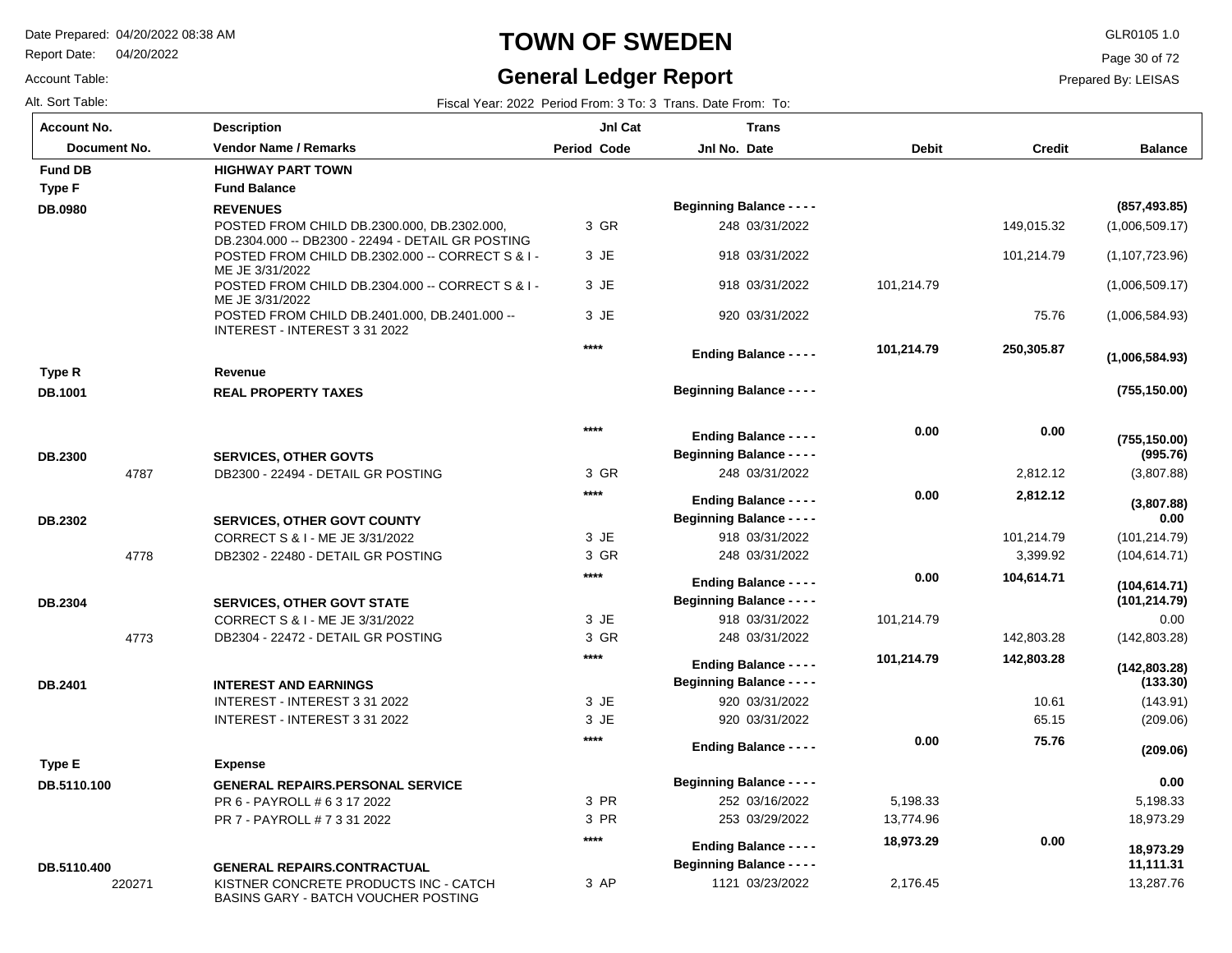# TOWN OF SWEDEN

## General Ledger Report

Date Prepared: 04/20/2022 08:38 AM
Report Date: 04/20/2022
Account Table:
Alt. Sort Table:

GLR0105 1.0
Prepared By: LEISAS

Fiscal Year: 2022 Period From: 3 To: 3 Trans. Date From: To:

| Account No. / Document No. | Description / Vendor Name / Remarks | Period | Jnl Cat Code | Jnl No. | Trans Date | Debit | Credit | Balance |
|---|---|---|---|---|---|---|---|---|
| **Fund DB** | **HIGHWAY PART TOWN** | | | | | | | |
| **Type F** | **Fund Balance** | | | | | | | |
| **DB.0980** | **REVENUES** | | | **Beginning Balance - - - -** | | | | **(857,493.85)** |
| | POSTED FROM CHILD DB.2300.000, DB.2302.000, DB.2304.000 -- DB2300 - 22494 - DETAIL GR POSTING | 3 | GR | 248 | 03/31/2022 | | 149,015.32 | (1,006,509.17) |
| | POSTED FROM CHILD DB.2302.000 -- CORRECT S & I - ME JE 3/31/2022 | 3 | JE | 918 | 03/31/2022 | | 101,214.79 | (1,107,723.96) |
| | POSTED FROM CHILD DB.2304.000 -- CORRECT S & I - ME JE 3/31/2022 | 3 | JE | 918 | 03/31/2022 | 101,214.79 | | (1,006,509.17) |
| | POSTED FROM CHILD DB.2401.000, DB.2401.000 -- INTEREST - INTEREST 3 31 2022 | 3 | JE | 920 | 03/31/2022 | | 75.76 | (1,006,584.93) |
| | | | **** | **Ending Balance - - - -** | | **101,214.79** | **250,305.87** | **(1,006,584.93)** |
| **Type R** | **Revenue** | | | | | | | |
| **DB.1001** | **REAL PROPERTY TAXES** | | | **Beginning Balance - - - -** | | | | **(755,150.00)** |
| | | | **** | **Ending Balance - - - -** | | **0.00** | **0.00** | **(755,150.00)** |
| **DB.2300** | **SERVICES, OTHER GOVTS** | | | **Beginning Balance - - - -** | | | | **(995.76)** |
| 4787 | DB2300 - 22494 - DETAIL GR POSTING | 3 | GR | 248 | 03/31/2022 | | 2,812.12 | (3,807.88) |
| | | | **** | **Ending Balance - - - -** | | **0.00** | **2,812.12** | **(3,807.88)** |
| **DB.2302** | **SERVICES, OTHER GOVT COUNTY** | | | **Beginning Balance - - - -** | | | | **0.00** |
| | CORRECT S & I - ME JE 3/31/2022 | 3 | JE | 918 | 03/31/2022 | | 101,214.79 | (101,214.79) |
| 4778 | DB2302 - 22480 - DETAIL GR POSTING | 3 | GR | 248 | 03/31/2022 | | 3,399.92 | (104,614.71) |
| | | | **** | **Ending Balance - - - -** | | **0.00** | **104,614.71** | **(104,614.71)** |
| **DB.2304** | **SERVICES, OTHER GOVT STATE** | | | **Beginning Balance - - - -** | | | | **(101,214.79)** |
| | CORRECT S & I - ME JE 3/31/2022 | 3 | JE | 918 | 03/31/2022 | 101,214.79 | | 0.00 |
| 4773 | DB2304 - 22472 - DETAIL GR POSTING | 3 | GR | 248 | 03/31/2022 | | 142,803.28 | (142,803.28) |
| | | | **** | **Ending Balance - - - -** | | **101,214.79** | **142,803.28** | **(142,803.28)** |
| **DB.2401** | **INTEREST AND EARNINGS** | | | **Beginning Balance - - - -** | | | | **(133.30)** |
| | INTEREST - INTEREST 3 31 2022 | 3 | JE | 920 | 03/31/2022 | | 10.61 | (143.91) |
| | INTEREST - INTEREST 3 31 2022 | 3 | JE | 920 | 03/31/2022 | | 65.15 | (209.06) |
| | | | **** | **Ending Balance - - - -** | | **0.00** | **75.76** | **(209.06)** |
| **Type E** | **Expense** | | | | | | | |
| **DB.5110.100** | **GENERAL REPAIRS.PERSONAL SERVICE** | | | **Beginning Balance - - - -** | | | | **0.00** |
| | PR 6 - PAYROLL # 6 3 17 2022 | 3 | PR | 252 | 03/16/2022 | 5,198.33 | | 5,198.33 |
| | PR 7 - PAYROLL # 7 3 31 2022 | 3 | PR | 253 | 03/29/2022 | 13,774.96 | | 18,973.29 |
| | | | **** | **Ending Balance - - - -** | | **18,973.29** | **0.00** | **18,973.29** |
| **DB.5110.400** | **GENERAL REPAIRS.CONTRACTUAL** | | | **Beginning Balance - - - -** | | | | **11,111.31** |
| 220271 | KISTNER CONCRETE PRODUCTS INC - CATCH BASINS GARY - BATCH VOUCHER POSTING | 3 | AP | 1121 | 03/23/2022 | 2,176.45 | | 13,287.76 |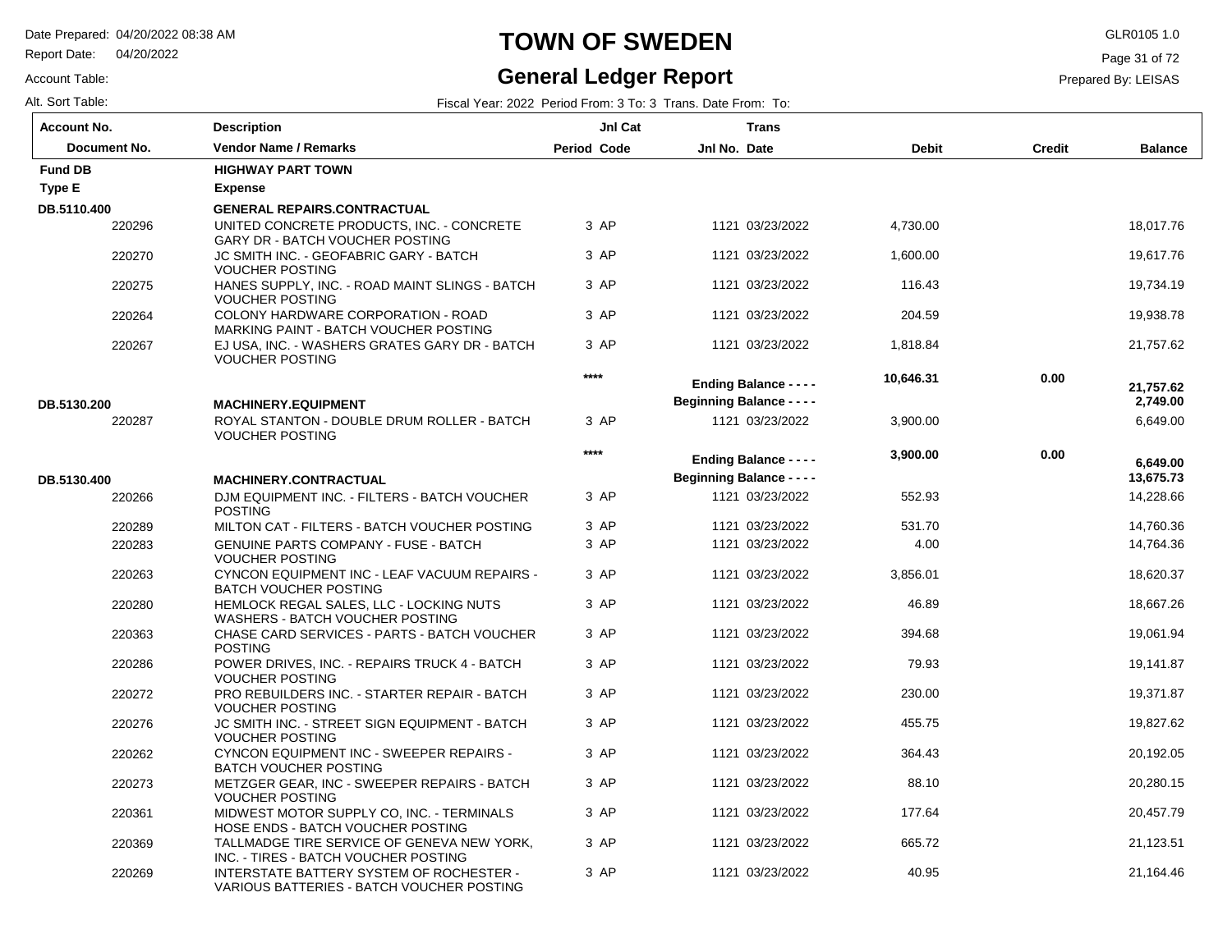# TOWN OF SWEDEN

## General Ledger Report

Date Prepared: 04/20/2022 08:38 AM
Report Date: 04/20/2022
Account Table:
Alt. Sort Table:

GLR0105 1.0
Prepared By: LEISAS

Fiscal Year: 2022 Period From: 3 To: 3 Trans. Date From: To:

| Account No. / Document No. | Description / Vendor Name / Remarks | Period | Jnl Cat Code | Jnl No. | Trans Date | Debit | Credit | Balance |
|---|---|---|---|---|---|---|---|---|
| **Fund DB** | **HIGHWAY PART TOWN** | | | | | | | |
| **Type E** | **Expense** | | | | | | | |
| **DB.5110.400** | **GENERAL REPAIRS.CONTRACTUAL** | | | | | | | |
| 220296 | UNITED CONCRETE PRODUCTS, INC. - CONCRETE GARY DR - BATCH VOUCHER POSTING | 3 | AP | 1121 | 03/23/2022 | 4,730.00 | | 18,017.76 |
| 220270 | JC SMITH INC. - GEOFABRIC GARY - BATCH VOUCHER POSTING | 3 | AP | 1121 | 03/23/2022 | 1,600.00 | | 19,617.76 |
| 220275 | HANES SUPPLY, INC. - ROAD MAINT SLINGS - BATCH VOUCHER POSTING | 3 | AP | 1121 | 03/23/2022 | 116.43 | | 19,734.19 |
| 220264 | COLONY HARDWARE CORPORATION - ROAD MARKING PAINT - BATCH VOUCHER POSTING | 3 | AP | 1121 | 03/23/2022 | 204.59 | | 19,938.78 |
| 220267 | EJ USA, INC. - WASHERS GRATES GARY DR - BATCH VOUCHER POSTING | 3 | AP | 1121 | 03/23/2022 | 1,818.84 | | 21,757.62 |
| | | **** | | **Ending Balance - - - -** | | **10,646.31** | **0.00** | **21,757.62** |
| **DB.5130.200** | **MACHINERY.EQUIPMENT** | | | **Beginning Balance - - - -** | | | | **2,749.00** |
| 220287 | ROYAL STANTON - DOUBLE DRUM ROLLER - BATCH VOUCHER POSTING | 3 | AP | 1121 | 03/23/2022 | 3,900.00 | | 6,649.00 |
| | | **** | | **Ending Balance - - - -** | | **3,900.00** | **0.00** | **6,649.00** |
| **DB.5130.400** | **MACHINERY.CONTRACTUAL** | | | **Beginning Balance - - - -** | | | | **13,675.73** |
| 220266 | DJM EQUIPMENT INC. - FILTERS - BATCH VOUCHER POSTING | 3 | AP | 1121 | 03/23/2022 | 552.93 | | 14,228.66 |
| 220289 | MILTON CAT - FILTERS - BATCH VOUCHER POSTING | 3 | AP | 1121 | 03/23/2022 | 531.70 | | 14,760.36 |
| 220283 | GENUINE PARTS COMPANY - FUSE - BATCH VOUCHER POSTING | 3 | AP | 1121 | 03/23/2022 | 4.00 | | 14,764.36 |
| 220263 | CYNCON EQUIPMENT INC - LEAF VACUUM REPAIRS - BATCH VOUCHER POSTING | 3 | AP | 1121 | 03/23/2022 | 3,856.01 | | 18,620.37 |
| 220280 | HEMLOCK REGAL SALES, LLC - LOCKING NUTS WASHERS - BATCH VOUCHER POSTING | 3 | AP | 1121 | 03/23/2022 | 46.89 | | 18,667.26 |
| 220363 | CHASE CARD SERVICES - PARTS - BATCH VOUCHER POSTING | 3 | AP | 1121 | 03/23/2022 | 394.68 | | 19,061.94 |
| 220286 | POWER DRIVES, INC. - REPAIRS TRUCK 4 - BATCH VOUCHER POSTING | 3 | AP | 1121 | 03/23/2022 | 79.93 | | 19,141.87 |
| 220272 | PRO REBUILDERS INC. - STARTER REPAIR - BATCH VOUCHER POSTING | 3 | AP | 1121 | 03/23/2022 | 230.00 | | 19,371.87 |
| 220276 | JC SMITH INC. - STREET SIGN EQUIPMENT - BATCH VOUCHER POSTING | 3 | AP | 1121 | 03/23/2022 | 455.75 | | 19,827.62 |
| 220262 | CYNCON EQUIPMENT INC - SWEEPER REPAIRS - BATCH VOUCHER POSTING | 3 | AP | 1121 | 03/23/2022 | 364.43 | | 20,192.05 |
| 220273 | METZGER GEAR, INC - SWEEPER REPAIRS - BATCH VOUCHER POSTING | 3 | AP | 1121 | 03/23/2022 | 88.10 | | 20,280.15 |
| 220361 | MIDWEST MOTOR SUPPLY CO, INC. - TERMINALS HOSE ENDS - BATCH VOUCHER POSTING | 3 | AP | 1121 | 03/23/2022 | 177.64 | | 20,457.79 |
| 220369 | TALLMADGE TIRE SERVICE OF GENEVA NEW YORK, INC. - TIRES - BATCH VOUCHER POSTING | 3 | AP | 1121 | 03/23/2022 | 665.72 | | 21,123.51 |
| 220269 | INTERSTATE BATTERY SYSTEM OF ROCHESTER - VARIOUS BATTERIES - BATCH VOUCHER POSTING | 3 | AP | 1121 | 03/23/2022 | 40.95 | | 21,164.46 |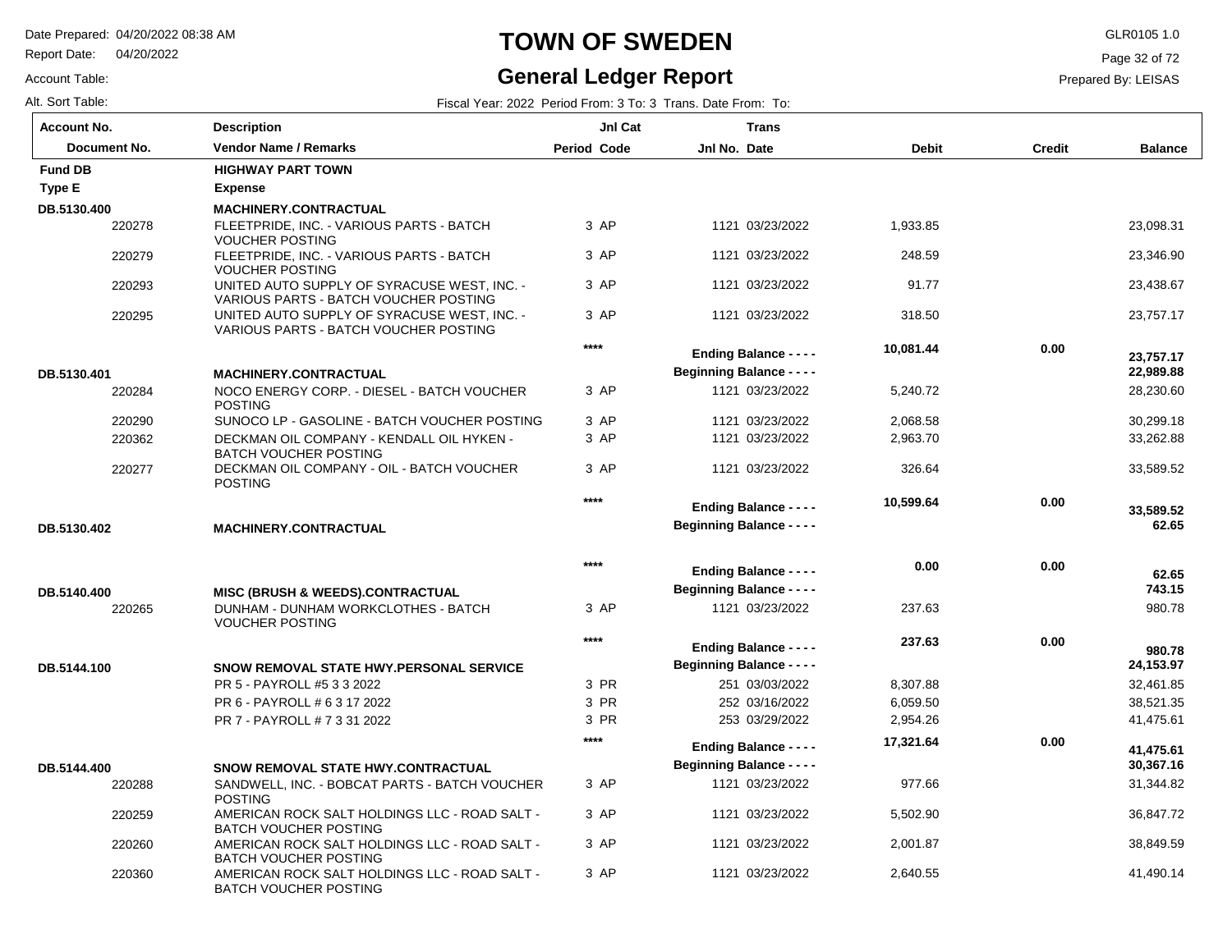# TOWN OF SWEDEN

## General Ledger Report

Date Prepared: 04/20/2022 08:38 AM
Report Date: 04/20/2022
Account Table:
Alt. Sort Table:

GLR0105 1.0
Prepared By: LEISAS

Fiscal Year: 2022 Period From: 3 To: 3 Trans. Date From: To:

| Account No. / Document No. | Description / Vendor Name / Remarks | Period | Jnl Cat Code | Jnl No. | Trans Date | Debit | Credit | Balance |
|---|---|---|---|---|---|---|---|---|
| **Fund DB** | **HIGHWAY PART TOWN** | | | | | | | |
| **Type E** | **Expense** | | | | | | | |
| **DB.5130.400** | **MACHINERY.CONTRACTUAL** | | | | | | | |
| 220278 | FLEETPRIDE, INC. - VARIOUS PARTS - BATCH VOUCHER POSTING | 3 | AP | 1121 | 03/23/2022 | 1,933.85 | | 23,098.31 |
| 220279 | FLEETPRIDE, INC. - VARIOUS PARTS - BATCH VOUCHER POSTING | 3 | AP | 1121 | 03/23/2022 | 248.59 | | 23,346.90 |
| 220293 | UNITED AUTO SUPPLY OF SYRACUSE WEST, INC. - VARIOUS PARTS - BATCH VOUCHER POSTING | 3 | AP | 1121 | 03/23/2022 | 91.77 | | 23,438.67 |
| 220295 | UNITED AUTO SUPPLY OF SYRACUSE WEST, INC. - VARIOUS PARTS - BATCH VOUCHER POSTING | 3 | AP | 1121 | 03/23/2022 | 318.50 | | 23,757.17 |
| | | | **** | | **Ending Balance - - - -** | **10,081.44** | **0.00** | **23,757.17** |
| **DB.5130.401** | **MACHINERY.CONTRACTUAL** | | | | **Beginning Balance - - - -** | | | **22,989.88** |
| 220284 | NOCO ENERGY CORP. - DIESEL - BATCH VOUCHER POSTING | 3 | AP | 1121 | 03/23/2022 | 5,240.72 | | 28,230.60 |
| 220290 | SUNOCO LP - GASOLINE - BATCH VOUCHER POSTING | 3 | AP | 1121 | 03/23/2022 | 2,068.58 | | 30,299.18 |
| 220362 | DECKMAN OIL COMPANY - KENDALL OIL HYKEN - BATCH VOUCHER POSTING | 3 | AP | 1121 | 03/23/2022 | 2,963.70 | | 33,262.88 |
| 220277 | DECKMAN OIL COMPANY - OIL - BATCH VOUCHER POSTING | 3 | AP | 1121 | 03/23/2022 | 326.64 | | 33,589.52 |
| | | | **** | | **Ending Balance - - - -** | **10,599.64** | **0.00** | **33,589.52** |
| **DB.5130.402** | **MACHINERY.CONTRACTUAL** | | | | **Beginning Balance - - - -** | | | **62.65** |
| | | | **** | | **Ending Balance - - - -** | **0.00** | **0.00** | **62.65** |
| **DB.5140.400** | **MISC (BRUSH & WEEDS).CONTRACTUAL** | | | | **Beginning Balance - - - -** | | | **743.15** |
| 220265 | DUNHAM - DUNHAM WORKCLOTHES - BATCH VOUCHER POSTING | 3 | AP | 1121 | 03/23/2022 | 237.63 | | 980.78 |
| | | | **** | | **Ending Balance - - - -** | **237.63** | **0.00** | **980.78** |
| **DB.5144.100** | **SNOW REMOVAL STATE HWY.PERSONAL SERVICE** | | | | **Beginning Balance - - - -** | | | **24,153.97** |
| | PR 5 - PAYROLL #5 3 3 2022 | 3 | PR | 251 | 03/03/2022 | 8,307.88 | | 32,461.85 |
| | PR 6 - PAYROLL # 6 3 17 2022 | 3 | PR | 252 | 03/16/2022 | 6,059.50 | | 38,521.35 |
| | PR 7 - PAYROLL # 7 3 31 2022 | 3 | PR | 253 | 03/29/2022 | 2,954.26 | | 41,475.61 |
| | | | **** | | **Ending Balance - - - -** | **17,321.64** | **0.00** | **41,475.61** |
| **DB.5144.400** | **SNOW REMOVAL STATE HWY.CONTRACTUAL** | | | | **Beginning Balance - - - -** | | | **30,367.16** |
| 220288 | SANDWELL, INC. - BOBCAT PARTS - BATCH VOUCHER POSTING | 3 | AP | 1121 | 03/23/2022 | 977.66 | | 31,344.82 |
| 220259 | AMERICAN ROCK SALT HOLDINGS LLC - ROAD SALT - BATCH VOUCHER POSTING | 3 | AP | 1121 | 03/23/2022 | 5,502.90 | | 36,847.72 |
| 220260 | AMERICAN ROCK SALT HOLDINGS LLC - ROAD SALT - BATCH VOUCHER POSTING | 3 | AP | 1121 | 03/23/2022 | 2,001.87 | | 38,849.59 |
| 220360 | AMERICAN ROCK SALT HOLDINGS LLC - ROAD SALT - BATCH VOUCHER POSTING | 3 | AP | 1121 | 03/23/2022 | 2,640.55 | | 41,490.14 |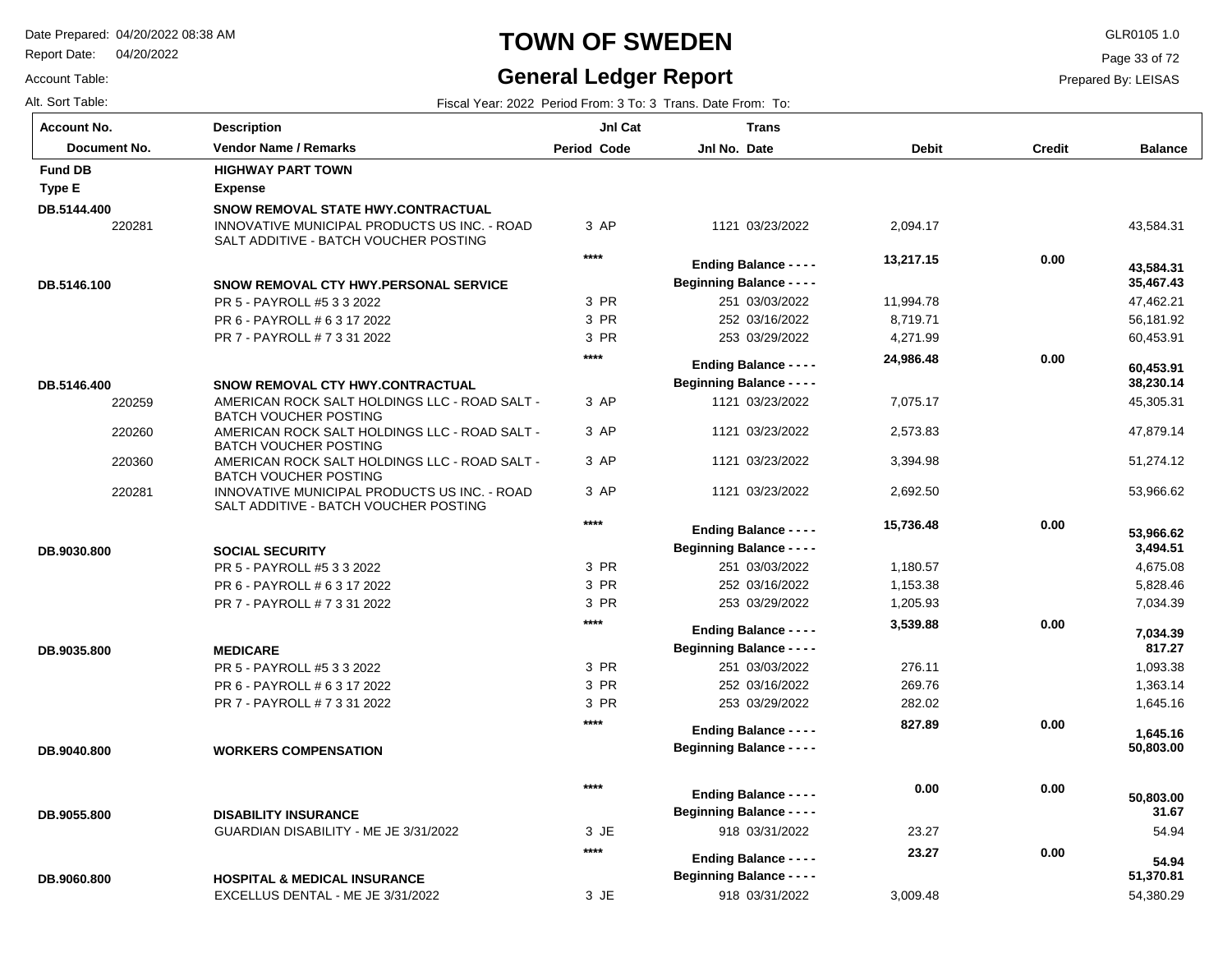# TOWN OF SWEDEN

## General Ledger Report

Date Prepared: 04/20/2022 08:38 AM
Report Date: 04/20/2022
Account Table:
Alt. Sort Table:

GLR0105 1.0
Prepared By: LEISAS

Fiscal Year: 2022 Period From: 3 To: 3 Trans. Date From: To:

| Account No. / Document No. | Description / Vendor Name / Remarks | Period | Jnl Cat Code | Jnl No. | Trans Date | Debit | Credit | Balance |
|---|---|---|---|---|---|---|---|---|
| **Fund DB** | **HIGHWAY PART TOWN** | | | | | | | |
| **Type E** | **Expense** | | | | | | | |
| **DB.5144.400** | **SNOW REMOVAL STATE HWY.CONTRACTUAL** | | | | | | | |
| 220281 | INNOVATIVE MUNICIPAL PRODUCTS US INC. - ROAD SALT ADDITIVE - BATCH VOUCHER POSTING | 3 | AP | 1121 | 03/23/2022 | 2,094.17 | | 43,584.31 |
| | | **** | | | **Ending Balance - - - -** | **13,217.15** | **0.00** | **43,584.31** |
| **DB.5146.100** | **SNOW REMOVAL CTY HWY.PERSONAL SERVICE** | | | | **Beginning Balance - - - -** | | | **35,467.43** |
| | PR 5 - PAYROLL #5 3 3 2022 | 3 | PR | 251 | 03/03/2022 | 11,994.78 | | 47,462.21 |
| | PR 6 - PAYROLL # 6 3 17 2022 | 3 | PR | 252 | 03/16/2022 | 8,719.71 | | 56,181.92 |
| | PR 7 - PAYROLL # 7 3 31 2022 | 3 | PR | 253 | 03/29/2022 | 4,271.99 | | 60,453.91 |
| | | **** | | | **Ending Balance - - - -** | **24,986.48** | **0.00** | **60,453.91** |
| **DB.5146.400** | **SNOW REMOVAL CTY HWY.CONTRACTUAL** | | | | **Beginning Balance - - - -** | | | **38,230.14** |
| 220259 | AMERICAN ROCK SALT HOLDINGS LLC - ROAD SALT - BATCH VOUCHER POSTING | 3 | AP | 1121 | 03/23/2022 | 7,075.17 | | 45,305.31 |
| 220260 | AMERICAN ROCK SALT HOLDINGS LLC - ROAD SALT - BATCH VOUCHER POSTING | 3 | AP | 1121 | 03/23/2022 | 2,573.83 | | 47,879.14 |
| 220360 | AMERICAN ROCK SALT HOLDINGS LLC - ROAD SALT - BATCH VOUCHER POSTING | 3 | AP | 1121 | 03/23/2022 | 3,394.98 | | 51,274.12 |
| 220281 | INNOVATIVE MUNICIPAL PRODUCTS US INC. - ROAD SALT ADDITIVE - BATCH VOUCHER POSTING | 3 | AP | 1121 | 03/23/2022 | 2,692.50 | | 53,966.62 |
| | | **** | | | **Ending Balance - - - -** | **15,736.48** | **0.00** | **53,966.62** |
| **DB.9030.800** | **SOCIAL SECURITY** | | | | **Beginning Balance - - - -** | | | **3,494.51** |
| | PR 5 - PAYROLL #5 3 3 2022 | 3 | PR | 251 | 03/03/2022 | 1,180.57 | | 4,675.08 |
| | PR 6 - PAYROLL # 6 3 17 2022 | 3 | PR | 252 | 03/16/2022 | 1,153.38 | | 5,828.46 |
| | PR 7 - PAYROLL # 7 3 31 2022 | 3 | PR | 253 | 03/29/2022 | 1,205.93 | | 7,034.39 |
| | | **** | | | **Ending Balance - - - -** | **3,539.88** | **0.00** | **7,034.39** |
| **DB.9035.800** | **MEDICARE** | | | | **Beginning Balance - - - -** | | | **817.27** |
| | PR 5 - PAYROLL #5 3 3 2022 | 3 | PR | 251 | 03/03/2022 | 276.11 | | 1,093.38 |
| | PR 6 - PAYROLL # 6 3 17 2022 | 3 | PR | 252 | 03/16/2022 | 269.76 | | 1,363.14 |
| | PR 7 - PAYROLL # 7 3 31 2022 | 3 | PR | 253 | 03/29/2022 | 282.02 | | 1,645.16 |
| | | **** | | | **Ending Balance - - - -** | **827.89** | **0.00** | **1,645.16** |
| **DB.9040.800** | **WORKERS COMPENSATION** | | | | **Beginning Balance - - - -** | | | **50,803.00** |
| | | **** | | | **Ending Balance - - - -** | **0.00** | **0.00** | **50,803.00** |
| **DB.9055.800** | **DISABILITY INSURANCE** | | | | **Beginning Balance - - - -** | | | **31.67** |
| | GUARDIAN DISABILITY - ME JE 3/31/2022 | 3 | JE | 918 | 03/31/2022 | 23.27 | | 54.94 |
| | | **** | | | **Ending Balance - - - -** | **23.27** | **0.00** | **54.94** |
| **DB.9060.800** | **HOSPITAL & MEDICAL INSURANCE** | | | | **Beginning Balance - - - -** | | | **51,370.81** |
| | EXCELLUS DENTAL - ME JE 3/31/2022 | 3 | JE | 918 | 03/31/2022 | 3,009.48 | | 54,380.29 |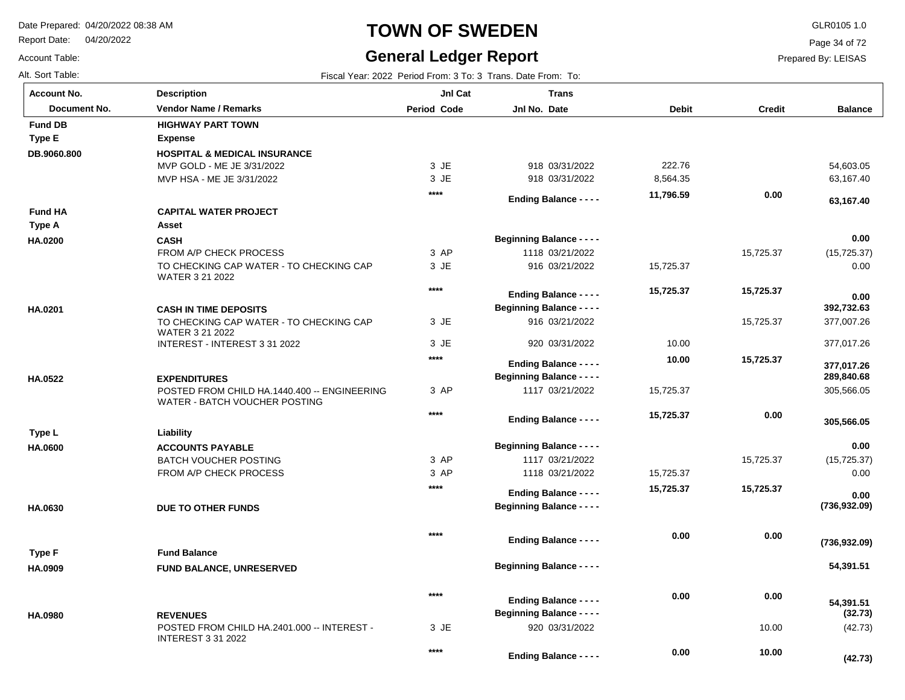# TOWN OF SWEDEN

## General Ledger Report

Date Prepared: 04/20/2022 08:38 AM
Report Date: 04/20/2022
Account Table:
Alt. Sort Table:

GLR0105 1.0
Prepared By: LEISAS

Fiscal Year: 2022 Period From: 3 To: 3 Trans. Date From: To:

| Account No. / Document No. | Description / Vendor Name / Remarks | Period | Jnl Cat Code | Jnl No. | Trans Date | Debit | Credit | Balance |
|---|---|---|---|---|---|---|---|---|
| **Fund DB** | **HIGHWAY PART TOWN** | | | | | | | |
| **Type E** | **Expense** | | | | | | | |
| **DB.9060.800** | **HOSPITAL & MEDICAL INSURANCE** | | | | | | | |
| | MVP GOLD - ME JE 3/31/2022 | 3 | JE | 918 | 03/31/2022 | 222.76 | | 54,603.05 |
| | MVP HSA - ME JE 3/31/2022 | 3 | JE | 918 | 03/31/2022 | 8,564.35 | | 63,167.40 |
| | | **** | | **Ending Balance - - - -** | | **11,796.59** | **0.00** | **63,167.40** |
| **Fund HA** | **CAPITAL WATER PROJECT** | | | | | | | |
| **Type A** | **Asset** | | | | | | | |
| **HA.0200** | **CASH** | | | **Beginning Balance - - - -** | | | | **0.00** |
| | FROM A/P CHECK PROCESS | 3 | AP | 1118 | 03/21/2022 | | 15,725.37 | (15,725.37) |
| | TO CHECKING CAP WATER - TO CHECKING CAP WATER 3 21 2022 | 3 | JE | 916 | 03/21/2022 | 15,725.37 | | 0.00 |
| | | **** | | **Ending Balance - - - -** | | **15,725.37** | **15,725.37** | **0.00** |
| **HA.0201** | **CASH IN TIME DEPOSITS** | | | **Beginning Balance - - - -** | | | | **392,732.63** |
| | TO CHECKING CAP WATER - TO CHECKING CAP WATER 3 21 2022 | 3 | JE | 916 | 03/21/2022 | | 15,725.37 | 377,007.26 |
| | INTEREST - INTEREST 3 31 2022 | 3 | JE | 920 | 03/31/2022 | 10.00 | | 377,017.26 |
| | | **** | | **Ending Balance - - - -** | | **10.00** | **15,725.37** | **377,017.26** |
| **HA.0522** | **EXPENDITURES** | | | **Beginning Balance - - - -** | | | | **289,840.68** |
| | POSTED FROM CHILD HA.1440.400 -- ENGINEERING WATER - BATCH VOUCHER POSTING | 3 | AP | 1117 | 03/21/2022 | 15,725.37 | | 305,566.05 |
| | | **** | | **Ending Balance - - - -** | | **15,725.37** | **0.00** | **305,566.05** |
| **Type L** | **Liability** | | | | | | | |
| **HA.0600** | **ACCOUNTS PAYABLE** | | | **Beginning Balance - - - -** | | | | **0.00** |
| | BATCH VOUCHER POSTING | 3 | AP | 1117 | 03/21/2022 | | 15,725.37 | (15,725.37) |
| | FROM A/P CHECK PROCESS | 3 | AP | 1118 | 03/21/2022 | 15,725.37 | | 0.00 |
| | | **** | | **Ending Balance - - - -** | | **15,725.37** | **15,725.37** | **0.00** |
| **HA.0630** | **DUE TO OTHER FUNDS** | | | **Beginning Balance - - - -** | | | | **(736,932.09)** |
| | | **** | | **Ending Balance - - - -** | | **0.00** | **0.00** | **(736,932.09)** |
| **Type F** | **Fund Balance** | | | | | | | |
| **HA.0909** | **FUND BALANCE, UNRESERVED** | | | **Beginning Balance - - - -** | | | | **54,391.51** |
| | | **** | | **Ending Balance - - - -** | | **0.00** | **0.00** | **54,391.51** |
| **HA.0980** | **REVENUES** | | | **Beginning Balance - - - -** | | | | **(32.73)** |
| | POSTED FROM CHILD HA.2401.000 -- INTEREST - INTEREST 3 31 2022 | 3 | JE | 920 | 03/31/2022 | | 10.00 | (42.73) |
| | | **** | | **Ending Balance - - - -** | | **0.00** | **10.00** | **(42.73)** |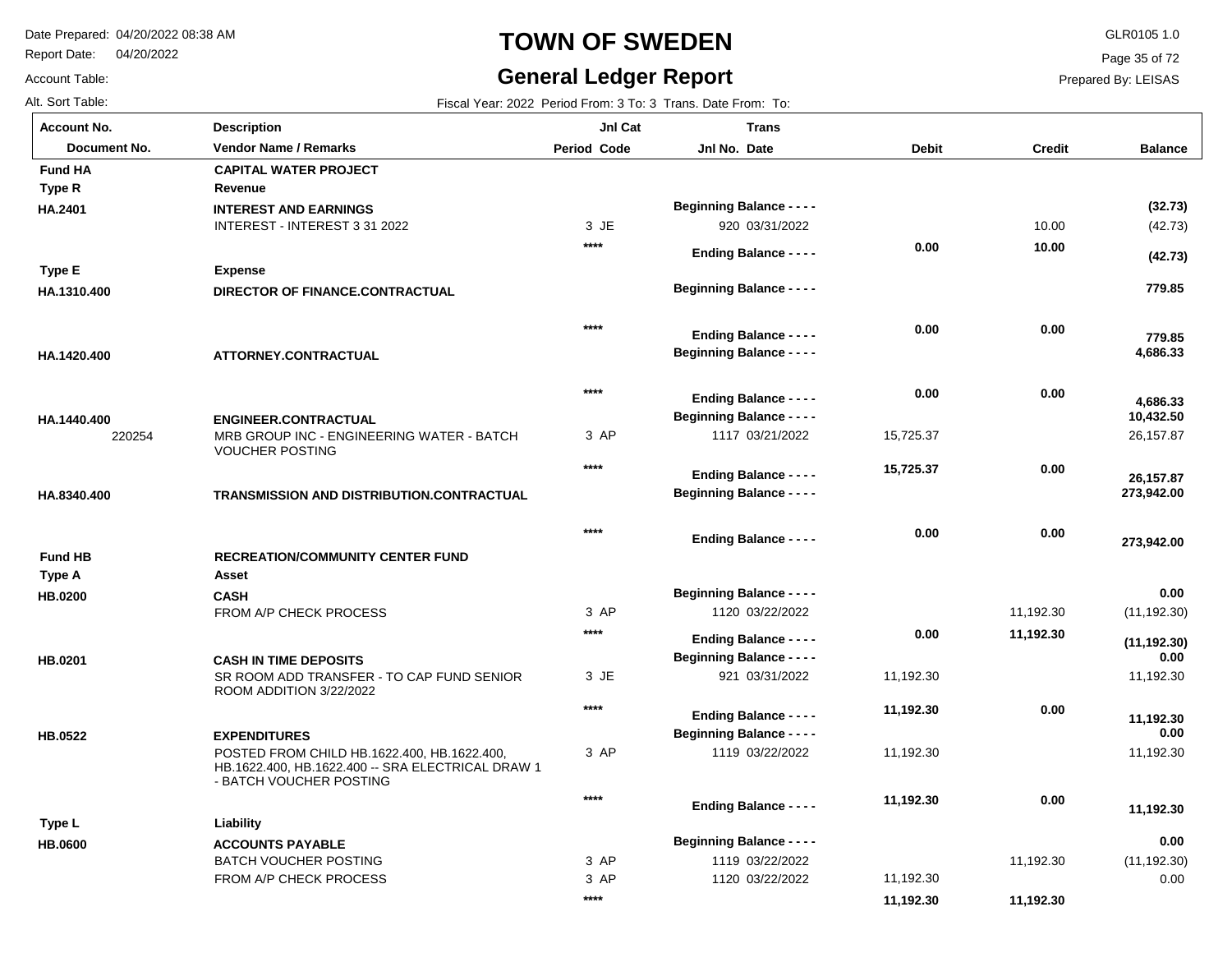# TOWN OF SWEDEN

## General Ledger Report

Date Prepared: 04/20/2022 08:38 AM
Report Date: 04/20/2022
Account Table:
Alt. Sort Table:

GLR0105 1.0
Prepared By: LEISAS

Fiscal Year: 2022 Period From: 3 To: 3 Trans. Date From: To:

| Account No. / Document No. | Description / Vendor Name / Remarks | Period | Jnl Cat Code | Jnl No. | Trans Date | Debit | Credit | Balance |
|---|---|---|---|---|---|---|---|---|
| **Fund HA** | **CAPITAL WATER PROJECT** | | | | | | | |
| **Type R** | **Revenue** | | | | | | | |
| **HA.2401** | **INTEREST AND EARNINGS** | | | **Beginning Balance - - - -** | | | | **(32.73)** |
| | INTEREST - INTEREST 3 31 2022 | 3 | JE | 920 | 03/31/2022 | | 10.00 | (42.73) |
| | | | **** | **Ending Balance - - - -** | | **0.00** | **10.00** | **(42.73)** |
| **Type E** | **Expense** | | | | | | | |
| **HA.1310.400** | **DIRECTOR OF FINANCE.CONTRACTUAL** | | | **Beginning Balance - - - -** | | | | **779.85** |
| | | | **** | **Ending Balance - - - -** | | **0.00** | **0.00** | **779.85** |
| **HA.1420.400** | **ATTORNEY.CONTRACTUAL** | | | **Beginning Balance - - - -** | | | | **4,686.33** |
| | | | **** | **Ending Balance - - - -** | | **0.00** | **0.00** | **4,686.33** |
| **HA.1440.400** | **ENGINEER.CONTRACTUAL** | | | **Beginning Balance - - - -** | | | | **10,432.50** |
| 220254 | MRB GROUP INC - ENGINEERING WATER - BATCH VOUCHER POSTING | 3 | AP | 1117 | 03/21/2022 | 15,725.37 | | 26,157.87 |
| | | | **** | **Ending Balance - - - -** | | **15,725.37** | **0.00** | **26,157.87** |
| **HA.8340.400** | **TRANSMISSION AND DISTRIBUTION.CONTRACTUAL** | | | **Beginning Balance - - - -** | | | | **273,942.00** |
| | | | **** | **Ending Balance - - - -** | | **0.00** | **0.00** | **273,942.00** |
| **Fund HB** | **RECREATION/COMMUNITY CENTER FUND** | | | | | | | |
| **Type A** | **Asset** | | | | | | | |
| **HB.0200** | **CASH** | | | **Beginning Balance - - - -** | | | | **0.00** |
| | FROM A/P CHECK PROCESS | 3 | AP | 1120 | 03/22/2022 | | 11,192.30 | (11,192.30) |
| | | | **** | **Ending Balance - - - -** | | **0.00** | **11,192.30** | **(11,192.30)** |
| **HB.0201** | **CASH IN TIME DEPOSITS** | | | **Beginning Balance - - - -** | | | | **0.00** |
| | SR ROOM ADD TRANSFER - TO CAP FUND SENIOR ROOM ADDITION 3/22/2022 | 3 | JE | 921 | 03/31/2022 | 11,192.30 | | 11,192.30 |
| | | | **** | **Ending Balance - - - -** | | **11,192.30** | **0.00** | **11,192.30** |
| **HB.0522** | **EXPENDITURES** | | | **Beginning Balance - - - -** | | | | **0.00** |
| | POSTED FROM CHILD HB.1622.400, HB.1622.400, HB.1622.400, HB.1622.400 -- SRA ELECTRICAL DRAW 1 - BATCH VOUCHER POSTING | 3 | AP | 1119 | 03/22/2022 | 11,192.30 | | 11,192.30 |
| | | | **** | **Ending Balance - - - -** | | **11,192.30** | **0.00** | **11,192.30** |
| **Type L** | **Liability** | | | | | | | |
| **HB.0600** | **ACCOUNTS PAYABLE** | | | **Beginning Balance - - - -** | | | | **0.00** |
| | BATCH VOUCHER POSTING | 3 | AP | 1119 | 03/22/2022 | | 11,192.30 | (11,192.30) |
| | FROM A/P CHECK PROCESS | 3 | AP | 1120 | 03/22/2022 | 11,192.30 | | 0.00 |
| | | | **** | | | **11,192.30** | **11,192.30** | |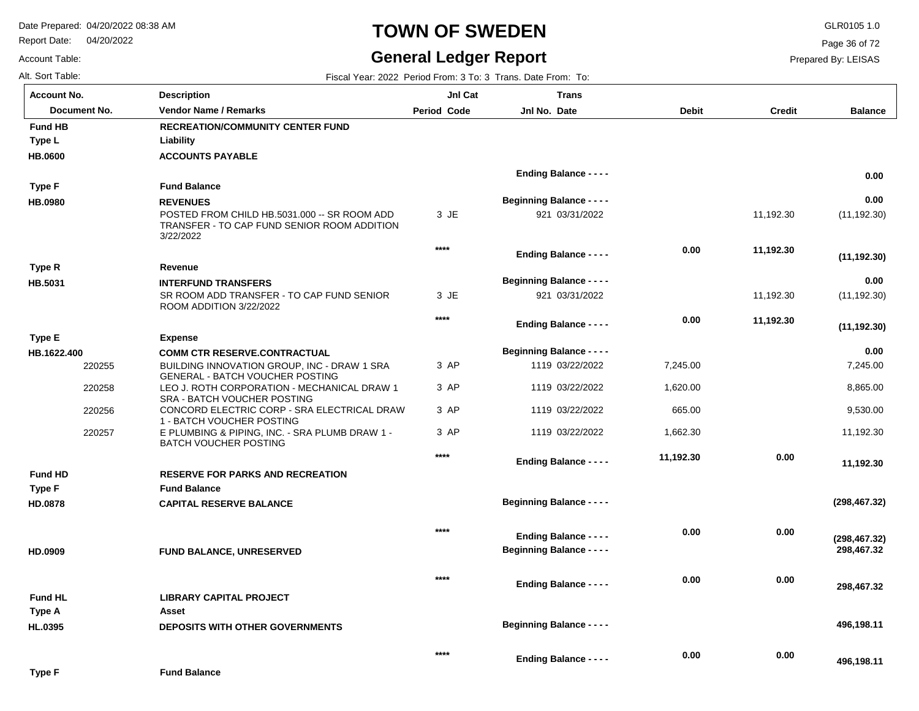# TOWN OF SWEDEN

## General Ledger Report

Date Prepared: 04/20/2022 08:38 AM
Report Date: 04/20/2022
Account Table:
Alt. Sort Table:

GLR0105 1.0
Prepared By: LEISAS

Fiscal Year: 2022 Period From: 3 To: 3 Trans. Date From: To:

| Account No. / Document No. | Description / Vendor Name / Remarks | Period | Jnl Cat Code | Trans Jnl No. | Date | Debit | Credit | Balance |
|---|---|---|---|---|---|---|---|---|
| **Fund HB** | **RECREATION/COMMUNITY CENTER FUND** | | | | | | | |
| **Type L** | **Liability** | | | | | | | |
| **HB.0600** | **ACCOUNTS PAYABLE** | | | | | | | |
| | | | | **Ending Balance - - - -** | | | | **0.00** |
| **Type F** | **Fund Balance** | | | | | | | |
| **HB.0980** | **REVENUES** | | | **Beginning Balance - - - -** | | | | **0.00** |
| | POSTED FROM CHILD HB.5031.000 -- SR ROOM ADD TRANSFER - TO CAP FUND SENIOR ROOM ADDITION 3/22/2022 | 3 | JE | 921 | 03/31/2022 | | 11,192.30 | (11,192.30) |
| | | **** | | **Ending Balance - - - -** | | **0.00** | **11,192.30** | **(11,192.30)** |
| **Type R** | **Revenue** | | | | | | | |
| **HB.5031** | **INTERFUND TRANSFERS** | | | **Beginning Balance - - - -** | | | | **0.00** |
| | SR ROOM ADD TRANSFER - TO CAP FUND SENIOR ROOM ADDITION 3/22/2022 | 3 | JE | 921 | 03/31/2022 | | 11,192.30 | (11,192.30) |
| | | **** | | **Ending Balance - - - -** | | **0.00** | **11,192.30** | **(11,192.30)** |
| **Type E** | **Expense** | | | | | | | |
| **HB.1622.400** | **COMM CTR RESERVE.CONTRACTUAL** | | | **Beginning Balance - - - -** | | | | **0.00** |
| 220255 | BUILDING INNOVATION GROUP, INC - DRAW 1 SRA GENERAL - BATCH VOUCHER POSTING | 3 | AP | 1119 | 03/22/2022 | 7,245.00 | | 7,245.00 |
| 220258 | LEO J. ROTH CORPORATION - MECHANICAL DRAW 1 SRA - BATCH VOUCHER POSTING | 3 | AP | 1119 | 03/22/2022 | 1,620.00 | | 8,865.00 |
| 220256 | CONCORD ELECTRIC CORP - SRA ELECTRICAL DRAW 1 - BATCH VOUCHER POSTING | 3 | AP | 1119 | 03/22/2022 | 665.00 | | 9,530.00 |
| 220257 | E PLUMBING & PIPING, INC. - SRA PLUMB DRAW 1 - BATCH VOUCHER POSTING | 3 | AP | 1119 | 03/22/2022 | 1,662.30 | | 11,192.30 |
| | | **** | | **Ending Balance - - - -** | | **11,192.30** | **0.00** | **11,192.30** |
| **Fund HD** | **RESERVE FOR PARKS AND RECREATION** | | | | | | | |
| **Type F** | **Fund Balance** | | | | | | | |
| **HD.0878** | **CAPITAL RESERVE BALANCE** | | | **Beginning Balance - - - -** | | | | **(298,467.32)** |
| | | **** | | **Ending Balance - - - -** | | **0.00** | **0.00** | **(298,467.32)** |
| **HD.0909** | **FUND BALANCE, UNRESERVED** | | | **Beginning Balance - - - -** | | | | **298,467.32** |
| | | **** | | **Ending Balance - - - -** | | **0.00** | **0.00** | **298,467.32** |
| **Fund HL** | **LIBRARY CAPITAL PROJECT** | | | | | | | |
| **Type A** | **Asset** | | | | | | | |
| **HL.0395** | **DEPOSITS WITH OTHER GOVERNMENTS** | | | **Beginning Balance - - - -** | | | | **496,198.11** |
| | | **** | | **Ending Balance - - - -** | | **0.00** | **0.00** | **496,198.11** |
| **Type F** | **Fund Balance** | | | | | | | |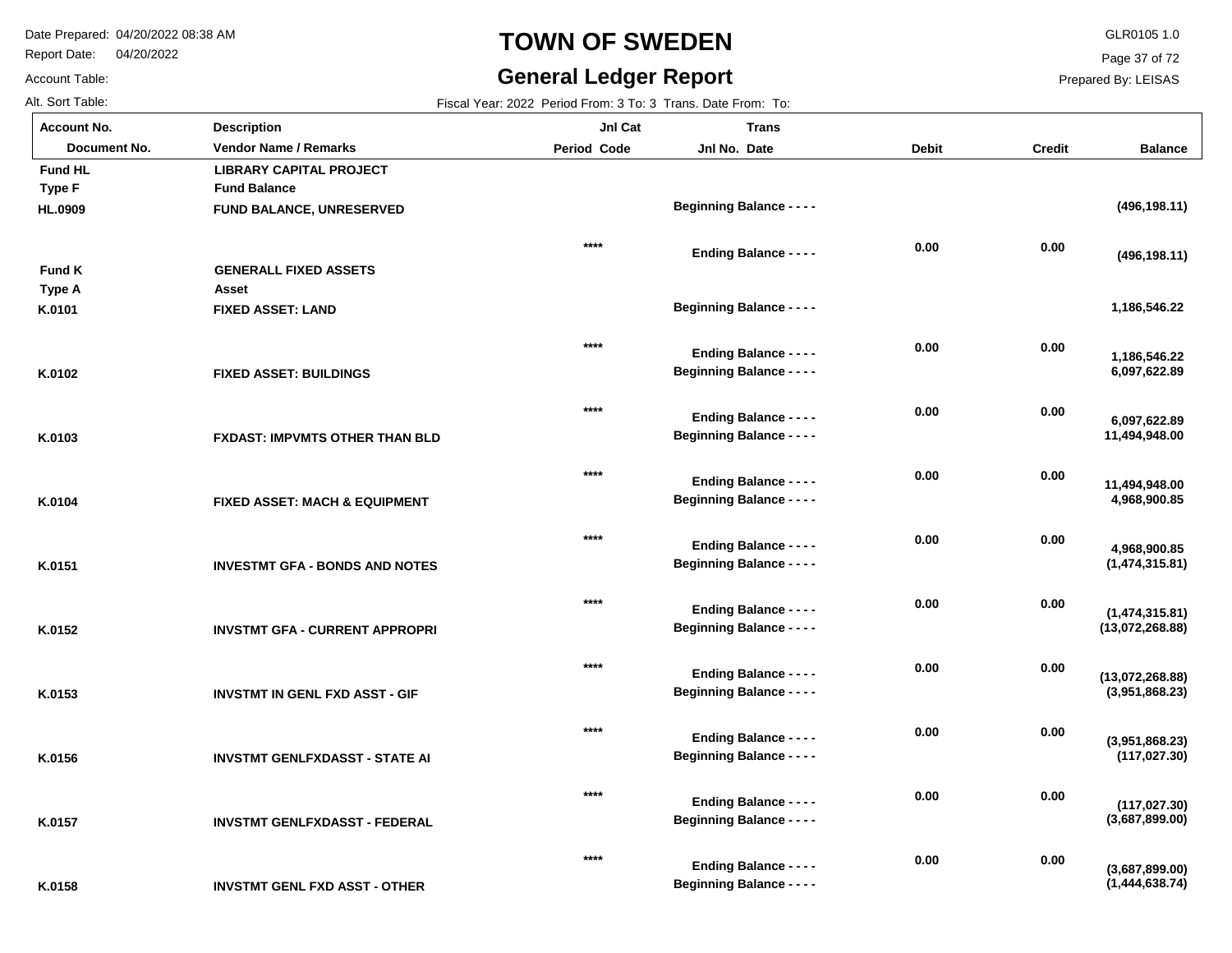# TOWN OF SWEDEN

## General Ledger Report

Date Prepared: 04/20/2022 08:38 AM
Report Date: 04/20/2022
Account Table:
Alt. Sort Table:

GLR0105 1.0
Prepared By: LEISAS

Fiscal Year: 2022 Period From: 3 To: 3 Trans. Date From: To:

| Account No. / Document No. | Description / Vendor Name / Remarks | Period | Jnl Cat Code | Jnl No. | Trans Date | Debit | Credit | Balance |
|---|---|---|---|---|---|---|---|---|
| **Fund HL** | **LIBRARY CAPITAL PROJECT** | | | | | | | |
| **Type F** | **Fund Balance** | | | | | | | |
| **HL.0909** | **FUND BALANCE, UNRESERVED** | | | **Beginning Balance - - - -** | | | | **(496,198.11)** |
| | | **** | | **Ending Balance - - - -** | | **0.00** | **0.00** | **(496,198.11)** |
| **Fund K** | **GENERALL FIXED ASSETS** | | | | | | | |
| **Type A** | **Asset** | | | | | | | |
| **K.0101** | **FIXED ASSET: LAND** | | | **Beginning Balance - - - -** | | | | **1,186,546.22** |
| | | **** | | **Ending Balance - - - -** | | **0.00** | **0.00** | **1,186,546.22** |
| **K.0102** | **FIXED ASSET: BUILDINGS** | | | **Beginning Balance - - - -** | | | | **6,097,622.89** |
| | | **** | | **Ending Balance - - - -** | | **0.00** | **0.00** | **6,097,622.89** |
| **K.0103** | **FXDAST: IMPVMTS OTHER THAN BLD** | | | **Beginning Balance - - - -** | | | | **11,494,948.00** |
| | | **** | | **Ending Balance - - - -** | | **0.00** | **0.00** | **11,494,948.00** |
| **K.0104** | **FIXED ASSET: MACH & EQUIPMENT** | | | **Beginning Balance - - - -** | | | | **4,968,900.85** |
| | | **** | | **Ending Balance - - - -** | | **0.00** | **0.00** | **4,968,900.85** |
| **K.0151** | **INVESTMT GFA - BONDS AND NOTES** | | | **Beginning Balance - - - -** | | | | **(1,474,315.81)** |
| | | **** | | **Ending Balance - - - -** | | **0.00** | **0.00** | **(1,474,315.81)** |
| **K.0152** | **INVSTMT GFA - CURRENT APPROPRI** | | | **Beginning Balance - - - -** | | | | **(13,072,268.88)** |
| | | **** | | **Ending Balance - - - -** | | **0.00** | **0.00** | **(13,072,268.88)** |
| **K.0153** | **INVSTMT IN GENL FXD ASST - GIF** | | | **Beginning Balance - - - -** | | | | **(3,951,868.23)** |
| | | **** | | **Ending Balance - - - -** | | **0.00** | **0.00** | **(3,951,868.23)** |
| **K.0156** | **INVSTMT GENLFXDASST - STATE AI** | | | **Beginning Balance - - - -** | | | | **(117,027.30)** |
| | | **** | | **Ending Balance - - - -** | | **0.00** | **0.00** | **(117,027.30)** |
| **K.0157** | **INVSTMT GENLFXDASST - FEDERAL** | | | **Beginning Balance - - - -** | | | | **(3,687,899.00)** |
| | | **** | | **Ending Balance - - - -** | | **0.00** | **0.00** | **(3,687,899.00)** |
| **K.0158** | **INVSTMT GENL FXD ASST - OTHER** | | | **Beginning Balance - - - -** | | | | **(1,444,638.74)** |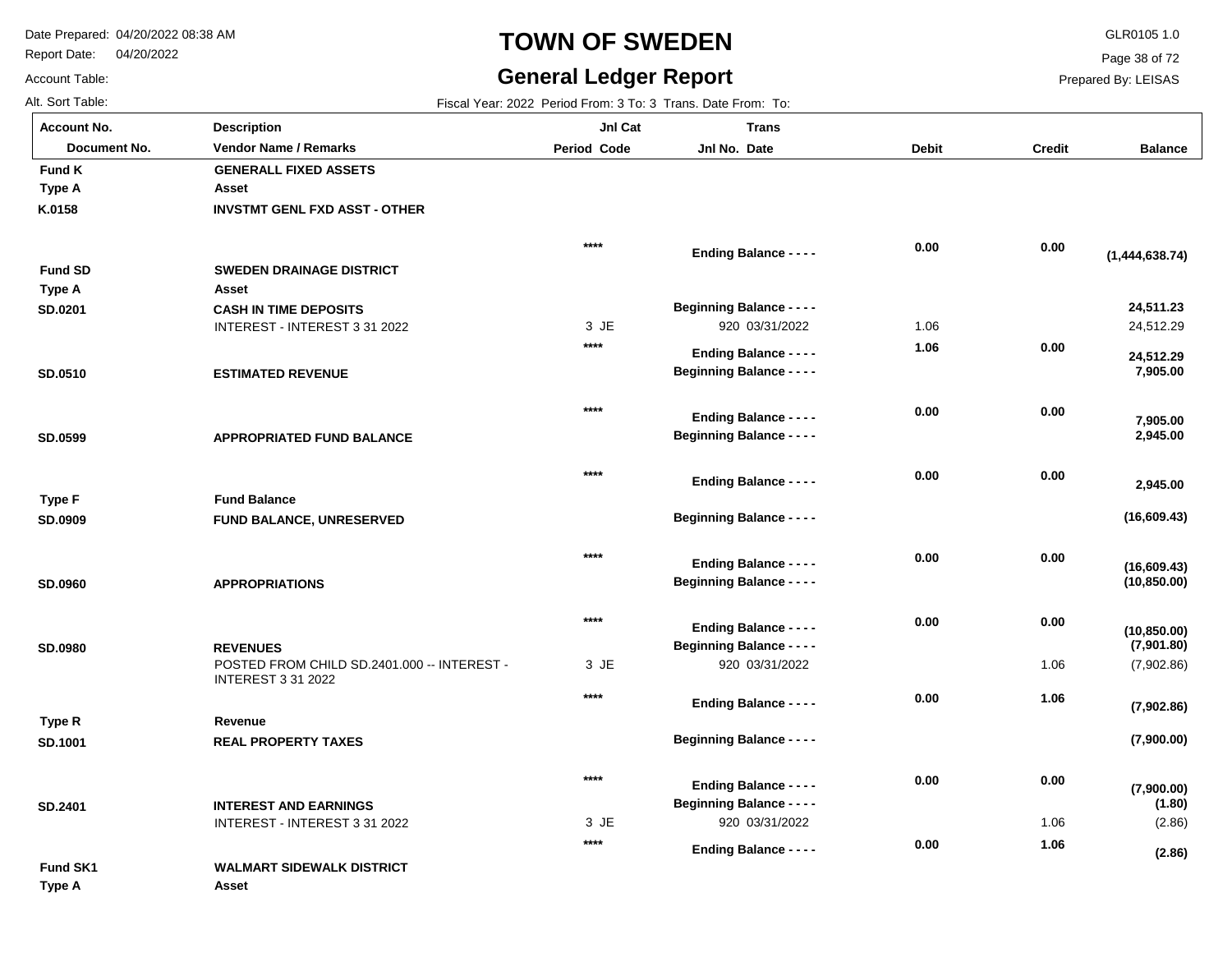# TOWN OF SWEDEN

## General Ledger Report

Date Prepared: 04/20/2022 08:38 AM
Report Date: 04/20/2022
Account Table:
Alt. Sort Table:

GLR0105 1.0
Prepared By: LEISAS

Fiscal Year: 2022 Period From: 3 To: 3 Trans. Date From: To:

| Account No. / Document No. | Description / Vendor Name / Remarks | Jnl Cat Period Code | Trans Jnl No. Date | Debit | Credit | Balance |
|---|---|---|---|---|---|---|
| **Fund K** | **GENERALL FIXED ASSETS** | | | | | |
| **Type A** | **Asset** | | | | | |
| **K.0158** | **INVSTMT GENL FXD ASST - OTHER** | | | | | |
| | | **** | **Ending Balance - - - -** | **0.00** | **0.00** | **(1,444,638.74)** |
| **Fund SD** | **SWEDEN DRAINAGE DISTRICT** | | | | | |
| **Type A** | **Asset** | | | | | |
| **SD.0201** | **CASH IN TIME DEPOSITS** | | **Beginning Balance - - - -** | | | **24,511.23** |
| | INTEREST - INTEREST 3 31 2022 | 3 JE | 920 03/31/2022 | 1.06 | | 24,512.29 |
| | | **** | **Ending Balance - - - -** | **1.06** | **0.00** | **24,512.29** |
| **SD.0510** | **ESTIMATED REVENUE** | | **Beginning Balance - - - -** | | | **7,905.00** |
| | | **** | **Ending Balance - - - -** | **0.00** | **0.00** | **7,905.00** |
| **SD.0599** | **APPROPRIATED FUND BALANCE** | | **Beginning Balance - - - -** | | | **2,945.00** |
| | | **** | **Ending Balance - - - -** | **0.00** | **0.00** | **2,945.00** |
| **Type F** | **Fund Balance** | | | | | |
| **SD.0909** | **FUND BALANCE, UNRESERVED** | | **Beginning Balance - - - -** | | | **(16,609.43)** |
| | | **** | **Ending Balance - - - -** | **0.00** | **0.00** | **(16,609.43)** |
| **SD.0960** | **APPROPRIATIONS** | | **Beginning Balance - - - -** | | | **(10,850.00)** |
| | | **** | **Ending Balance - - - -** | **0.00** | **0.00** | **(10,850.00)** |
| **SD.0980** | **REVENUES** | | **Beginning Balance - - - -** | | | **(7,901.80)** |
| | POSTED FROM CHILD SD.2401.000 -- INTEREST - INTEREST 3 31 2022 | 3 JE | 920 03/31/2022 | | 1.06 | (7,902.86) |
| | | **** | **Ending Balance - - - -** | **0.00** | **1.06** | **(7,902.86)** |
| **Type R** | **Revenue** | | | | | |
| **SD.1001** | **REAL PROPERTY TAXES** | | **Beginning Balance - - - -** | | | **(7,900.00)** |
| | | **** | **Ending Balance - - - -** | **0.00** | **0.00** | **(7,900.00)** |
| **SD.2401** | **INTEREST AND EARNINGS** | | **Beginning Balance - - - -** | | | **(1.80)** |
| | INTEREST - INTEREST 3 31 2022 | 3 JE | 920 03/31/2022 | | 1.06 | (2.86) |
| | | **** | **Ending Balance - - - -** | **0.00** | **1.06** | **(2.86)** |
| **Fund SK1** | **WALMART SIDEWALK DISTRICT** | | | | | |
| **Type A** | **Asset** | | | | | |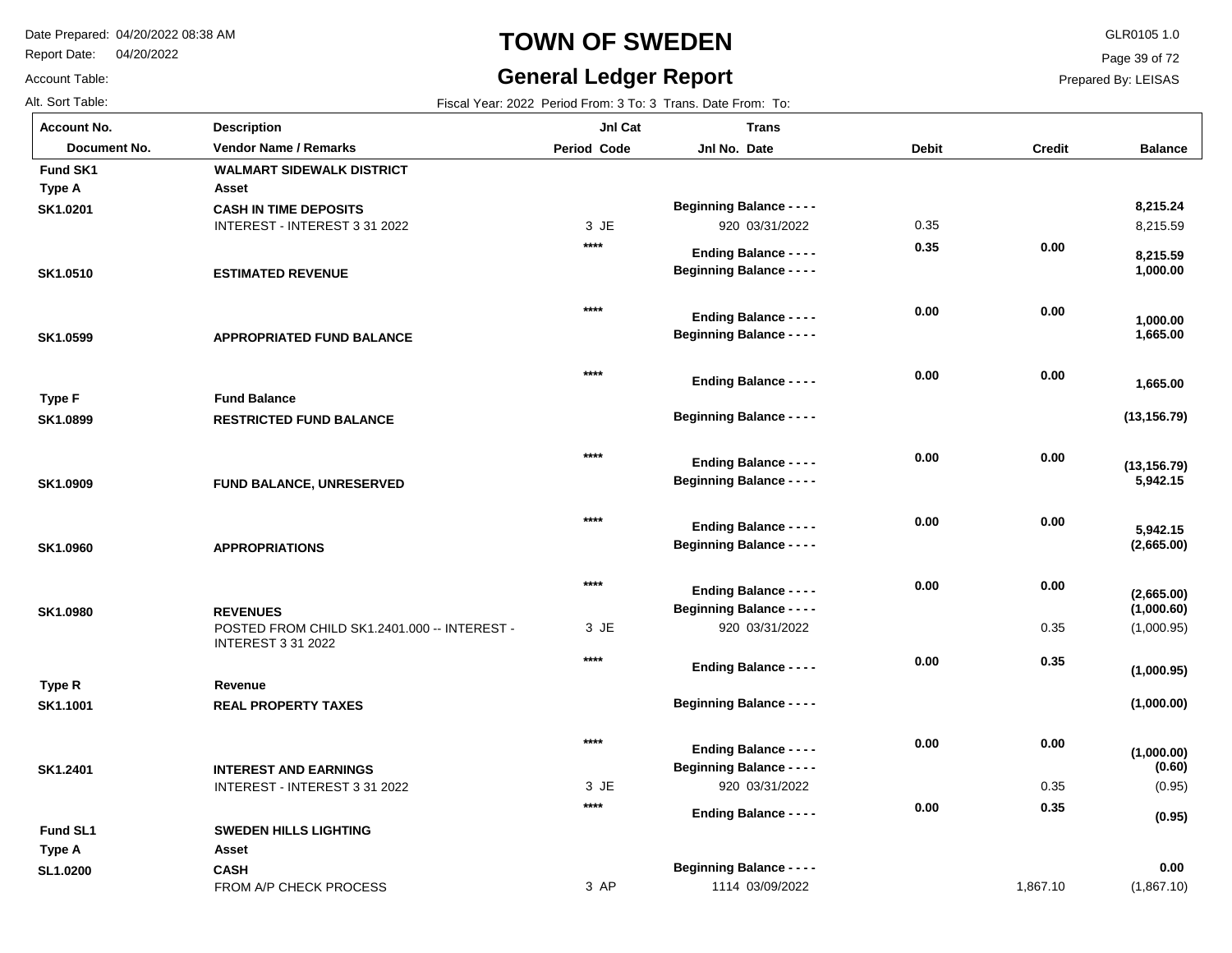# TOWN OF SWEDEN

## General Ledger Report

Date Prepared: 04/20/2022 08:38 AM
Report Date: 04/20/2022
Account Table:
Alt. Sort Table:

GLR0105 1.0
Prepared By: LEISAS

Fiscal Year: 2022 Period From: 3 To: 3 Trans. Date From: To:

| Account No. / Document No. | Description / Vendor Name / Remarks | Jnl Cat Period Code | Trans Jnl No. Date | Debit | Credit | Balance |
|---|---|---|---|---|---|---|
| **Fund SK1** | **WALMART SIDEWALK DISTRICT** | | | | | |
| **Type A** | **Asset** | | | | | |
| **SK1.0201** | **CASH IN TIME DEPOSITS** | | **Beginning Balance - - - -** | | | **8,215.24** |
| | INTEREST - INTEREST 3 31 2022 | 3 JE | 920 03/31/2022 | 0.35 | | 8,215.59 |
| | | **** | **Ending Balance - - - -** | **0.35** | **0.00** | **8,215.59** |
| **SK1.0510** | **ESTIMATED REVENUE** | | **Beginning Balance - - - -** | | | **1,000.00** |
| | | **** | **Ending Balance - - - -** | **0.00** | **0.00** | **1,000.00** |
| **SK1.0599** | **APPROPRIATED FUND BALANCE** | | **Beginning Balance - - - -** | | | **1,665.00** |
| | | **** | **Ending Balance - - - -** | **0.00** | **0.00** | **1,665.00** |
| **Type F** | **Fund Balance** | | | | | |
| **SK1.0899** | **RESTRICTED FUND BALANCE** | | **Beginning Balance - - - -** | | | **(13,156.79)** |
| | | **** | **Ending Balance - - - -** | **0.00** | **0.00** | **(13,156.79)** |
| **SK1.0909** | **FUND BALANCE, UNRESERVED** | | **Beginning Balance - - - -** | | | **5,942.15** |
| | | **** | **Ending Balance - - - -** | **0.00** | **0.00** | **5,942.15** |
| **SK1.0960** | **APPROPRIATIONS** | | **Beginning Balance - - - -** | | | **(2,665.00)** |
| | | **** | **Ending Balance - - - -** | **0.00** | **0.00** | **(2,665.00)** |
| **SK1.0980** | **REVENUES** | | **Beginning Balance - - - -** | | | **(1,000.60)** |
| | POSTED FROM CHILD SK1.2401.000 -- INTEREST - INTEREST 3 31 2022 | 3 JE | 920 03/31/2022 | | 0.35 | (1,000.95) |
| | | **** | **Ending Balance - - - -** | **0.00** | **0.35** | **(1,000.95)** |
| **Type R** | **Revenue** | | | | | |
| **SK1.1001** | **REAL PROPERTY TAXES** | | **Beginning Balance - - - -** | | | **(1,000.00)** |
| | | **** | **Ending Balance - - - -** | **0.00** | **0.00** | **(1,000.00)** |
| **SK1.2401** | **INTEREST AND EARNINGS** | | **Beginning Balance - - - -** | | | **(0.60)** |
| | INTEREST - INTEREST 3 31 2022 | 3 JE | 920 03/31/2022 | | 0.35 | (0.95) |
| | | **** | **Ending Balance - - - -** | **0.00** | **0.35** | **(0.95)** |
| **Fund SL1** | **SWEDEN HILLS LIGHTING** | | | | | |
| **Type A** | **Asset** | | | | | |
| **SL1.0200** | **CASH** | | **Beginning Balance - - - -** | | | **0.00** |
| | FROM A/P CHECK PROCESS | 3 AP | 1114 03/09/2022 | | 1,867.10 | (1,867.10) |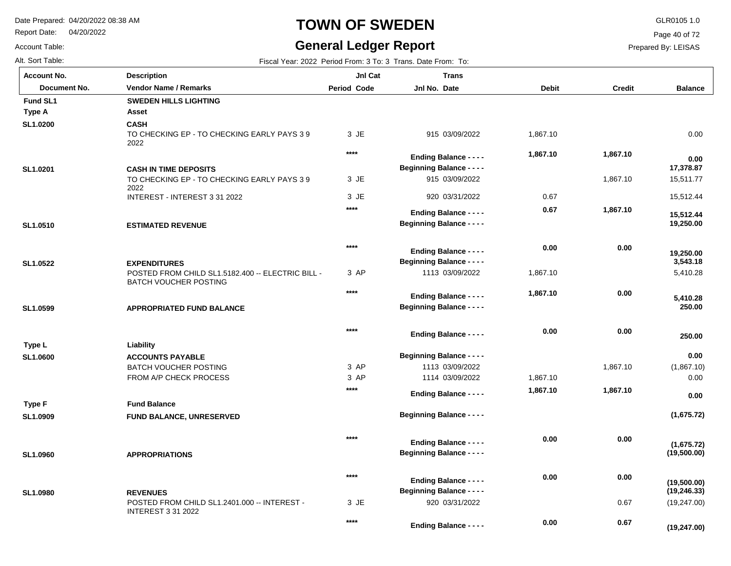# TOWN OF SWEDEN

## General Ledger Report

Date Prepared: 04/20/2022 08:38 AM
Report Date: 04/20/2022
Account Table:
Alt. Sort Table:

GLR0105 1.0
Prepared By: LEISAS

Fiscal Year: 2022 Period From: 3 To: 3 Trans. Date From: To:

| Account No. / Document No. | Description / Vendor Name / Remarks | Jnl Cat Period Code | Trans Jnl No. Date | Debit | Credit | Balance |
|---|---|---|---|---|---|---|
| **Fund SL1** | **SWEDEN HILLS LIGHTING** | | | | | |
| **Type A** | **Asset** | | | | | |
| **SL1.0200** | **CASH** | | | | | |
| | TO CHECKING EP - TO CHECKING EARLY PAYS 3 9 2022 | 3 JE | 915 03/09/2022 | 1,867.10 | | 0.00 |
| | | **** | **Ending Balance - - - -** | **1,867.10** | **1,867.10** | **0.00** |
| **SL1.0201** | **CASH IN TIME DEPOSITS** | | **Beginning Balance - - - -** | | | **17,378.87** |
| | TO CHECKING EP - TO CHECKING EARLY PAYS 3 9 2022 | 3 JE | 915 03/09/2022 | | 1,867.10 | 15,511.77 |
| | INTEREST - INTEREST 3 31 2022 | 3 JE | 920 03/31/2022 | 0.67 | | 15,512.44 |
| | | **** | **Ending Balance - - - -** | **0.67** | **1,867.10** | **15,512.44** |
| **SL1.0510** | **ESTIMATED REVENUE** | | **Beginning Balance - - - -** | | | **19,250.00** |
| | | **** | **Ending Balance - - - -** | **0.00** | **0.00** | **19,250.00** |
| **SL1.0522** | **EXPENDITURES** | | **Beginning Balance - - - -** | | | **3,543.18** |
| | POSTED FROM CHILD SL1.5182.400 -- ELECTRIC BILL - BATCH VOUCHER POSTING | 3 AP | 1113 03/09/2022 | 1,867.10 | | 5,410.28 |
| | | **** | **Ending Balance - - - -** | **1,867.10** | **0.00** | **5,410.28** |
| **SL1.0599** | **APPROPRIATED FUND BALANCE** | | **Beginning Balance - - - -** | | | **250.00** |
| | | **** | **Ending Balance - - - -** | **0.00** | **0.00** | **250.00** |
| **Type L** | **Liability** | | | | | |
| **SL1.0600** | **ACCOUNTS PAYABLE** | | **Beginning Balance - - - -** | | | **0.00** |
| | BATCH VOUCHER POSTING | 3 AP | 1113 03/09/2022 | | 1,867.10 | (1,867.10) |
| | FROM A/P CHECK PROCESS | 3 AP | 1114 03/09/2022 | 1,867.10 | | 0.00 |
| | | **** | **Ending Balance - - - -** | **1,867.10** | **1,867.10** | **0.00** |
| **Type F** | **Fund Balance** | | | | | |
| **SL1.0909** | **FUND BALANCE, UNRESERVED** | | **Beginning Balance - - - -** | | | **(1,675.72)** |
| | | **** | **Ending Balance - - - -** | **0.00** | **0.00** | **(1,675.72)** |
| **SL1.0960** | **APPROPRIATIONS** | | **Beginning Balance - - - -** | | | **(19,500.00)** |
| | | **** | **Ending Balance - - - -** | **0.00** | **0.00** | **(19,500.00)** |
| **SL1.0980** | **REVENUES** | | **Beginning Balance - - - -** | | | **(19,246.33)** |
| | POSTED FROM CHILD SL1.2401.000 -- INTEREST - INTEREST 3 31 2022 | 3 JE | 920 03/31/2022 | | 0.67 | (19,247.00) |
| | | **** | **Ending Balance - - - -** | **0.00** | **0.67** | **(19,247.00)** |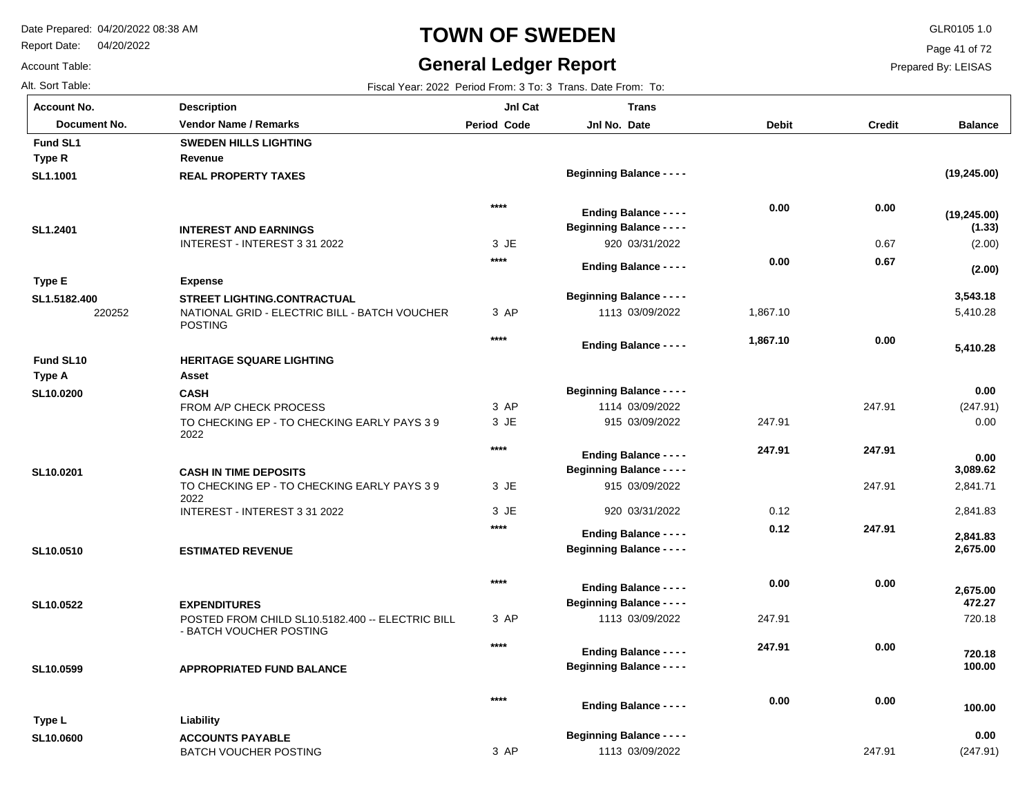# TOWN OF SWEDEN

## General Ledger Report

Date Prepared: 04/20/2022 08:38 AM
Report Date: 04/20/2022
Account Table:
Alt. Sort Table:

GLR0105 1.0
Prepared By: LEISAS

Fiscal Year: 2022 Period From: 3 To: 3 Trans. Date From: To:

| Account No. / Document No. | Description / Vendor Name / Remarks | Jnl Cat Period Code | Trans Jnl No. Date | Debit | Credit | Balance |
|---|---|---|---|---|---|---|
| **Fund SL1** | **SWEDEN HILLS LIGHTING** | | | | | |
| **Type R** | **Revenue** | | | | | |
| **SL1.1001** | **REAL PROPERTY TAXES** | | **Beginning Balance - - - -** | | | **(19,245.00)** |
| | | **** | **Ending Balance - - - -** | **0.00** | **0.00** | **(19,245.00)** |
| **SL1.2401** | **INTEREST AND EARNINGS** | | **Beginning Balance - - - -** | | | **(1.33)** |
| | INTEREST - INTEREST 3 31 2022 | 3 JE | 920 03/31/2022 | | 0.67 | (2.00) |
| | | **** | **Ending Balance - - - -** | **0.00** | **0.67** | **(2.00)** |
| **Type E** | **Expense** | | | | | |
| **SL1.5182.400** | **STREET LIGHTING.CONTRACTUAL** | | **Beginning Balance - - - -** | | | **3,543.18** |
| 220252 | NATIONAL GRID - ELECTRIC BILL - BATCH VOUCHER POSTING | 3 AP | 1113 03/09/2022 | 1,867.10 | | 5,410.28 |
| | | **** | **Ending Balance - - - -** | **1,867.10** | **0.00** | **5,410.28** |
| **Fund SL10** | **HERITAGE SQUARE LIGHTING** | | | | | |
| **Type A** | **Asset** | | | | | |
| **SL10.0200** | **CASH** | | **Beginning Balance - - - -** | | | **0.00** |
| | FROM A/P CHECK PROCESS | 3 AP | 1114 03/09/2022 | | 247.91 | (247.91) |
| | TO CHECKING EP - TO CHECKING EARLY PAYS 3 9 2022 | 3 JE | 915 03/09/2022 | 247.91 | | 0.00 |
| | | **** | **Ending Balance - - - -** | **247.91** | **247.91** | **0.00** |
| **SL10.0201** | **CASH IN TIME DEPOSITS** | | **Beginning Balance - - - -** | | | **3,089.62** |
| | TO CHECKING EP - TO CHECKING EARLY PAYS 3 9 2022 | 3 JE | 915 03/09/2022 | | 247.91 | 2,841.71 |
| | INTEREST - INTEREST 3 31 2022 | 3 JE | 920 03/31/2022 | 0.12 | | 2,841.83 |
| | | **** | **Ending Balance - - - -** | **0.12** | **247.91** | **2,841.83** |
| **SL10.0510** | **ESTIMATED REVENUE** | | **Beginning Balance - - - -** | | | **2,675.00** |
| | | **** | **Ending Balance - - - -** | **0.00** | **0.00** | **2,675.00** |
| **SL10.0522** | **EXPENDITURES** | | **Beginning Balance - - - -** | | | **472.27** |
| | POSTED FROM CHILD SL10.5182.400 -- ELECTRIC BILL - BATCH VOUCHER POSTING | 3 AP | 1113 03/09/2022 | 247.91 | | 720.18 |
| | | **** | **Ending Balance - - - -** | **247.91** | **0.00** | **720.18** |
| **SL10.0599** | **APPROPRIATED FUND BALANCE** | | **Beginning Balance - - - -** | | | **100.00** |
| | | **** | **Ending Balance - - - -** | **0.00** | **0.00** | **100.00** |
| **Type L** | **Liability** | | | | | |
| **SL10.0600** | **ACCOUNTS PAYABLE** | | **Beginning Balance - - - -** | | | **0.00** |
| | BATCH VOUCHER POSTING | 3 AP | 1113 03/09/2022 | | 247.91 | (247.91) |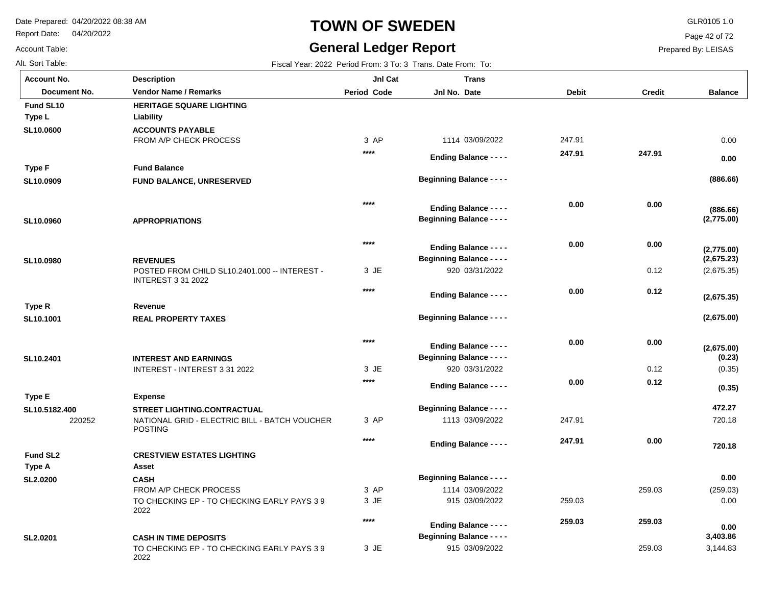# TOWN OF SWEDEN

## General Ledger Report

Date Prepared: 04/20/2022 08:38 AM
Report Date: 04/20/2022
Account Table:
Alt. Sort Table:

GLR0105 1.0
Prepared By: LEISAS

Fiscal Year: 2022 Period From: 3 To: 3 Trans. Date From: To:

| Account No. / Document No. | Description / Vendor Name / Remarks | Jnl Cat Period | Code | Trans Jnl No. | Date | Debit | Credit | Balance |
|---|---|---|---|---|---|---|---|---|
| **Fund SL10** | **HERITAGE SQUARE LIGHTING** | | | | | | | |
| **Type L** | **Liability** | | | | | | | |
| **SL10.0600** | **ACCOUNTS PAYABLE** | | | | | | | |
| | FROM A/P CHECK PROCESS | 3 | AP | 1114 | 03/09/2022 | 247.91 | | 0.00 |
| | | **** | | **Ending Balance - - - -** | | **247.91** | **247.91** | **0.00** |
| **Type F** | **Fund Balance** | | | | | | | |
| **SL10.0909** | **FUND BALANCE, UNRESERVED** | | | **Beginning Balance - - - -** | | | | **(886.66)** |
| | | **** | | **Ending Balance - - - -** | | **0.00** | **0.00** | **(886.66)** |
| **SL10.0960** | **APPROPRIATIONS** | | | **Beginning Balance - - - -** | | | | **(2,775.00)** |
| | | **** | | **Ending Balance - - - -** | | **0.00** | **0.00** | **(2,775.00)** |
| **SL10.0980** | **REVENUES** | | | **Beginning Balance - - - -** | | | | **(2,675.23)** |
| | POSTED FROM CHILD SL10.2401.000 -- INTEREST - INTEREST 3 31 2022 | 3 | JE | 920 | 03/31/2022 | | 0.12 | (2,675.35) |
| | | **** | | **Ending Balance - - - -** | | **0.00** | **0.12** | **(2,675.35)** |
| **Type R** | **Revenue** | | | | | | | |
| **SL10.1001** | **REAL PROPERTY TAXES** | | | **Beginning Balance - - - -** | | | | **(2,675.00)** |
| | | **** | | **Ending Balance - - - -** | | **0.00** | **0.00** | **(2,675.00)** |
| **SL10.2401** | **INTEREST AND EARNINGS** | | | **Beginning Balance - - - -** | | | | **(0.23)** |
| | INTEREST - INTEREST 3 31 2022 | 3 | JE | 920 | 03/31/2022 | | 0.12 | (0.35) |
| | | **** | | **Ending Balance - - - -** | | **0.00** | **0.12** | **(0.35)** |
| **Type E** | **Expense** | | | | | | | |
| **SL10.5182.400** | **STREET LIGHTING.CONTRACTUAL** | | | **Beginning Balance - - - -** | | | | **472.27** |
| 220252 | NATIONAL GRID - ELECTRIC BILL - BATCH VOUCHER POSTING | 3 | AP | 1113 | 03/09/2022 | 247.91 | | 720.18 |
| | | **** | | **Ending Balance - - - -** | | **247.91** | **0.00** | **720.18** |
| **Fund SL2** | **CRESTVIEW ESTATES LIGHTING** | | | | | | | |
| **Type A** | **Asset** | | | | | | | |
| **SL2.0200** | **CASH** | | | **Beginning Balance - - - -** | | | | **0.00** |
| | FROM A/P CHECK PROCESS | 3 | AP | 1114 | 03/09/2022 | | 259.03 | (259.03) |
| | TO CHECKING EP - TO CHECKING EARLY PAYS 3 9 2022 | 3 | JE | 915 | 03/09/2022 | 259.03 | | 0.00 |
| | | **** | | **Ending Balance - - - -** | | **259.03** | **259.03** | **0.00** |
| **SL2.0201** | **CASH IN TIME DEPOSITS** | | | **Beginning Balance - - - -** | | | | **3,403.86** |
| | TO CHECKING EP - TO CHECKING EARLY PAYS 3 9 2022 | 3 | JE | 915 | 03/09/2022 | | 259.03 | 3,144.83 |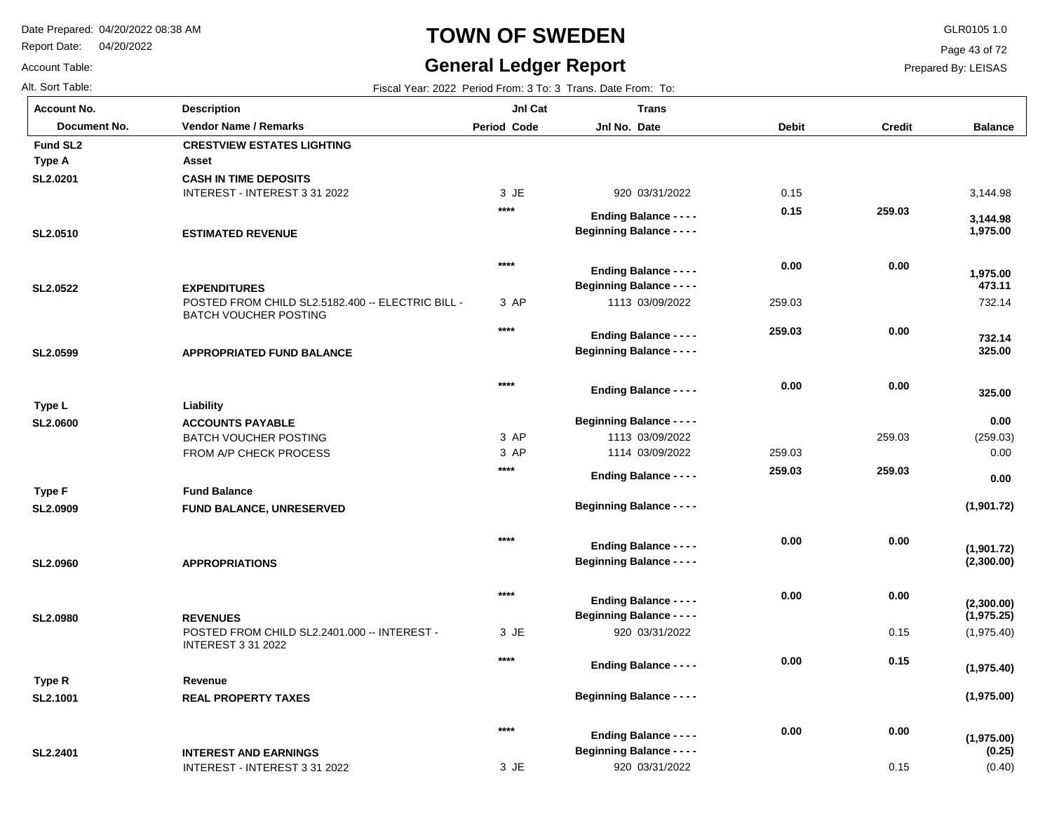# TOWN OF SWEDEN

## General Ledger Report

Date Prepared: 04/20/2022 08:38 AM
Report Date: 04/20/2022
Account Table:
Alt. Sort Table:

GLR0105 1.0
Prepared By: LEISAS

Fiscal Year: 2022 Period From: 3 To: 3 Trans. Date From: To:

| Account No. / Document No. | Description / Vendor Name / Remarks | Jnl Cat Period Code | Trans Jnl No. Date | Debit | Credit | Balance |
|---|---|---|---|---|---|---|
| **Fund SL2** | **CRESTVIEW ESTATES LIGHTING** | | | | | |
| **Type A** | **Asset** | | | | | |
| **SL2.0201** | **CASH IN TIME DEPOSITS** | | | | | |
| | INTEREST - INTEREST 3 31 2022 | 3 JE | 920 03/31/2022 | 0.15 | | 3,144.98 |
| | | **** | **Ending Balance - - - -** | **0.15** | **259.03** | **3,144.98** |
| **SL2.0510** | **ESTIMATED REVENUE** | | **Beginning Balance - - - -** | | | **1,975.00** |
| | | **** | **Ending Balance - - - -** | **0.00** | **0.00** | **1,975.00** |
| **SL2.0522** | **EXPENDITURES** | | **Beginning Balance - - - -** | | | **473.11** |
| | POSTED FROM CHILD SL2.5182.400 -- ELECTRIC BILL - BATCH VOUCHER POSTING | 3 AP | 1113 03/09/2022 | 259.03 | | 732.14 |
| | | **** | **Ending Balance - - - -** | **259.03** | **0.00** | **732.14** |
| **SL2.0599** | **APPROPRIATED FUND BALANCE** | | **Beginning Balance - - - -** | | | **325.00** |
| | | **** | **Ending Balance - - - -** | **0.00** | **0.00** | **325.00** |
| **Type L** | **Liability** | | | | | |
| **SL2.0600** | **ACCOUNTS PAYABLE** | | **Beginning Balance - - - -** | | | **0.00** |
| | BATCH VOUCHER POSTING | 3 AP | 1113 03/09/2022 | | 259.03 | (259.03) |
| | FROM A/P CHECK PROCESS | 3 AP | 1114 03/09/2022 | 259.03 | | 0.00 |
| | | **** | **Ending Balance - - - -** | **259.03** | **259.03** | **0.00** |
| **Type F** | **Fund Balance** | | | | | |
| **SL2.0909** | **FUND BALANCE, UNRESERVED** | | **Beginning Balance - - - -** | | | **(1,901.72)** |
| | | **** | **Ending Balance - - - -** | **0.00** | **0.00** | **(1,901.72)** |
| **SL2.0960** | **APPROPRIATIONS** | | **Beginning Balance - - - -** | | | **(2,300.00)** |
| | | **** | **Ending Balance - - - -** | **0.00** | **0.00** | **(2,300.00)** |
| **SL2.0980** | **REVENUES** | | **Beginning Balance - - - -** | | | **(1,975.25)** |
| | POSTED FROM CHILD SL2.2401.000 -- INTEREST - INTEREST 3 31 2022 | 3 JE | 920 03/31/2022 | | 0.15 | (1,975.40) |
| | | **** | **Ending Balance - - - -** | **0.00** | **0.15** | **(1,975.40)** |
| **Type R** | **Revenue** | | | | | |
| **SL2.1001** | **REAL PROPERTY TAXES** | | **Beginning Balance - - - -** | | | **(1,975.00)** |
| | | **** | **Ending Balance - - - -** | **0.00** | **0.00** | **(1,975.00)** |
| **SL2.2401** | **INTEREST AND EARNINGS** | | **Beginning Balance - - - -** | | | **(0.25)** |
| | INTEREST - INTEREST 3 31 2022 | 3 JE | 920 03/31/2022 | | 0.15 | (0.40) |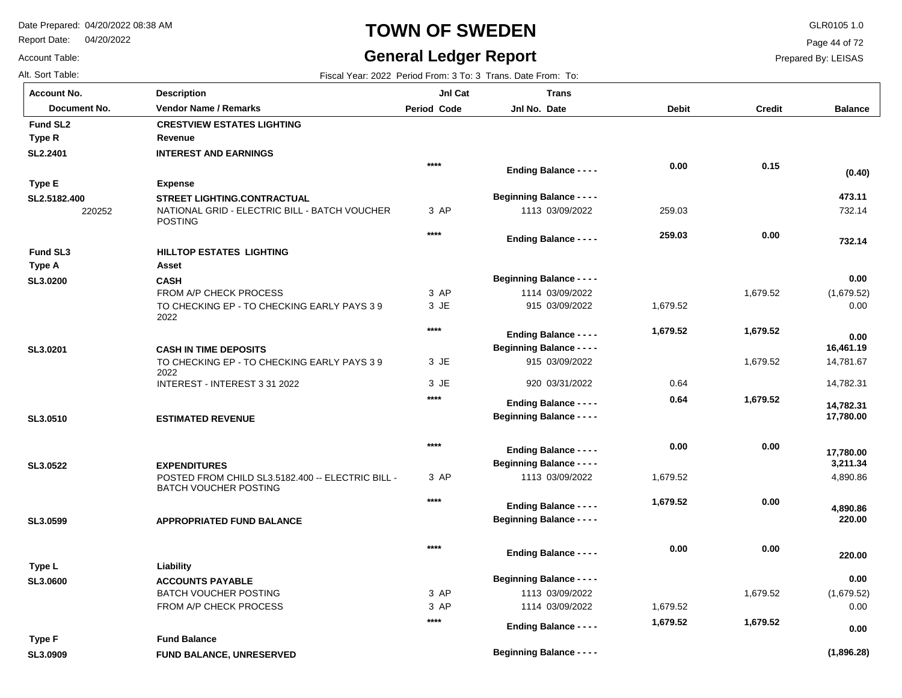# TOWN OF SWEDEN

## General Ledger Report

Date Prepared: 04/20/2022 08:38 AM
Report Date: 04/20/2022
Account Table:
Alt. Sort Table:

GLR0105 1.0
Prepared By: LEISAS

Fiscal Year: 2022 Period From: 3 To: 3 Trans. Date From: To:

| Account No. / Document No. | Description / Vendor Name / Remarks | Jnl Cat Period Code | Trans Jnl No. Date | Debit | Credit | Balance |
|---|---|---|---|---|---|---|
| **Fund SL2** | **CRESTVIEW ESTATES LIGHTING** | | | | | |
| **Type R** | **Revenue** | | | | | |
| **SL2.2401** | **INTEREST AND EARNINGS** | | | | | |
| | | **** | **Ending Balance - - - -** | **0.00** | **0.15** | **(0.40)** |
| **Type E** | **Expense** | | | | | |
| **SL2.5182.400** | **STREET LIGHTING.CONTRACTUAL** | | **Beginning Balance - - - -** | | | **473.11** |
| 220252 | NATIONAL GRID - ELECTRIC BILL - BATCH VOUCHER POSTING | 3 AP | 1113 03/09/2022 | 259.03 | | 732.14 |
| | | **** | **Ending Balance - - - -** | **259.03** | **0.00** | **732.14** |
| **Fund SL3** | **HILLTOP ESTATES LIGHTING** | | | | | |
| **Type A** | **Asset** | | | | | |
| **SL3.0200** | **CASH** | | **Beginning Balance - - - -** | | | **0.00** |
| | FROM A/P CHECK PROCESS | 3 AP | 1114 03/09/2022 | | 1,679.52 | (1,679.52) |
| | TO CHECKING EP - TO CHECKING EARLY PAYS 3 9 2022 | 3 JE | 915 03/09/2022 | 1,679.52 | | 0.00 |
| | | **** | **Ending Balance - - - -** | **1,679.52** | **1,679.52** | **0.00** |
| **SL3.0201** | **CASH IN TIME DEPOSITS** | | **Beginning Balance - - - -** | | | **16,461.19** |
| | TO CHECKING EP - TO CHECKING EARLY PAYS 3 9 2022 | 3 JE | 915 03/09/2022 | | 1,679.52 | 14,781.67 |
| | INTEREST - INTEREST 3 31 2022 | 3 JE | 920 03/31/2022 | 0.64 | | 14,782.31 |
| | | **** | **Ending Balance - - - -** | **0.64** | **1,679.52** | **14,782.31** |
| **SL3.0510** | **ESTIMATED REVENUE** | | **Beginning Balance - - - -** | | | **17,780.00** |
| | | **** | **Ending Balance - - - -** | **0.00** | **0.00** | **17,780.00** |
| **SL3.0522** | **EXPENDITURES** | | **Beginning Balance - - - -** | | | **3,211.34** |
| | POSTED FROM CHILD SL3.5182.400 -- ELECTRIC BILL - BATCH VOUCHER POSTING | 3 AP | 1113 03/09/2022 | 1,679.52 | | 4,890.86 |
| | | **** | **Ending Balance - - - -** | **1,679.52** | **0.00** | **4,890.86** |
| **SL3.0599** | **APPROPRIATED FUND BALANCE** | | **Beginning Balance - - - -** | | | **220.00** |
| | | **** | **Ending Balance - - - -** | **0.00** | **0.00** | **220.00** |
| **Type L** | **Liability** | | | | | |
| **SL3.0600** | **ACCOUNTS PAYABLE** | | **Beginning Balance - - - -** | | | **0.00** |
| | BATCH VOUCHER POSTING | 3 AP | 1113 03/09/2022 | | 1,679.52 | (1,679.52) |
| | FROM A/P CHECK PROCESS | 3 AP | 1114 03/09/2022 | 1,679.52 | | 0.00 |
| | | **** | **Ending Balance - - - -** | **1,679.52** | **1,679.52** | **0.00** |
| **Type F** | **Fund Balance** | | | | | |
| **SL3.0909** | **FUND BALANCE, UNRESERVED** | | **Beginning Balance - - - -** | | | **(1,896.28)** |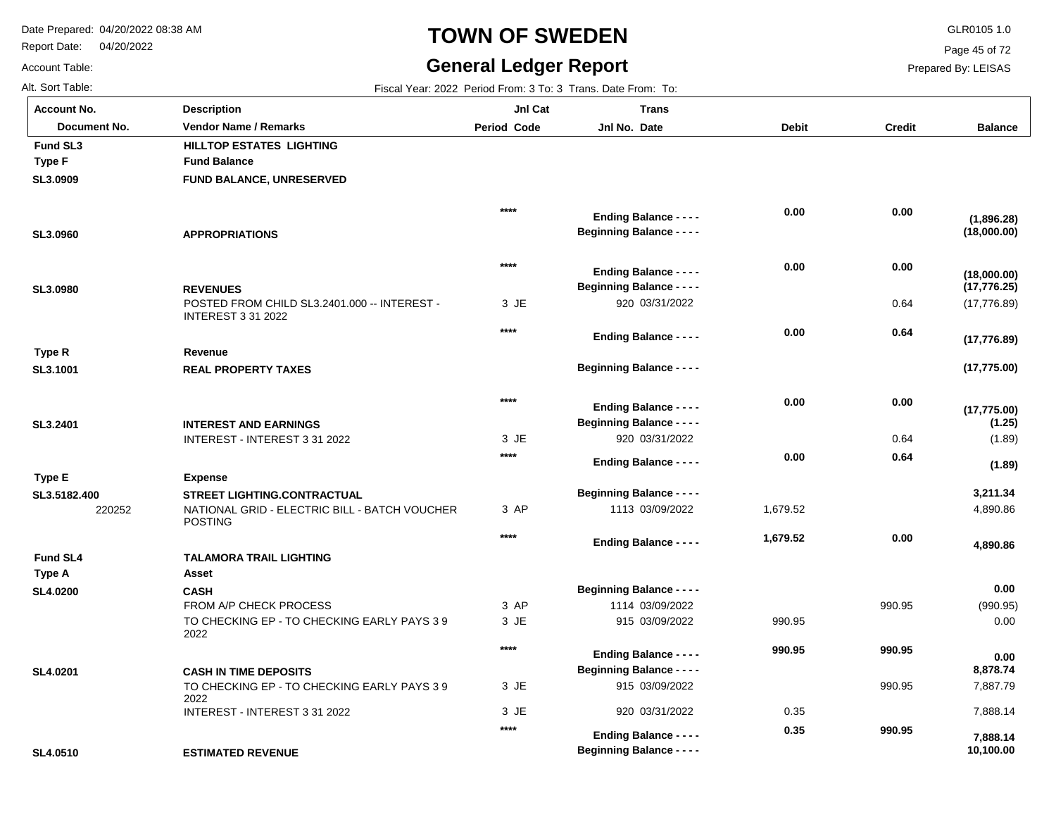# TOWN OF SWEDEN

## General Ledger Report

Date Prepared: 04/20/2022 08:38 AM
Report Date: 04/20/2022
Account Table:
Alt. Sort Table:

GLR0105 1.0
Prepared By: LEISAS

Fiscal Year: 2022 Period From: 3 To: 3 Trans. Date From: To:

| Account No. / Document No. | Description / Vendor Name / Remarks | Jnl Cat Period Code | Trans Jnl No. Date | Debit | Credit | Balance |
|---|---|---|---|---|---|---|
| **Fund SL3** | **HILLTOP ESTATES LIGHTING** | | | | | |
| **Type F** | **Fund Balance** | | | | | |
| **SL3.0909** | **FUND BALANCE, UNRESERVED** | | | | | |
| | | **** | **Ending Balance - - - -** | **0.00** | **0.00** | **(1,896.28)** |
| **SL3.0960** | **APPROPRIATIONS** | | **Beginning Balance - - - -** | | | **(18,000.00)** |
| | | **** | **Ending Balance - - - -** | **0.00** | **0.00** | **(18,000.00)** |
| **SL3.0980** | **REVENUES** | | **Beginning Balance - - - -** | | | **(17,776.25)** |
| | POSTED FROM CHILD SL3.2401.000 -- INTEREST - INTEREST 3 31 2022 | 3 JE | 920 03/31/2022 | | 0.64 | (17,776.89) |
| | | **** | **Ending Balance - - - -** | **0.00** | **0.64** | **(17,776.89)** |
| **Type R** | **Revenue** | | | | | |
| **SL3.1001** | **REAL PROPERTY TAXES** | | **Beginning Balance - - - -** | | | **(17,775.00)** |
| | | **** | **Ending Balance - - - -** | **0.00** | **0.00** | **(17,775.00)** |
| **SL3.2401** | **INTEREST AND EARNINGS** | | **Beginning Balance - - - -** | | | **(1.25)** |
| | INTEREST - INTEREST 3 31 2022 | 3 JE | 920 03/31/2022 | | 0.64 | (1.89) |
| | | **** | **Ending Balance - - - -** | **0.00** | **0.64** | **(1.89)** |
| **Type E** | **Expense** | | | | | |
| **SL3.5182.400** | **STREET LIGHTING.CONTRACTUAL** | | **Beginning Balance - - - -** | | | **3,211.34** |
| 220252 | NATIONAL GRID - ELECTRIC BILL - BATCH VOUCHER POSTING | 3 AP | 1113 03/09/2022 | 1,679.52 | | 4,890.86 |
| | | **** | **Ending Balance - - - -** | **1,679.52** | **0.00** | **4,890.86** |
| **Fund SL4** | **TALAMORA TRAIL LIGHTING** | | | | | |
| **Type A** | **Asset** | | | | | |
| **SL4.0200** | **CASH** | | **Beginning Balance - - - -** | | | **0.00** |
| | FROM A/P CHECK PROCESS | 3 AP | 1114 03/09/2022 | | 990.95 | (990.95) |
| | TO CHECKING EP - TO CHECKING EARLY PAYS 3 9 2022 | 3 JE | 915 03/09/2022 | 990.95 | | 0.00 |
| | | **** | **Ending Balance - - - -** | **990.95** | **990.95** | **0.00** |
| **SL4.0201** | **CASH IN TIME DEPOSITS** | | **Beginning Balance - - - -** | | | **8,878.74** |
| | TO CHECKING EP - TO CHECKING EARLY PAYS 3 9 2022 | 3 JE | 915 03/09/2022 | | 990.95 | 7,887.79 |
| | INTEREST - INTEREST 3 31 2022 | 3 JE | 920 03/31/2022 | 0.35 | | 7,888.14 |
| | | **** | **Ending Balance - - - -** | **0.35** | **990.95** | **7,888.14** |
| **SL4.0510** | **ESTIMATED REVENUE** | | **Beginning Balance - - - -** | | | **10,100.00** |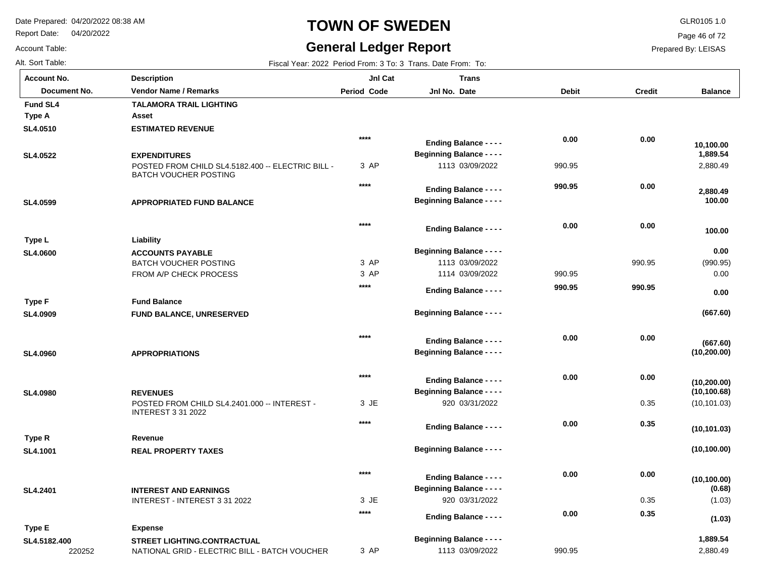# TOWN OF SWEDEN

## General Ledger Report

Date Prepared: 04/20/2022 08:38 AM
Report Date: 04/20/2022
Account Table:
Alt. Sort Table:

GLR0105 1.0
Prepared By: LEISAS

Fiscal Year: 2022 Period From: 3 To: 3 Trans. Date From: To:

| Account No. / Document No. | Description / Vendor Name / Remarks | Jnl Cat Period Code | Trans Jnl No. Date | Debit | Credit | Balance |
|---|---|---|---|---|---|---|
| **Fund SL4** | **TALAMORA TRAIL LIGHTING** | | | | | |
| **Type A** | **Asset** | | | | | |
| **SL4.0510** | **ESTIMATED REVENUE** | | | | | |
| | | **** | **Ending Balance - - - -** | **0.00** | **0.00** | **10,100.00** |
| **SL4.0522** | **EXPENDITURES** | | **Beginning Balance - - - -** | | | **1,889.54** |
| | POSTED FROM CHILD SL4.5182.400 -- ELECTRIC BILL - BATCH VOUCHER POSTING | 3 AP | 1113 03/09/2022 | 990.95 | | 2,880.49 |
| | | **** | **Ending Balance - - - -** | **990.95** | **0.00** | **2,880.49** |
| **SL4.0599** | **APPROPRIATED FUND BALANCE** | | **Beginning Balance - - - -** | | | **100.00** |
| | | **** | **Ending Balance - - - -** | **0.00** | **0.00** | **100.00** |
| **Type L** | **Liability** | | | | | |
| **SL4.0600** | **ACCOUNTS PAYABLE** | | **Beginning Balance - - - -** | | | **0.00** |
| | BATCH VOUCHER POSTING | 3 AP | 1113 03/09/2022 | | 990.95 | (990.95) |
| | FROM A/P CHECK PROCESS | 3 AP | 1114 03/09/2022 | 990.95 | | 0.00 |
| | | **** | **Ending Balance - - - -** | **990.95** | **990.95** | **0.00** |
| **Type F** | **Fund Balance** | | | | | |
| **SL4.0909** | **FUND BALANCE, UNRESERVED** | | **Beginning Balance - - - -** | | | **(667.60)** |
| | | **** | **Ending Balance - - - -** | **0.00** | **0.00** | **(667.60)** |
| **SL4.0960** | **APPROPRIATIONS** | | **Beginning Balance - - - -** | | | **(10,200.00)** |
| | | **** | **Ending Balance - - - -** | **0.00** | **0.00** | **(10,200.00)** |
| **SL4.0980** | **REVENUES** | | **Beginning Balance - - - -** | | | **(10,100.68)** |
| | POSTED FROM CHILD SL4.2401.000 -- INTEREST - INTEREST 3 31 2022 | 3 JE | 920 03/31/2022 | | 0.35 | (10,101.03) |
| | | **** | **Ending Balance - - - -** | **0.00** | **0.35** | **(10,101.03)** |
| **Type R** | **Revenue** | | | | | |
| **SL4.1001** | **REAL PROPERTY TAXES** | | **Beginning Balance - - - -** | | | **(10,100.00)** |
| | | **** | **Ending Balance - - - -** | **0.00** | **0.00** | **(10,100.00)** |
| **SL4.2401** | **INTEREST AND EARNINGS** | | **Beginning Balance - - - -** | | | **(0.68)** |
| | INTEREST - INTEREST 3 31 2022 | 3 JE | 920 03/31/2022 | | 0.35 | (1.03) |
| | | **** | **Ending Balance - - - -** | **0.00** | **0.35** | **(1.03)** |
| **Type E** | **Expense** | | | | | |
| **SL4.5182.400** | **STREET LIGHTING.CONTRACTUAL** | | **Beginning Balance - - - -** | | | **1,889.54** |
| 220252 | NATIONAL GRID - ELECTRIC BILL - BATCH VOUCHER | 3 AP | 1113 03/09/2022 | 990.95 | | 2,880.49 |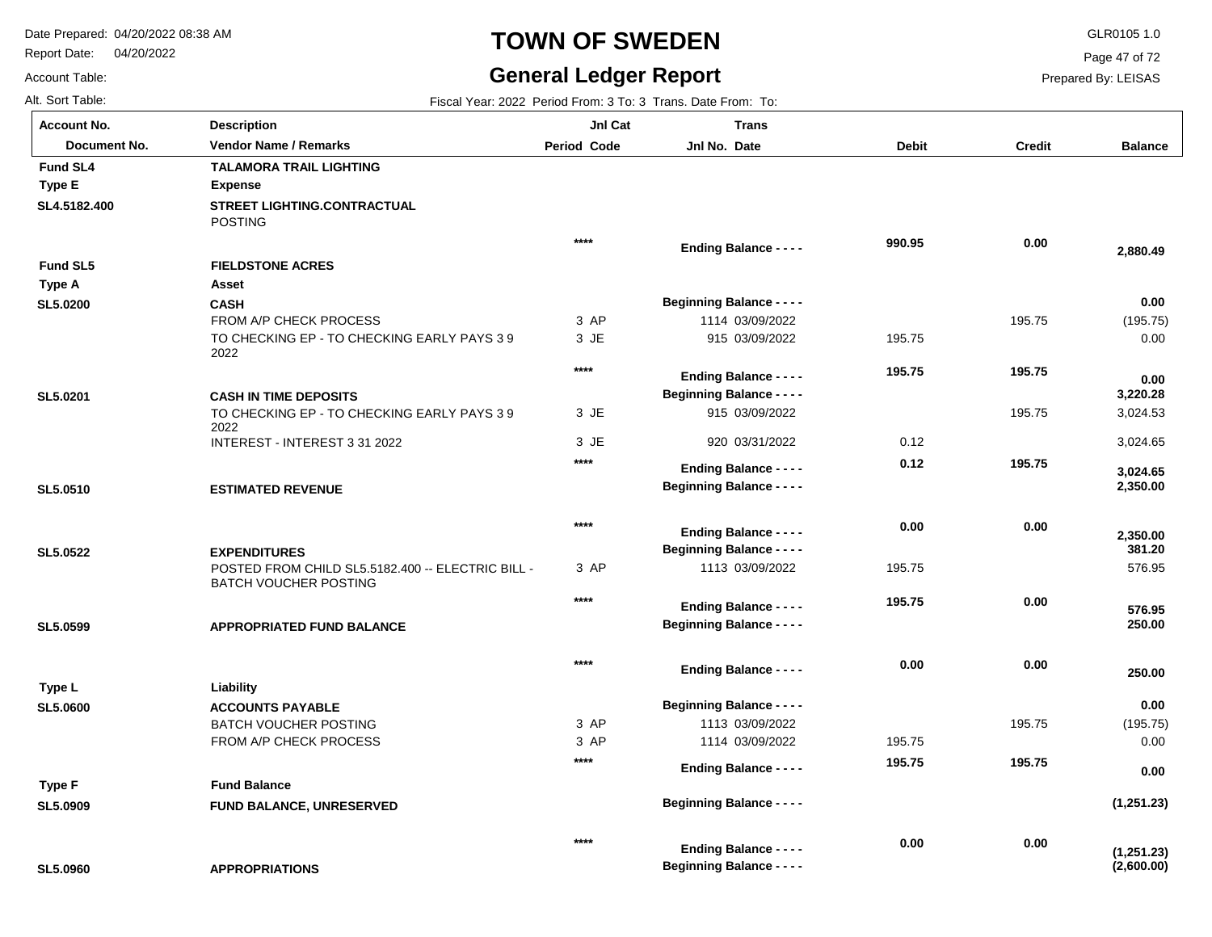# TOWN OF SWEDEN

## General Ledger Report

Date Prepared: 04/20/2022 08:38 AM
Report Date: 04/20/2022
Account Table:
Alt. Sort Table:

GLR0105 1.0
Prepared By: LEISAS

Fiscal Year: 2022 Period From: 3 To: 3 Trans. Date From: To:

| Account No. / Document No. | Description / Vendor Name / Remarks | Period | Jnl Cat Code | Jnl No. | Trans Date | Debit | Credit | Balance |
|---|---|---|---|---|---|---|---|---|
| **Fund SL4** | **TALAMORA TRAIL LIGHTING** | | | | | | | |
| **Type E** | **Expense** | | | | | | | |
| **SL4.5182.400** | **STREET LIGHTING.CONTRACTUAL** | | | | | | | |
| | POSTING | | | | | | | |
| | | **** | | **Ending Balance - - - -** | | **990.95** | **0.00** | **2,880.49** |
| **Fund SL5** | **FIELDSTONE ACRES** | | | | | | | |
| **Type A** | **Asset** | | | | | | | |
| **SL5.0200** | **CASH** | | | **Beginning Balance - - - -** | | | | **0.00** |
| | FROM A/P CHECK PROCESS | 3 | AP | 1114 | 03/09/2022 | | 195.75 | (195.75) |
| | TO CHECKING EP - TO CHECKING EARLY PAYS 3 9 2022 | 3 | JE | 915 | 03/09/2022 | 195.75 | | 0.00 |
| | | **** | | **Ending Balance - - - -** | | **195.75** | **195.75** | **0.00** |
| **SL5.0201** | **CASH IN TIME DEPOSITS** | | | **Beginning Balance - - - -** | | | | **3,220.28** |
| | TO CHECKING EP - TO CHECKING EARLY PAYS 3 9 2022 | 3 | JE | 915 | 03/09/2022 | | 195.75 | 3,024.53 |
| | INTEREST - INTEREST 3 31 2022 | 3 | JE | 920 | 03/31/2022 | 0.12 | | 3,024.65 |
| | | **** | | **Ending Balance - - - -** | | **0.12** | **195.75** | **3,024.65** |
| **SL5.0510** | **ESTIMATED REVENUE** | | | **Beginning Balance - - - -** | | | | **2,350.00** |
| | | **** | | **Ending Balance - - - -** | | **0.00** | **0.00** | **2,350.00** |
| **SL5.0522** | **EXPENDITURES** | | | **Beginning Balance - - - -** | | | | **381.20** |
| | POSTED FROM CHILD SL5.5182.400 -- ELECTRIC BILL - BATCH VOUCHER POSTING | 3 | AP | 1113 | 03/09/2022 | 195.75 | | 576.95 |
| | | **** | | **Ending Balance - - - -** | | **195.75** | **0.00** | **576.95** |
| **SL5.0599** | **APPROPRIATED FUND BALANCE** | | | **Beginning Balance - - - -** | | | | **250.00** |
| | | **** | | **Ending Balance - - - -** | | **0.00** | **0.00** | **250.00** |
| **Type L** | **Liability** | | | | | | | |
| **SL5.0600** | **ACCOUNTS PAYABLE** | | | **Beginning Balance - - - -** | | | | **0.00** |
| | BATCH VOUCHER POSTING | 3 | AP | 1113 | 03/09/2022 | | 195.75 | (195.75) |
| | FROM A/P CHECK PROCESS | 3 | AP | 1114 | 03/09/2022 | 195.75 | | 0.00 |
| | | **** | | **Ending Balance - - - -** | | **195.75** | **195.75** | **0.00** |
| **Type F** | **Fund Balance** | | | | | | | |
| **SL5.0909** | **FUND BALANCE, UNRESERVED** | | | **Beginning Balance - - - -** | | | | **(1,251.23)** |
| | | **** | | **Ending Balance - - - -** | | **0.00** | **0.00** | **(1,251.23)** |
| **SL5.0960** | **APPROPRIATIONS** | | | **Beginning Balance - - - -** | | | | **(2,600.00)** |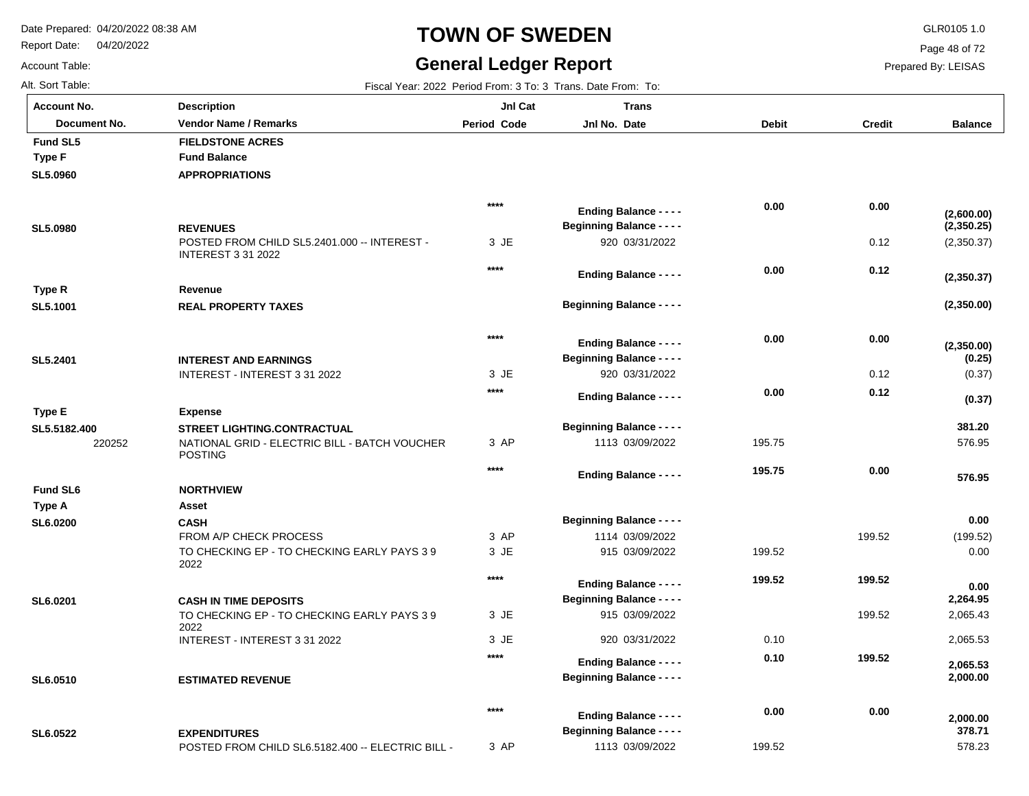# TOWN OF SWEDEN

## General Ledger Report

Date Prepared: 04/20/2022 08:38 AM
Report Date: 04/20/2022
Account Table:
Alt. Sort Table:

GLR0105 1.0
Prepared By: LEISAS

Fiscal Year: 2022 Period From: 3 To: 3 Trans. Date From: To:

| Account No. / Document No. | Description / Vendor Name / Remarks | Jnl Cat Period Code | Trans Jnl No. Date | Debit | Credit | Balance |
|---|---|---|---|---|---|---|
| **Fund SL5** | **FIELDSTONE ACRES** | | | | | |
| **Type F** | **Fund Balance** | | | | | |
| **SL5.0960** | **APPROPRIATIONS** | | | | | |
| | | **\*\*\*\*** | **Ending Balance - - - -** | **0.00** | **0.00** | **(2,600.00)** |
| **SL5.0980** | **REVENUES** | | **Beginning Balance - - - -** | | | **(2,350.25)** |
| | POSTED FROM CHILD SL5.2401.000 -- INTEREST - INTEREST 3 31 2022 | 3 JE | 920 03/31/2022 | | 0.12 | (2,350.37) |
| | | **\*\*\*\*** | **Ending Balance - - - -** | **0.00** | **0.12** | **(2,350.37)** |
| **Type R** | **Revenue** | | | | | |
| **SL5.1001** | **REAL PROPERTY TAXES** | | **Beginning Balance - - - -** | | | **(2,350.00)** |
| | | **\*\*\*\*** | **Ending Balance - - - -** | **0.00** | **0.00** | **(2,350.00)** |
| **SL5.2401** | **INTEREST AND EARNINGS** | | **Beginning Balance - - - -** | | | **(0.25)** |
| | INTEREST - INTEREST 3 31 2022 | 3 JE | 920 03/31/2022 | | 0.12 | (0.37) |
| | | **\*\*\*\*** | **Ending Balance - - - -** | **0.00** | **0.12** | **(0.37)** |
| **Type E** | **Expense** | | | | | |
| **SL5.5182.400** | **STREET LIGHTING.CONTRACTUAL** | | **Beginning Balance - - - -** | | | **381.20** |
| 220252 | NATIONAL GRID - ELECTRIC BILL - BATCH VOUCHER POSTING | 3 AP | 1113 03/09/2022 | 195.75 | | 576.95 |
| | | **\*\*\*\*** | **Ending Balance - - - -** | **195.75** | **0.00** | **576.95** |
| **Fund SL6** | **NORTHVIEW** | | | | | |
| **Type A** | **Asset** | | | | | |
| **SL6.0200** | **CASH** | | **Beginning Balance - - - -** | | | **0.00** |
| | FROM A/P CHECK PROCESS | 3 AP | 1114 03/09/2022 | | 199.52 | (199.52) |
| | TO CHECKING EP - TO CHECKING EARLY PAYS 3 9 2022 | 3 JE | 915 03/09/2022 | 199.52 | | 0.00 |
| | | **\*\*\*\*** | **Ending Balance - - - -** | **199.52** | **199.52** | **0.00** |
| **SL6.0201** | **CASH IN TIME DEPOSITS** | | **Beginning Balance - - - -** | | | **2,264.95** |
| | TO CHECKING EP - TO CHECKING EARLY PAYS 3 9 2022 | 3 JE | 915 03/09/2022 | | 199.52 | 2,065.43 |
| | INTEREST - INTEREST 3 31 2022 | 3 JE | 920 03/31/2022 | 0.10 | | 2,065.53 |
| | | **\*\*\*\*** | **Ending Balance - - - -** | **0.10** | **199.52** | **2,065.53** |
| **SL6.0510** | **ESTIMATED REVENUE** | | **Beginning Balance - - - -** | | | **2,000.00** |
| | | **\*\*\*\*** | **Ending Balance - - - -** | **0.00** | **0.00** | **2,000.00** |
| **SL6.0522** | **EXPENDITURES** | | **Beginning Balance - - - -** | | | **378.71** |
| | POSTED FROM CHILD SL6.5182.400 -- ELECTRIC BILL - | 3 AP | 1113 03/09/2022 | 199.52 | | 578.23 |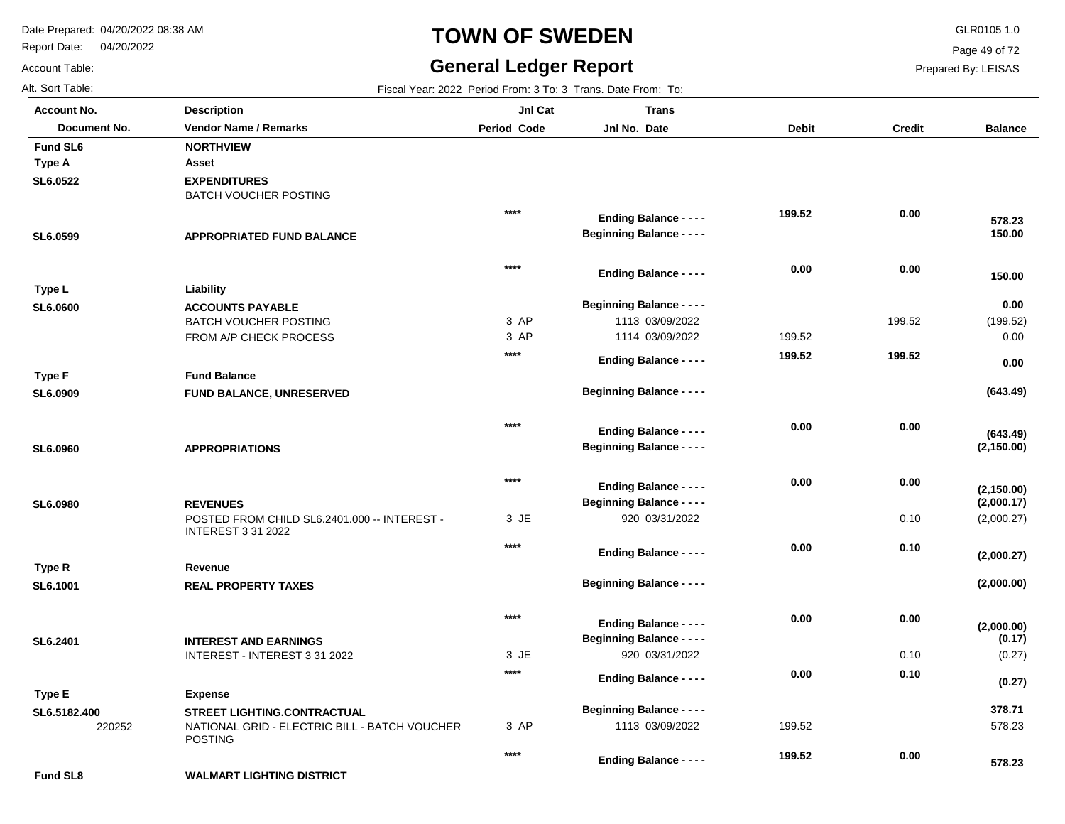# TOWN OF SWEDEN

## General Ledger Report

Date Prepared: 04/20/2022 08:38 AM
Report Date: 04/20/2022
Account Table:
Alt. Sort Table:

GLR0105 1.0
Prepared By: LEISAS

Fiscal Year: 2022 Period From: 3 To: 3 Trans. Date From: To:

| Account No. / Document No. | Description / Vendor Name / Remarks | Jnl Cat Period Code | Trans Jnl No. Date | Debit | Credit | Balance |
|---|---|---|---|---|---|---|
| **Fund SL6** | **NORTHVIEW** | | | | | |
| **Type A** | **Asset** | | | | | |
| **SL6.0522** | **EXPENDITURES** | | | | | |
| | BATCH VOUCHER POSTING | | | | | |
| | | **** | **Ending Balance - - - -** | **199.52** | **0.00** | **578.23** |
| **SL6.0599** | **APPROPRIATED FUND BALANCE** | | **Beginning Balance - - - -** | | | **150.00** |
| | | **** | **Ending Balance - - - -** | **0.00** | **0.00** | **150.00** |
| **Type L** | **Liability** | | | | | |
| **SL6.0600** | **ACCOUNTS PAYABLE** | | **Beginning Balance - - - -** | | | **0.00** |
| | BATCH VOUCHER POSTING | 3 AP | 1113 03/09/2022 | | 199.52 | (199.52) |
| | FROM A/P CHECK PROCESS | 3 AP | 1114 03/09/2022 | 199.52 | | 0.00 |
| | | **** | **Ending Balance - - - -** | **199.52** | **199.52** | **0.00** |
| **Type F** | **Fund Balance** | | | | | |
| **SL6.0909** | **FUND BALANCE, UNRESERVED** | | **Beginning Balance - - - -** | | | **(643.49)** |
| | | **** | **Ending Balance - - - -** | **0.00** | **0.00** | **(643.49)** |
| **SL6.0960** | **APPROPRIATIONS** | | **Beginning Balance - - - -** | | | **(2,150.00)** |
| | | **** | **Ending Balance - - - -** | **0.00** | **0.00** | **(2,150.00)** |
| **SL6.0980** | **REVENUES** | | **Beginning Balance - - - -** | | | **(2,000.17)** |
| | POSTED FROM CHILD SL6.2401.000 -- INTEREST - INTEREST 3 31 2022 | 3 JE | 920 03/31/2022 | | 0.10 | (2,000.27) |
| | | **** | **Ending Balance - - - -** | **0.00** | **0.10** | **(2,000.27)** |
| **Type R** | **Revenue** | | | | | |
| **SL6.1001** | **REAL PROPERTY TAXES** | | **Beginning Balance - - - -** | | | **(2,000.00)** |
| | | **** | **Ending Balance - - - -** | **0.00** | **0.00** | **(2,000.00)** |
| **SL6.2401** | **INTEREST AND EARNINGS** | | **Beginning Balance - - - -** | | | **(0.17)** |
| | INTEREST - INTEREST 3 31 2022 | 3 JE | 920 03/31/2022 | | 0.10 | (0.27) |
| | | **** | **Ending Balance - - - -** | **0.00** | **0.10** | **(0.27)** |
| **Type E** | **Expense** | | | | | |
| **SL6.5182.400** | **STREET LIGHTING.CONTRACTUAL** | | **Beginning Balance - - - -** | | | **378.71** |
| 220252 | NATIONAL GRID - ELECTRIC BILL - BATCH VOUCHER POSTING | 3 AP | 1113 03/09/2022 | 199.52 | | 578.23 |
| | | **** | **Ending Balance - - - -** | **199.52** | **0.00** | **578.23** |
| **Fund SL8** | **WALMART LIGHTING DISTRICT** | | | | | |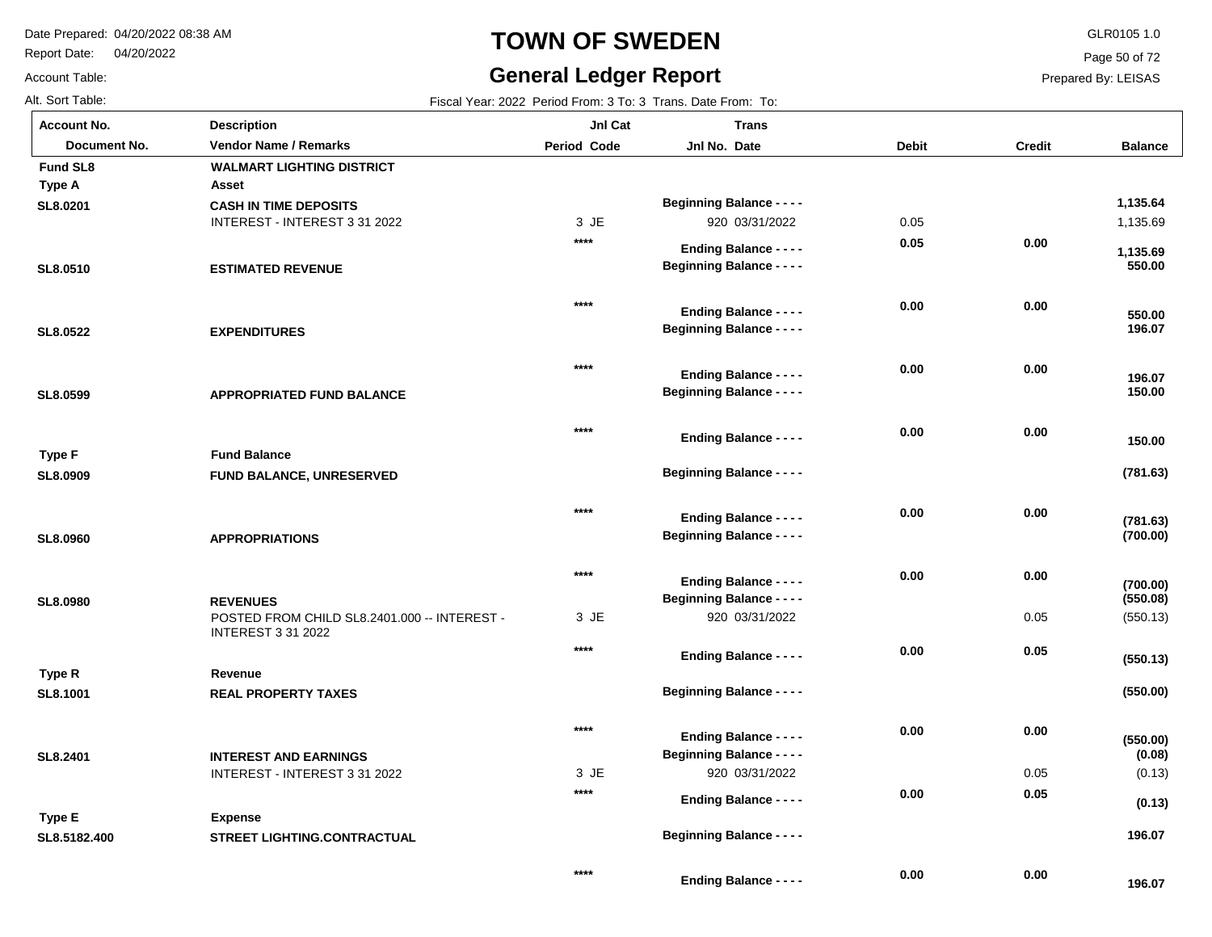# TOWN OF SWEDEN

## General Ledger Report

Date Prepared: 04/20/2022 08:38 AM
Report Date: 04/20/2022
Account Table:
Alt. Sort Table:

GLR0105 1.0
Prepared By: LEISAS

Fiscal Year: 2022 Period From: 3 To: 3 Trans. Date From: To:

| Account No. / Document No. | Description / Vendor Name / Remarks | Jnl Cat Period Code | Trans Jnl No. Date | Debit | Credit | Balance |
|---|---|---|---|---|---|---|
| **Fund SL8** | **WALMART LIGHTING DISTRICT** | | | | | |
| **Type A** | **Asset** | | | | | |
| **SL8.0201** | **CASH IN TIME DEPOSITS** | | **Beginning Balance - - - -** | | | **1,135.64** |
| | INTEREST - INTEREST 3 31 2022 | 3 JE | 920 03/31/2022 | 0.05 | | 1,135.69 |
| | | **** | **Ending Balance - - - -** | **0.05** | **0.00** | **1,135.69** |
| **SL8.0510** | **ESTIMATED REVENUE** | | **Beginning Balance - - - -** | | | **550.00** |
| | | **** | **Ending Balance - - - -** | **0.00** | **0.00** | **550.00** |
| **SL8.0522** | **EXPENDITURES** | | **Beginning Balance - - - -** | | | **196.07** |
| | | **** | **Ending Balance - - - -** | **0.00** | **0.00** | **196.07** |
| **SL8.0599** | **APPROPRIATED FUND BALANCE** | | **Beginning Balance - - - -** | | | **150.00** |
| | | **** | **Ending Balance - - - -** | **0.00** | **0.00** | **150.00** |
| **Type F** | **Fund Balance** | | | | | |
| **SL8.0909** | **FUND BALANCE, UNRESERVED** | | **Beginning Balance - - - -** | | | **(781.63)** |
| | | **** | **Ending Balance - - - -** | **0.00** | **0.00** | **(781.63)** |
| **SL8.0960** | **APPROPRIATIONS** | | **Beginning Balance - - - -** | | | **(700.00)** |
| | | **** | **Ending Balance - - - -** | **0.00** | **0.00** | **(700.00)** |
| **SL8.0980** | **REVENUES** | | **Beginning Balance - - - -** | | | **(550.08)** |
| | POSTED FROM CHILD SL8.2401.000 -- INTEREST - INTEREST 3 31 2022 | 3 JE | 920 03/31/2022 | | 0.05 | (550.13) |
| | | **** | **Ending Balance - - - -** | **0.00** | **0.05** | **(550.13)** |
| **Type R** | **Revenue** | | | | | |
| **SL8.1001** | **REAL PROPERTY TAXES** | | **Beginning Balance - - - -** | | | **(550.00)** |
| | | **** | **Ending Balance - - - -** | **0.00** | **0.00** | **(550.00)** |
| **SL8.2401** | **INTEREST AND EARNINGS** | | **Beginning Balance - - - -** | | | **(0.08)** |
| | INTEREST - INTEREST 3 31 2022 | 3 JE | 920 03/31/2022 | | 0.05 | (0.13) |
| | | **** | **Ending Balance - - - -** | **0.00** | **0.05** | **(0.13)** |
| **Type E** | **Expense** | | | | | |
| **SL8.5182.400** | **STREET LIGHTING.CONTRACTUAL** | | **Beginning Balance - - - -** | | | **196.07** |
| | | **** | **Ending Balance - - - -** | **0.00** | **0.00** | **196.07** |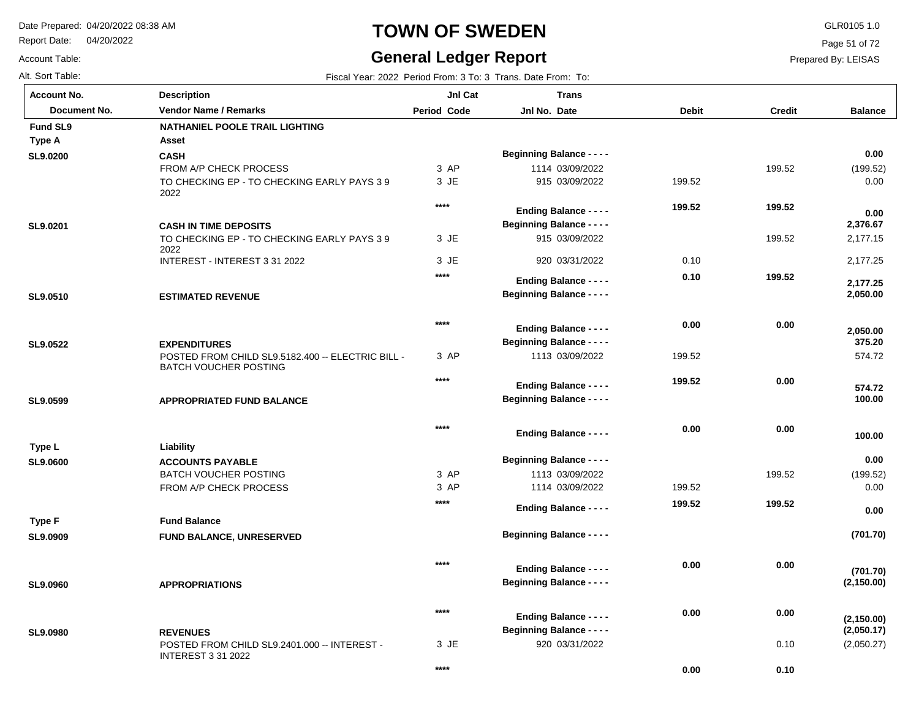# TOWN OF SWEDEN

## General Ledger Report

Date Prepared: 04/20/2022 08:38 AM
Report Date: 04/20/2022
Account Table:
Alt. Sort Table:

GLR0105 1.0
Prepared By: LEISAS

Fiscal Year: 2022 Period From: 3 To: 3 Trans. Date From: To:

| Account No. / Document No. | Description / Vendor Name / Remarks | Period | Jnl Cat Code | Jnl No. | Trans Date | Debit | Credit | Balance |
|---|---|---|---|---|---|---|---|---|
| **Fund SL9** | **NATHANIEL POOLE TRAIL LIGHTING** | | | | | | | |
| **Type A** | **Asset** | | | | | | | |
| **SL9.0200** | **CASH** | | | **Beginning Balance - - - -** | | | | **0.00** |
| | FROM A/P CHECK PROCESS | 3 | AP | 1114 | 03/09/2022 | | 199.52 | (199.52) |
| | TO CHECKING EP - TO CHECKING EARLY PAYS 3 9 2022 | 3 | JE | 915 | 03/09/2022 | 199.52 | | 0.00 |
| | | **** | | **Ending Balance - - - -** | | **199.52** | **199.52** | **0.00** |
| **SL9.0201** | **CASH IN TIME DEPOSITS** | | | **Beginning Balance - - - -** | | | | **2,376.67** |
| | TO CHECKING EP - TO CHECKING EARLY PAYS 3 9 2022 | 3 | JE | 915 | 03/09/2022 | | 199.52 | 2,177.15 |
| | INTEREST - INTEREST 3 31 2022 | 3 | JE | 920 | 03/31/2022 | 0.10 | | 2,177.25 |
| | | **** | | **Ending Balance - - - -** | | **0.10** | **199.52** | **2,177.25** |
| **SL9.0510** | **ESTIMATED REVENUE** | | | **Beginning Balance - - - -** | | | | **2,050.00** |
| | | **** | | **Ending Balance - - - -** | | **0.00** | **0.00** | **2,050.00** |
| **SL9.0522** | **EXPENDITURES** | | | **Beginning Balance - - - -** | | | | **375.20** |
| | POSTED FROM CHILD SL9.5182.400 -- ELECTRIC BILL - BATCH VOUCHER POSTING | 3 | AP | 1113 | 03/09/2022 | 199.52 | | 574.72 |
| | | **** | | **Ending Balance - - - -** | | **199.52** | **0.00** | **574.72** |
| **SL9.0599** | **APPROPRIATED FUND BALANCE** | | | **Beginning Balance - - - -** | | | | **100.00** |
| | | **** | | **Ending Balance - - - -** | | **0.00** | **0.00** | **100.00** |
| **Type L** | **Liability** | | | | | | | |
| **SL9.0600** | **ACCOUNTS PAYABLE** | | | **Beginning Balance - - - -** | | | | **0.00** |
| | BATCH VOUCHER POSTING | 3 | AP | 1113 | 03/09/2022 | | 199.52 | (199.52) |
| | FROM A/P CHECK PROCESS | 3 | AP | 1114 | 03/09/2022 | 199.52 | | 0.00 |
| | | **** | | **Ending Balance - - - -** | | **199.52** | **199.52** | **0.00** |
| **Type F** | **Fund Balance** | | | | | | | |
| **SL9.0909** | **FUND BALANCE, UNRESERVED** | | | **Beginning Balance - - - -** | | | | **(701.70)** |
| | | **** | | **Ending Balance - - - -** | | **0.00** | **0.00** | **(701.70)** |
| **SL9.0960** | **APPROPRIATIONS** | | | **Beginning Balance - - - -** | | | | **(2,150.00)** |
| | | **** | | **Ending Balance - - - -** | | **0.00** | **0.00** | **(2,150.00)** |
| **SL9.0980** | **REVENUES** | | | **Beginning Balance - - - -** | | | | **(2,050.17)** |
| | POSTED FROM CHILD SL9.2401.000 -- INTEREST - INTEREST 3 31 2022 | 3 | JE | 920 | 03/31/2022 | | 0.10 | (2,050.27) |
| | | **** | | | | **0.00** | **0.10** | |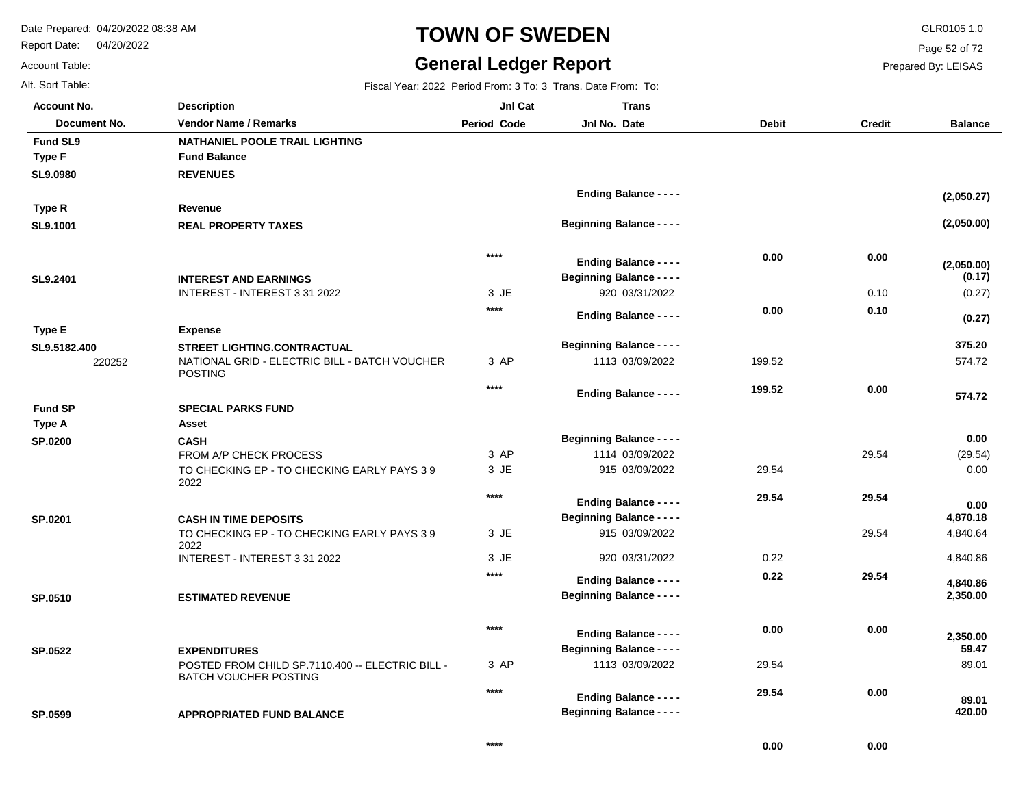# TOWN OF SWEDEN

## General Ledger Report

Date Prepared: 04/20/2022 08:38 AM
Report Date: 04/20/2022
Account Table:
Alt. Sort Table:

GLR0105 1.0
Prepared By: LEISAS

Fiscal Year: 2022 Period From: 3 To: 3 Trans. Date From: To:

| Account No. / Document No. | Description / Vendor Name / Remarks | Period | Jnl Cat Code | Jnl No. | Trans Date | Debit | Credit | Balance |
|---|---|---|---|---|---|---|---|---|
| **Fund SL9** | **NATHANIEL POOLE TRAIL LIGHTING** | | | | | | | |
| **Type F** | **Fund Balance** | | | | | | | |
| **SL9.0980** | **REVENUES** | | | | | | | |
| | | | | **Ending Balance - - - -** | | | | **(2,050.27)** |
| **Type R** | **Revenue** | | | | | | | |
| **SL9.1001** | **REAL PROPERTY TAXES** | | | **Beginning Balance - - - -** | | | | **(2,050.00)** |
| | | | **\*\*\*\*** | **Ending Balance - - - -** | | **0.00** | **0.00** | **(2,050.00)** |
| **SL9.2401** | **INTEREST AND EARNINGS** | | | **Beginning Balance - - - -** | | | | **(0.17)** |
| | INTEREST - INTEREST 3 31 2022 | 3 | JE | 920 | 03/31/2022 | | 0.10 | (0.27) |
| | | | **\*\*\*\*** | **Ending Balance - - - -** | | **0.00** | **0.10** | **(0.27)** |
| **Type E** | **Expense** | | | | | | | |
| **SL9.5182.400** | **STREET LIGHTING.CONTRACTUAL** | | | **Beginning Balance - - - -** | | | | **375.20** |
| 220252 | NATIONAL GRID - ELECTRIC BILL - BATCH VOUCHER POSTING | 3 | AP | 1113 | 03/09/2022 | 199.52 | | 574.72 |
| | | | **\*\*\*\*** | **Ending Balance - - - -** | | **199.52** | **0.00** | **574.72** |
| **Fund SP** | **SPECIAL PARKS FUND** | | | | | | | |
| **Type A** | **Asset** | | | | | | | |
| **SP.0200** | **CASH** | | | **Beginning Balance - - - -** | | | | **0.00** |
| | FROM A/P CHECK PROCESS | 3 | AP | 1114 | 03/09/2022 | | 29.54 | (29.54) |
| | TO CHECKING EP - TO CHECKING EARLY PAYS 3 9 2022 | 3 | JE | 915 | 03/09/2022 | 29.54 | | 0.00 |
| | | | **\*\*\*\*** | **Ending Balance - - - -** | | **29.54** | **29.54** | **0.00** |
| **SP.0201** | **CASH IN TIME DEPOSITS** | | | **Beginning Balance - - - -** | | | | **4,870.18** |
| | TO CHECKING EP - TO CHECKING EARLY PAYS 3 9 2022 | 3 | JE | 915 | 03/09/2022 | | 29.54 | 4,840.64 |
| | INTEREST - INTEREST 3 31 2022 | 3 | JE | 920 | 03/31/2022 | 0.22 | | 4,840.86 |
| | | | **\*\*\*\*** | **Ending Balance - - - -** | | **0.22** | **29.54** | **4,840.86** |
| **SP.0510** | **ESTIMATED REVENUE** | | | **Beginning Balance - - - -** | | | | **2,350.00** |
| | | | **\*\*\*\*** | **Ending Balance - - - -** | | **0.00** | **0.00** | **2,350.00** |
| **SP.0522** | **EXPENDITURES** | | | **Beginning Balance - - - -** | | | | **59.47** |
| | POSTED FROM CHILD SP.7110.400 -- ELECTRIC BILL - BATCH VOUCHER POSTING | 3 | AP | 1113 | 03/09/2022 | 29.54 | | 89.01 |
| | | | **\*\*\*\*** | **Ending Balance - - - -** | | **29.54** | **0.00** | **89.01** |
| **SP.0599** | **APPROPRIATED FUND BALANCE** | | | **Beginning Balance - - - -** | | | | **420.00** |
| | | | **\*\*\*\*** | | | **0.00** | **0.00** | |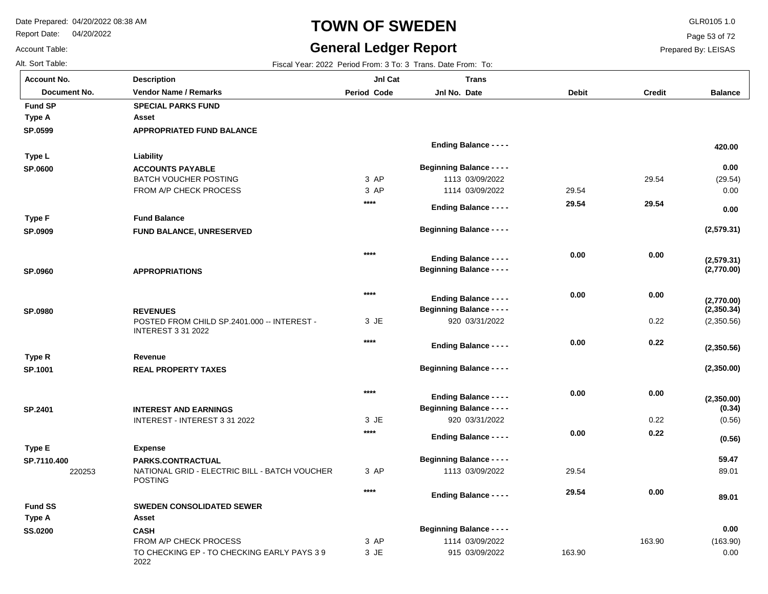# TOWN OF SWEDEN

## General Ledger Report

Date Prepared: 04/20/2022 08:38 AM
Report Date: 04/20/2022
Account Table:
Alt. Sort Table:

GLR0105 1.0
Prepared By: LEISAS

Fiscal Year: 2022 Period From: 3 To: 3 Trans. Date From: To:

| Account No. / Document No. | Description / Vendor Name / Remarks | Jnl Cat Period Code | Trans Jnl No. Date | Debit | Credit | Balance |
|---|---|---|---|---|---|---|
| **Fund SP** | **SPECIAL PARKS FUND** | | | | | |
| **Type A** | **Asset** | | | | | |
| **SP.0599** | **APPROPRIATED FUND BALANCE** | | | | | |
| | | | **Ending Balance - - - -** | | | **420.00** |
| **Type L** | **Liability** | | | | | |
| **SP.0600** | **ACCOUNTS PAYABLE** | | **Beginning Balance - - - -** | | | **0.00** |
| | BATCH VOUCHER POSTING | 3 AP | 1113 03/09/2022 | | 29.54 | (29.54) |
| | FROM A/P CHECK PROCESS | 3 AP | 1114 03/09/2022 | 29.54 | | 0.00 |
| | | **** | **Ending Balance - - - -** | **29.54** | **29.54** | **0.00** |
| **Type F** | **Fund Balance** | | | | | |
| **SP.0909** | **FUND BALANCE, UNRESERVED** | | **Beginning Balance - - - -** | | | **(2,579.31)** |
| | | **** | **Ending Balance - - - -** | **0.00** | **0.00** | **(2,579.31)** |
| **SP.0960** | **APPROPRIATIONS** | | **Beginning Balance - - - -** | | | **(2,770.00)** |
| | | **** | **Ending Balance - - - -** | **0.00** | **0.00** | **(2,770.00)** |
| **SP.0980** | **REVENUES** | | **Beginning Balance - - - -** | | | **(2,350.34)** |
| | POSTED FROM CHILD SP.2401.000 -- INTEREST - INTEREST 3 31 2022 | 3 JE | 920 03/31/2022 | | 0.22 | (2,350.56) |
| | | **** | **Ending Balance - - - -** | **0.00** | **0.22** | **(2,350.56)** |
| **Type R** | **Revenue** | | | | | |
| **SP.1001** | **REAL PROPERTY TAXES** | | **Beginning Balance - - - -** | | | **(2,350.00)** |
| | | **** | **Ending Balance - - - -** | **0.00** | **0.00** | **(2,350.00)** |
| **SP.2401** | **INTEREST AND EARNINGS** | | **Beginning Balance - - - -** | | | **(0.34)** |
| | INTEREST - INTEREST 3 31 2022 | 3 JE | 920 03/31/2022 | | 0.22 | (0.56) |
| | | **** | **Ending Balance - - - -** | **0.00** | **0.22** | **(0.56)** |
| **Type E** | **Expense** | | | | | |
| **SP.7110.400** | **PARKS.CONTRACTUAL** | | **Beginning Balance - - - -** | | | **59.47** |
| 220253 | NATIONAL GRID - ELECTRIC BILL - BATCH VOUCHER POSTING | 3 AP | 1113 03/09/2022 | 29.54 | | 89.01 |
| | | **** | **Ending Balance - - - -** | **29.54** | **0.00** | **89.01** |
| **Fund SS** | **SWEDEN CONSOLIDATED SEWER** | | | | | |
| **Type A** | **Asset** | | | | | |
| **SS.0200** | **CASH** | | **Beginning Balance - - - -** | | | **0.00** |
| | FROM A/P CHECK PROCESS | 3 AP | 1114 03/09/2022 | | 163.90 | (163.90) |
| | TO CHECKING EP - TO CHECKING EARLY PAYS 3 9 2022 | 3 JE | 915 03/09/2022 | 163.90 | | 0.00 |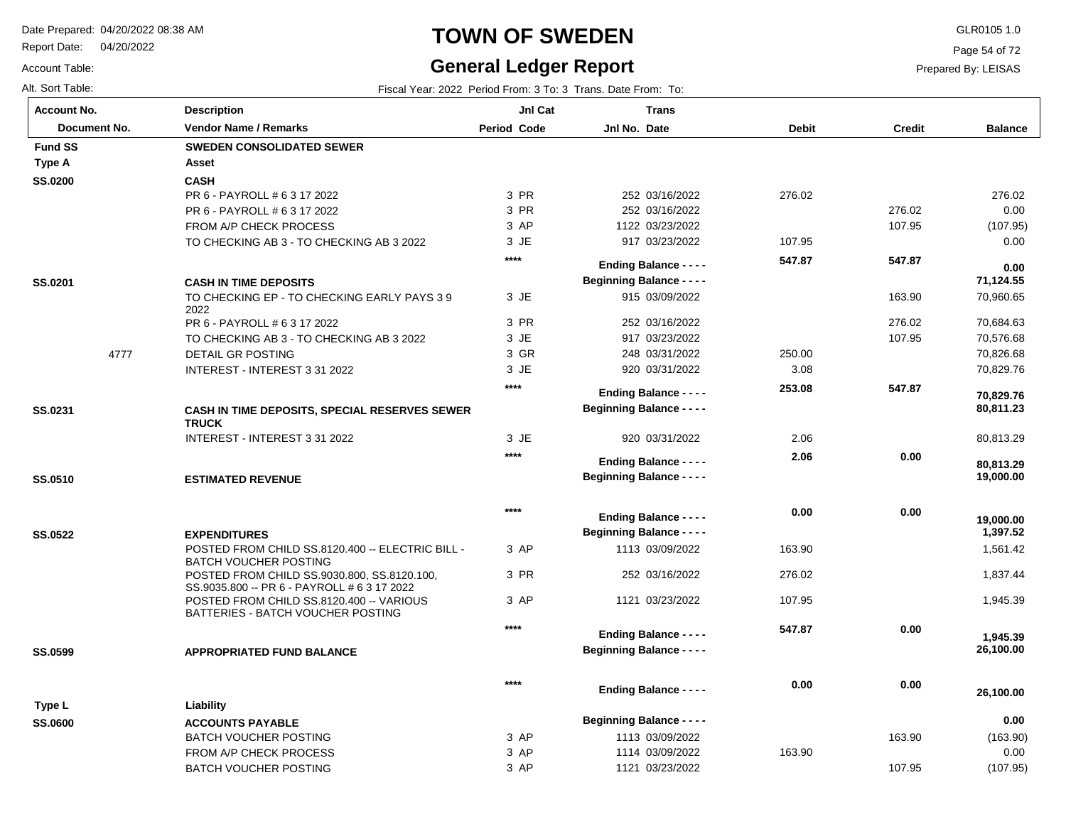# TOWN OF SWEDEN

## General Ledger Report

Date Prepared: 04/20/2022 08:38 AM
Report Date: 04/20/2022
Account Table:
Alt. Sort Table:

GLR0105 1.0
Prepared By: LEISAS

Fiscal Year: 2022 Period From: 3 To: 3 Trans. Date From: To:

| Account No. / Document No. | Description / Vendor Name / Remarks | Period | Jnl Cat Code | Jnl No. | Trans Date | Debit | Credit | Balance |
|---|---|---|---|---|---|---|---|---|
| **Fund SS** | **SWEDEN CONSOLIDATED SEWER** | | | | | | | |
| **Type A** | **Asset** | | | | | | | |
| **SS.0200** | **CASH** | | | | | | | |
| | PR 6 - PAYROLL # 6 3 17 2022 | 3 | PR | 252 | 03/16/2022 | 276.02 | | 276.02 |
| | PR 6 - PAYROLL # 6 3 17 2022 | 3 | PR | 252 | 03/16/2022 | | 276.02 | 0.00 |
| | FROM A/P CHECK PROCESS | 3 | AP | 1122 | 03/23/2022 | | 107.95 | (107.95) |
| | TO CHECKING AB 3 - TO CHECKING AB 3 2022 | 3 | JE | 917 | 03/23/2022 | 107.95 | | 0.00 |
| | | | **** | | **Ending Balance - - - -** | **547.87** | **547.87** | **0.00** |
| **SS.0201** | **CASH IN TIME DEPOSITS** | | | | **Beginning Balance - - - -** | | | **71,124.55** |
| | TO CHECKING EP - TO CHECKING EARLY PAYS 3 9 2022 | 3 | JE | 915 | 03/09/2022 | | 163.90 | 70,960.65 |
| | PR 6 - PAYROLL # 6 3 17 2022 | 3 | PR | 252 | 03/16/2022 | | 276.02 | 70,684.63 |
| | TO CHECKING AB 3 - TO CHECKING AB 3 2022 | 3 | JE | 917 | 03/23/2022 | | 107.95 | 70,576.68 |
| 4777 | DETAIL GR POSTING | 3 | GR | 248 | 03/31/2022 | 250.00 | | 70,826.68 |
| | INTEREST - INTEREST 3 31 2022 | 3 | JE | 920 | 03/31/2022 | 3.08 | | 70,829.76 |
| | | | **** | | **Ending Balance - - - -** | **253.08** | **547.87** | **70,829.76** |
| **SS.0231** | **CASH IN TIME DEPOSITS, SPECIAL RESERVES SEWER TRUCK** | | | | **Beginning Balance - - - -** | | | **80,811.23** |
| | INTEREST - INTEREST 3 31 2022 | 3 | JE | 920 | 03/31/2022 | 2.06 | | 80,813.29 |
| | | | **** | | **Ending Balance - - - -** | **2.06** | **0.00** | **80,813.29** |
| **SS.0510** | **ESTIMATED REVENUE** | | | | **Beginning Balance - - - -** | | | **19,000.00** |
| | | | **** | | **Ending Balance - - - -** | **0.00** | **0.00** | **19,000.00** |
| **SS.0522** | **EXPENDITURES** | | | | **Beginning Balance - - - -** | | | **1,397.52** |
| | POSTED FROM CHILD SS.8120.400 -- ELECTRIC BILL - BATCH VOUCHER POSTING | 3 | AP | 1113 | 03/09/2022 | 163.90 | | 1,561.42 |
| | POSTED FROM CHILD SS.9030.800, SS.8120.100, SS.9035.800 -- PR 6 - PAYROLL # 6 3 17 2022 | 3 | PR | 252 | 03/16/2022 | 276.02 | | 1,837.44 |
| | POSTED FROM CHILD SS.8120.400 -- VARIOUS BATTERIES - BATCH VOUCHER POSTING | 3 | AP | 1121 | 03/23/2022 | 107.95 | | 1,945.39 |
| | | | **** | | **Ending Balance - - - -** | **547.87** | **0.00** | **1,945.39** |
| **SS.0599** | **APPROPRIATED FUND BALANCE** | | | | **Beginning Balance - - - -** | | | **26,100.00** |
| | | | **** | | **Ending Balance - - - -** | **0.00** | **0.00** | **26,100.00** |
| **Type L** | **Liability** | | | | | | | |
| **SS.0600** | **ACCOUNTS PAYABLE** | | | | **Beginning Balance - - - -** | | | **0.00** |
| | BATCH VOUCHER POSTING | 3 | AP | 1113 | 03/09/2022 | | 163.90 | (163.90) |
| | FROM A/P CHECK PROCESS | 3 | AP | 1114 | 03/09/2022 | 163.90 | | 0.00 |
| | BATCH VOUCHER POSTING | 3 | AP | 1121 | 03/23/2022 | | 107.95 | (107.95) |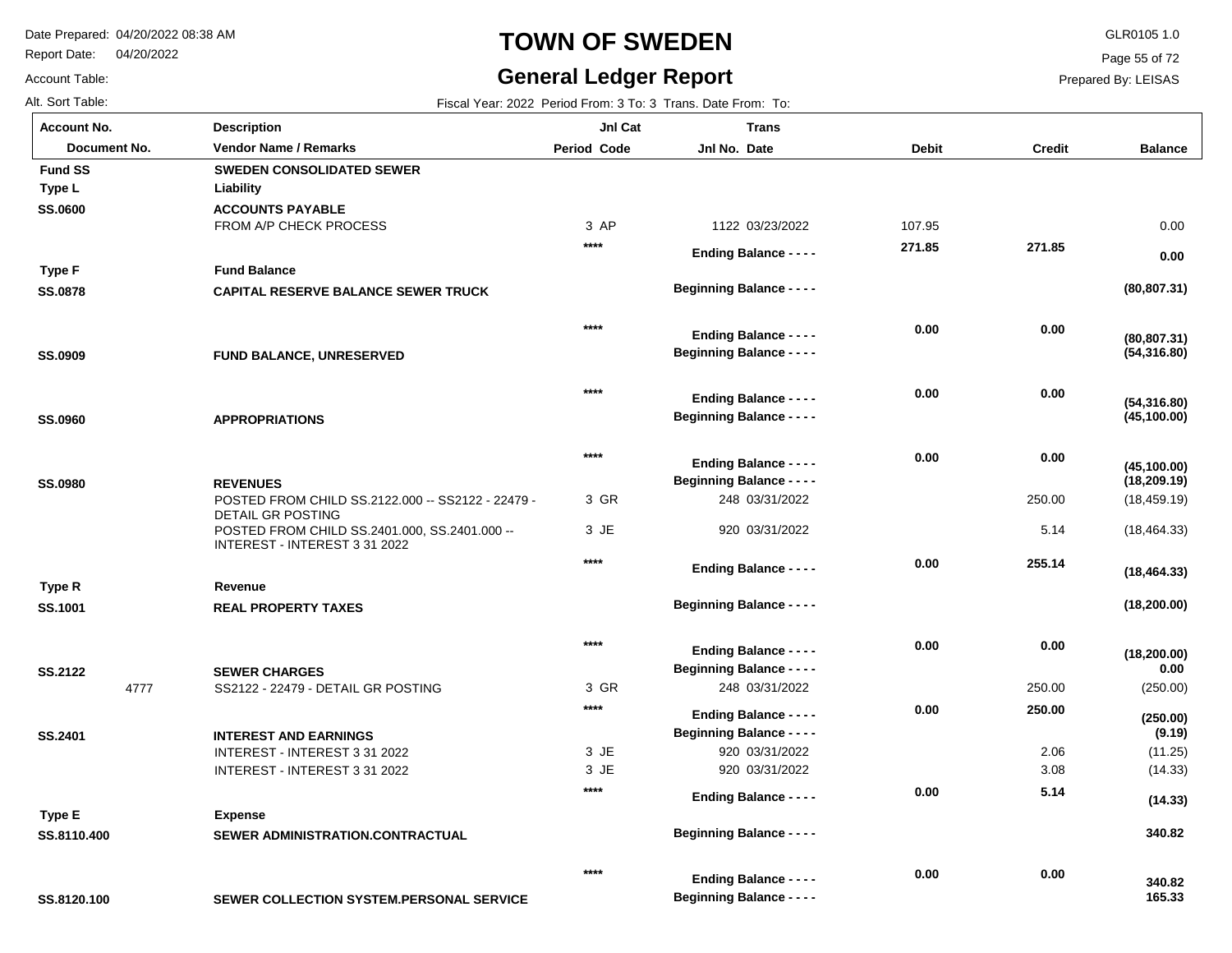# TOWN OF SWEDEN

## General Ledger Report

Date Prepared: 04/20/2022 08:38 AM
Report Date: 04/20/2022
Account Table:
Alt. Sort Table:

GLR0105 1.0
Prepared By: LEISAS

Fiscal Year: 2022 Period From: 3 To: 3 Trans. Date From: To:

| Account No. / Document No. | Description / Vendor Name / Remarks | Jnl Cat Period Code | Trans Jnl No. Date | Debit | Credit | Balance |
|---|---|---|---|---|---|---|
| **Fund SS** | **SWEDEN CONSOLIDATED SEWER** | | | | | |
| **Type L** | **Liability** | | | | | |
| **SS.0600** | **ACCOUNTS PAYABLE** | | | | | |
| | FROM A/P CHECK PROCESS | 3 AP | 1122 03/23/2022 | 107.95 | | 0.00 |
| | | **** | **Ending Balance - - - -** | **271.85** | **271.85** | **0.00** |
| **Type F** | **Fund Balance** | | | | | |
| **SS.0878** | **CAPITAL RESERVE BALANCE SEWER TRUCK** | | **Beginning Balance - - - -** | | | **(80,807.31)** |
| | | **** | **Ending Balance - - - -** | **0.00** | **0.00** | **(80,807.31)** |
| **SS.0909** | **FUND BALANCE, UNRESERVED** | | **Beginning Balance - - - -** | | | **(54,316.80)** |
| | | **** | **Ending Balance - - - -** | **0.00** | **0.00** | **(54,316.80)** |
| **SS.0960** | **APPROPRIATIONS** | | **Beginning Balance - - - -** | | | **(45,100.00)** |
| | | **** | **Ending Balance - - - -** | **0.00** | **0.00** | **(45,100.00)** |
| **SS.0980** | **REVENUES** | | **Beginning Balance - - - -** | | | **(18,209.19)** |
| | POSTED FROM CHILD SS.2122.000 -- SS2122 - 22479 - DETAIL GR POSTING | 3 GR | 248 03/31/2022 | | 250.00 | (18,459.19) |
| | POSTED FROM CHILD SS.2401.000, SS.2401.000 -- INTEREST - INTEREST 3 31 2022 | 3 JE | 920 03/31/2022 | | 5.14 | (18,464.33) |
| | | **** | **Ending Balance - - - -** | **0.00** | **255.14** | **(18,464.33)** |
| **Type R** | **Revenue** | | | | | |
| **SS.1001** | **REAL PROPERTY TAXES** | | **Beginning Balance - - - -** | | | **(18,200.00)** |
| | | **** | **Ending Balance - - - -** | **0.00** | **0.00** | **(18,200.00)** |
| **SS.2122** | **SEWER CHARGES** | | **Beginning Balance - - - -** | | | **0.00** |
| 4777 | SS2122 - 22479 - DETAIL GR POSTING | 3 GR | 248 03/31/2022 | | 250.00 | (250.00) |
| | | **** | **Ending Balance - - - -** | **0.00** | **250.00** | **(250.00)** |
| **SS.2401** | **INTEREST AND EARNINGS** | | **Beginning Balance - - - -** | | | **(9.19)** |
| | INTEREST - INTEREST 3 31 2022 | 3 JE | 920 03/31/2022 | | 2.06 | (11.25) |
| | INTEREST - INTEREST 3 31 2022 | 3 JE | 920 03/31/2022 | | 3.08 | (14.33) |
| | | **** | **Ending Balance - - - -** | **0.00** | **5.14** | **(14.33)** |
| **Type E** | **Expense** | | | | | |
| **SS.8110.400** | **SEWER ADMINISTRATION.CONTRACTUAL** | | **Beginning Balance - - - -** | | | **340.82** |
| | | **** | **Ending Balance - - - -** | **0.00** | **0.00** | **340.82** |
| **SS.8120.100** | **SEWER COLLECTION SYSTEM.PERSONAL SERVICE** | | **Beginning Balance - - - -** | | | **165.33** |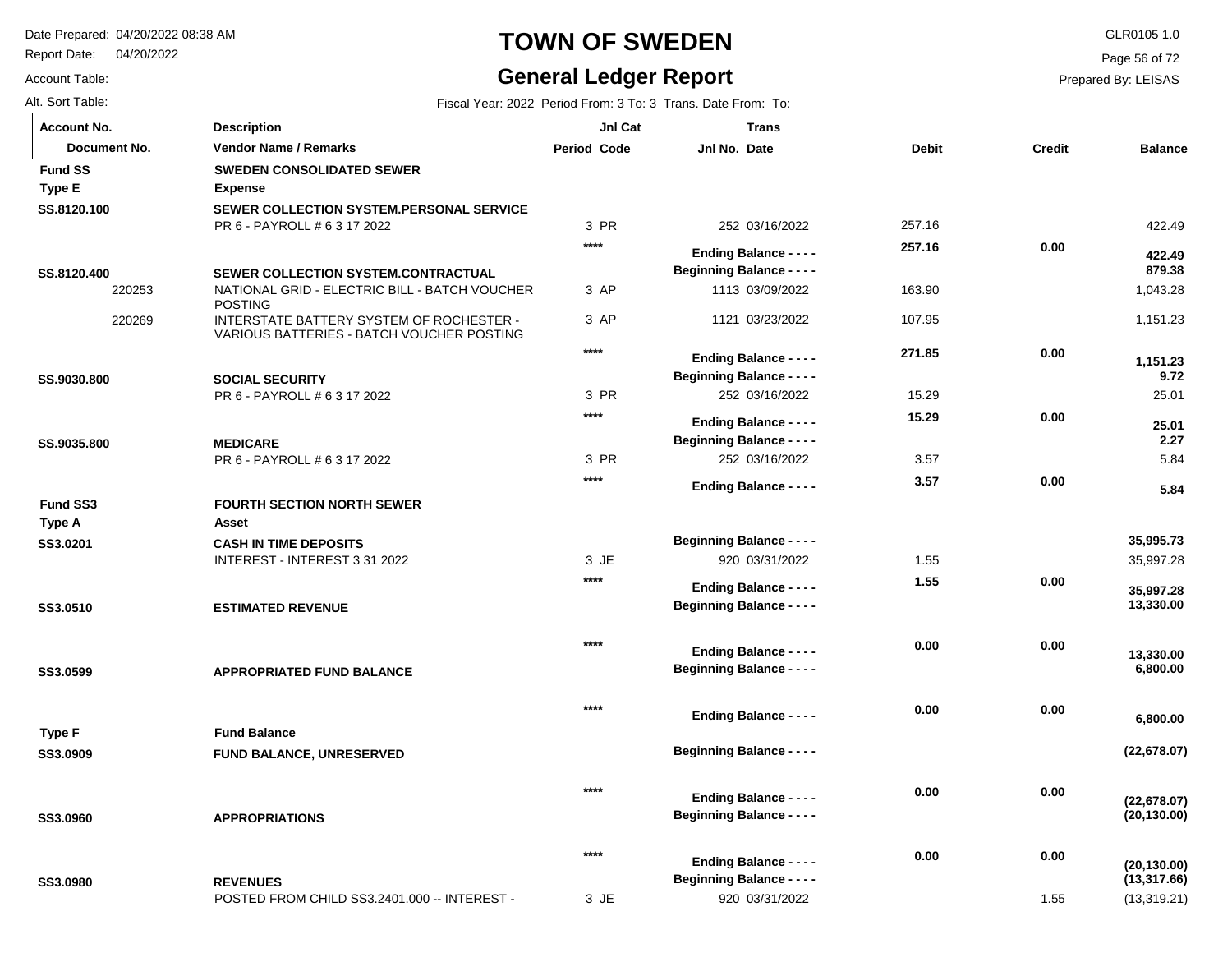# TOWN OF SWEDEN

## General Ledger Report

Date Prepared: 04/20/2022 08:38 AM
Report Date: 04/20/2022
Account Table:
Alt. Sort Table:

GLR0105 1.0
Prepared By: LEISAS

Fiscal Year: 2022 Period From: 3 To: 3 Trans. Date From: To:

| Account No. / Document No. | Description / Vendor Name / Remarks | Period | Jnl Cat Code | Jnl No. | Trans Date | Debit | Credit | Balance |
|---|---|---|---|---|---|---|---|---|
| **Fund SS** | **SWEDEN CONSOLIDATED SEWER** | | | | | | | |
| **Type E** | **Expense** | | | | | | | |
| **SS.8120.100** | **SEWER COLLECTION SYSTEM.PERSONAL SERVICE** | | | | | | | |
| | PR 6 - PAYROLL # 6 3 17 2022 | 3 | PR | 252 | 03/16/2022 | 257.16 | | 422.49 |
| | | | **** | | **Ending Balance - - - -** | **257.16** | **0.00** | **422.49** |
| **SS.8120.400** | **SEWER COLLECTION SYSTEM.CONTRACTUAL** | | | | **Beginning Balance - - - -** | | | **879.38** |
| 220253 | NATIONAL GRID - ELECTRIC BILL - BATCH VOUCHER POSTING | 3 | AP | 1113 | 03/09/2022 | 163.90 | | 1,043.28 |
| 220269 | INTERSTATE BATTERY SYSTEM OF ROCHESTER - VARIOUS BATTERIES - BATCH VOUCHER POSTING | 3 | AP | 1121 | 03/23/2022 | 107.95 | | 1,151.23 |
| | | | **** | | **Ending Balance - - - -** | **271.85** | **0.00** | **1,151.23** |
| **SS.9030.800** | **SOCIAL SECURITY** | | | | **Beginning Balance - - - -** | | | **9.72** |
| | PR 6 - PAYROLL # 6 3 17 2022 | 3 | PR | 252 | 03/16/2022 | 15.29 | | 25.01 |
| | | | **** | | **Ending Balance - - - -** | **15.29** | **0.00** | **25.01** |
| **SS.9035.800** | **MEDICARE** | | | | **Beginning Balance - - - -** | | | **2.27** |
| | PR 6 - PAYROLL # 6 3 17 2022 | 3 | PR | 252 | 03/16/2022 | 3.57 | | 5.84 |
| | | | **** | | **Ending Balance - - - -** | **3.57** | **0.00** | **5.84** |
| **Fund SS3** | **FOURTH SECTION NORTH SEWER** | | | | | | | |
| **Type A** | **Asset** | | | | | | | |
| **SS3.0201** | **CASH IN TIME DEPOSITS** | | | | **Beginning Balance - - - -** | | | **35,995.73** |
| | INTEREST - INTEREST 3 31 2022 | 3 | JE | 920 | 03/31/2022 | 1.55 | | 35,997.28 |
| | | | **** | | **Ending Balance - - - -** | **1.55** | **0.00** | **35,997.28** |
| **SS3.0510** | **ESTIMATED REVENUE** | | | | **Beginning Balance - - - -** | | | **13,330.00** |
| | | | **** | | **Ending Balance - - - -** | **0.00** | **0.00** | **13,330.00** |
| **SS3.0599** | **APPROPRIATED FUND BALANCE** | | | | **Beginning Balance - - - -** | | | **6,800.00** |
| | | | **** | | **Ending Balance - - - -** | **0.00** | **0.00** | **6,800.00** |
| **Type F** | **Fund Balance** | | | | | | | |
| **SS3.0909** | **FUND BALANCE, UNRESERVED** | | | | **Beginning Balance - - - -** | | | **(22,678.07)** |
| | | | **** | | **Ending Balance - - - -** | **0.00** | **0.00** | **(22,678.07)** |
| **SS3.0960** | **APPROPRIATIONS** | | | | **Beginning Balance - - - -** | | | **(20,130.00)** |
| | | | **** | | **Ending Balance - - - -** | **0.00** | **0.00** | **(20,130.00)** |
| **SS3.0980** | **REVENUES** | | | | **Beginning Balance - - - -** | | | **(13,317.66)** |
| | POSTED FROM CHILD SS3.2401.000 -- INTEREST - | 3 | JE | 920 | 03/31/2022 | | 1.55 | (13,319.21) |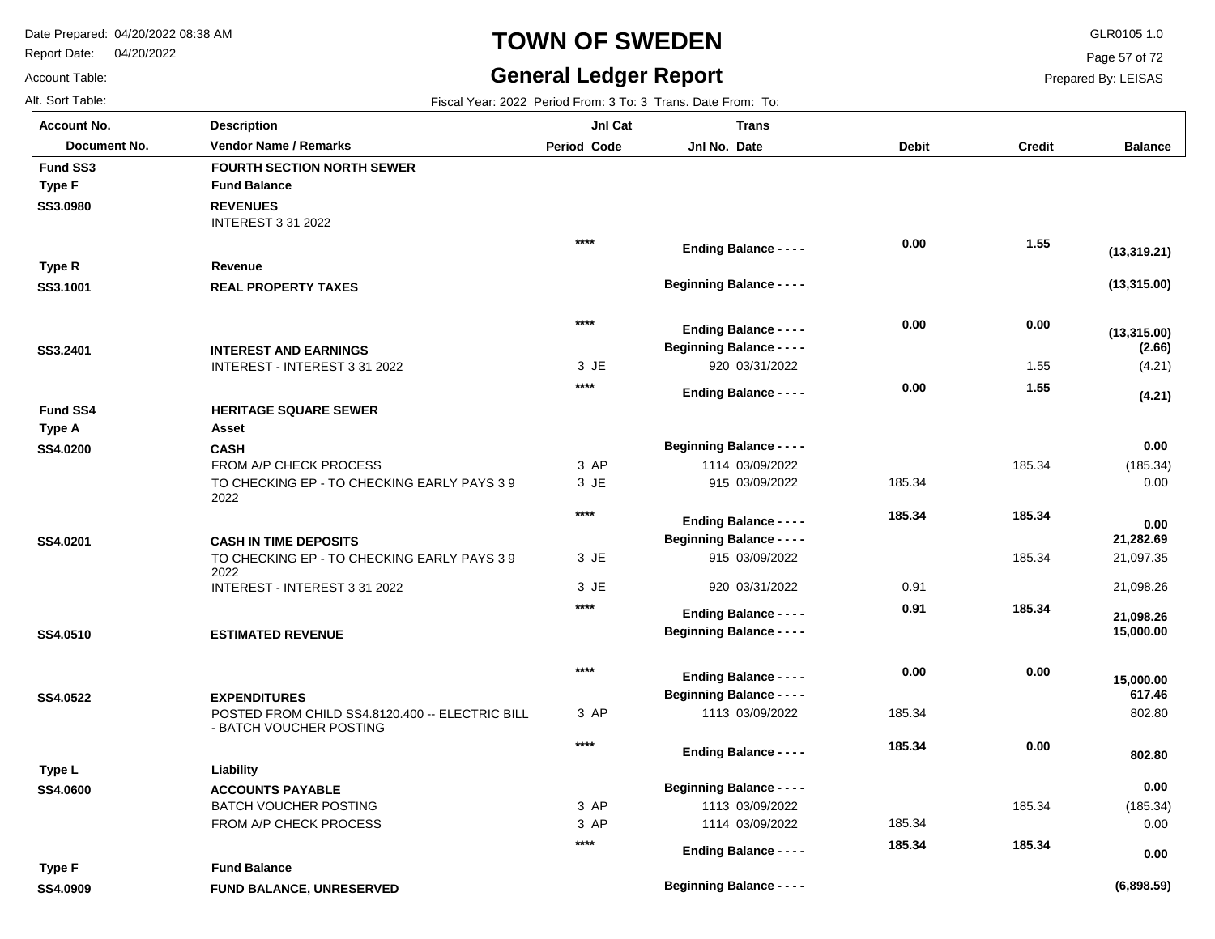# TOWN OF SWEDEN

## General Ledger Report

Date Prepared: 04/20/2022 08:38 AM
Report Date: 04/20/2022
Account Table:
Alt. Sort Table:

GLR0105 1.0
Prepared By: LEISAS

Fiscal Year: 2022 Period From: 3 To: 3 Trans. Date From: To:

| Account No. / Document No. | Description / Vendor Name / Remarks | Jnl Cat Period Code | Trans Jnl No. Date | Debit | Credit | Balance |
|---|---|---|---|---|---|---|
| **Fund SS3** | **FOURTH SECTION NORTH SEWER** | | | | | |
| **Type F** | **Fund Balance** | | | | | |
| **SS3.0980** | **REVENUES** | | | | | |
| | INTEREST 3 31 2022 | | | | | |
| | | **** | **Ending Balance - - - -** | **0.00** | **1.55** | **(13,319.21)** |
| **Type R** | **Revenue** | | | | | |
| **SS3.1001** | **REAL PROPERTY TAXES** | | **Beginning Balance - - - -** | | | **(13,315.00)** |
| | | **** | **Ending Balance - - - -** | **0.00** | **0.00** | **(13,315.00)** |
| **SS3.2401** | **INTEREST AND EARNINGS** | | **Beginning Balance - - - -** | | | **(2.66)** |
| | INTEREST - INTEREST 3 31 2022 | 3 JE | 920 03/31/2022 | | 1.55 | (4.21) |
| | | **** | **Ending Balance - - - -** | **0.00** | **1.55** | **(4.21)** |
| **Fund SS4** | **HERITAGE SQUARE SEWER** | | | | | |
| **Type A** | **Asset** | | | | | |
| **SS4.0200** | **CASH** | | **Beginning Balance - - - -** | | | **0.00** |
| | FROM A/P CHECK PROCESS | 3 AP | 1114 03/09/2022 | | 185.34 | (185.34) |
| | TO CHECKING EP - TO CHECKING EARLY PAYS 3 9 2022 | 3 JE | 915 03/09/2022 | 185.34 | | 0.00 |
| | | **** | **Ending Balance - - - -** | **185.34** | **185.34** | **0.00** |
| **SS4.0201** | **CASH IN TIME DEPOSITS** | | **Beginning Balance - - - -** | | | **21,282.69** |
| | TO CHECKING EP - TO CHECKING EARLY PAYS 3 9 2022 | 3 JE | 915 03/09/2022 | | 185.34 | 21,097.35 |
| | INTEREST - INTEREST 3 31 2022 | 3 JE | 920 03/31/2022 | 0.91 | | 21,098.26 |
| | | **** | **Ending Balance - - - -** | **0.91** | **185.34** | **21,098.26** |
| **SS4.0510** | **ESTIMATED REVENUE** | | **Beginning Balance - - - -** | | | **15,000.00** |
| | | **** | **Ending Balance - - - -** | **0.00** | **0.00** | **15,000.00** |
| **SS4.0522** | **EXPENDITURES** | | **Beginning Balance - - - -** | | | **617.46** |
| | POSTED FROM CHILD SS4.8120.400 -- ELECTRIC BILL - BATCH VOUCHER POSTING | 3 AP | 1113 03/09/2022 | 185.34 | | 802.80 |
| | | **** | **Ending Balance - - - -** | **185.34** | **0.00** | **802.80** |
| **Type L** | **Liability** | | | | | |
| **SS4.0600** | **ACCOUNTS PAYABLE** | | **Beginning Balance - - - -** | | | **0.00** |
| | BATCH VOUCHER POSTING | 3 AP | 1113 03/09/2022 | | 185.34 | (185.34) |
| | FROM A/P CHECK PROCESS | 3 AP | 1114 03/09/2022 | 185.34 | | 0.00 |
| | | **** | **Ending Balance - - - -** | **185.34** | **185.34** | **0.00** |
| **Type F** | **Fund Balance** | | | | | |
| **SS4.0909** | **FUND BALANCE, UNRESERVED** | | **Beginning Balance - - - -** | | | **(6,898.59)** |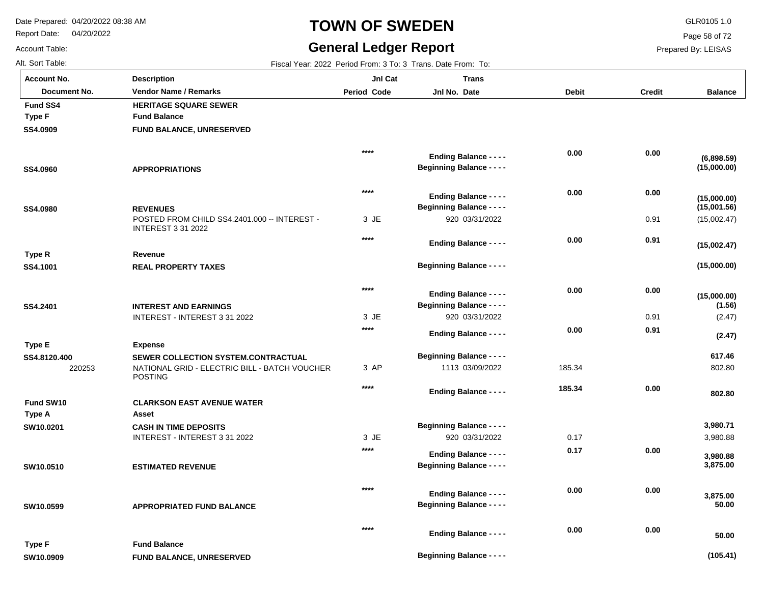# TOWN OF SWEDEN

## General Ledger Report

Date Prepared: 04/20/2022 08:38 AM
Report Date: 04/20/2022
Account Table:
Alt. Sort Table:

GLR0105 1.0
Prepared By: LEISAS

Fiscal Year: 2022 Period From: 3 To: 3 Trans. Date From: To:

| Account No. / Document No. | Description / Vendor Name / Remarks | Jnl Cat Period Code | Trans Jnl No. Date | Debit | Credit | Balance |
|---|---|---|---|---|---|---|
| **Fund SS4** | **HERITAGE SQUARE SEWER** | | | | | |
| **Type F** | **Fund Balance** | | | | | |
| **SS4.0909** | **FUND BALANCE, UNRESERVED** | | | | | |
| | | **\*\*\*\*** | **Ending Balance - - - -** | **0.00** | **0.00** | **(6,898.59)** |
| **SS4.0960** | **APPROPRIATIONS** | | **Beginning Balance - - - -** | | | **(15,000.00)** |
| | | **\*\*\*\*** | **Ending Balance - - - -** | **0.00** | **0.00** | **(15,000.00)** |
| **SS4.0980** | **REVENUES** | | **Beginning Balance - - - -** | | | **(15,001.56)** |
| | POSTED FROM CHILD SS4.2401.000 -- INTEREST - INTEREST 3 31 2022 | 3 JE | 920 03/31/2022 | | 0.91 | (15,002.47) |
| | | **\*\*\*\*** | **Ending Balance - - - -** | **0.00** | **0.91** | **(15,002.47)** |
| **Type R** | **Revenue** | | | | | |
| **SS4.1001** | **REAL PROPERTY TAXES** | | **Beginning Balance - - - -** | | | **(15,000.00)** |
| | | **\*\*\*\*** | **Ending Balance - - - -** | **0.00** | **0.00** | **(15,000.00)** |
| **SS4.2401** | **INTEREST AND EARNINGS** | | **Beginning Balance - - - -** | | | **(1.56)** |
| | INTEREST - INTEREST 3 31 2022 | 3 JE | 920 03/31/2022 | | 0.91 | (2.47) |
| | | **\*\*\*\*** | **Ending Balance - - - -** | **0.00** | **0.91** | **(2.47)** |
| **Type E** | **Expense** | | | | | |
| **SS4.8120.400** | **SEWER COLLECTION SYSTEM.CONTRACTUAL** | | **Beginning Balance - - - -** | | | **617.46** |
| 220253 | NATIONAL GRID - ELECTRIC BILL - BATCH VOUCHER POSTING | 3 AP | 1113 03/09/2022 | 185.34 | | 802.80 |
| | | **\*\*\*\*** | **Ending Balance - - - -** | **185.34** | **0.00** | **802.80** |
| **Fund SW10** | **CLARKSON EAST AVENUE WATER** | | | | | |
| **Type A** | **Asset** | | | | | |
| **SW10.0201** | **CASH IN TIME DEPOSITS** | | **Beginning Balance - - - -** | | | **3,980.71** |
| | INTEREST - INTEREST 3 31 2022 | 3 JE | 920 03/31/2022 | 0.17 | | 3,980.88 |
| | | **\*\*\*\*** | **Ending Balance - - - -** | **0.17** | **0.00** | **3,980.88** |
| **SW10.0510** | **ESTIMATED REVENUE** | | **Beginning Balance - - - -** | | | **3,875.00** |
| | | **\*\*\*\*** | **Ending Balance - - - -** | **0.00** | **0.00** | **3,875.00** |
| **SW10.0599** | **APPROPRIATED FUND BALANCE** | | **Beginning Balance - - - -** | | | **50.00** |
| | | **\*\*\*\*** | **Ending Balance - - - -** | **0.00** | **0.00** | **50.00** |
| **Type F** | **Fund Balance** | | | | | |
| **SW10.0909** | **FUND BALANCE, UNRESERVED** | | **Beginning Balance - - - -** | | | **(105.41)** |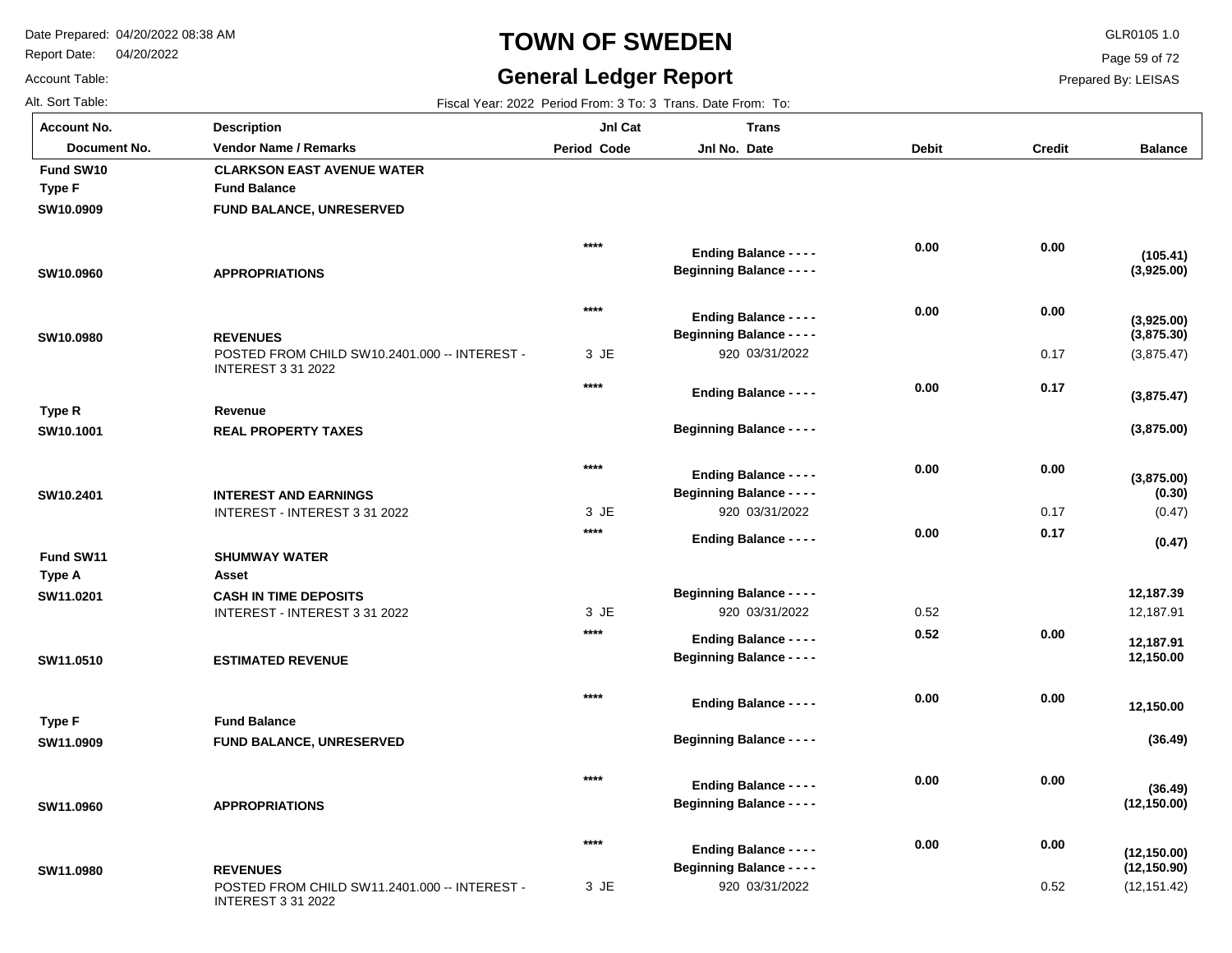# TOWN OF SWEDEN

## General Ledger Report

Date Prepared: 04/20/2022 08:38 AM
Report Date: 04/20/2022
Account Table:
Alt. Sort Table:

GLR0105 1.0
Prepared By: LEISAS

Fiscal Year: 2022 Period From: 3 To: 3 Trans. Date From: To:

| Account No. / Document No. | Description / Vendor Name / Remarks | Period | Jnl Cat Code | Jnl No. | Trans Date | Debit | Credit | Balance |
|---|---|---|---|---|---|---|---|---|
| **Fund SW10** | **CLARKSON EAST AVENUE WATER** | | | | | | | |
| **Type F** | **Fund Balance** | | | | | | | |
| **SW10.0909** | **FUND BALANCE, UNRESERVED** | | | | | | | |
| | | | **** | **Ending Balance - - - -** | | **0.00** | **0.00** | **(105.41)** |
| **SW10.0960** | **APPROPRIATIONS** | | | **Beginning Balance - - - -** | | | | **(3,925.00)** |
| | | | **** | **Ending Balance - - - -** | | **0.00** | **0.00** | **(3,925.00)** |
| **SW10.0980** | **REVENUES** | | | **Beginning Balance - - - -** | | | | **(3,875.30)** |
| | POSTED FROM CHILD SW10.2401.000 -- INTEREST - INTEREST 3 31 2022 | 3 | JE | 920 | 03/31/2022 | | 0.17 | (3,875.47) |
| | | | **** | **Ending Balance - - - -** | | **0.00** | **0.17** | **(3,875.47)** |
| **Type R** | **Revenue** | | | | | | | |
| **SW10.1001** | **REAL PROPERTY TAXES** | | | **Beginning Balance - - - -** | | | | **(3,875.00)** |
| | | | **** | **Ending Balance - - - -** | | **0.00** | **0.00** | **(3,875.00)** |
| **SW10.2401** | **INTEREST AND EARNINGS** | | | **Beginning Balance - - - -** | | | | **(0.30)** |
| | INTEREST - INTEREST 3 31 2022 | 3 | JE | 920 | 03/31/2022 | | 0.17 | (0.47) |
| | | | **** | **Ending Balance - - - -** | | **0.00** | **0.17** | **(0.47)** |
| **Fund SW11** | **SHUMWAY WATER** | | | | | | | |
| **Type A** | **Asset** | | | | | | | |
| **SW11.0201** | **CASH IN TIME DEPOSITS** | | | **Beginning Balance - - - -** | | | | **12,187.39** |
| | INTEREST - INTEREST 3 31 2022 | 3 | JE | 920 | 03/31/2022 | 0.52 | | 12,187.91 |
| | | | **** | **Ending Balance - - - -** | | **0.52** | **0.00** | **12,187.91** |
| **SW11.0510** | **ESTIMATED REVENUE** | | | **Beginning Balance - - - -** | | | | **12,150.00** |
| | | | **** | **Ending Balance - - - -** | | **0.00** | **0.00** | **12,150.00** |
| **Type F** | **Fund Balance** | | | | | | | |
| **SW11.0909** | **FUND BALANCE, UNRESERVED** | | | **Beginning Balance - - - -** | | | | **(36.49)** |
| | | | **** | **Ending Balance - - - -** | | **0.00** | **0.00** | **(36.49)** |
| **SW11.0960** | **APPROPRIATIONS** | | | **Beginning Balance - - - -** | | | | **(12,150.00)** |
| | | | **** | **Ending Balance - - - -** | | **0.00** | **0.00** | **(12,150.00)** |
| **SW11.0980** | **REVENUES** | | | **Beginning Balance - - - -** | | | | **(12,150.90)** |
| | POSTED FROM CHILD SW11.2401.000 -- INTEREST - INTEREST 3 31 2022 | 3 | JE | 920 | 03/31/2022 | | 0.52 | (12,151.42) |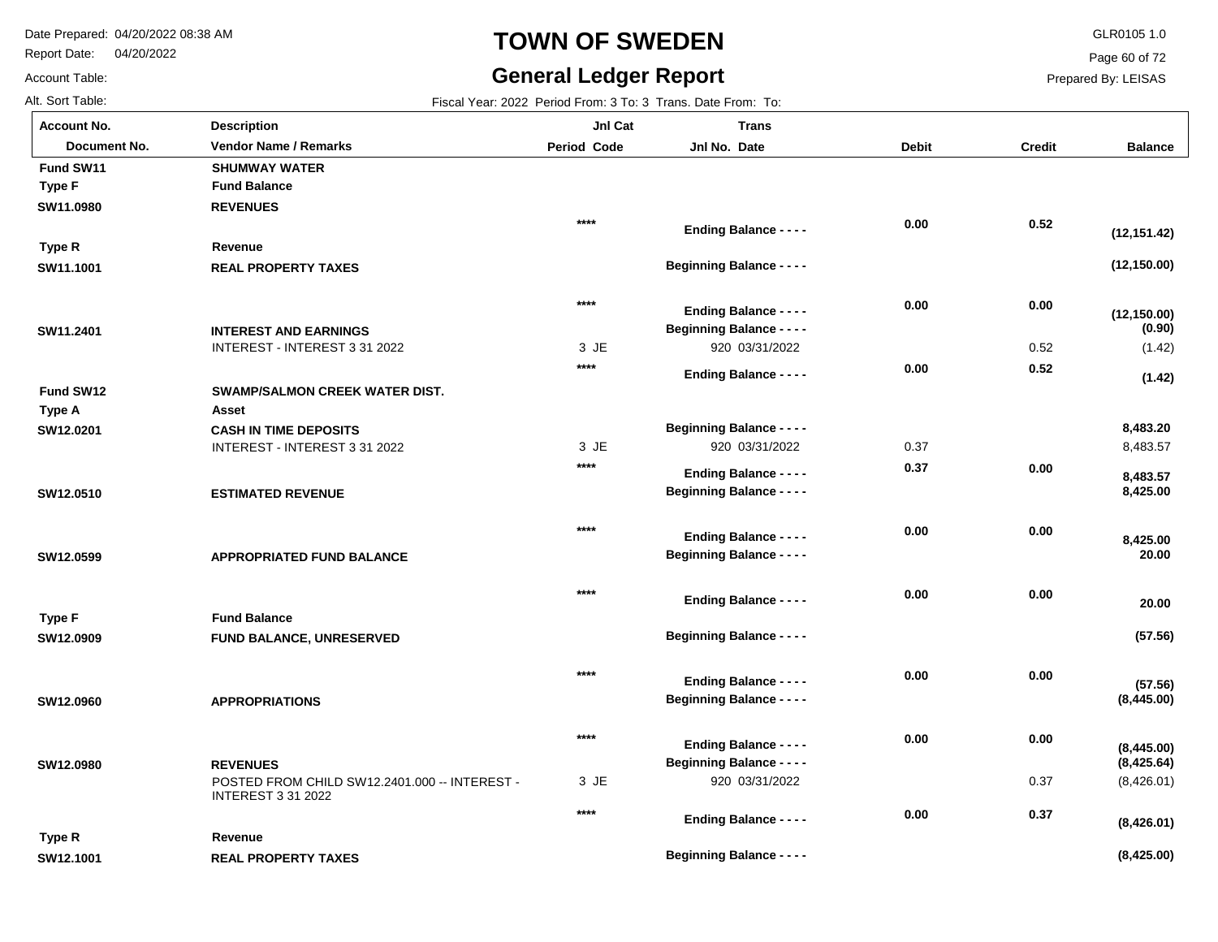# TOWN OF SWEDEN

## General Ledger Report

Date Prepared: 04/20/2022 08:38 AM
Report Date: 04/20/2022
Account Table:
Alt. Sort Table:

GLR0105 1.0
Prepared By: LEISAS

Fiscal Year: 2022 Period From: 3 To: 3 Trans. Date From: To:

| Account No. / Document No. | Description / Vendor Name / Remarks | Period | Jnl Cat Code | Jnl No. | Trans Date | Debit | Credit | Balance |
|---|---|---|---|---|---|---|---|---|
| **Fund SW11** | **SHUMWAY WATER** | | | | | | | |
| **Type F** | **Fund Balance** | | | | | | | |
| **SW11.0980** | **REVENUES** | | | | | | | |
| | | **** | | **Ending Balance - - - -** | | **0.00** | **0.52** | **(12,151.42)** |
| **Type R** | **Revenue** | | | | | | | |
| **SW11.1001** | **REAL PROPERTY TAXES** | | | **Beginning Balance - - - -** | | | | **(12,150.00)** |
| | | **** | | **Ending Balance - - - -** | | **0.00** | **0.00** | **(12,150.00)** |
| **SW11.2401** | **INTEREST AND EARNINGS** | | | **Beginning Balance - - - -** | | | | **(0.90)** |
| | INTEREST - INTEREST 3 31 2022 | 3 | JE | 920 | 03/31/2022 | | 0.52 | (1.42) |
| | | **** | | **Ending Balance - - - -** | | **0.00** | **0.52** | **(1.42)** |
| **Fund SW12** | **SWAMP/SALMON CREEK WATER DIST.** | | | | | | | |
| **Type A** | **Asset** | | | | | | | |
| **SW12.0201** | **CASH IN TIME DEPOSITS** | | | **Beginning Balance - - - -** | | | | **8,483.20** |
| | INTEREST - INTEREST 3 31 2022 | 3 | JE | 920 | 03/31/2022 | 0.37 | | 8,483.57 |
| | | **** | | **Ending Balance - - - -** | | **0.37** | **0.00** | **8,483.57** |
| **SW12.0510** | **ESTIMATED REVENUE** | | | **Beginning Balance - - - -** | | | | **8,425.00** |
| | | **** | | **Ending Balance - - - -** | | **0.00** | **0.00** | **8,425.00** |
| **SW12.0599** | **APPROPRIATED FUND BALANCE** | | | **Beginning Balance - - - -** | | | | **20.00** |
| | | **** | | **Ending Balance - - - -** | | **0.00** | **0.00** | **20.00** |
| **Type F** | **Fund Balance** | | | | | | | |
| **SW12.0909** | **FUND BALANCE, UNRESERVED** | | | **Beginning Balance - - - -** | | | | **(57.56)** |
| | | **** | | **Ending Balance - - - -** | | **0.00** | **0.00** | **(57.56)** |
| **SW12.0960** | **APPROPRIATIONS** | | | **Beginning Balance - - - -** | | | | **(8,445.00)** |
| | | **** | | **Ending Balance - - - -** | | **0.00** | **0.00** | **(8,445.00)** |
| **SW12.0980** | **REVENUES** | | | **Beginning Balance - - - -** | | | | **(8,425.64)** |
| | POSTED FROM CHILD SW12.2401.000 -- INTEREST - INTEREST 3 31 2022 | 3 | JE | 920 | 03/31/2022 | | 0.37 | (8,426.01) |
| | | **** | | **Ending Balance - - - -** | | **0.00** | **0.37** | **(8,426.01)** |
| **Type R** | **Revenue** | | | | | | | |
| **SW12.1001** | **REAL PROPERTY TAXES** | | | **Beginning Balance - - - -** | | | | **(8,425.00)** |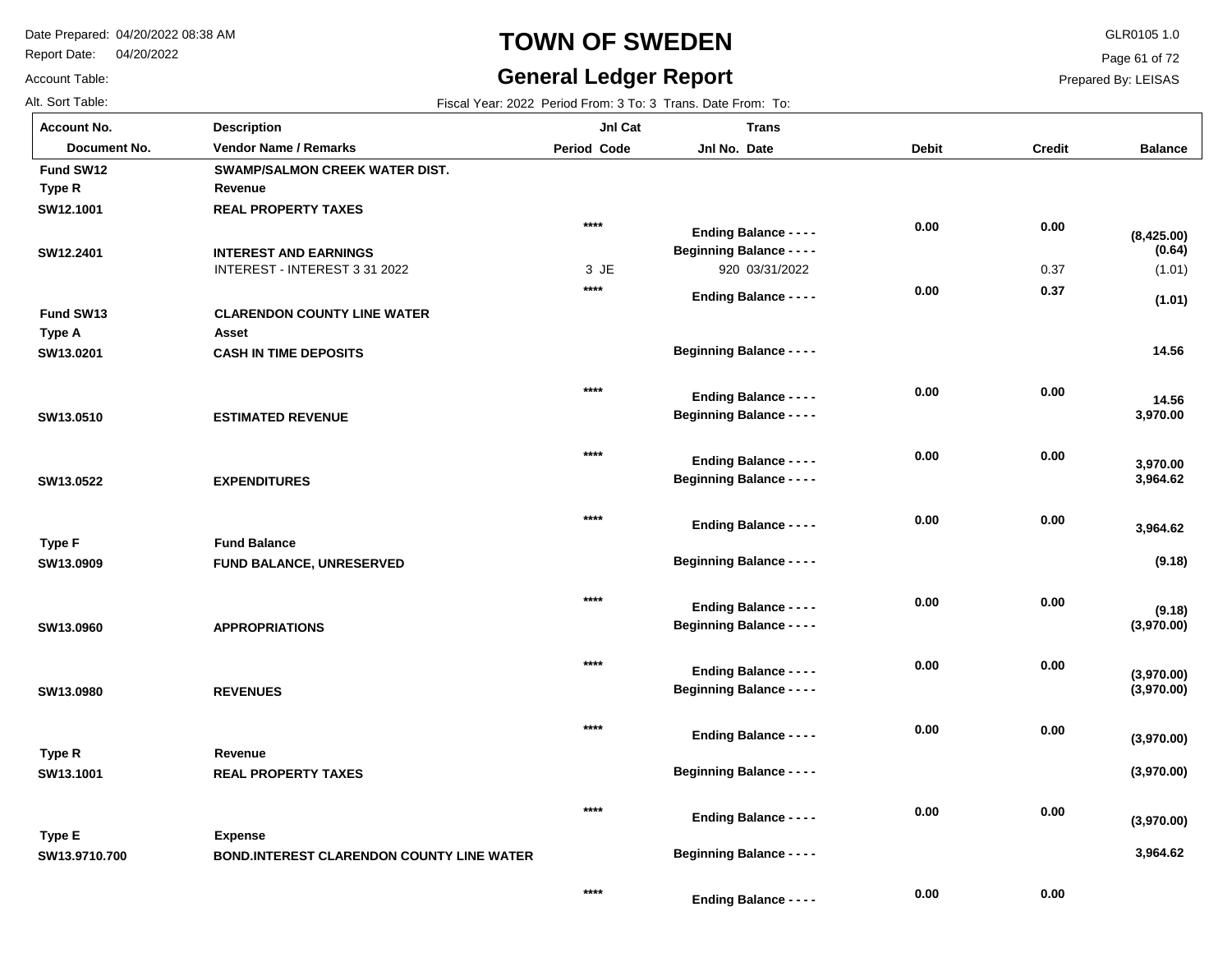# TOWN OF SWEDEN

## General Ledger Report

Date Prepared: 04/20/2022 08:38 AM
Report Date: 04/20/2022
Account Table:
Alt. Sort Table:

GLR0105 1.0
Prepared By: LEISAS

Fiscal Year: 2022 Period From: 3 To: 3 Trans. Date From: To:

| Account No. / Document No. | Description / Vendor Name / Remarks | Jnl Cat Period Code | Trans Jnl No. Date | Debit | Credit | Balance |
|---|---|---|---|---|---|---|
| **Fund SW12** | **SWAMP/SALMON CREEK WATER DIST.** | | | | | |
| **Type R** | **Revenue** | | | | | |
| **SW12.1001** | **REAL PROPERTY TAXES** | | | | | |
| | | **** | **Ending Balance - - - -** | **0.00** | **0.00** | **(8,425.00)** |
| **SW12.2401** | **INTEREST AND EARNINGS** | | **Beginning Balance - - - -** | | | **(0.64)** |
| | INTEREST - INTEREST 3 31 2022 | 3 JE | 920 03/31/2022 | | 0.37 | (1.01) |
| | | **** | **Ending Balance - - - -** | **0.00** | **0.37** | **(1.01)** |
| **Fund SW13** | **CLARENDON COUNTY LINE WATER** | | | | | |
| **Type A** | **Asset** | | | | | |
| **SW13.0201** | **CASH IN TIME DEPOSITS** | | **Beginning Balance - - - -** | | | **14.56** |
| | | **** | **Ending Balance - - - -** | **0.00** | **0.00** | **14.56** |
| **SW13.0510** | **ESTIMATED REVENUE** | | **Beginning Balance - - - -** | | | **3,970.00** |
| | | **** | **Ending Balance - - - -** | **0.00** | **0.00** | **3,970.00** |
| **SW13.0522** | **EXPENDITURES** | | **Beginning Balance - - - -** | | | **3,964.62** |
| | | **** | **Ending Balance - - - -** | **0.00** | **0.00** | **3,964.62** |
| **Type F** | **Fund Balance** | | | | | |
| **SW13.0909** | **FUND BALANCE, UNRESERVED** | | **Beginning Balance - - - -** | | | **(9.18)** |
| | | **** | **Ending Balance - - - -** | **0.00** | **0.00** | **(9.18)** |
| **SW13.0960** | **APPROPRIATIONS** | | **Beginning Balance - - - -** | | | **(3,970.00)** |
| | | **** | **Ending Balance - - - -** | **0.00** | **0.00** | **(3,970.00)** |
| **SW13.0980** | **REVENUES** | | **Beginning Balance - - - -** | | | **(3,970.00)** |
| | | **** | **Ending Balance - - - -** | **0.00** | **0.00** | **(3,970.00)** |
| **Type R** | **Revenue** | | | | | |
| **SW13.1001** | **REAL PROPERTY TAXES** | | **Beginning Balance - - - -** | | | **(3,970.00)** |
| | | **** | **Ending Balance - - - -** | **0.00** | **0.00** | **(3,970.00)** |
| **Type E** | **Expense** | | | | | |
| **SW13.9710.700** | **BOND.INTEREST CLARENDON COUNTY LINE WATER** | | **Beginning Balance - - - -** | | | **3,964.62** |
| | | **** | **Ending Balance - - - -** | **0.00** | **0.00** | |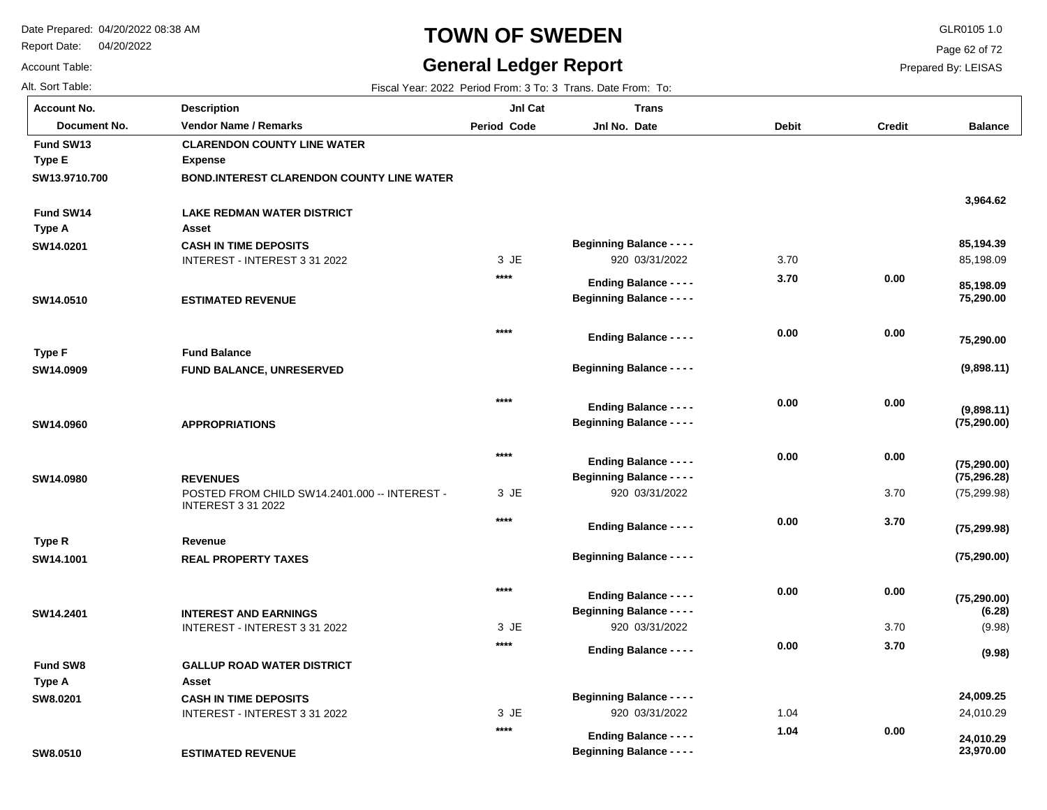# TOWN OF SWEDEN

## General Ledger Report

Date Prepared: 04/20/2022 08:38 AM
Report Date: 04/20/2022
Account Table:
Alt. Sort Table:

GLR0105 1.0
Prepared By: LEISAS

Fiscal Year: 2022 Period From: 3 To: 3 Trans. Date From: To:

| Account No. / Document No. | Description / Vendor Name / Remarks | Period | Jnl Cat Code | Jnl No. | Trans Date | Debit | Credit | Balance |
|---|---|---|---|---|---|---|---|---|
| **Fund SW13** | **CLARENDON COUNTY LINE WATER** | | | | | | | |
| **Type E** | **Expense** | | | | | | | |
| **SW13.9710.700** | **BOND.INTEREST CLARENDON COUNTY LINE WATER** | | | | | | | |
| | | | | | | | | **3,964.62** |
| **Fund SW14** | **LAKE REDMAN WATER DISTRICT** | | | | | | | |
| **Type A** | **Asset** | | | | | | | |
| **SW14.0201** | **CASH IN TIME DEPOSITS** | | | **Beginning Balance - - - -** | | | | **85,194.39** |
| | INTEREST - INTEREST 3 31 2022 | 3 | JE | 920 | 03/31/2022 | 3.70 | | 85,198.09 |
| | | **** | | **Ending Balance - - - -** | | **3.70** | **0.00** | **85,198.09** |
| **SW14.0510** | **ESTIMATED REVENUE** | | | **Beginning Balance - - - -** | | | | **75,290.00** |
| | | **** | | **Ending Balance - - - -** | | **0.00** | **0.00** | **75,290.00** |
| **Type F** | **Fund Balance** | | | | | | | |
| **SW14.0909** | **FUND BALANCE, UNRESERVED** | | | **Beginning Balance - - - -** | | | | **(9,898.11)** |
| | | **** | | **Ending Balance - - - -** | | **0.00** | **0.00** | **(9,898.11)** |
| **SW14.0960** | **APPROPRIATIONS** | | | **Beginning Balance - - - -** | | | | **(75,290.00)** |
| | | **** | | **Ending Balance - - - -** | | **0.00** | **0.00** | **(75,290.00)** |
| **SW14.0980** | **REVENUES** | | | **Beginning Balance - - - -** | | | | **(75,296.28)** |
| | POSTED FROM CHILD SW14.2401.000 -- INTEREST - INTEREST 3 31 2022 | 3 | JE | 920 | 03/31/2022 | | 3.70 | (75,299.98) |
| | | **** | | **Ending Balance - - - -** | | **0.00** | **3.70** | **(75,299.98)** |
| **Type R** | **Revenue** | | | | | | | |
| **SW14.1001** | **REAL PROPERTY TAXES** | | | **Beginning Balance - - - -** | | | | **(75,290.00)** |
| | | **** | | **Ending Balance - - - -** | | **0.00** | **0.00** | **(75,290.00)** |
| **SW14.2401** | **INTEREST AND EARNINGS** | | | **Beginning Balance - - - -** | | | | **(6.28)** |
| | INTEREST - INTEREST 3 31 2022 | 3 | JE | 920 | 03/31/2022 | | 3.70 | (9.98) |
| | | **** | | **Ending Balance - - - -** | | **0.00** | **3.70** | **(9.98)** |
| **Fund SW8** | **GALLUP ROAD WATER DISTRICT** | | | | | | | |
| **Type A** | **Asset** | | | | | | | |
| **SW8.0201** | **CASH IN TIME DEPOSITS** | | | **Beginning Balance - - - -** | | | | **24,009.25** |
| | INTEREST - INTEREST 3 31 2022 | 3 | JE | 920 | 03/31/2022 | 1.04 | | 24,010.29 |
| | | **** | | **Ending Balance - - - -** | | **1.04** | **0.00** | **24,010.29** |
| **SW8.0510** | **ESTIMATED REVENUE** | | | **Beginning Balance - - - -** | | | | **23,970.00** |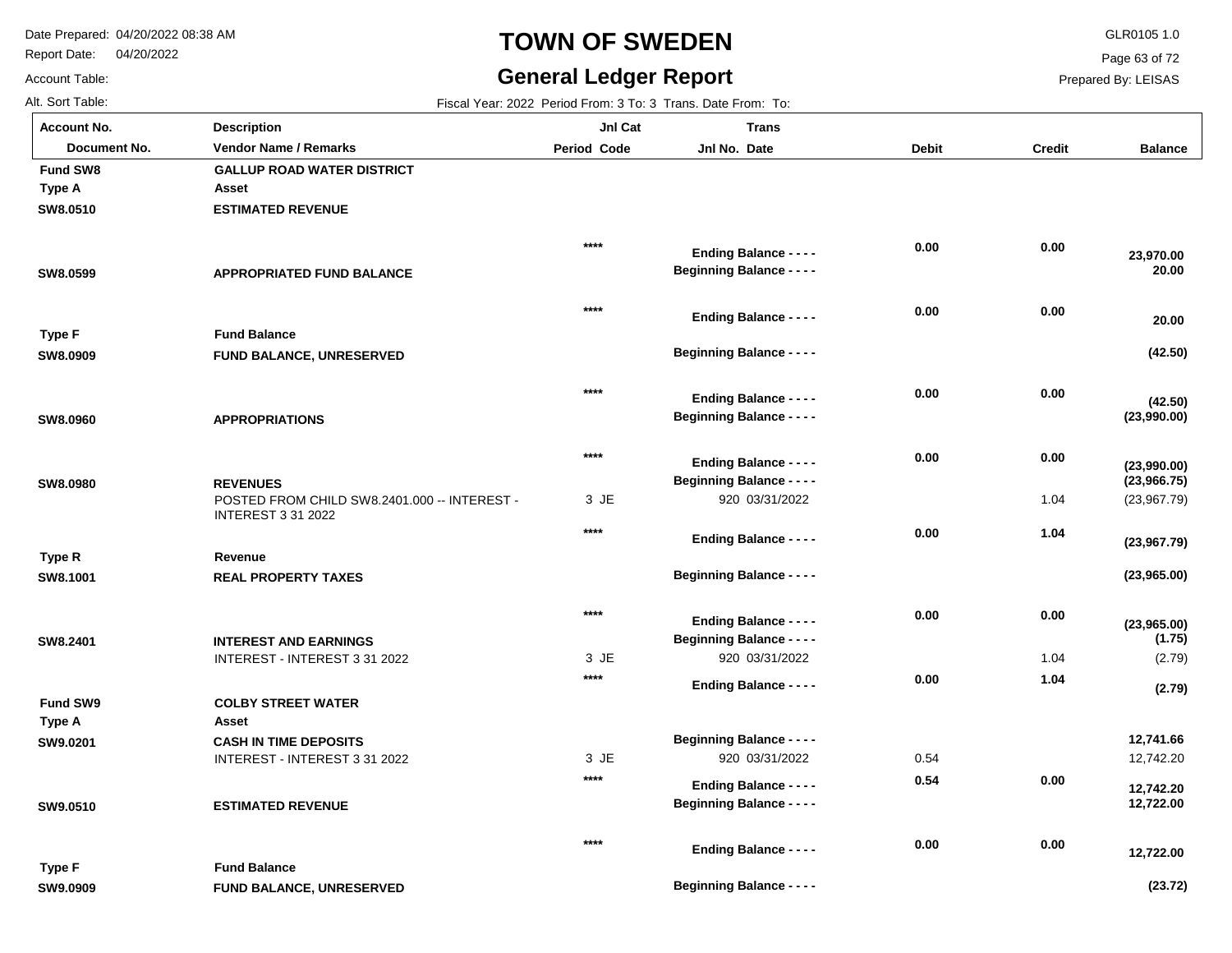# TOWN OF SWEDEN

## General Ledger Report

Date Prepared: 04/20/2022 08:38 AM
Report Date: 04/20/2022
Account Table:
Alt. Sort Table:

GLR0105 1.0
Prepared By: LEISAS

Fiscal Year: 2022 Period From: 3 To: 3 Trans. Date From: To:

| Account No. / Document No. | Description / Vendor Name / Remarks | Jnl Cat Period Code | Trans Jnl No. Date | Debit | Credit | Balance |
|---|---|---|---|---|---|---|
| **Fund SW8** | **GALLUP ROAD WATER DISTRICT** | | | | | |
| **Type A** | **Asset** | | | | | |
| **SW8.0510** | **ESTIMATED REVENUE** | | | | | |
| | | **** | **Ending Balance - - - -** | **0.00** | **0.00** | **23,970.00** |
| **SW8.0599** | **APPROPRIATED FUND BALANCE** | | **Beginning Balance - - - -** | | | **20.00** |
| | | **** | **Ending Balance - - - -** | **0.00** | **0.00** | **20.00** |
| **Type F** | **Fund Balance** | | | | | |
| **SW8.0909** | **FUND BALANCE, UNRESERVED** | | **Beginning Balance - - - -** | | | **(42.50)** |
| | | **** | **Ending Balance - - - -** | **0.00** | **0.00** | **(42.50)** |
| **SW8.0960** | **APPROPRIATIONS** | | **Beginning Balance - - - -** | | | **(23,990.00)** |
| | | **** | **Ending Balance - - - -** | **0.00** | **0.00** | **(23,990.00)** |
| **SW8.0980** | **REVENUES** | | **Beginning Balance - - - -** | | | **(23,966.75)** |
| | POSTED FROM CHILD SW8.2401.000 -- INTEREST - INTEREST 3 31 2022 | 3 JE | 920 03/31/2022 | | 1.04 | (23,967.79) |
| | | **** | **Ending Balance - - - -** | **0.00** | **1.04** | **(23,967.79)** |
| **Type R** | **Revenue** | | | | | |
| **SW8.1001** | **REAL PROPERTY TAXES** | | **Beginning Balance - - - -** | | | **(23,965.00)** |
| | | **** | **Ending Balance - - - -** | **0.00** | **0.00** | **(23,965.00)** |
| **SW8.2401** | **INTEREST AND EARNINGS** | | **Beginning Balance - - - -** | | | **(1.75)** |
| | INTEREST - INTEREST 3 31 2022 | 3 JE | 920 03/31/2022 | | 1.04 | (2.79) |
| | | **** | **Ending Balance - - - -** | **0.00** | **1.04** | **(2.79)** |
| **Fund SW9** | **COLBY STREET WATER** | | | | | |
| **Type A** | **Asset** | | | | | |
| **SW9.0201** | **CASH IN TIME DEPOSITS** | | **Beginning Balance - - - -** | | | **12,741.66** |
| | INTEREST - INTEREST 3 31 2022 | 3 JE | 920 03/31/2022 | 0.54 | | 12,742.20 |
| | | **** | **Ending Balance - - - -** | **0.54** | **0.00** | **12,742.20** |
| **SW9.0510** | **ESTIMATED REVENUE** | | **Beginning Balance - - - -** | | | **12,722.00** |
| | | **** | **Ending Balance - - - -** | **0.00** | **0.00** | **12,722.00** |
| **Type F** | **Fund Balance** | | | | | |
| **SW9.0909** | **FUND BALANCE, UNRESERVED** | | **Beginning Balance - - - -** | | | **(23.72)** |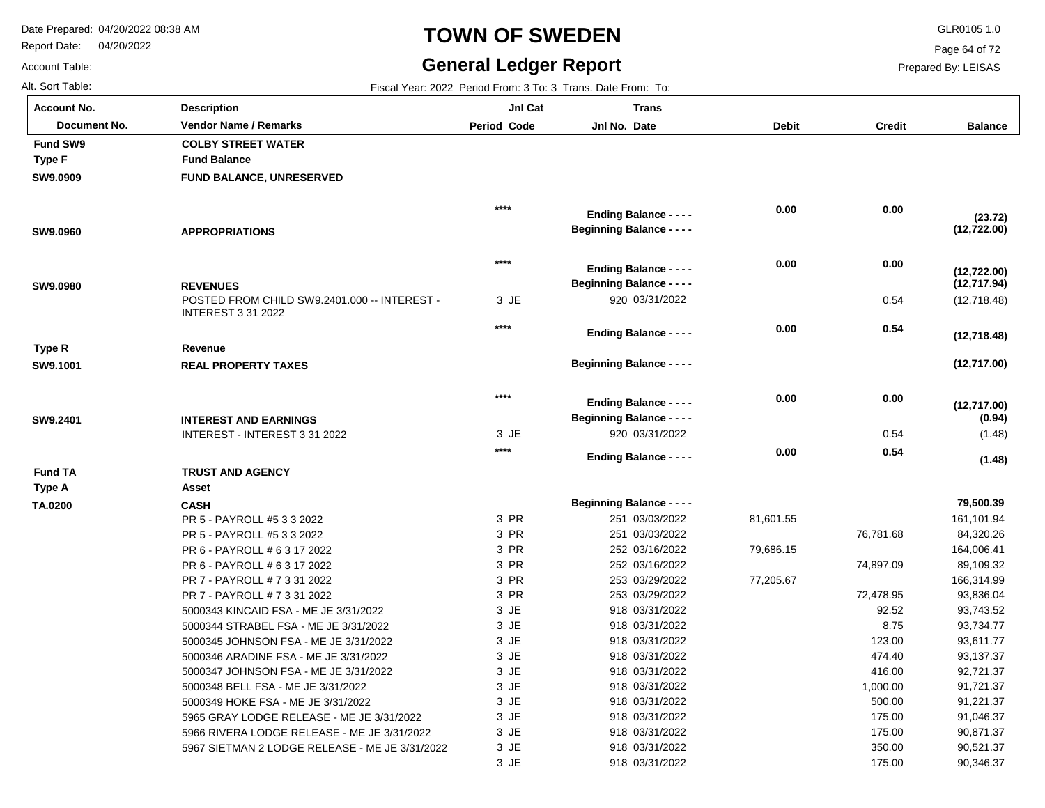# TOWN OF SWEDEN

## General Ledger Report

Date Prepared: 04/20/2022 08:38 AM
Report Date: 04/20/2022
Account Table:
Alt. Sort Table:

GLR0105 1.0
Prepared By: LEISAS

Fiscal Year: 2022 Period From: 3 To: 3 Trans. Date From: To:

| Account No. / Document No. | Description / Vendor Name / Remarks | Period | Jnl Cat Code | Jnl No. | Trans Date | Debit | Credit | Balance |
|---|---|---|---|---|---|---|---|---|
| **Fund SW9** | **COLBY STREET WATER** | | | | | | | |
| **Type F** | **Fund Balance** | | | | | | | |
| **SW9.0909** | **FUND BALANCE, UNRESERVED** | | | | | | | |
| | | **** | | | **Ending Balance - - - -** | **0.00** | **0.00** | **(23.72)** |
| **SW9.0960** | **APPROPRIATIONS** | | | | **Beginning Balance - - - -** | | | **(12,722.00)** |
| | | **** | | | **Ending Balance - - - -** | **0.00** | **0.00** | **(12,722.00)** |
| **SW9.0980** | **REVENUES** | | | | **Beginning Balance - - - -** | | | **(12,717.94)** |
| | POSTED FROM CHILD SW9.2401.000 -- INTEREST - INTEREST 3 31 2022 | 3 | JE | 920 | 03/31/2022 | | 0.54 | (12,718.48) |
| | | **** | | | **Ending Balance - - - -** | **0.00** | **0.54** | **(12,718.48)** |
| **Type R** | **Revenue** | | | | | | | |
| **SW9.1001** | **REAL PROPERTY TAXES** | | | | **Beginning Balance - - - -** | | | **(12,717.00)** |
| | | **** | | | **Ending Balance - - - -** | **0.00** | **0.00** | **(12,717.00)** |
| **SW9.2401** | **INTEREST AND EARNINGS** | | | | **Beginning Balance - - - -** | | | **(0.94)** |
| | INTEREST - INTEREST 3 31 2022 | 3 | JE | 920 | 03/31/2022 | | 0.54 | (1.48) |
| | | **** | | | **Ending Balance - - - -** | **0.00** | **0.54** | **(1.48)** |
| **Fund TA** | **TRUST AND AGENCY** | | | | | | | |
| **Type A** | **Asset** | | | | | | | |
| **TA.0200** | **CASH** | | | | **Beginning Balance - - - -** | | | **79,500.39** |
| | PR 5 - PAYROLL #5 3 3 2022 | 3 | PR | 251 | 03/03/2022 | 81,601.55 | | 161,101.94 |
| | PR 5 - PAYROLL #5 3 3 2022 | 3 | PR | 251 | 03/03/2022 | | 76,781.68 | 84,320.26 |
| | PR 6 - PAYROLL # 6 3 17 2022 | 3 | PR | 252 | 03/16/2022 | 79,686.15 | | 164,006.41 |
| | PR 6 - PAYROLL # 6 3 17 2022 | 3 | PR | 252 | 03/16/2022 | | 74,897.09 | 89,109.32 |
| | PR 7 - PAYROLL # 7 3 31 2022 | 3 | PR | 253 | 03/29/2022 | 77,205.67 | | 166,314.99 |
| | PR 7 - PAYROLL # 7 3 31 2022 | 3 | PR | 253 | 03/29/2022 | | 72,478.95 | 93,836.04 |
| | 5000343 KINCAID FSA - ME JE 3/31/2022 | 3 | JE | 918 | 03/31/2022 | | 92.52 | 93,743.52 |
| | 5000344 STRABEL FSA - ME JE 3/31/2022 | 3 | JE | 918 | 03/31/2022 | | 8.75 | 93,734.77 |
| | 5000345 JOHNSON FSA - ME JE 3/31/2022 | 3 | JE | 918 | 03/31/2022 | | 123.00 | 93,611.77 |
| | 5000346 ARADINE FSA - ME JE 3/31/2022 | 3 | JE | 918 | 03/31/2022 | | 474.40 | 93,137.37 |
| | 5000347 JOHNSON FSA - ME JE 3/31/2022 | 3 | JE | 918 | 03/31/2022 | | 416.00 | 92,721.37 |
| | 5000348 BELL FSA - ME JE 3/31/2022 | 3 | JE | 918 | 03/31/2022 | | 1,000.00 | 91,721.37 |
| | 5000349 HOKE FSA - ME JE 3/31/2022 | 3 | JE | 918 | 03/31/2022 | | 500.00 | 91,221.37 |
| | 5965 GRAY LODGE RELEASE - ME JE 3/31/2022 | 3 | JE | 918 | 03/31/2022 | | 175.00 | 91,046.37 |
| | 5966 RIVERA LODGE RELEASE - ME JE 3/31/2022 | 3 | JE | 918 | 03/31/2022 | | 175.00 | 90,871.37 |
| | 5967 SIETMAN 2 LODGE RELEASE - ME JE 3/31/2022 | 3 | JE | 918 | 03/31/2022 | | 350.00 | 90,521.37 |
| | | 3 | JE | 918 | 03/31/2022 | | 175.00 | 90,346.37 |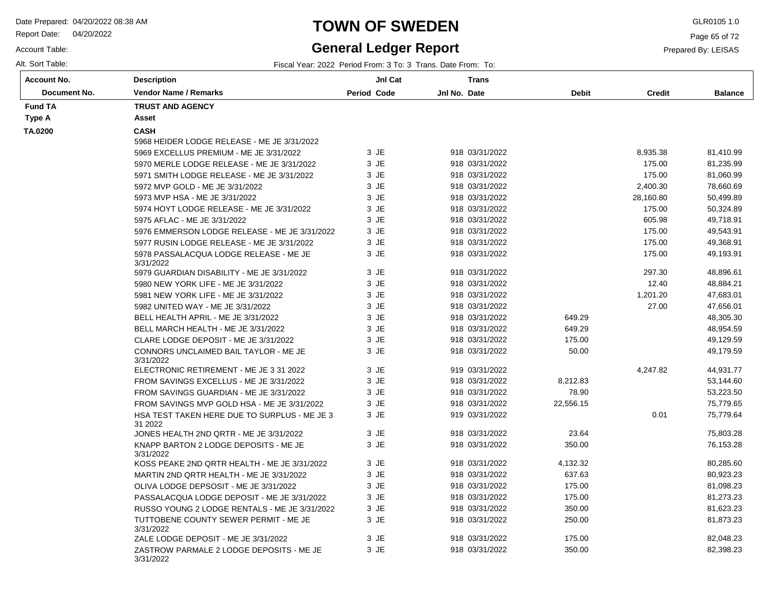# TOWN OF SWEDEN

## General Ledger Report

Date Prepared: 04/20/2022 08:38 AM
Report Date: 04/20/2022
Account Table:
Alt. Sort Table:

GLR0105 1.0
Prepared By: LEISAS

Fiscal Year: 2022 Period From: 3 To: 3 Trans. Date From: To:

| Account No. / Document No. | Description / Vendor Name / Remarks | Period | Jnl Cat Code | Jnl No. | Trans Date | Debit | Credit | Balance |
|---|---|---|---|---|---|---|---|---|
| **Fund TA** | **TRUST AND AGENCY** | | | | | | | |
| **Type A** | **Asset** | | | | | | | |
| **TA.0200** | **CASH** | | | | | | | |
| | 5968 HEIDER LODGE RELEASE - ME JE 3/31/2022 | | | | | | | |
| | 5969 EXCELLUS PREMIUM - ME JE 3/31/2022 | 3 | JE | 918 | 03/31/2022 | | 8,935.38 | 81,410.99 |
| | 5970 MERLE LODGE RELEASE - ME JE 3/31/2022 | 3 | JE | 918 | 03/31/2022 | | 175.00 | 81,235.99 |
| | 5971 SMITH LODGE RELEASE - ME JE 3/31/2022 | 3 | JE | 918 | 03/31/2022 | | 175.00 | 81,060.99 |
| | 5972 MVP GOLD - ME JE 3/31/2022 | 3 | JE | 918 | 03/31/2022 | | 2,400.30 | 78,660.69 |
| | 5973 MVP HSA - ME JE 3/31/2022 | 3 | JE | 918 | 03/31/2022 | | 28,160.80 | 50,499.89 |
| | 5974 HOYT LODGE RELEASE - ME JE 3/31/2022 | 3 | JE | 918 | 03/31/2022 | | 175.00 | 50,324.89 |
| | 5975 AFLAC - ME JE 3/31/2022 | 3 | JE | 918 | 03/31/2022 | | 605.98 | 49,718.91 |
| | 5976 EMMERSON LODGE RELEASE - ME JE 3/31/2022 | 3 | JE | 918 | 03/31/2022 | | 175.00 | 49,543.91 |
| | 5977 RUSIN LODGE RELEASE - ME JE 3/31/2022 | 3 | JE | 918 | 03/31/2022 | | 175.00 | 49,368.91 |
| | 5978 PASSALACQUA LODGE RELEASE - ME JE 3/31/2022 | 3 | JE | 918 | 03/31/2022 | | 175.00 | 49,193.91 |
| | 5979 GUARDIAN DISABILITY - ME JE 3/31/2022 | 3 | JE | 918 | 03/31/2022 | | 297.30 | 48,896.61 |
| | 5980 NEW YORK LIFE - ME JE 3/31/2022 | 3 | JE | 918 | 03/31/2022 | | 12.40 | 48,884.21 |
| | 5981 NEW YORK LIFE - ME JE 3/31/2022 | 3 | JE | 918 | 03/31/2022 | | 1,201.20 | 47,683.01 |
| | 5982 UNITED WAY - ME JE 3/31/2022 | 3 | JE | 918 | 03/31/2022 | | 27.00 | 47,656.01 |
| | BELL HEALTH APRIL - ME JE 3/31/2022 | 3 | JE | 918 | 03/31/2022 | 649.29 | | 48,305.30 |
| | BELL MARCH HEALTH - ME JE 3/31/2022 | 3 | JE | 918 | 03/31/2022 | 649.29 | | 48,954.59 |
| | CLARE LODGE DEPOSIT - ME JE 3/31/2022 | 3 | JE | 918 | 03/31/2022 | 175.00 | | 49,129.59 |
| | CONNORS UNCLAIMED BAIL TAYLOR - ME JE 3/31/2022 | 3 | JE | 918 | 03/31/2022 | 50.00 | | 49,179.59 |
| | ELECTRONIC RETIREMENT - ME JE 3 31 2022 | 3 | JE | 919 | 03/31/2022 | | 4,247.82 | 44,931.77 |
| | FROM SAVINGS EXCELLUS - ME JE 3/31/2022 | 3 | JE | 918 | 03/31/2022 | 8,212.83 | | 53,144.60 |
| | FROM SAVINGS GUARDIAN - ME JE 3/31/2022 | 3 | JE | 918 | 03/31/2022 | 78.90 | | 53,223.50 |
| | FROM SAVINGS MVP GOLD HSA - ME JE 3/31/2022 | 3 | JE | 918 | 03/31/2022 | 22,556.15 | | 75,779.65 |
| | HSA TEST TAKEN HERE DUE TO SURPLUS - ME JE 3 31 2022 | 3 | JE | 919 | 03/31/2022 | | 0.01 | 75,779.64 |
| | JONES HEALTH 2ND QRTR - ME JE 3/31/2022 | 3 | JE | 918 | 03/31/2022 | 23.64 | | 75,803.28 |
| | KNAPP BARTON 2 LODGE DEPOSITS - ME JE 3/31/2022 | 3 | JE | 918 | 03/31/2022 | 350.00 | | 76,153.28 |
| | KOSS PEAKE 2ND QRTR HEALTH - ME JE 3/31/2022 | 3 | JE | 918 | 03/31/2022 | 4,132.32 | | 80,285.60 |
| | MARTIN 2ND QRTR HEALTH - ME JE 3/31/2022 | 3 | JE | 918 | 03/31/2022 | 637.63 | | 80,923.23 |
| | OLIVA LODGE DEPSOSIT - ME JE 3/31/2022 | 3 | JE | 918 | 03/31/2022 | 175.00 | | 81,098.23 |
| | PASSALACQUA LODGE DEPOSIT - ME JE 3/31/2022 | 3 | JE | 918 | 03/31/2022 | 175.00 | | 81,273.23 |
| | RUSSO YOUNG 2 LODGE RENTALS - ME JE 3/31/2022 | 3 | JE | 918 | 03/31/2022 | 350.00 | | 81,623.23 |
| | TUTTOBENE COUNTY SEWER PERMIT - ME JE 3/31/2022 | 3 | JE | 918 | 03/31/2022 | 250.00 | | 81,873.23 |
| | ZALE LODGE DEPOSIT - ME JE 3/31/2022 | 3 | JE | 918 | 03/31/2022 | 175.00 | | 82,048.23 |
| | ZASTROW PARMALE 2 LODGE DEPOSITS - ME JE 3/31/2022 | 3 | JE | 918 | 03/31/2022 | 350.00 | | 82,398.23 |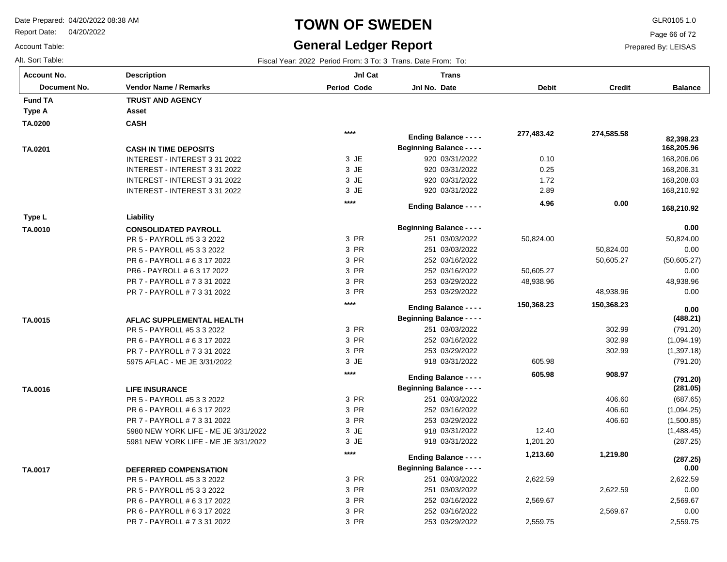# TOWN OF SWEDEN

## General Ledger Report

Date Prepared: 04/20/2022 08:38 AM
Report Date: 04/20/2022
Account Table:
Alt. Sort Table:

GLR0105 1.0
Prepared By: LEISAS

Fiscal Year: 2022 Period From: 3 To: 3 Trans. Date From: To:

| Account No. / Document No. | Description / Vendor Name / Remarks | Period | Jnl Cat Code | Jnl No. | Trans Date | Debit | Credit | Balance |
|---|---|---|---|---|---|---|---|---|
| **Fund TA** | **TRUST AND AGENCY** | | | | | | | |
| **Type A** | **Asset** | | | | | | | |
| **TA.0200** | **CASH** | | | | | | | |
| | | **** | | | **Ending Balance - - - -** | **277,483.42** | **274,585.58** | **82,398.23** |
| **TA.0201** | **CASH IN TIME DEPOSITS** | | | | **Beginning Balance - - - -** | | | **168,205.96** |
| | INTEREST - INTEREST 3 31 2022 | 3 | JE | 920 | 03/31/2022 | 0.10 | | 168,206.06 |
| | INTEREST - INTEREST 3 31 2022 | 3 | JE | 920 | 03/31/2022 | 0.25 | | 168,206.31 |
| | INTEREST - INTEREST 3 31 2022 | 3 | JE | 920 | 03/31/2022 | 1.72 | | 168,208.03 |
| | INTEREST - INTEREST 3 31 2022 | 3 | JE | 920 | 03/31/2022 | 2.89 | | 168,210.92 |
| | | **** | | | **Ending Balance - - - -** | **4.96** | **0.00** | **168,210.92** |
| **Type L** | **Liability** | | | | | | | |
| **TA.0010** | **CONSOLIDATED PAYROLL** | | | | **Beginning Balance - - - -** | | | **0.00** |
| | PR 5 - PAYROLL #5 3 3 2022 | 3 | PR | 251 | 03/03/2022 | 50,824.00 | | 50,824.00 |
| | PR 5 - PAYROLL #5 3 3 2022 | 3 | PR | 251 | 03/03/2022 | | 50,824.00 | 0.00 |
| | PR 6 - PAYROLL # 6 3 17 2022 | 3 | PR | 252 | 03/16/2022 | | 50,605.27 | (50,605.27) |
| | PR6 - PAYROLL # 6 3 17 2022 | 3 | PR | 252 | 03/16/2022 | 50,605.27 | | 0.00 |
| | PR 7 - PAYROLL # 7 3 31 2022 | 3 | PR | 253 | 03/29/2022 | 48,938.96 | | 48,938.96 |
| | PR 7 - PAYROLL # 7 3 31 2022 | 3 | PR | 253 | 03/29/2022 | | 48,938.96 | 0.00 |
| | | **** | | | **Ending Balance - - - -** | **150,368.23** | **150,368.23** | **0.00** |
| **TA.0015** | **AFLAC SUPPLEMENTAL HEALTH** | | | | **Beginning Balance - - - -** | | | **(488.21)** |
| | PR 5 - PAYROLL #5 3 3 2022 | 3 | PR | 251 | 03/03/2022 | | 302.99 | (791.20) |
| | PR 6 - PAYROLL # 6 3 17 2022 | 3 | PR | 252 | 03/16/2022 | | 302.99 | (1,094.19) |
| | PR 7 - PAYROLL # 7 3 31 2022 | 3 | PR | 253 | 03/29/2022 | | 302.99 | (1,397.18) |
| | 5975 AFLAC - ME JE 3/31/2022 | 3 | JE | 918 | 03/31/2022 | 605.98 | | (791.20) |
| | | **** | | | **Ending Balance - - - -** | **605.98** | **908.97** | **(791.20)** |
| **TA.0016** | **LIFE INSURANCE** | | | | **Beginning Balance - - - -** | | | **(281.05)** |
| | PR 5 - PAYROLL #5 3 3 2022 | 3 | PR | 251 | 03/03/2022 | | 406.60 | (687.65) |
| | PR 6 - PAYROLL # 6 3 17 2022 | 3 | PR | 252 | 03/16/2022 | | 406.60 | (1,094.25) |
| | PR 7 - PAYROLL # 7 3 31 2022 | 3 | PR | 253 | 03/29/2022 | | 406.60 | (1,500.85) |
| | 5980 NEW YORK LIFE - ME JE 3/31/2022 | 3 | JE | 918 | 03/31/2022 | 12.40 | | (1,488.45) |
| | 5981 NEW YORK LIFE - ME JE 3/31/2022 | 3 | JE | 918 | 03/31/2022 | 1,201.20 | | (287.25) |
| | | **** | | | **Ending Balance - - - -** | **1,213.60** | **1,219.80** | **(287.25)** |
| **TA.0017** | **DEFERRED COMPENSATION** | | | | **Beginning Balance - - - -** | | | **0.00** |
| | PR 5 - PAYROLL #5 3 3 2022 | 3 | PR | 251 | 03/03/2022 | 2,622.59 | | 2,622.59 |
| | PR 5 - PAYROLL #5 3 3 2022 | 3 | PR | 251 | 03/03/2022 | | 2,622.59 | 0.00 |
| | PR 6 - PAYROLL # 6 3 17 2022 | 3 | PR | 252 | 03/16/2022 | 2,569.67 | | 2,569.67 |
| | PR 6 - PAYROLL # 6 3 17 2022 | 3 | PR | 252 | 03/16/2022 | | 2,569.67 | 0.00 |
| | PR 7 - PAYROLL # 7 3 31 2022 | 3 | PR | 253 | 03/29/2022 | 2,559.75 | | 2,559.75 |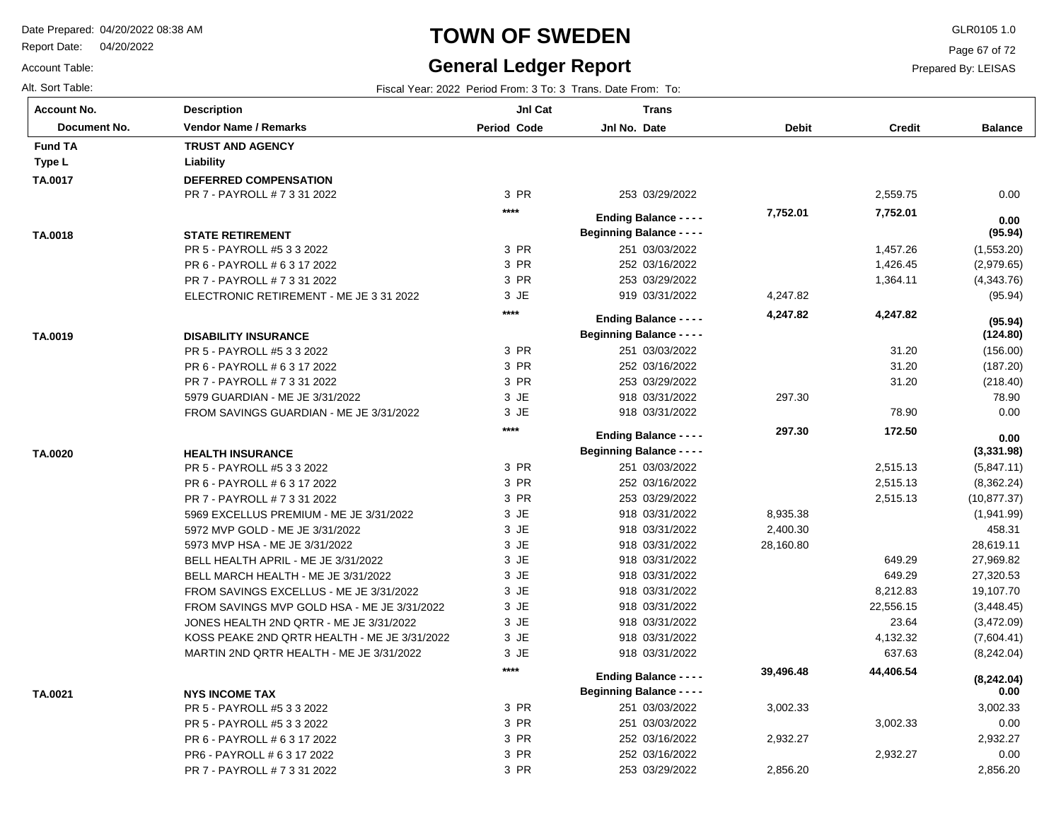# TOWN OF SWEDEN

## General Ledger Report

Date Prepared: 04/20/2022 08:38 AM
Report Date: 04/20/2022
Account Table:
Alt. Sort Table:

GLR0105 1.0
Prepared By: LEISAS

Fiscal Year: 2022 Period From: 3 To: 3 Trans. Date From: To:

| Account No. / Document No. | Description / Vendor Name / Remarks | Period | Jnl Cat / Code | Jnl No. | Trans Date | Debit | Credit | Balance |
|---|---|---|---|---|---|---|---|---|
| **Fund TA** | **TRUST AND AGENCY** | | | | | | | |
| **Type L** | **Liability** | | | | | | | |
| **TA.0017** | **DEFERRED COMPENSATION** | | | | | | | |
| | PR 7 - PAYROLL # 7 3 31 2022 | 3 | PR | 253 | 03/29/2022 | | 2,559.75 | 0.00 |
| | | **** | | | **Ending Balance - - - -** | **7,752.01** | **7,752.01** | **0.00** |
| **TA.0018** | **STATE RETIREMENT** | | | | **Beginning Balance - - - -** | | | **(95.94)** |
| | PR 5 - PAYROLL #5 3 3 2022 | 3 | PR | 251 | 03/03/2022 | | 1,457.26 | (1,553.20) |
| | PR 6 - PAYROLL # 6 3 17 2022 | 3 | PR | 252 | 03/16/2022 | | 1,426.45 | (2,979.65) |
| | PR 7 - PAYROLL # 7 3 31 2022 | 3 | PR | 253 | 03/29/2022 | | 1,364.11 | (4,343.76) |
| | ELECTRONIC RETIREMENT - ME JE 3 31 2022 | 3 | JE | 919 | 03/31/2022 | 4,247.82 | | (95.94) |
| | | **** | | | **Ending Balance - - - -** | **4,247.82** | **4,247.82** | **(95.94)** |
| **TA.0019** | **DISABILITY INSURANCE** | | | | **Beginning Balance - - - -** | | | **(124.80)** |
| | PR 5 - PAYROLL #5 3 3 2022 | 3 | PR | 251 | 03/03/2022 | | 31.20 | (156.00) |
| | PR 6 - PAYROLL # 6 3 17 2022 | 3 | PR | 252 | 03/16/2022 | | 31.20 | (187.20) |
| | PR 7 - PAYROLL # 7 3 31 2022 | 3 | PR | 253 | 03/29/2022 | | 31.20 | (218.40) |
| | 5979 GUARDIAN - ME JE 3/31/2022 | 3 | JE | 918 | 03/31/2022 | 297.30 | | 78.90 |
| | FROM SAVINGS GUARDIAN - ME JE 3/31/2022 | 3 | JE | 918 | 03/31/2022 | | 78.90 | 0.00 |
| | | **** | | | **Ending Balance - - - -** | **297.30** | **172.50** | **0.00** |
| **TA.0020** | **HEALTH INSURANCE** | | | | **Beginning Balance - - - -** | | | **(3,331.98)** |
| | PR 5 - PAYROLL #5 3 3 2022 | 3 | PR | 251 | 03/03/2022 | | 2,515.13 | (5,847.11) |
| | PR 6 - PAYROLL # 6 3 17 2022 | 3 | PR | 252 | 03/16/2022 | | 2,515.13 | (8,362.24) |
| | PR 7 - PAYROLL # 7 3 31 2022 | 3 | PR | 253 | 03/29/2022 | | 2,515.13 | (10,877.37) |
| | 5969 EXCELLUS PREMIUM - ME JE 3/31/2022 | 3 | JE | 918 | 03/31/2022 | 8,935.38 | | (1,941.99) |
| | 5972 MVP GOLD - ME JE 3/31/2022 | 3 | JE | 918 | 03/31/2022 | 2,400.30 | | 458.31 |
| | 5973 MVP HSA - ME JE 3/31/2022 | 3 | JE | 918 | 03/31/2022 | 28,160.80 | | 28,619.11 |
| | BELL HEALTH APRIL - ME JE 3/31/2022 | 3 | JE | 918 | 03/31/2022 | | 649.29 | 27,969.82 |
| | BELL MARCH HEALTH - ME JE 3/31/2022 | 3 | JE | 918 | 03/31/2022 | | 649.29 | 27,320.53 |
| | FROM SAVINGS EXCELLUS - ME JE 3/31/2022 | 3 | JE | 918 | 03/31/2022 | | 8,212.83 | 19,107.70 |
| | FROM SAVINGS MVP GOLD HSA - ME JE 3/31/2022 | 3 | JE | 918 | 03/31/2022 | | 22,556.15 | (3,448.45) |
| | JONES HEALTH 2ND QRTR - ME JE 3/31/2022 | 3 | JE | 918 | 03/31/2022 | | 23.64 | (3,472.09) |
| | KOSS PEAKE 2ND QRTR HEALTH - ME JE 3/31/2022 | 3 | JE | 918 | 03/31/2022 | | 4,132.32 | (7,604.41) |
| | MARTIN 2ND QRTR HEALTH - ME JE 3/31/2022 | 3 | JE | 918 | 03/31/2022 | | 637.63 | (8,242.04) |
| | | **** | | | **Ending Balance - - - -** | **39,496.48** | **44,406.54** | **(8,242.04)** |
| **TA.0021** | **NYS INCOME TAX** | | | | **Beginning Balance - - - -** | | | **0.00** |
| | PR 5 - PAYROLL #5 3 3 2022 | 3 | PR | 251 | 03/03/2022 | 3,002.33 | | 3,002.33 |
| | PR 5 - PAYROLL #5 3 3 2022 | 3 | PR | 251 | 03/03/2022 | | 3,002.33 | 0.00 |
| | PR 6 - PAYROLL # 6 3 17 2022 | 3 | PR | 252 | 03/16/2022 | 2,932.27 | | 2,932.27 |
| | PR6 - PAYROLL # 6 3 17 2022 | 3 | PR | 252 | 03/16/2022 | | 2,932.27 | 0.00 |
| | PR 7 - PAYROLL # 7 3 31 2022 | 3 | PR | 253 | 03/29/2022 | 2,856.20 | | 2,856.20 |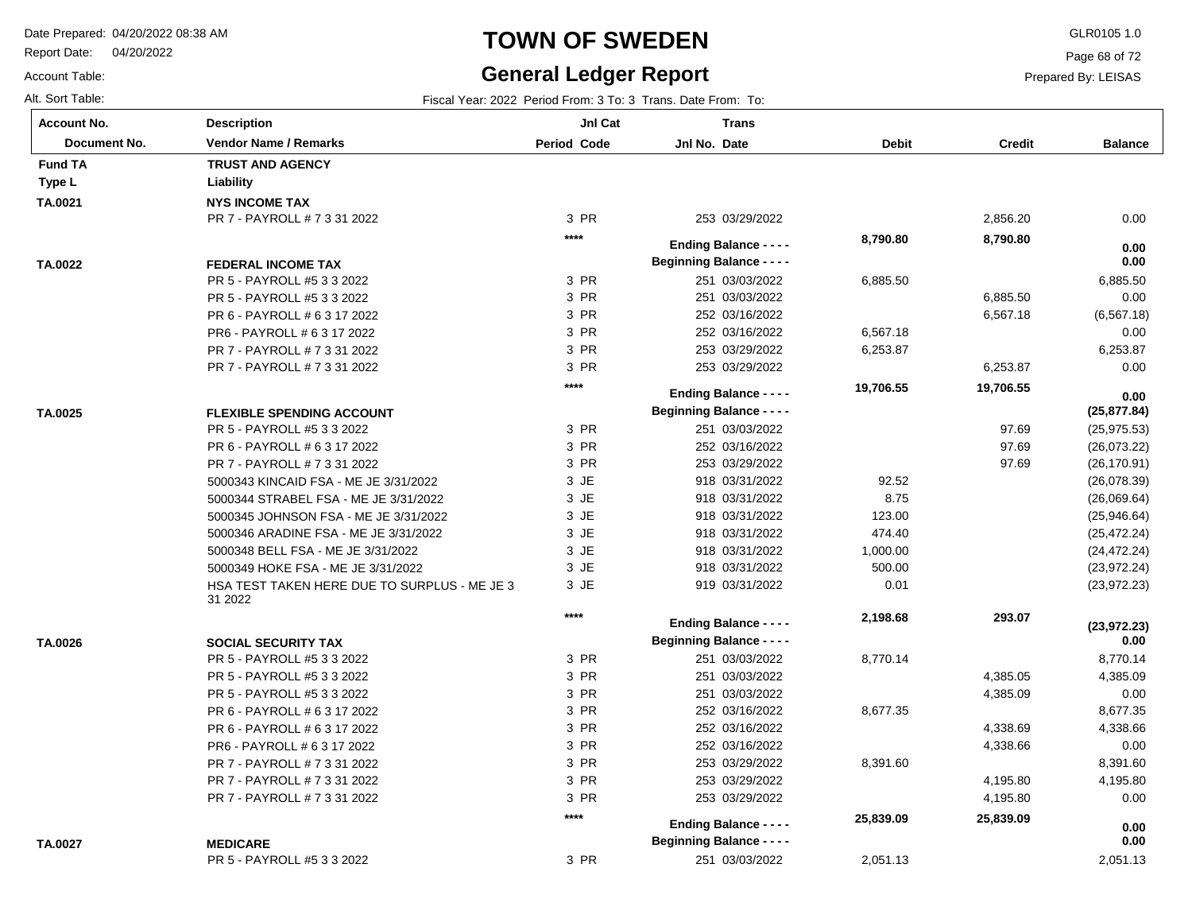# TOWN OF SWEDEN

## General Ledger Report

Date Prepared: 04/20/2022 08:38 AM
Report Date: 04/20/2022
Account Table:
Alt. Sort Table:

GLR0105 1.0
Prepared By: LEISAS

Fiscal Year: 2022 Period From: 3 To: 3 Trans. Date From: To:

| Account No. / Document No. | Description / Vendor Name / Remarks | Period | Jnl Cat Code | Jnl No. | Trans Date | Debit | Credit | Balance |
|---|---|---|---|---|---|---|---|---|
| **Fund TA** | **TRUST AND AGENCY** | | | | | | | |
| **Type L** | **Liability** | | | | | | | |
| **TA.0021** | **NYS INCOME TAX** | | | | | | | |
| | PR 7 - PAYROLL # 7 3 31 2022 | 3 | PR | 253 | 03/29/2022 | | 2,856.20 | 0.00 |
| | | **** | | | **Ending Balance - - - -** | **8,790.80** | **8,790.80** | **0.00** |
| **TA.0022** | **FEDERAL INCOME TAX** | | | | **Beginning Balance - - - -** | | | **0.00** |
| | PR 5 - PAYROLL #5 3 3 2022 | 3 | PR | 251 | 03/03/2022 | 6,885.50 | | 6,885.50 |
| | PR 5 - PAYROLL #5 3 3 2022 | 3 | PR | 251 | 03/03/2022 | | 6,885.50 | 0.00 |
| | PR 6 - PAYROLL # 6 3 17 2022 | 3 | PR | 252 | 03/16/2022 | | 6,567.18 | (6,567.18) |
| | PR6 - PAYROLL # 6 3 17 2022 | 3 | PR | 252 | 03/16/2022 | 6,567.18 | | 0.00 |
| | PR 7 - PAYROLL # 7 3 31 2022 | 3 | PR | 253 | 03/29/2022 | 6,253.87 | | 6,253.87 |
| | PR 7 - PAYROLL # 7 3 31 2022 | 3 | PR | 253 | 03/29/2022 | | 6,253.87 | 0.00 |
| | | **** | | | **Ending Balance - - - -** | **19,706.55** | **19,706.55** | **0.00** |
| **TA.0025** | **FLEXIBLE SPENDING ACCOUNT** | | | | **Beginning Balance - - - -** | | | **(25,877.84)** |
| | PR 5 - PAYROLL #5 3 3 2022 | 3 | PR | 251 | 03/03/2022 | | 97.69 | (25,975.53) |
| | PR 6 - PAYROLL # 6 3 17 2022 | 3 | PR | 252 | 03/16/2022 | | 97.69 | (26,073.22) |
| | PR 7 - PAYROLL # 7 3 31 2022 | 3 | PR | 253 | 03/29/2022 | | 97.69 | (26,170.91) |
| | 5000343 KINCAID FSA - ME JE 3/31/2022 | 3 | JE | 918 | 03/31/2022 | 92.52 | | (26,078.39) |
| | 5000344 STRABEL FSA - ME JE 3/31/2022 | 3 | JE | 918 | 03/31/2022 | 8.75 | | (26,069.64) |
| | 5000345 JOHNSON FSA - ME JE 3/31/2022 | 3 | JE | 918 | 03/31/2022 | 123.00 | | (25,946.64) |
| | 5000346 ARADINE FSA - ME JE 3/31/2022 | 3 | JE | 918 | 03/31/2022 | 474.40 | | (25,472.24) |
| | 5000348 BELL FSA - ME JE 3/31/2022 | 3 | JE | 918 | 03/31/2022 | 1,000.00 | | (24,472.24) |
| | 5000349 HOKE FSA - ME JE 3/31/2022 | 3 | JE | 918 | 03/31/2022 | 500.00 | | (23,972.24) |
| | HSA TEST TAKEN HERE DUE TO SURPLUS - ME JE 3 31 2022 | 3 | JE | 919 | 03/31/2022 | 0.01 | | (23,972.23) |
| | | **** | | | **Ending Balance - - - -** | **2,198.68** | **293.07** | **(23,972.23)** |
| **TA.0026** | **SOCIAL SECURITY TAX** | | | | **Beginning Balance - - - -** | | | **0.00** |
| | PR 5 - PAYROLL #5 3 3 2022 | 3 | PR | 251 | 03/03/2022 | 8,770.14 | | 8,770.14 |
| | PR 5 - PAYROLL #5 3 3 2022 | 3 | PR | 251 | 03/03/2022 | | 4,385.05 | 4,385.09 |
| | PR 5 - PAYROLL #5 3 3 2022 | 3 | PR | 251 | 03/03/2022 | | 4,385.09 | 0.00 |
| | PR 6 - PAYROLL # 6 3 17 2022 | 3 | PR | 252 | 03/16/2022 | 8,677.35 | | 8,677.35 |
| | PR 6 - PAYROLL # 6 3 17 2022 | 3 | PR | 252 | 03/16/2022 | | 4,338.69 | 4,338.66 |
| | PR6 - PAYROLL # 6 3 17 2022 | 3 | PR | 252 | 03/16/2022 | | 4,338.66 | 0.00 |
| | PR 7 - PAYROLL # 7 3 31 2022 | 3 | PR | 253 | 03/29/2022 | 8,391.60 | | 8,391.60 |
| | PR 7 - PAYROLL # 7 3 31 2022 | 3 | PR | 253 | 03/29/2022 | | 4,195.80 | 4,195.80 |
| | PR 7 - PAYROLL # 7 3 31 2022 | 3 | PR | 253 | 03/29/2022 | | 4,195.80 | 0.00 |
| | | **** | | | **Ending Balance - - - -** | **25,839.09** | **25,839.09** | **0.00** |
| **TA.0027** | **MEDICARE** | | | | **Beginning Balance - - - -** | | | **0.00** |
| | PR 5 - PAYROLL #5 3 3 2022 | 3 | PR | 251 | 03/03/2022 | 2,051.13 | | 2,051.13 |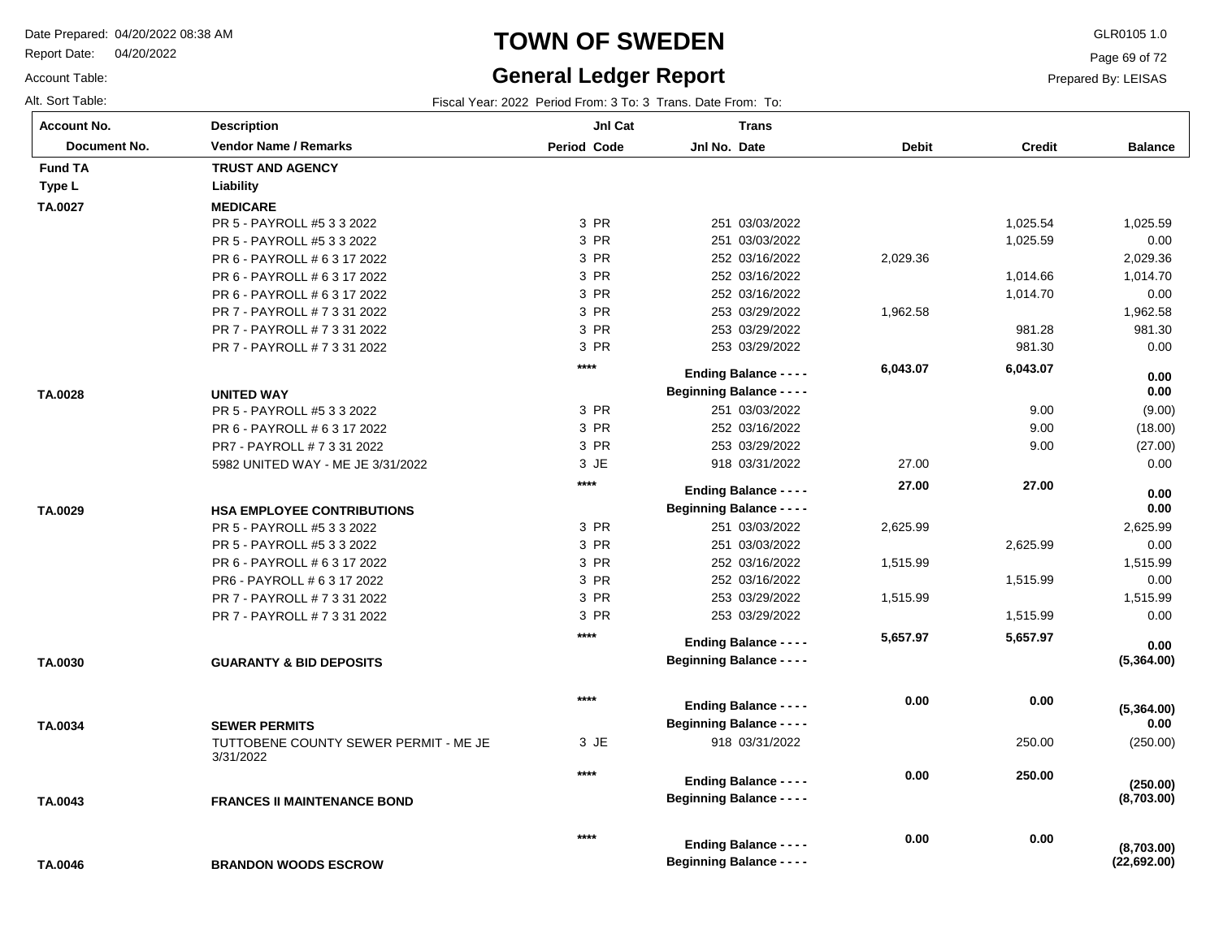# TOWN OF SWEDEN

## General Ledger Report

Date Prepared: 04/20/2022 08:38 AM
Report Date: 04/20/2022
Account Table:
Alt. Sort Table:

GLR0105 1.0
Prepared By: LEISAS

Fiscal Year: 2022 Period From: 3 To: 3 Trans. Date From: To:

| Account No. / Document No. | Description / Vendor Name / Remarks | Period | Jnl Cat Code | Jnl No. | Trans Date | Debit | Credit | Balance |
|---|---|---|---|---|---|---|---|---|
| **Fund TA** | **TRUST AND AGENCY** | | | | | | | |
| **Type L** | **Liability** | | | | | | | |
| **TA.0027** | **MEDICARE** | | | | | | | |
| | PR 5 - PAYROLL #5 3 3 2022 | 3 | PR | 251 | 03/03/2022 | | 1,025.54 | 1,025.59 |
| | PR 5 - PAYROLL #5 3 3 2022 | 3 | PR | 251 | 03/03/2022 | | 1,025.59 | 0.00 |
| | PR 6 - PAYROLL # 6 3 17 2022 | 3 | PR | 252 | 03/16/2022 | 2,029.36 | | 2,029.36 |
| | PR 6 - PAYROLL # 6 3 17 2022 | 3 | PR | 252 | 03/16/2022 | | 1,014.66 | 1,014.70 |
| | PR 6 - PAYROLL # 6 3 17 2022 | 3 | PR | 252 | 03/16/2022 | | 1,014.70 | 0.00 |
| | PR 7 - PAYROLL # 7 3 31 2022 | 3 | PR | 253 | 03/29/2022 | 1,962.58 | | 1,962.58 |
| | PR 7 - PAYROLL # 7 3 31 2022 | 3 | PR | 253 | 03/29/2022 | | 981.28 | 981.30 |
| | PR 7 - PAYROLL # 7 3 31 2022 | 3 | PR | 253 | 03/29/2022 | | 981.30 | 0.00 |
| | | **** | | **Ending Balance - - - -** | | **6,043.07** | **6,043.07** | **0.00** |
| **TA.0028** | **UNITED WAY** | | | **Beginning Balance - - - -** | | | | **0.00** |
| | PR 5 - PAYROLL #5 3 3 2022 | 3 | PR | 251 | 03/03/2022 | | 9.00 | (9.00) |
| | PR 6 - PAYROLL # 6 3 17 2022 | 3 | PR | 252 | 03/16/2022 | | 9.00 | (18.00) |
| | PR7 - PAYROLL # 7 3 31 2022 | 3 | PR | 253 | 03/29/2022 | | 9.00 | (27.00) |
| | 5982 UNITED WAY - ME JE 3/31/2022 | 3 | JE | 918 | 03/31/2022 | 27.00 | | 0.00 |
| | | **** | | **Ending Balance - - - -** | | **27.00** | **27.00** | **0.00** |
| **TA.0029** | **HSA EMPLOYEE CONTRIBUTIONS** | | | **Beginning Balance - - - -** | | | | **0.00** |
| | PR 5 - PAYROLL #5 3 3 2022 | 3 | PR | 251 | 03/03/2022 | 2,625.99 | | 2,625.99 |
| | PR 5 - PAYROLL #5 3 3 2022 | 3 | PR | 251 | 03/03/2022 | | 2,625.99 | 0.00 |
| | PR 6 - PAYROLL # 6 3 17 2022 | 3 | PR | 252 | 03/16/2022 | 1,515.99 | | 1,515.99 |
| | PR6 - PAYROLL # 6 3 17 2022 | 3 | PR | 252 | 03/16/2022 | | 1,515.99 | 0.00 |
| | PR 7 - PAYROLL # 7 3 31 2022 | 3 | PR | 253 | 03/29/2022 | 1,515.99 | | 1,515.99 |
| | PR 7 - PAYROLL # 7 3 31 2022 | 3 | PR | 253 | 03/29/2022 | | 1,515.99 | 0.00 |
| | | **** | | **Ending Balance - - - -** | | **5,657.97** | **5,657.97** | **0.00** |
| **TA.0030** | **GUARANTY & BID DEPOSITS** | | | **Beginning Balance - - - -** | | | | **(5,364.00)** |
| | | **** | | **Ending Balance - - - -** | | **0.00** | **0.00** | **(5,364.00)** |
| **TA.0034** | **SEWER PERMITS** | | | **Beginning Balance - - - -** | | | | **0.00** |
| | TUTTOBENE COUNTY SEWER PERMIT - ME JE 3/31/2022 | 3 | JE | 918 | 03/31/2022 | | 250.00 | (250.00) |
| | | **** | | **Ending Balance - - - -** | | **0.00** | **250.00** | **(250.00)** |
| **TA.0043** | **FRANCES II MAINTENANCE BOND** | | | **Beginning Balance - - - -** | | | | **(8,703.00)** |
| | | **** | | **Ending Balance - - - -** | | **0.00** | **0.00** | **(8,703.00)** |
| **TA.0046** | **BRANDON WOODS ESCROW** | | | **Beginning Balance - - - -** | | | | **(22,692.00)** |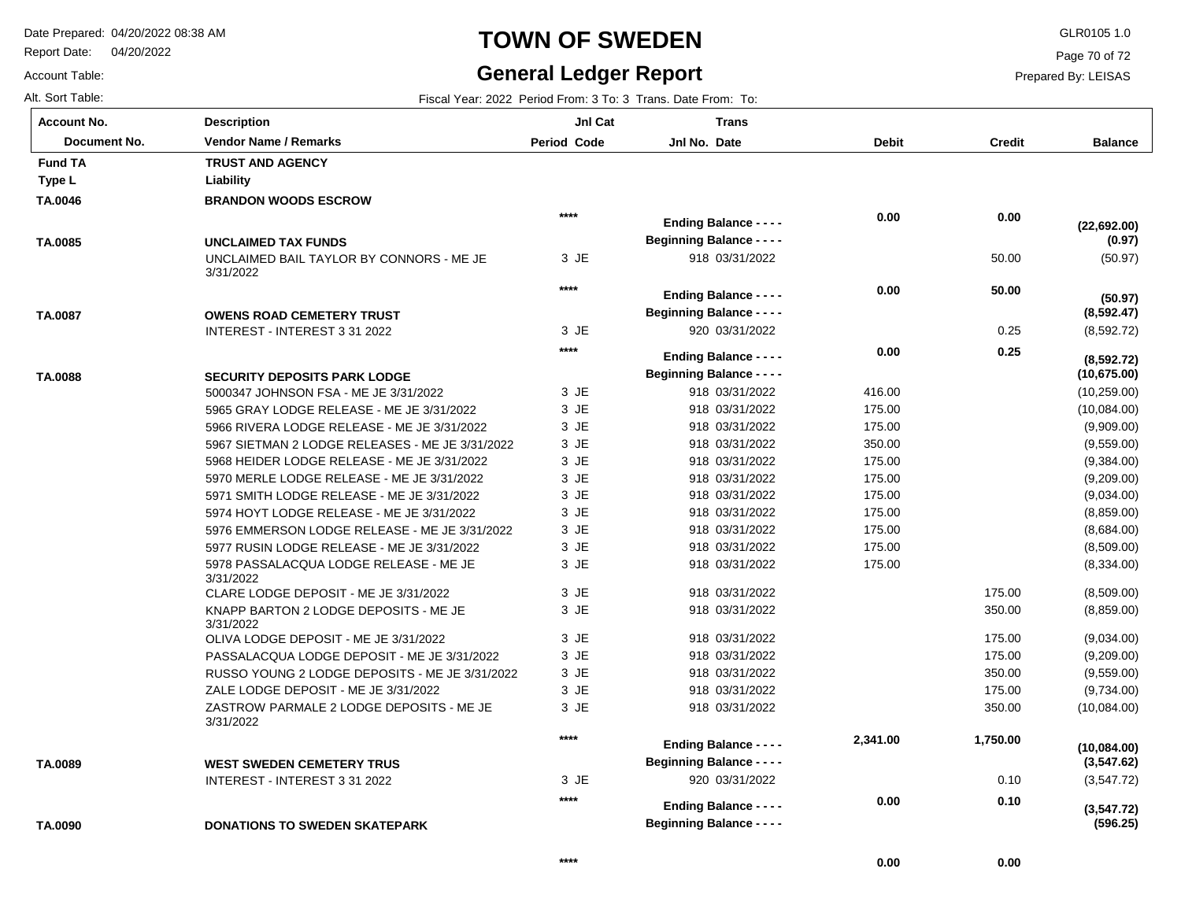# TOWN OF SWEDEN

## General Ledger Report

Date Prepared: 04/20/2022 08:38 AM
Report Date: 04/20/2022
Account Table:
Alt. Sort Table:

GLR0105 1.0
Prepared By: LEISAS

Fiscal Year: 2022 Period From: 3 To: 3 Trans. Date From: To:

| Account No. / Document No. | Description / Vendor Name / Remarks | Jnl Cat Period Code | Trans Jnl No. Date | Debit | Credit | Balance |
|---|---|---|---|---|---|---|
| **Fund TA** | **TRUST AND AGENCY** | | | | | |
| **Type L** | **Liability** | | | | | |
| **TA.0046** | **BRANDON WOODS ESCROW** | | | | | |
| | | **** | **Ending Balance - - - -** | **0.00** | **0.00** | **(22,692.00)** |
| **TA.0085** | **UNCLAIMED TAX FUNDS** | | **Beginning Balance - - - -** | | | **(0.97)** |
| | UNCLAIMED BAIL TAYLOR BY CONNORS - ME JE 3/31/2022 | 3 JE | 918 03/31/2022 | | 50.00 | (50.97) |
| | | **** | **Ending Balance - - - -** | **0.00** | **50.00** | **(50.97)** |
| **TA.0087** | **OWENS ROAD CEMETERY TRUST** | | **Beginning Balance - - - -** | | | **(8,592.47)** |
| | INTEREST - INTEREST 3 31 2022 | 3 JE | 920 03/31/2022 | | 0.25 | (8,592.72) |
| | | **** | **Ending Balance - - - -** | **0.00** | **0.25** | **(8,592.72)** |
| **TA.0088** | **SECURITY DEPOSITS PARK LODGE** | | **Beginning Balance - - - -** | | | **(10,675.00)** |
| | 5000347 JOHNSON FSA - ME JE 3/31/2022 | 3 JE | 918 03/31/2022 | 416.00 | | (10,259.00) |
| | 5965 GRAY LODGE RELEASE - ME JE 3/31/2022 | 3 JE | 918 03/31/2022 | 175.00 | | (10,084.00) |
| | 5966 RIVERA LODGE RELEASE - ME JE 3/31/2022 | 3 JE | 918 03/31/2022 | 175.00 | | (9,909.00) |
| | 5967 SIETMAN 2 LODGE RELEASES - ME JE 3/31/2022 | 3 JE | 918 03/31/2022 | 350.00 | | (9,559.00) |
| | 5968 HEIDER LODGE RELEASE - ME JE 3/31/2022 | 3 JE | 918 03/31/2022 | 175.00 | | (9,384.00) |
| | 5970 MERLE LODGE RELEASE - ME JE 3/31/2022 | 3 JE | 918 03/31/2022 | 175.00 | | (9,209.00) |
| | 5971 SMITH LODGE RELEASE - ME JE 3/31/2022 | 3 JE | 918 03/31/2022 | 175.00 | | (9,034.00) |
| | 5974 HOYT LODGE RELEASE - ME JE 3/31/2022 | 3 JE | 918 03/31/2022 | 175.00 | | (8,859.00) |
| | 5976 EMMERSON LODGE RELEASE - ME JE 3/31/2022 | 3 JE | 918 03/31/2022 | 175.00 | | (8,684.00) |
| | 5977 RUSIN LODGE RELEASE - ME JE 3/31/2022 | 3 JE | 918 03/31/2022 | 175.00 | | (8,509.00) |
| | 5978 PASSALACQUA LODGE RELEASE - ME JE 3/31/2022 | 3 JE | 918 03/31/2022 | 175.00 | | (8,334.00) |
| | CLARE LODGE DEPOSIT - ME JE 3/31/2022 | 3 JE | 918 03/31/2022 | | 175.00 | (8,509.00) |
| | KNAPP BARTON 2 LODGE DEPOSITS - ME JE 3/31/2022 | 3 JE | 918 03/31/2022 | | 350.00 | (8,859.00) |
| | OLIVA LODGE DEPOSIT - ME JE 3/31/2022 | 3 JE | 918 03/31/2022 | | 175.00 | (9,034.00) |
| | PASSALACQUA LODGE DEPOSIT - ME JE 3/31/2022 | 3 JE | 918 03/31/2022 | | 175.00 | (9,209.00) |
| | RUSSO YOUNG 2 LODGE DEPOSITS - ME JE 3/31/2022 | 3 JE | 918 03/31/2022 | | 350.00 | (9,559.00) |
| | ZALE LODGE DEPOSIT - ME JE 3/31/2022 | 3 JE | 918 03/31/2022 | | 175.00 | (9,734.00) |
| | ZASTROW PARMALE 2 LODGE DEPOSITS - ME JE 3/31/2022 | 3 JE | 918 03/31/2022 | | 350.00 | (10,084.00) |
| | | **** | **Ending Balance - - - -** | **2,341.00** | **1,750.00** | **(10,084.00)** |
| **TA.0089** | **WEST SWEDEN CEMETERY TRUS** | | **Beginning Balance - - - -** | | | **(3,547.62)** |
| | INTEREST - INTEREST 3 31 2022 | 3 JE | 920 03/31/2022 | | 0.10 | (3,547.72) |
| | | **** | **Ending Balance - - - -** | **0.00** | **0.10** | **(3,547.72)** |
| **TA.0090** | **DONATIONS TO SWEDEN SKATEPARK** | | **Beginning Balance - - - -** | | | **(596.25)** |
| | | **** | | **0.00** | **0.00** | |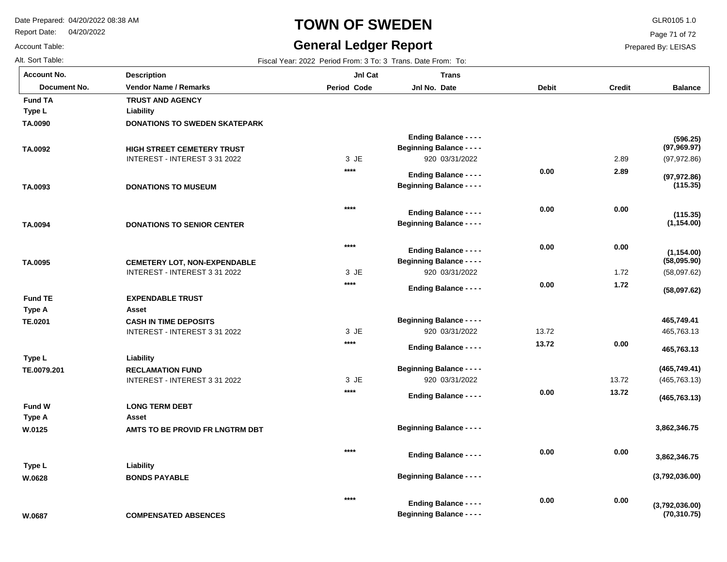# TOWN OF SWEDEN

## General Ledger Report

Date Prepared: 04/20/2022 08:38 AM
Report Date: 04/20/2022
Account Table:
Alt. Sort Table:

GLR0105 1.0
Prepared By: LEISAS

Fiscal Year: 2022 Period From: 3 To: 3 Trans. Date From: To:

| Account No. / Document No. | Description / Vendor Name / Remarks | Jnl Cat Period Code | Trans Jnl No. Date | Debit | Credit | Balance |
|---|---|---|---|---|---|---|
| **Fund TA** | **TRUST AND AGENCY** | | | | | |
| **Type L** | **Liability** | | | | | |
| **TA.0090** | **DONATIONS TO SWEDEN SKATEPARK** | | | | | |
| | | | **Ending Balance - - - -** | | | **(596.25)** |
| **TA.0092** | **HIGH STREET CEMETERY TRUST** | | **Beginning Balance - - - -** | | | **(97,969.97)** |
| | INTEREST - INTEREST 3 31 2022 | 3 JE | 920 03/31/2022 | | 2.89 | (97,972.86) |
| | | **** | **Ending Balance - - - -** | **0.00** | **2.89** | **(97,972.86)** |
| **TA.0093** | **DONATIONS TO MUSEUM** | | **Beginning Balance - - - -** | | | **(115.35)** |
| | | **** | **Ending Balance - - - -** | **0.00** | **0.00** | **(115.35)** |
| **TA.0094** | **DONATIONS TO SENIOR CENTER** | | **Beginning Balance - - - -** | | | **(1,154.00)** |
| | | **** | **Ending Balance - - - -** | **0.00** | **0.00** | **(1,154.00)** |
| **TA.0095** | **CEMETERY LOT, NON-EXPENDABLE** | | **Beginning Balance - - - -** | | | **(58,095.90)** |
| | INTEREST - INTEREST 3 31 2022 | 3 JE | 920 03/31/2022 | | 1.72 | (58,097.62) |
| | | **** | **Ending Balance - - - -** | **0.00** | **1.72** | **(58,097.62)** |
| **Fund TE** | **EXPENDABLE TRUST** | | | | | |
| **Type A** | **Asset** | | | | | |
| **TE.0201** | **CASH IN TIME DEPOSITS** | | **Beginning Balance - - - -** | | | **465,749.41** |
| | INTEREST - INTEREST 3 31 2022 | 3 JE | 920 03/31/2022 | 13.72 | | 465,763.13 |
| | | **** | **Ending Balance - - - -** | **13.72** | **0.00** | **465,763.13** |
| **Type L** | **Liability** | | | | | |
| **TE.0079.201** | **RECLAMATION FUND** | | **Beginning Balance - - - -** | | | **(465,749.41)** |
| | INTEREST - INTEREST 3 31 2022 | 3 JE | 920 03/31/2022 | | 13.72 | (465,763.13) |
| | | **** | **Ending Balance - - - -** | **0.00** | **13.72** | **(465,763.13)** |
| **Fund W** | **LONG TERM DEBT** | | | | | |
| **Type A** | **Asset** | | | | | |
| **W.0125** | **AMTS TO BE PROVID FR LNGTRM DBT** | | **Beginning Balance - - - -** | | | **3,862,346.75** |
| | | **** | **Ending Balance - - - -** | **0.00** | **0.00** | **3,862,346.75** |
| **Type L** | **Liability** | | | | | |
| **W.0628** | **BONDS PAYABLE** | | **Beginning Balance - - - -** | | | **(3,792,036.00)** |
| | | **** | **Ending Balance - - - -** | **0.00** | **0.00** | **(3,792,036.00)** |
| **W.0687** | **COMPENSATED ABSENCES** | | **Beginning Balance - - - -** | | | **(70,310.75)** |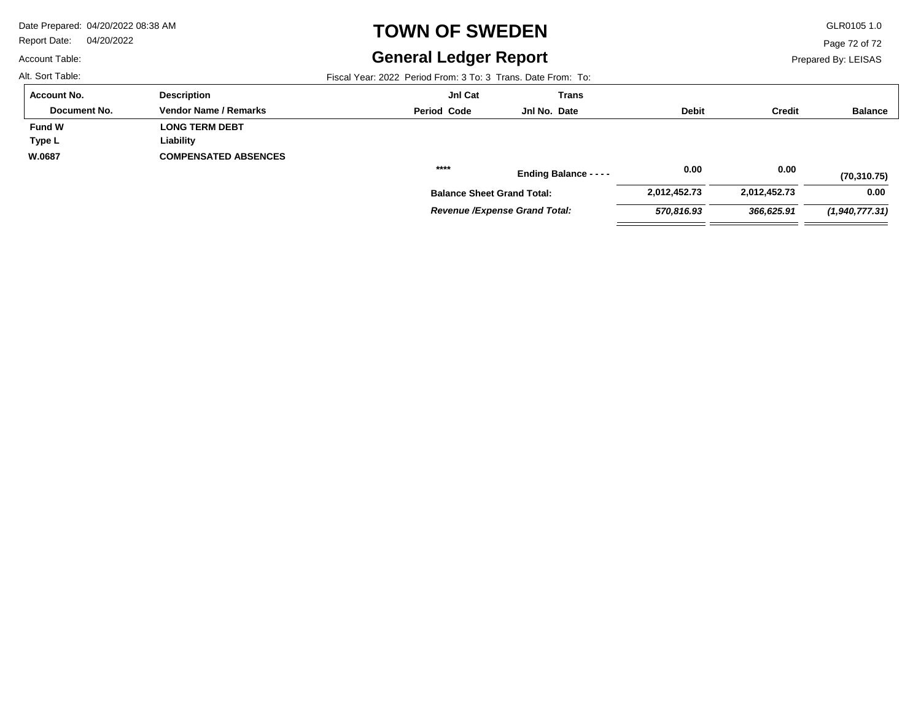# TOWN OF SWEDEN

## General Ledger Report

Date Prepared: 04/20/2022 08:38 AM
Report Date: 04/20/2022
Account Table:
Alt. Sort Table:

GLR0105 1.0
Prepared By: LEISAS

Fiscal Year: 2022 Period From: 3 To: 3 Trans. Date From: To:

| Account No. / Document No. | Description / Vendor Name / Remarks | Period | Jnl Cat Code | Jnl No. | Trans Date | Debit | Credit | Balance |
|---|---|---|---|---|---|---|---|---|
| **Fund W** | **LONG TERM DEBT** | | | | | | | |
| **Type L** | **Liability** | | | | | | | |
| **W.0687** | **COMPENSATED ABSENCES** | | | | | | | |
| | | **** | | **Ending Balance - - - -** | | **0.00** | **0.00** | **(70,310.75)** |
| | | **Balance Sheet Grand Total:** | | | | **2,012,452.73** | **2,012,452.73** | **0.00** |
| | | ***Revenue /Expense Grand Total:*** | | | | ***570,816.93*** | ***366,625.91*** | ***(1,940,777.31)*** |